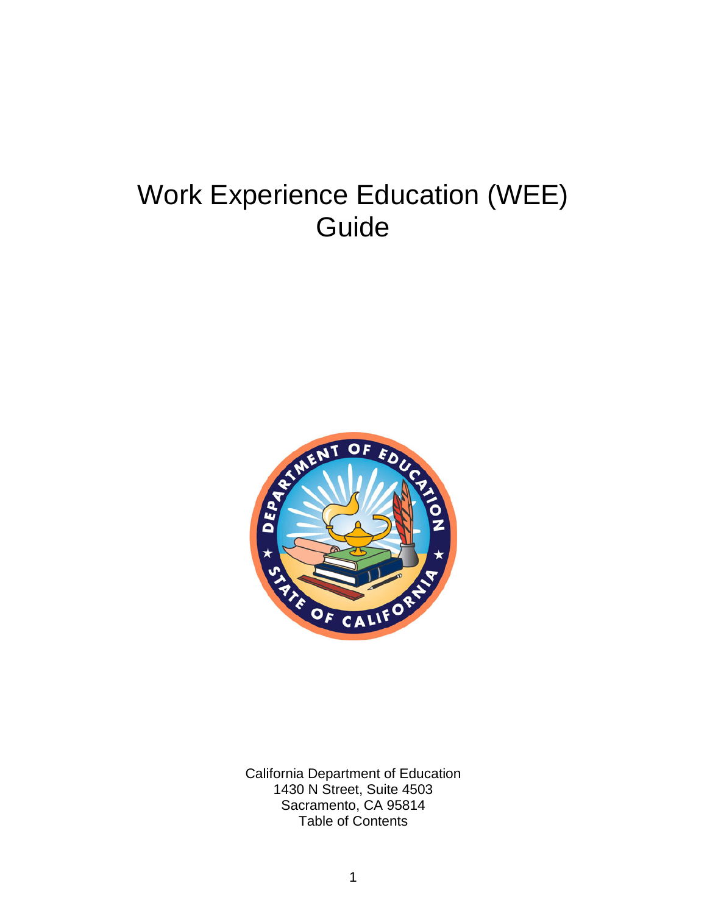# Work Experience Education (WEE) Guide

California Department of Education
1430 N Street, Suite 4503
Sacramento, CA 95814
Table of Contents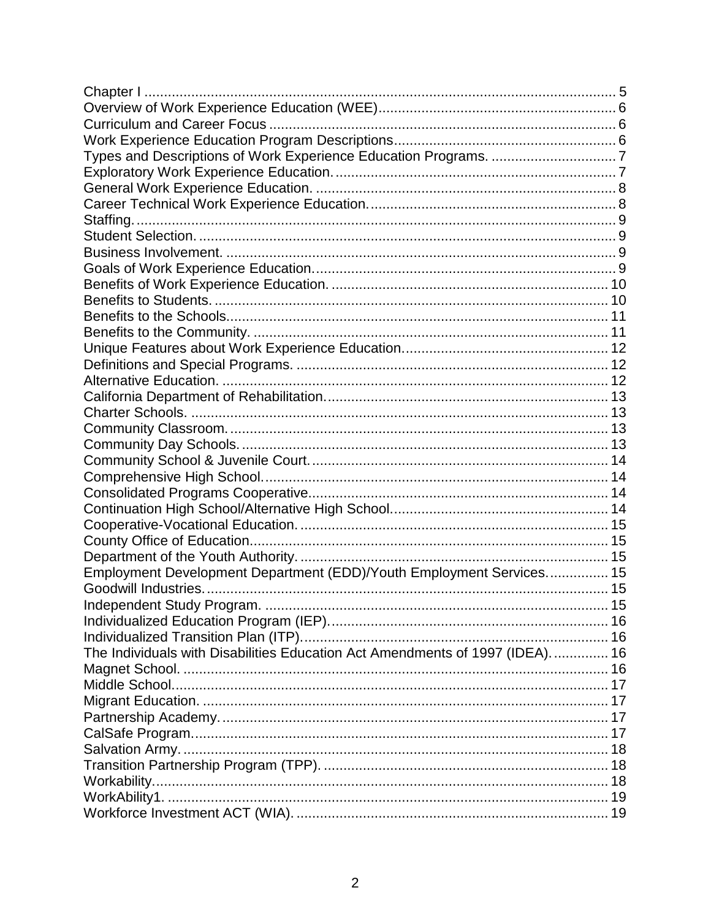Chapter I ........................................................................................................ 5
Overview of Work Experience Education (WEE)........................................................ 6
Curriculum and Career Focus ...................................................................................... 6
Work Experience Education Program Descriptions....................................................... 6
Types and Descriptions of Work Experience Education Programs. ............................... 7
Exploratory Work Experience Education. ....................................................................... 7
General Work Experience Education. ............................................................................ 8
Career Technical Work Experience Education. .............................................................. 8
Staffing. ......................................................................................................................... 9
Student Selection. .......................................................................................................... 9
Business Involvement. ................................................................................................... 9
Goals of Work Experience Education. ............................................................................ 9
Benefits of Work Experience Education. ...................................................................... 10
Benefits to Students. .................................................................................................... 10
Benefits to the Schools. ................................................................................................ 11
Benefits to the Community. .......................................................................................... 11
Unique Features about Work Experience Education. .................................................... 12
Definitions and Special Programs. ............................................................................... 12
Alternative Education. .................................................................................................. 12
California Department of Rehabilitation. ....................................................................... 13
Charter Schools. .......................................................................................................... 13
Community Classroom. ................................................................................................ 13
Community Day Schools. ............................................................................................. 13
Community School & Juvenile Court. ........................................................................... 14
Comprehensive High School. ....................................................................................... 14
Consolidated Programs Cooperative. ........................................................................... 14
Continuation High School/Alternative High School. ....................................................... 14
Cooperative-Vocational Education. .............................................................................. 15
County Office of Education. .......................................................................................... 15
Department of the Youth Authority. .............................................................................. 15
Employment Development Department (EDD)/Youth Employment Services. ............... 15
Goodwill Industries. ...................................................................................................... 15
Independent Study Program. ........................................................................................ 15
Individualized Education Program (IEP). ...................................................................... 16
Individualized Transition Plan (ITP). ............................................................................. 16
The Individuals with Disabilities Education Act Amendments of 1997 (IDEA). .............. 16
Magnet School. ............................................................................................................ 16
Middle School. .............................................................................................................. 17
Migrant Education. ....................................................................................................... 17
Partnership Academy. .................................................................................................. 17
CalSafe Program. ......................................................................................................... 17
Salvation Army. ............................................................................................................ 18
Transition Partnership Program (TPP). ......................................................................... 18
Workability. .................................................................................................................. 18
WorkAbility1. ................................................................................................................ 19
Workforce Investment ACT (WIA). ................................................................................ 19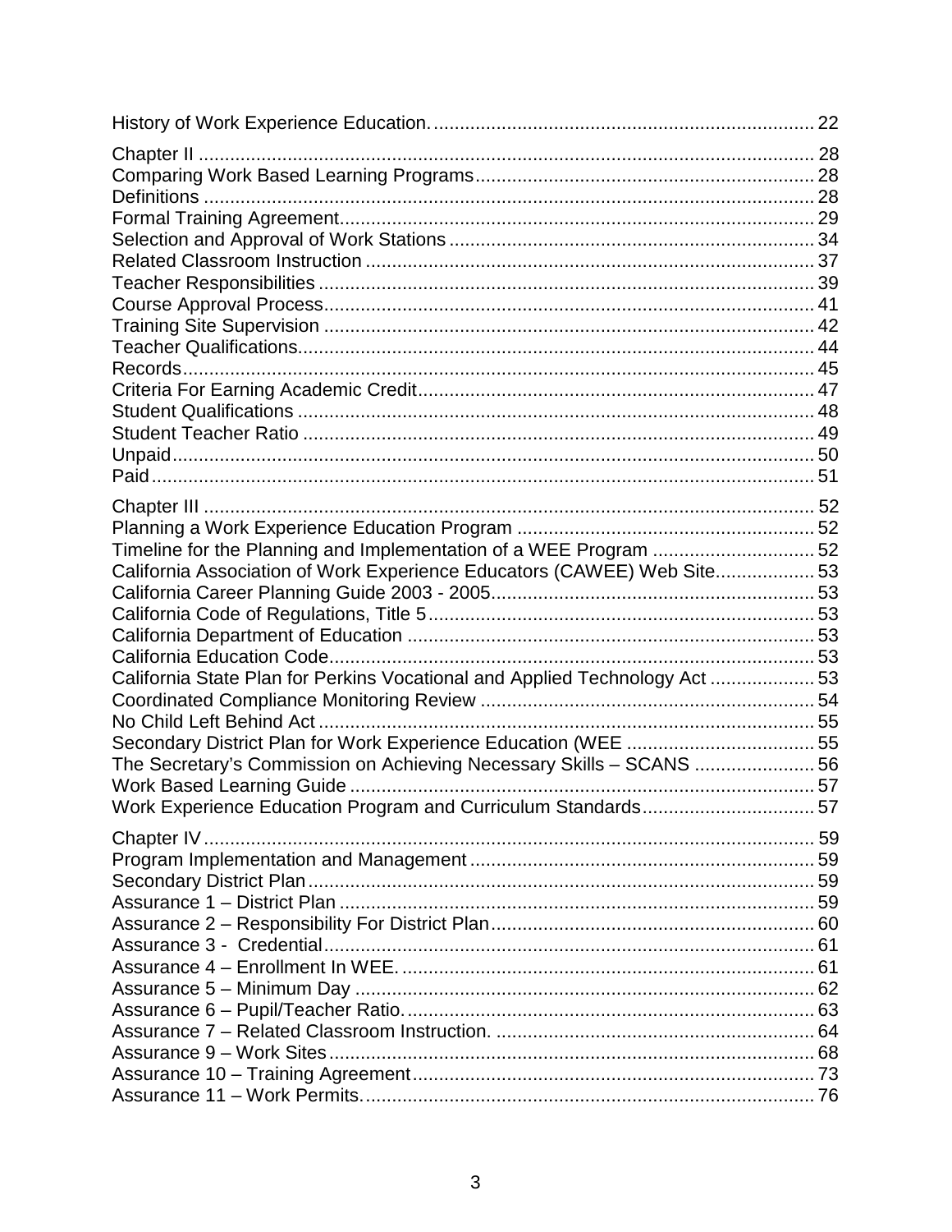History of Work Experience Education. ........................................................................ 22

Chapter II ...................................................................................................................... 28
Comparing Work Based Learning Programs ................................................................. 28
Definitions ..................................................................................................................... 28
Formal Training Agreement ........................................................................................... 29
Selection and Approval of Work Stations ...................................................................... 34
Related Classroom Instruction ...................................................................................... 37
Teacher Responsibilities ............................................................................................... 39
Course Approval Process .............................................................................................. 41
Training Site Supervision .............................................................................................. 42
Teacher Qualifications ................................................................................................... 44
Records ......................................................................................................................... 45
Criteria For Earning Academic Credit ............................................................................ 47
Student Qualifications .................................................................................................... 48
Student Teacher Ratio ................................................................................................... 49
Unpaid ............................................................................................................................ 50
Paid ................................................................................................................................ 51

Chapter III ...................................................................................................................... 52
Planning a Work Experience Education Program ........................................................... 52
Timeline for the Planning and Implementation of a WEE Program ................................. 52
California Association of Work Experience Educators (CAWEE) Web Site .................... 53
California Career Planning Guide 2003 - 2005 ............................................................... 53
California Code of Regulations, Title 5 ........................................................................... 53
California Department of Education ............................................................................... 53
California Education Code .............................................................................................. 53
California State Plan for Perkins Vocational and Applied Technology Act ...................... 53
Coordinated Compliance Monitoring Review ................................................................. 54
No Child Left Behind Act ................................................................................................ 55
Secondary District Plan for Work Experience Education (WEE ..................................... 55
The Secretary's Commission on Achieving Necessary Skills – SCANS ......................... 56
Work Based Learning Guide ........................................................................................... 57
Work Experience Education Program and Curriculum Standards ................................... 57

Chapter IV ...................................................................................................................... 59
Program Implementation and Management ................................................................... 59
Secondary District Plan .................................................................................................. 59
Assurance 1 – District Plan ............................................................................................ 59
Assurance 2 – Responsibility For District Plan ............................................................... 60
Assurance 3 - Credential ................................................................................................ 61
Assurance 4 – Enrollment In WEE. ................................................................................ 61
Assurance 5 – Minimum Day ......................................................................................... 62
Assurance 6 – Pupil/Teacher Ratio. ............................................................................... 63
Assurance 7 – Related Classroom Instruction. .............................................................. 64
Assurance 9 – Work Sites .............................................................................................. 68
Assurance 10 – Training Agreement .............................................................................. 73
Assurance 11 – Work Permits. ....................................................................................... 76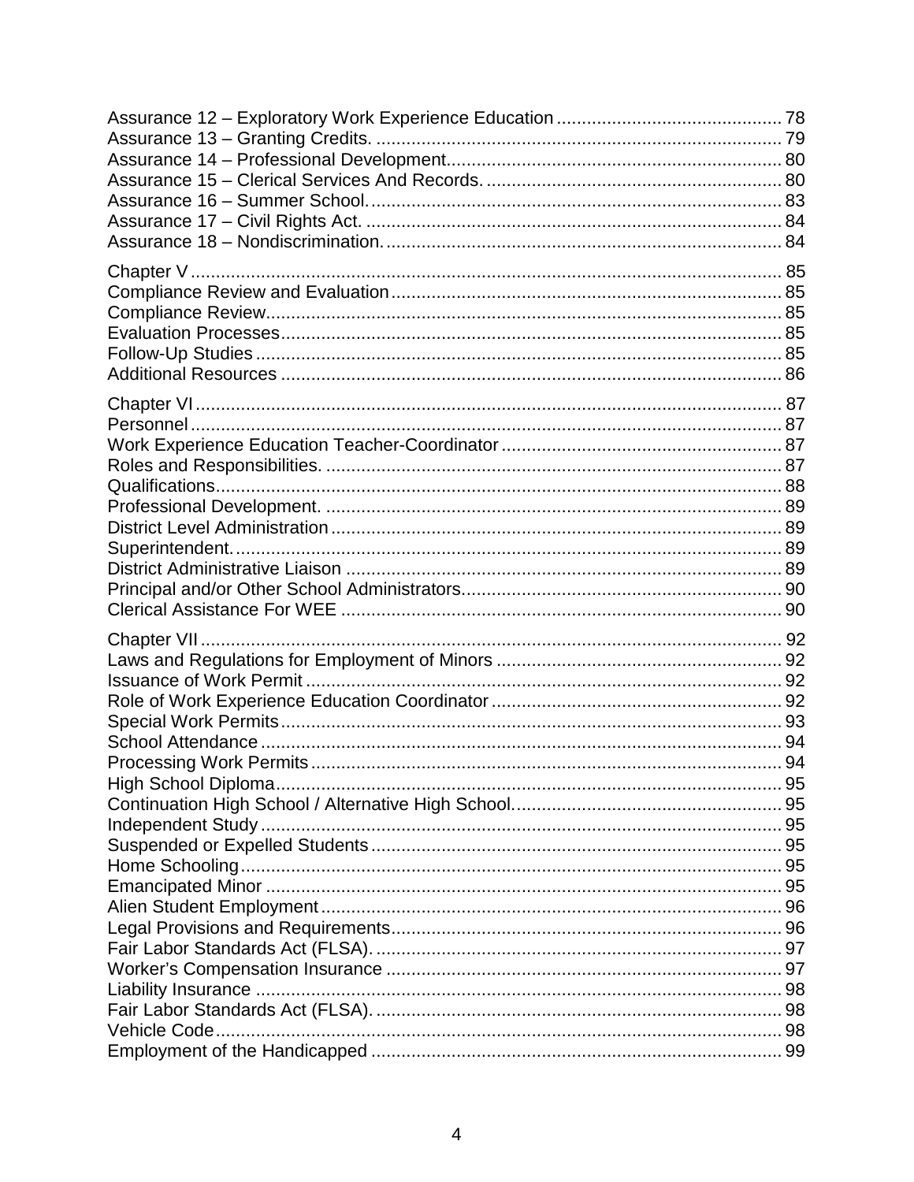Assurance 12 – Exploratory Work Experience Education ............................................ 78
Assurance 13 – Granting Credits. ................................................................................ 79
Assurance 14 – Professional Development.................................................................. 80
Assurance 15 – Clerical Services And Records. ........................................................... 80
Assurance 16 – Summer School.................................................................................. 83
Assurance 17 – Civil Rights Act. .................................................................................. 84
Assurance 18 – Nondiscrimination................................................................................ 84

Chapter V ..................................................................................................................... 85
Compliance Review and Evaluation.............................................................................. 85
Compliance Review...................................................................................................... 85
Evaluation Processes................................................................................................... 85
Follow-Up Studies ........................................................................................................ 85
Additional Resources ................................................................................................... 86

Chapter VI .................................................................................................................... 87
Personnel ..................................................................................................................... 87
Work Experience Education Teacher-Coordinator ........................................................ 87
Roles and Responsibilities. ........................................................................................... 87
Qualifications................................................................................................................ 88
Professional Development. .......................................................................................... 89
District Level Administration ......................................................................................... 89
Superintendent............................................................................................................. 89
District Administrative Liaison ...................................................................................... 89
Principal and/or Other School Administrators............................................................... 90
Clerical Assistance For WEE ....................................................................................... 90

Chapter VII ................................................................................................................... 92
Laws and Regulations for Employment of Minors ......................................................... 92
Issuance of Work Permit .............................................................................................. 92
Role of Work Experience Education Coordinator .......................................................... 92
Special Work Permits ................................................................................................... 93
School Attendance ....................................................................................................... 94
Processing Work Permits ............................................................................................. 94
High School Diploma.................................................................................................... 95
Continuation High School / Alternative High School...................................................... 95
Independent Study ....................................................................................................... 95
Suspended or Expelled Students ................................................................................. 95
Home Schooling........................................................................................................... 95
Emancipated Minor ...................................................................................................... 95
Alien Student Employment ........................................................................................... 96
Legal Provisions and Requirements............................................................................. 96
Fair Labor Standards Act (FLSA). ................................................................................ 97
Worker's Compensation Insurance .............................................................................. 97
Liability Insurance ........................................................................................................ 98
Fair Labor Standards Act (FLSA). ................................................................................ 98
Vehicle Code................................................................................................................ 98
Employment of the Handicapped ................................................................................. 99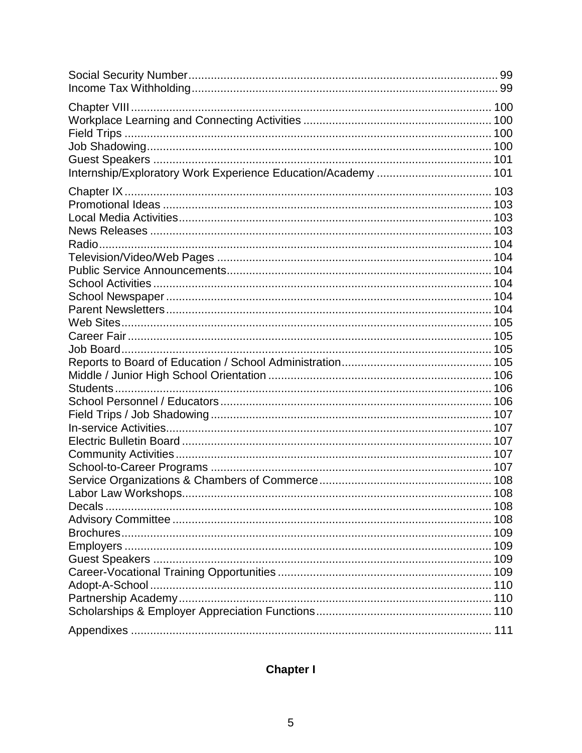Social Security Number ........ 99
Income Tax Withholding ........ 99

Chapter VIII ........ 100
Workplace Learning and Connecting Activities ........ 100
Field Trips ........ 100
Job Shadowing ........ 100
Guest Speakers ........ 101
Internship/Exploratory Work Experience Education/Academy ........ 101

Chapter IX ........ 103
Promotional Ideas ........ 103
Local Media Activities ........ 103
News Releases ........ 103
Radio ........ 104
Television/Video/Web Pages ........ 104
Public Service Announcements ........ 104
School Activities ........ 104
School Newspaper ........ 104
Parent Newsletters ........ 104
Web Sites ........ 105
Career Fair ........ 105
Job Board ........ 105
Reports to Board of Education / School Administration ........ 105
Middle / Junior High School Orientation ........ 106
Students ........ 106
School Personnel / Educators ........ 106
Field Trips / Job Shadowing ........ 107
In-service Activities ........ 107
Electric Bulletin Board ........ 107
Community Activities ........ 107
School-to-Career Programs ........ 107
Service Organizations & Chambers of Commerce ........ 108
Labor Law Workshops ........ 108
Decals ........ 108
Advisory Committee ........ 108
Brochures ........ 109
Employers ........ 109
Guest Speakers ........ 109
Career-Vocational Training Opportunities ........ 109
Adopt-A-School ........ 110
Partnership Academy ........ 110
Scholarships & Employer Appreciation Functions ........ 110

Appendixes ........ 111

## Chapter I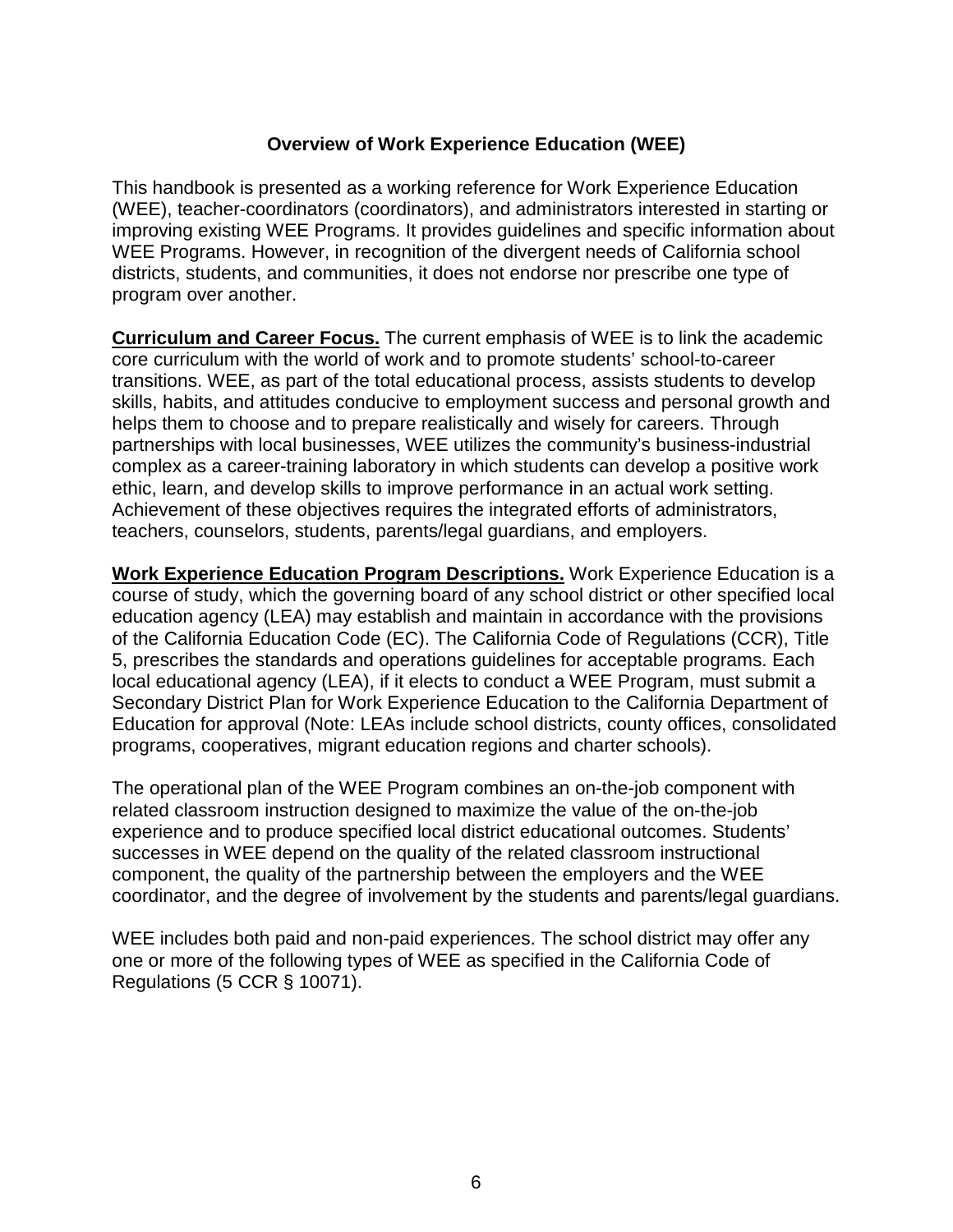## Overview of Work Experience Education (WEE)

This handbook is presented as a working reference for Work Experience Education (WEE), teacher-coordinators (coordinators), and administrators interested in starting or improving existing WEE Programs. It provides guidelines and specific information about WEE Programs. However, in recognition of the divergent needs of California school districts, students, and communities, it does not endorse nor prescribe one type of program over another.

**Curriculum and Career Focus.** The current emphasis of WEE is to link the academic core curriculum with the world of work and to promote students' school-to-career transitions. WEE, as part of the total educational process, assists students to develop skills, habits, and attitudes conducive to employment success and personal growth and helps them to choose and to prepare realistically and wisely for careers. Through partnerships with local businesses, WEE utilizes the community's business-industrial complex as a career-training laboratory in which students can develop a positive work ethic, learn, and develop skills to improve performance in an actual work setting. Achievement of these objectives requires the integrated efforts of administrators, teachers, counselors, students, parents/legal guardians, and employers.

**Work Experience Education Program Descriptions.** Work Experience Education is a course of study, which the governing board of any school district or other specified local education agency (LEA) may establish and maintain in accordance with the provisions of the California Education Code (EC). The California Code of Regulations (CCR), Title 5, prescribes the standards and operations guidelines for acceptable programs. Each local educational agency (LEA), if it elects to conduct a WEE Program, must submit a Secondary District Plan for Work Experience Education to the California Department of Education for approval (Note: LEAs include school districts, county offices, consolidated programs, cooperatives, migrant education regions and charter schools).

The operational plan of the WEE Program combines an on-the-job component with related classroom instruction designed to maximize the value of the on-the-job experience and to produce specified local district educational outcomes. Students' successes in WEE depend on the quality of the related classroom instructional component, the quality of the partnership between the employers and the WEE coordinator, and the degree of involvement by the students and parents/legal guardians.

WEE includes both paid and non-paid experiences. The school district may offer any one or more of the following types of WEE as specified in the California Code of Regulations (5 CCR § 10071).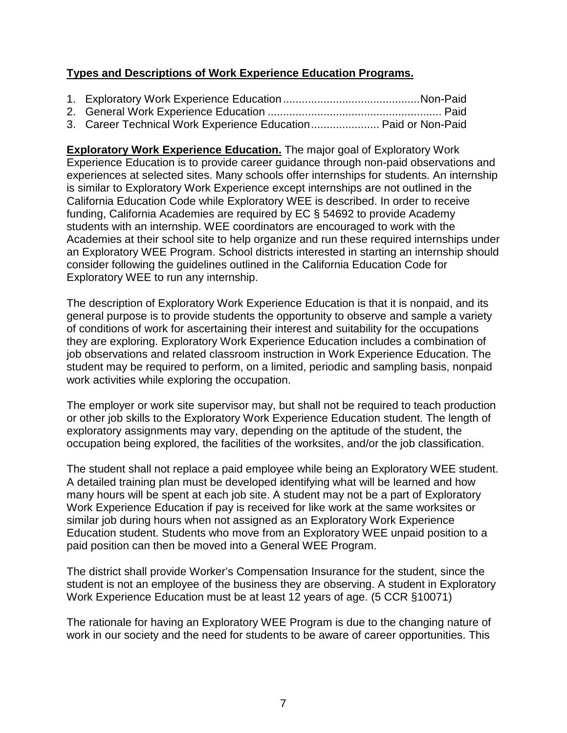**Types and Descriptions of Work Experience Education Programs.**

1. Exploratory Work Experience Education............................................Non-Paid
2. General Work Experience Education ........................................................ Paid
3. Career Technical Work Experience Education...................... Paid or Non-Paid

**Exploratory Work Experience Education.** The major goal of Exploratory Work Experience Education is to provide career guidance through non-paid observations and experiences at selected sites. Many schools offer internships for students. An internship is similar to Exploratory Work Experience except internships are not outlined in the California Education Code while Exploratory WEE is described. In order to receive funding, California Academies are required by EC § 54692 to provide Academy students with an internship. WEE coordinators are encouraged to work with the Academies at their school site to help organize and run these required internships under an Exploratory WEE Program. School districts interested in starting an internship should consider following the guidelines outlined in the California Education Code for Exploratory WEE to run any internship.

The description of Exploratory Work Experience Education is that it is nonpaid, and its general purpose is to provide students the opportunity to observe and sample a variety of conditions of work for ascertaining their interest and suitability for the occupations they are exploring. Exploratory Work Experience Education includes a combination of job observations and related classroom instruction in Work Experience Education. The student may be required to perform, on a limited, periodic and sampling basis, nonpaid work activities while exploring the occupation.

The employer or work site supervisor may, but shall not be required to teach production or other job skills to the Exploratory Work Experience Education student. The length of exploratory assignments may vary, depending on the aptitude of the student, the occupation being explored, the facilities of the worksites, and/or the job classification.

The student shall not replace a paid employee while being an Exploratory WEE student. A detailed training plan must be developed identifying what will be learned and how many hours will be spent at each job site. A student may not be a part of Exploratory Work Experience Education if pay is received for like work at the same worksites or similar job during hours when not assigned as an Exploratory Work Experience Education student. Students who move from an Exploratory WEE unpaid position to a paid position can then be moved into a General WEE Program.

The district shall provide Worker's Compensation Insurance for the student, since the student is not an employee of the business they are observing. A student in Exploratory Work Experience Education must be at least 12 years of age. (5 CCR §10071)

The rationale for having an Exploratory WEE Program is due to the changing nature of work in our society and the need for students to be aware of career opportunities. This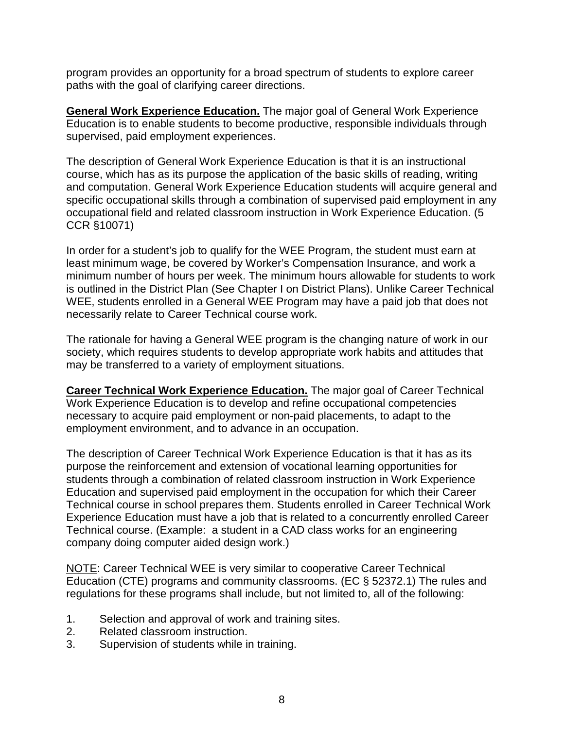program provides an opportunity for a broad spectrum of students to explore career paths with the goal of clarifying career directions.

**General Work Experience Education.** The major goal of General Work Experience Education is to enable students to become productive, responsible individuals through supervised, paid employment experiences.

The description of General Work Experience Education is that it is an instructional course, which has as its purpose the application of the basic skills of reading, writing and computation. General Work Experience Education students will acquire general and specific occupational skills through a combination of supervised paid employment in any occupational field and related classroom instruction in Work Experience Education. (5 CCR §10071)

In order for a student's job to qualify for the WEE Program, the student must earn at least minimum wage, be covered by Worker's Compensation Insurance, and work a minimum number of hours per week. The minimum hours allowable for students to work is outlined in the District Plan (See Chapter I on District Plans). Unlike Career Technical WEE, students enrolled in a General WEE Program may have a paid job that does not necessarily relate to Career Technical course work.

The rationale for having a General WEE program is the changing nature of work in our society, which requires students to develop appropriate work habits and attitudes that may be transferred to a variety of employment situations.

**Career Technical Work Experience Education.** The major goal of Career Technical Work Experience Education is to develop and refine occupational competencies necessary to acquire paid employment or non-paid placements, to adapt to the employment environment, and to advance in an occupation.

The description of Career Technical Work Experience Education is that it has as its purpose the reinforcement and extension of vocational learning opportunities for students through a combination of related classroom instruction in Work Experience Education and supervised paid employment in the occupation for which their Career Technical course in school prepares them. Students enrolled in Career Technical Work Experience Education must have a job that is related to a concurrently enrolled Career Technical course. (Example: a student in a CAD class works for an engineering company doing computer aided design work.)

NOTE: Career Technical WEE is very similar to cooperative Career Technical Education (CTE) programs and community classrooms. (EC § 52372.1) The rules and regulations for these programs shall include, but not limited to, all of the following:

1. Selection and approval of work and training sites.
2. Related classroom instruction.
3. Supervision of students while in training.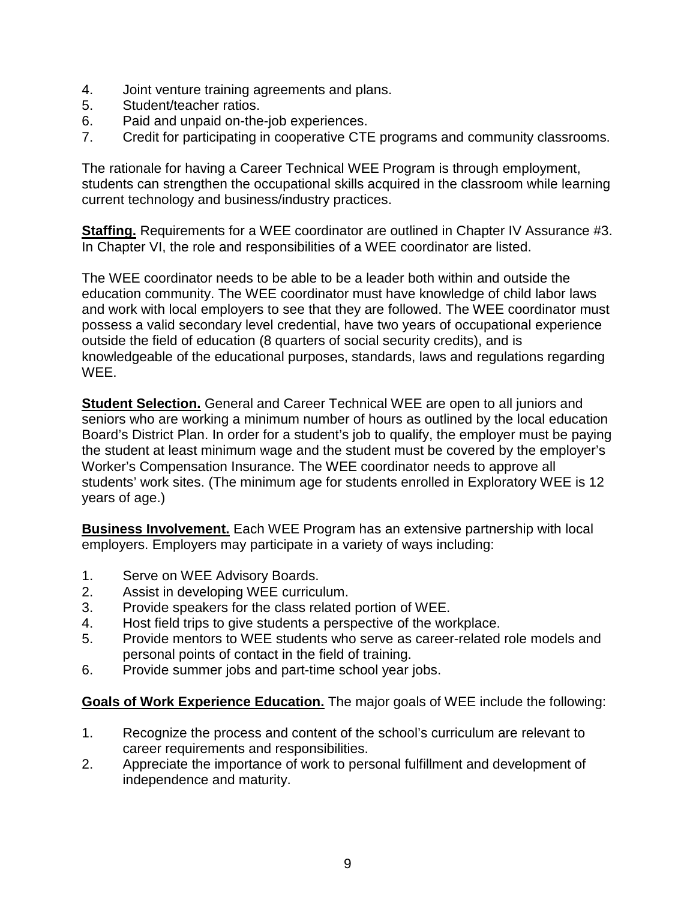4. Joint venture training agreements and plans.
5. Student/teacher ratios.
6. Paid and unpaid on-the-job experiences.
7. Credit for participating in cooperative CTE programs and community classrooms.

The rationale for having a Career Technical WEE Program is through employment, students can strengthen the occupational skills acquired in the classroom while learning current technology and business/industry practices.

**Staffing.** Requirements for a WEE coordinator are outlined in Chapter IV Assurance #3. In Chapter VI, the role and responsibilities of a WEE coordinator are listed.

The WEE coordinator needs to be able to be a leader both within and outside the education community. The WEE coordinator must have knowledge of child labor laws and work with local employers to see that they are followed. The WEE coordinator must possess a valid secondary level credential, have two years of occupational experience outside the field of education (8 quarters of social security credits), and is knowledgeable of the educational purposes, standards, laws and regulations regarding WEE.

**Student Selection.** General and Career Technical WEE are open to all juniors and seniors who are working a minimum number of hours as outlined by the local education Board's District Plan. In order for a student's job to qualify, the employer must be paying the student at least minimum wage and the student must be covered by the employer's Worker's Compensation Insurance. The WEE coordinator needs to approve all students' work sites. (The minimum age for students enrolled in Exploratory WEE is 12 years of age.)

**Business Involvement.** Each WEE Program has an extensive partnership with local employers. Employers may participate in a variety of ways including:

1. Serve on WEE Advisory Boards.
2. Assist in developing WEE curriculum.
3. Provide speakers for the class related portion of WEE.
4. Host field trips to give students a perspective of the workplace.
5. Provide mentors to WEE students who serve as career-related role models and personal points of contact in the field of training.
6. Provide summer jobs and part-time school year jobs.

**Goals of Work Experience Education.** The major goals of WEE include the following:

1. Recognize the process and content of the school's curriculum are relevant to career requirements and responsibilities.
2. Appreciate the importance of work to personal fulfillment and development of independence and maturity.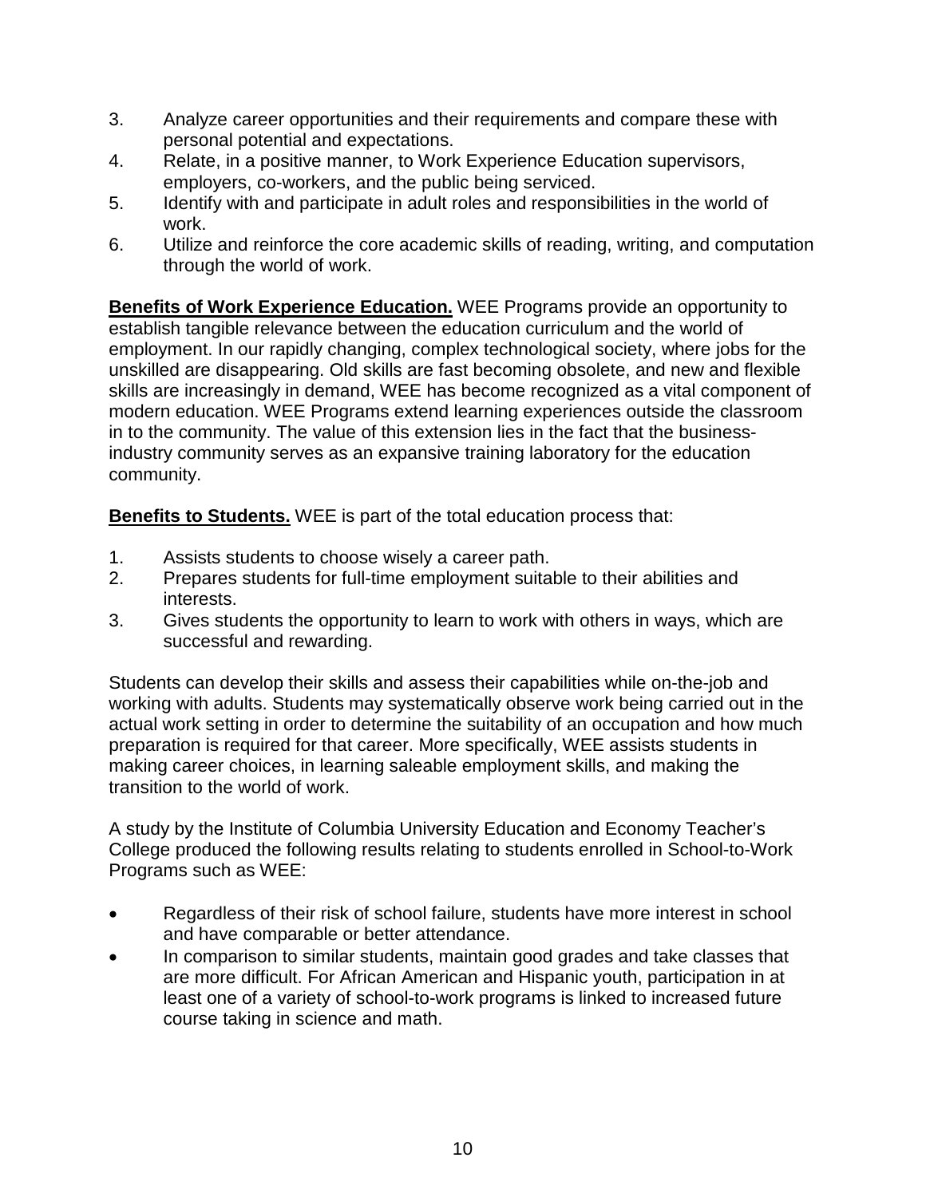3. Analyze career opportunities and their requirements and compare these with personal potential and expectations.
4. Relate, in a positive manner, to Work Experience Education supervisors, employers, co-workers, and the public being serviced.
5. Identify with and participate in adult roles and responsibilities in the world of work.
6. Utilize and reinforce the core academic skills of reading, writing, and computation through the world of work.

**Benefits of Work Experience Education.** WEE Programs provide an opportunity to establish tangible relevance between the education curriculum and the world of employment. In our rapidly changing, complex technological society, where jobs for the unskilled are disappearing. Old skills are fast becoming obsolete, and new and flexible skills are increasingly in demand, WEE has become recognized as a vital component of modern education. WEE Programs extend learning experiences outside the classroom in to the community. The value of this extension lies in the fact that the business-industry community serves as an expansive training laboratory for the education community.

**Benefits to Students.** WEE is part of the total education process that:

1. Assists students to choose wisely a career path.
2. Prepares students for full-time employment suitable to their abilities and interests.
3. Gives students the opportunity to learn to work with others in ways, which are successful and rewarding.

Students can develop their skills and assess their capabilities while on-the-job and working with adults. Students may systematically observe work being carried out in the actual work setting in order to determine the suitability of an occupation and how much preparation is required for that career. More specifically, WEE assists students in making career choices, in learning saleable employment skills, and making the transition to the world of work.

A study by the Institute of Columbia University Education and Economy Teacher's College produced the following results relating to students enrolled in School-to-Work Programs such as WEE:

- Regardless of their risk of school failure, students have more interest in school and have comparable or better attendance.
- In comparison to similar students, maintain good grades and take classes that are more difficult. For African American and Hispanic youth, participation in at least one of a variety of school-to-work programs is linked to increased future course taking in science and math.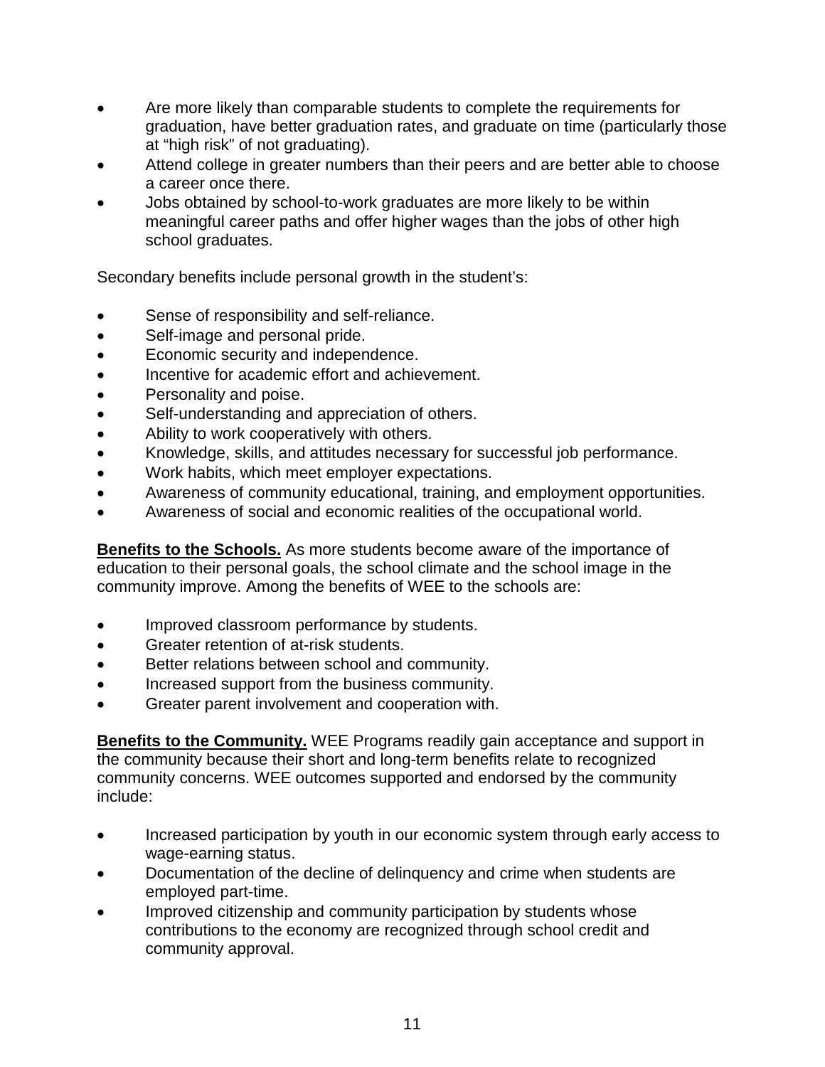- Are more likely than comparable students to complete the requirements for graduation, have better graduation rates, and graduate on time (particularly those at "high risk" of not graduating).
- Attend college in greater numbers than their peers and are better able to choose a career once there.
- Jobs obtained by school-to-work graduates are more likely to be within meaningful career paths and offer higher wages than the jobs of other high school graduates.

Secondary benefits include personal growth in the student's:

- Sense of responsibility and self-reliance.
- Self-image and personal pride.
- Economic security and independence.
- Incentive for academic effort and achievement.
- Personality and poise.
- Self-understanding and appreciation of others.
- Ability to work cooperatively with others.
- Knowledge, skills, and attitudes necessary for successful job performance.
- Work habits, which meet employer expectations.
- Awareness of community educational, training, and employment opportunities.
- Awareness of social and economic realities of the occupational world.

**Benefits to the Schools.** As more students become aware of the importance of education to their personal goals, the school climate and the school image in the community improve. Among the benefits of WEE to the schools are:

- Improved classroom performance by students.
- Greater retention of at-risk students.
- Better relations between school and community.
- Increased support from the business community.
- Greater parent involvement and cooperation with.

**Benefits to the Community.** WEE Programs readily gain acceptance and support in the community because their short and long-term benefits relate to recognized community concerns. WEE outcomes supported and endorsed by the community include:

- Increased participation by youth in our economic system through early access to wage-earning status.
- Documentation of the decline of delinquency and crime when students are employed part-time.
- Improved citizenship and community participation by students whose contributions to the economy are recognized through school credit and community approval.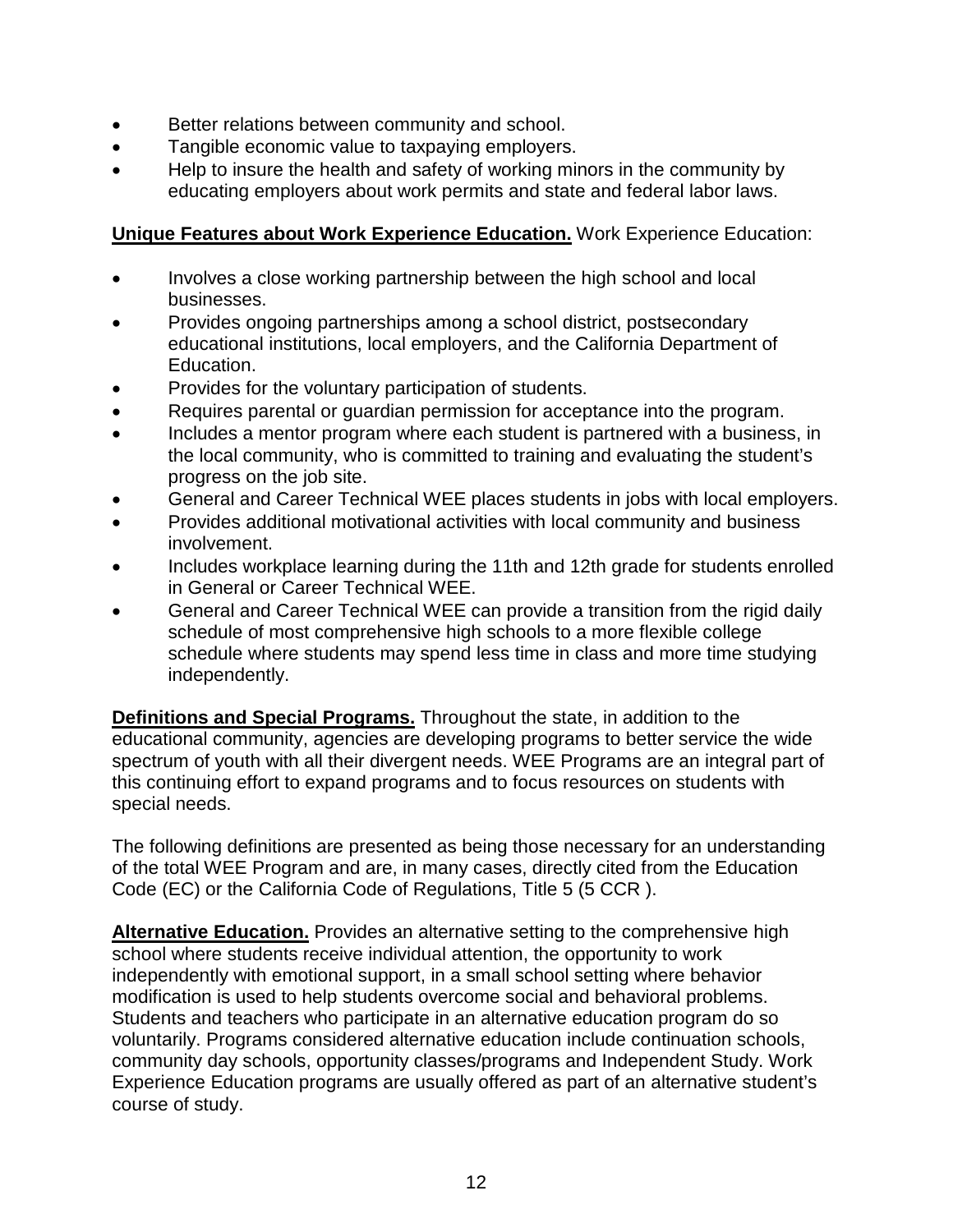- Better relations between community and school.
- Tangible economic value to taxpaying employers.
- Help to insure the health and safety of working minors in the community by educating employers about work permits and state and federal labor laws.

**Unique Features about Work Experience Education.** Work Experience Education:

- Involves a close working partnership between the high school and local businesses.
- Provides ongoing partnerships among a school district, postsecondary educational institutions, local employers, and the California Department of Education.
- Provides for the voluntary participation of students.
- Requires parental or guardian permission for acceptance into the program.
- Includes a mentor program where each student is partnered with a business, in the local community, who is committed to training and evaluating the student's progress on the job site.
- General and Career Technical WEE places students in jobs with local employers.
- Provides additional motivational activities with local community and business involvement.
- Includes workplace learning during the 11th and 12th grade for students enrolled in General or Career Technical WEE.
- General and Career Technical WEE can provide a transition from the rigid daily schedule of most comprehensive high schools to a more flexible college schedule where students may spend less time in class and more time studying independently.

**Definitions and Special Programs.** Throughout the state, in addition to the educational community, agencies are developing programs to better service the wide spectrum of youth with all their divergent needs. WEE Programs are an integral part of this continuing effort to expand programs and to focus resources on students with special needs.

The following definitions are presented as being those necessary for an understanding of the total WEE Program and are, in many cases, directly cited from the Education Code (EC) or the California Code of Regulations, Title 5 (5 CCR ).

**Alternative Education.** Provides an alternative setting to the comprehensive high school where students receive individual attention, the opportunity to work independently with emotional support, in a small school setting where behavior modification is used to help students overcome social and behavioral problems. Students and teachers who participate in an alternative education program do so voluntarily. Programs considered alternative education include continuation schools, community day schools, opportunity classes/programs and Independent Study. Work Experience Education programs are usually offered as part of an alternative student's course of study.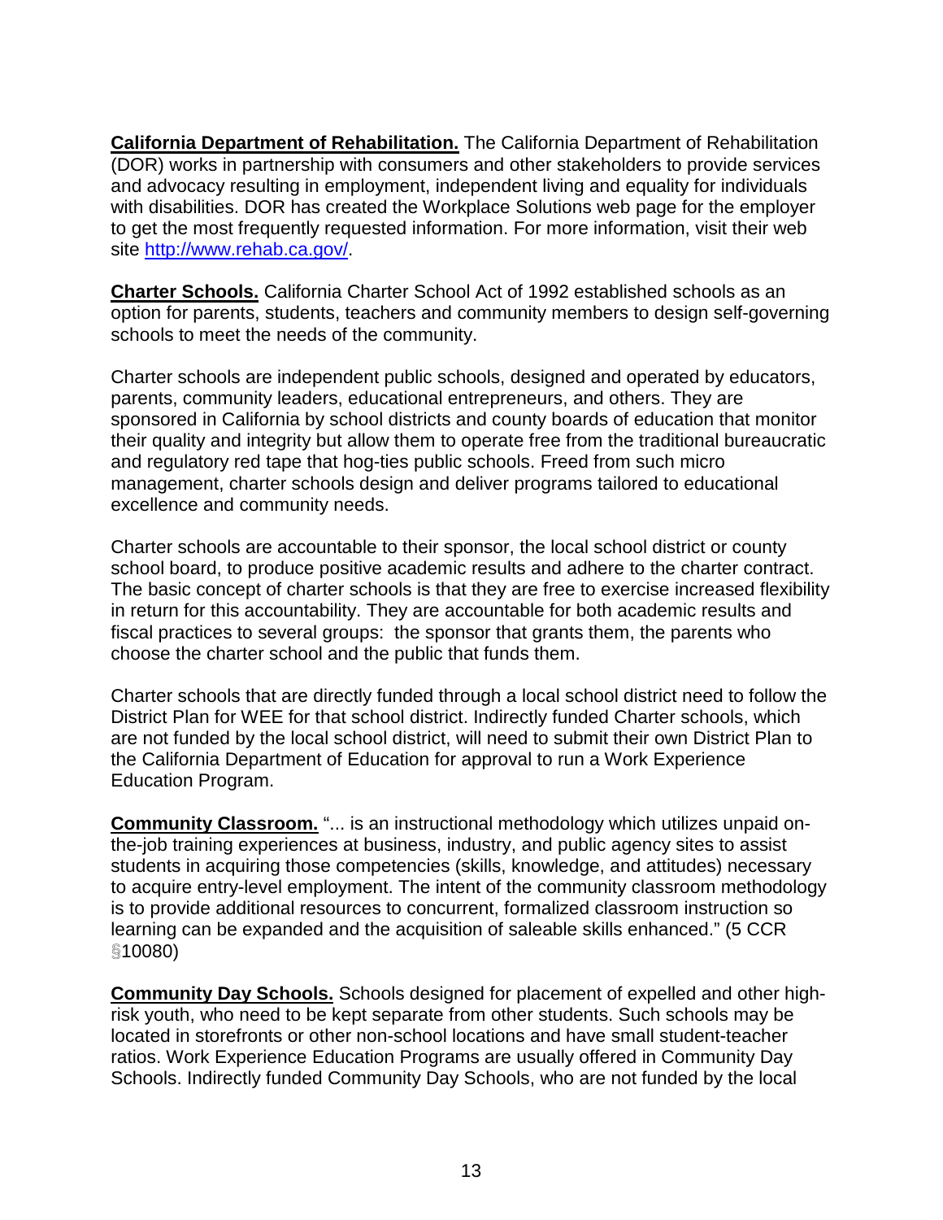**California Department of Rehabilitation.** The California Department of Rehabilitation (DOR) works in partnership with consumers and other stakeholders to provide services and advocacy resulting in employment, independent living and equality for individuals with disabilities. DOR has created the Workplace Solutions web page for the employer to get the most frequently requested information. For more information, visit their web site [http://www.rehab.ca.gov/](http://www.rehab.ca.gov/).

**Charter Schools.** California Charter School Act of 1992 established schools as an option for parents, students, teachers and community members to design self-governing schools to meet the needs of the community.

Charter schools are independent public schools, designed and operated by educators, parents, community leaders, educational entrepreneurs, and others. They are sponsored in California by school districts and county boards of education that monitor their quality and integrity but allow them to operate free from the traditional bureaucratic and regulatory red tape that hog-ties public schools. Freed from such micro management, charter schools design and deliver programs tailored to educational excellence and community needs.

Charter schools are accountable to their sponsor, the local school district or county school board, to produce positive academic results and adhere to the charter contract. The basic concept of charter schools is that they are free to exercise increased flexibility in return for this accountability. They are accountable for both academic results and fiscal practices to several groups: the sponsor that grants them, the parents who choose the charter school and the public that funds them.

Charter schools that are directly funded through a local school district need to follow the District Plan for WEE for that school district. Indirectly funded Charter schools, which are not funded by the local school district, will need to submit their own District Plan to the California Department of Education for approval to run a Work Experience Education Program.

**Community Classroom.** "... is an instructional methodology which utilizes unpaid on-the-job training experiences at business, industry, and public agency sites to assist students in acquiring those competencies (skills, knowledge, and attitudes) necessary to acquire entry-level employment. The intent of the community classroom methodology is to provide additional resources to concurrent, formalized classroom instruction so learning can be expanded and the acquisition of saleable skills enhanced." (5 CCR §10080)

**Community Day Schools.** Schools designed for placement of expelled and other high-risk youth, who need to be kept separate from other students. Such schools may be located in storefronts or other non-school locations and have small student-teacher ratios. Work Experience Education Programs are usually offered in Community Day Schools. Indirectly funded Community Day Schools, who are not funded by the local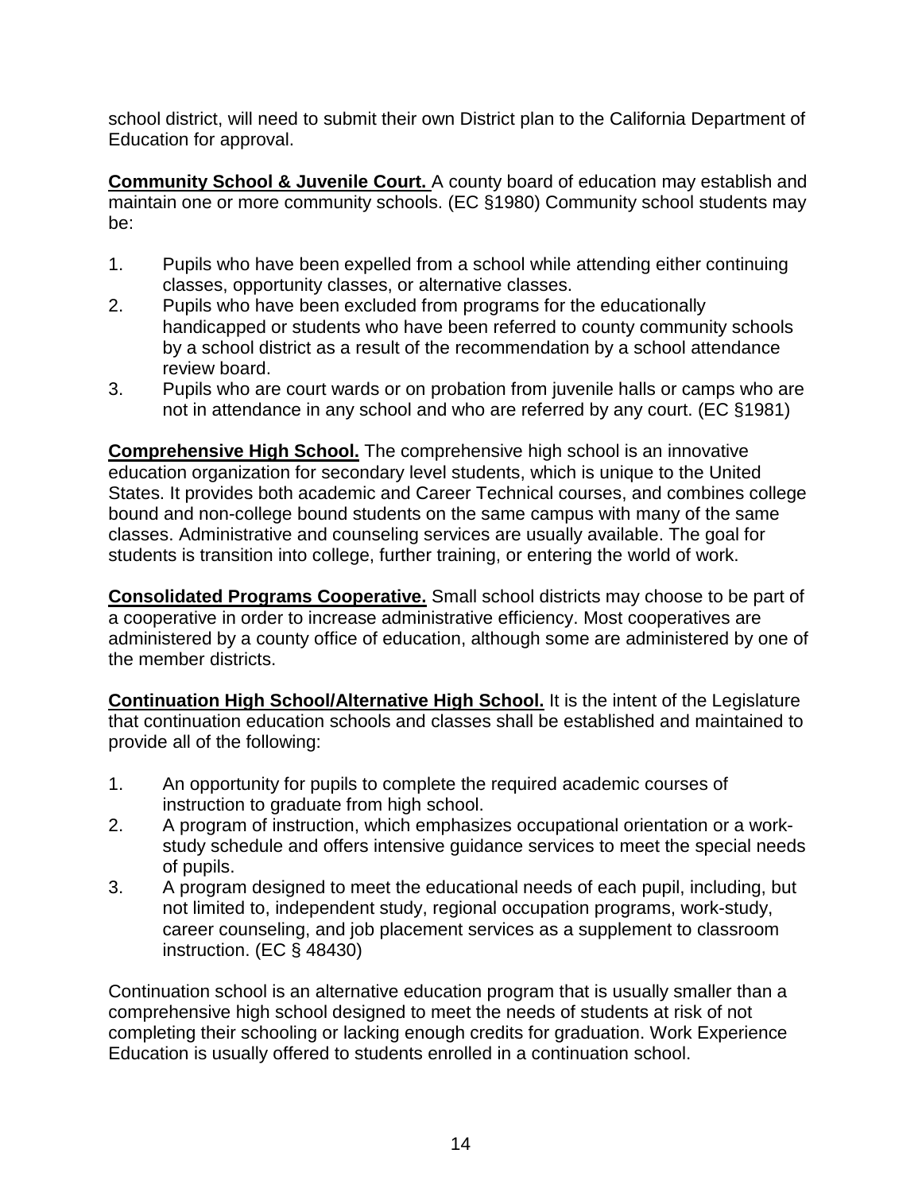school district, will need to submit their own District plan to the California Department of Education for approval.

**Community School & Juvenile Court.** A county board of education may establish and maintain one or more community schools. (EC §1980) Community school students may be:

1. Pupils who have been expelled from a school while attending either continuing classes, opportunity classes, or alternative classes.
2. Pupils who have been excluded from programs for the educationally handicapped or students who have been referred to county community schools by a school district as a result of the recommendation by a school attendance review board.
3. Pupils who are court wards or on probation from juvenile halls or camps who are not in attendance in any school and who are referred by any court. (EC §1981)

**Comprehensive High School.** The comprehensive high school is an innovative education organization for secondary level students, which is unique to the United States. It provides both academic and Career Technical courses, and combines college bound and non-college bound students on the same campus with many of the same classes. Administrative and counseling services are usually available. The goal for students is transition into college, further training, or entering the world of work.

**Consolidated Programs Cooperative.** Small school districts may choose to be part of a cooperative in order to increase administrative efficiency. Most cooperatives are administered by a county office of education, although some are administered by one of the member districts.

**Continuation High School/Alternative High School.** It is the intent of the Legislature that continuation education schools and classes shall be established and maintained to provide all of the following:

1. An opportunity for pupils to complete the required academic courses of instruction to graduate from high school.
2. A program of instruction, which emphasizes occupational orientation or a work-study schedule and offers intensive guidance services to meet the special needs of pupils.
3. A program designed to meet the educational needs of each pupil, including, but not limited to, independent study, regional occupation programs, work-study, career counseling, and job placement services as a supplement to classroom instruction. (EC § 48430)

Continuation school is an alternative education program that is usually smaller than a comprehensive high school designed to meet the needs of students at risk of not completing their schooling or lacking enough credits for graduation. Work Experience Education is usually offered to students enrolled in a continuation school.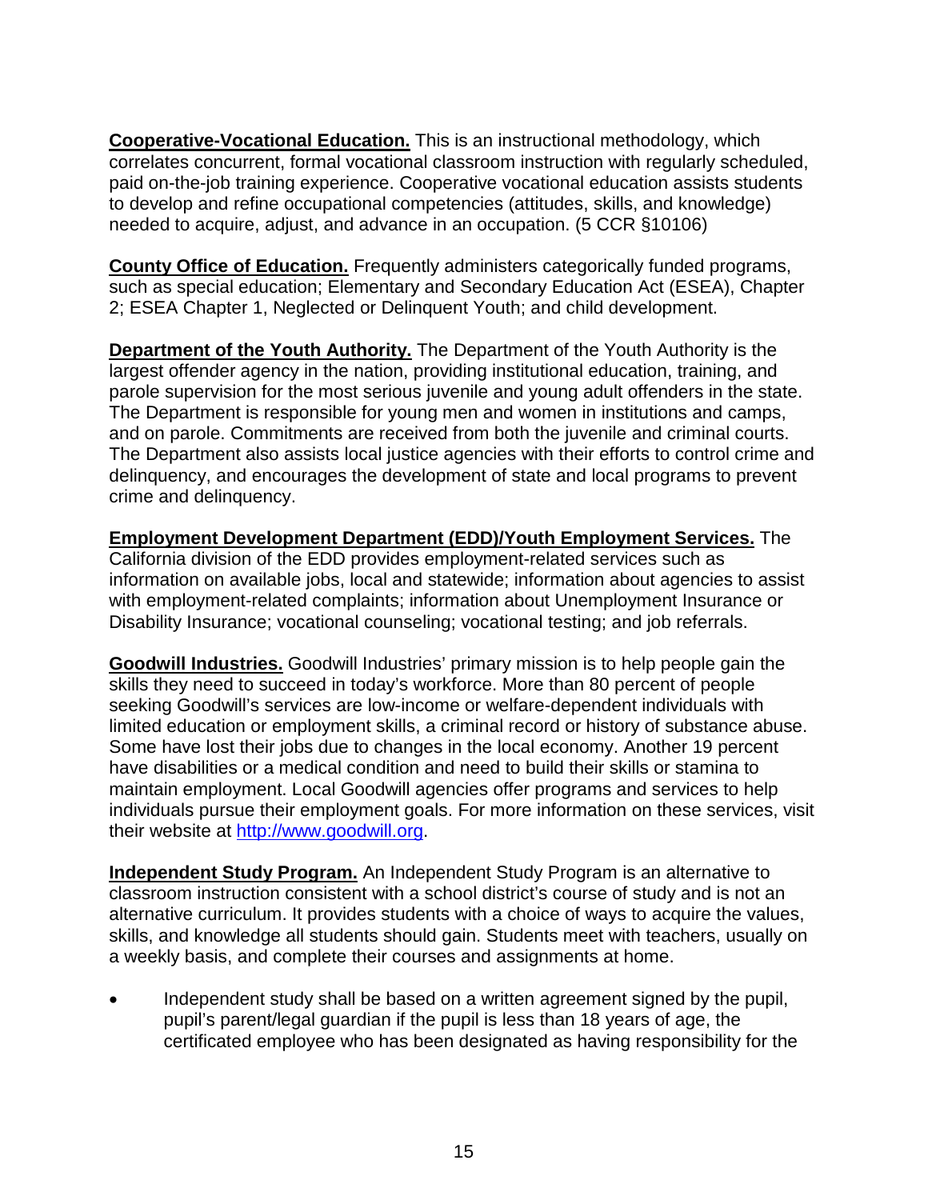**Cooperative-Vocational Education.** This is an instructional methodology, which correlates concurrent, formal vocational classroom instruction with regularly scheduled, paid on-the-job training experience. Cooperative vocational education assists students to develop and refine occupational competencies (attitudes, skills, and knowledge) needed to acquire, adjust, and advance in an occupation. (5 CCR §10106)

**County Office of Education.** Frequently administers categorically funded programs, such as special education; Elementary and Secondary Education Act (ESEA), Chapter 2; ESEA Chapter 1, Neglected or Delinquent Youth; and child development.

**Department of the Youth Authority.** The Department of the Youth Authority is the largest offender agency in the nation, providing institutional education, training, and parole supervision for the most serious juvenile and young adult offenders in the state. The Department is responsible for young men and women in institutions and camps, and on parole. Commitments are received from both the juvenile and criminal courts. The Department also assists local justice agencies with their efforts to control crime and delinquency, and encourages the development of state and local programs to prevent crime and delinquency.

**Employment Development Department (EDD)/Youth Employment Services.** The California division of the EDD provides employment-related services such as information on available jobs, local and statewide; information about agencies to assist with employment-related complaints; information about Unemployment Insurance or Disability Insurance; vocational counseling; vocational testing; and job referrals.

**Goodwill Industries.** Goodwill Industries' primary mission is to help people gain the skills they need to succeed in today's workforce. More than 80 percent of people seeking Goodwill's services are low-income or welfare-dependent individuals with limited education or employment skills, a criminal record or history of substance abuse. Some have lost their jobs due to changes in the local economy. Another 19 percent have disabilities or a medical condition and need to build their skills or stamina to maintain employment. Local Goodwill agencies offer programs and services to help individuals pursue their employment goals. For more information on these services, visit their website at http://www.goodwill.org.

**Independent Study Program.** An Independent Study Program is an alternative to classroom instruction consistent with a school district's course of study and is not an alternative curriculum. It provides students with a choice of ways to acquire the values, skills, and knowledge all students should gain. Students meet with teachers, usually on a weekly basis, and complete their courses and assignments at home.

- Independent study shall be based on a written agreement signed by the pupil, pupil's parent/legal guardian if the pupil is less than 18 years of age, the certificated employee who has been designated as having responsibility for the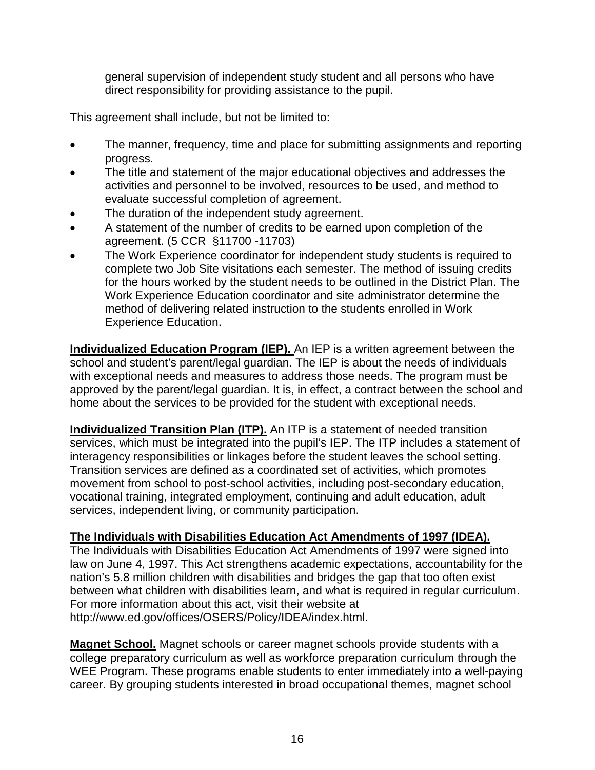general supervision of independent study student and all persons who have direct responsibility for providing assistance to the pupil.

This agreement shall include, but not be limited to:

- The manner, frequency, time and place for submitting assignments and reporting progress.
- The title and statement of the major educational objectives and addresses the activities and personnel to be involved, resources to be used, and method to evaluate successful completion of agreement.
- The duration of the independent study agreement.
- A statement of the number of credits to be earned upon completion of the agreement. (5 CCR §11700 -11703)
- The Work Experience coordinator for independent study students is required to complete two Job Site visitations each semester. The method of issuing credits for the hours worked by the student needs to be outlined in the District Plan. The Work Experience Education coordinator and site administrator determine the method of delivering related instruction to the students enrolled in Work Experience Education.

**Individualized Education Program (IEP).** An IEP is a written agreement between the school and student's parent/legal guardian. The IEP is about the needs of individuals with exceptional needs and measures to address those needs. The program must be approved by the parent/legal guardian. It is, in effect, a contract between the school and home about the services to be provided for the student with exceptional needs.

**Individualized Transition Plan (ITP).** An ITP is a statement of needed transition services, which must be integrated into the pupil's IEP. The ITP includes a statement of interagency responsibilities or linkages before the student leaves the school setting. Transition services are defined as a coordinated set of activities, which promotes movement from school to post-school activities, including post-secondary education, vocational training, integrated employment, continuing and adult education, adult services, independent living, or community participation.

**The Individuals with Disabilities Education Act Amendments of 1997 (IDEA).**
The Individuals with Disabilities Education Act Amendments of 1997 were signed into law on June 4, 1997. This Act strengthens academic expectations, accountability for the nation's 5.8 million children with disabilities and bridges the gap that too often exist between what children with disabilities learn, and what is required in regular curriculum. For more information about this act, visit their website at http://www.ed.gov/offices/OSERS/Policy/IDEA/index.html.

**Magnet School.** Magnet schools or career magnet schools provide students with a college preparatory curriculum as well as workforce preparation curriculum through the WEE Program. These programs enable students to enter immediately into a well-paying career. By grouping students interested in broad occupational themes, magnet school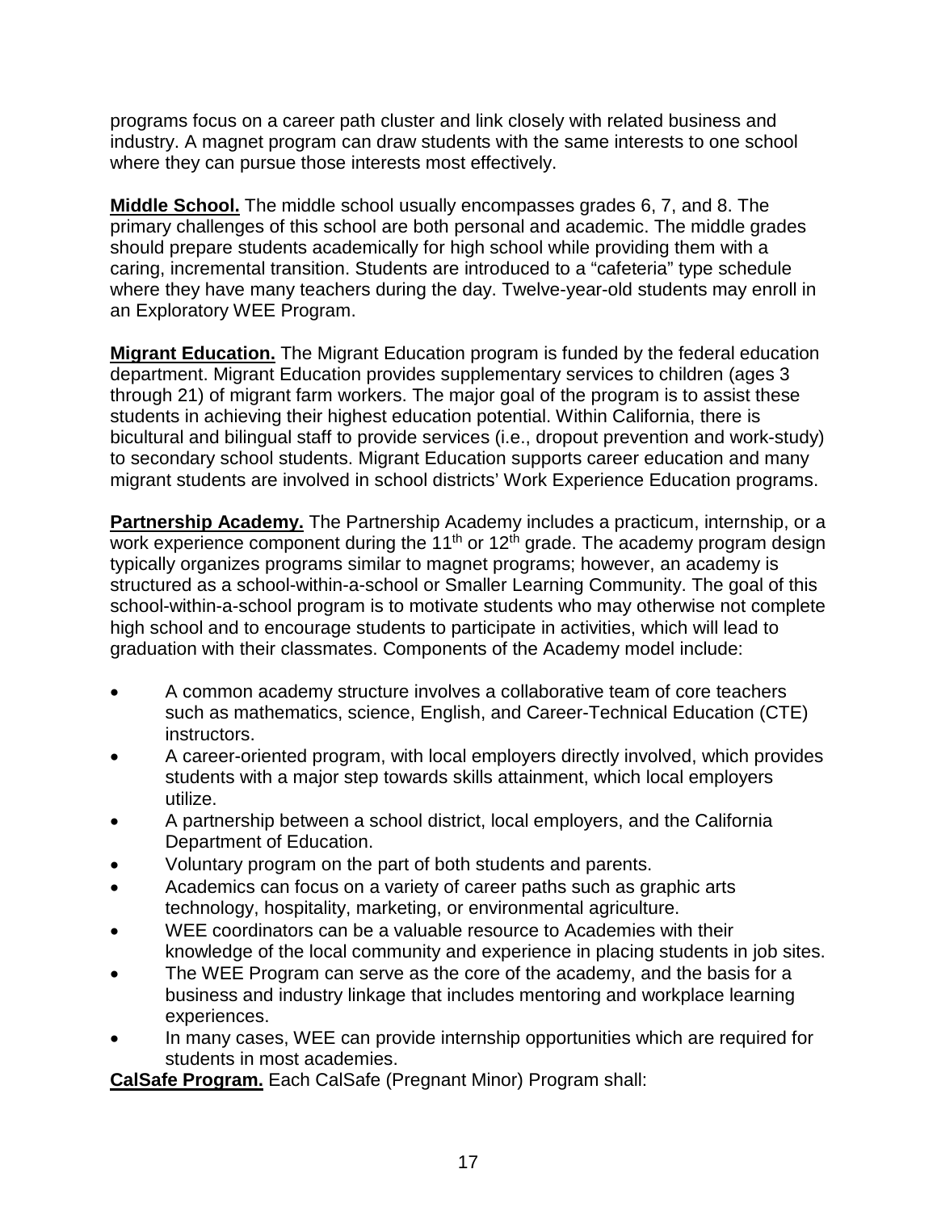programs focus on a career path cluster and link closely with related business and industry. A magnet program can draw students with the same interests to one school where they can pursue those interests most effectively.

**Middle School.** The middle school usually encompasses grades 6, 7, and 8. The primary challenges of this school are both personal and academic. The middle grades should prepare students academically for high school while providing them with a caring, incremental transition. Students are introduced to a "cafeteria" type schedule where they have many teachers during the day. Twelve-year-old students may enroll in an Exploratory WEE Program.

**Migrant Education.** The Migrant Education program is funded by the federal education department. Migrant Education provides supplementary services to children (ages 3 through 21) of migrant farm workers. The major goal of the program is to assist these students in achieving their highest education potential. Within California, there is bicultural and bilingual staff to provide services (i.e., dropout prevention and work-study) to secondary school students. Migrant Education supports career education and many migrant students are involved in school districts' Work Experience Education programs.

**Partnership Academy.** The Partnership Academy includes a practicum, internship, or a work experience component during the 11th or 12th grade. The academy program design typically organizes programs similar to magnet programs; however, an academy is structured as a school-within-a-school or Smaller Learning Community. The goal of this school-within-a-school program is to motivate students who may otherwise not complete high school and to encourage students to participate in activities, which will lead to graduation with their classmates. Components of the Academy model include:

- A common academy structure involves a collaborative team of core teachers such as mathematics, science, English, and Career-Technical Education (CTE) instructors.
- A career-oriented program, with local employers directly involved, which provides students with a major step towards skills attainment, which local employers utilize.
- A partnership between a school district, local employers, and the California Department of Education.
- Voluntary program on the part of both students and parents.
- Academics can focus on a variety of career paths such as graphic arts technology, hospitality, marketing, or environmental agriculture.
- WEE coordinators can be a valuable resource to Academies with their knowledge of the local community and experience in placing students in job sites.
- The WEE Program can serve as the core of the academy, and the basis for a business and industry linkage that includes mentoring and workplace learning experiences.
- In many cases, WEE can provide internship opportunities which are required for students in most academies.

**CalSafe Program.** Each CalSafe (Pregnant Minor) Program shall: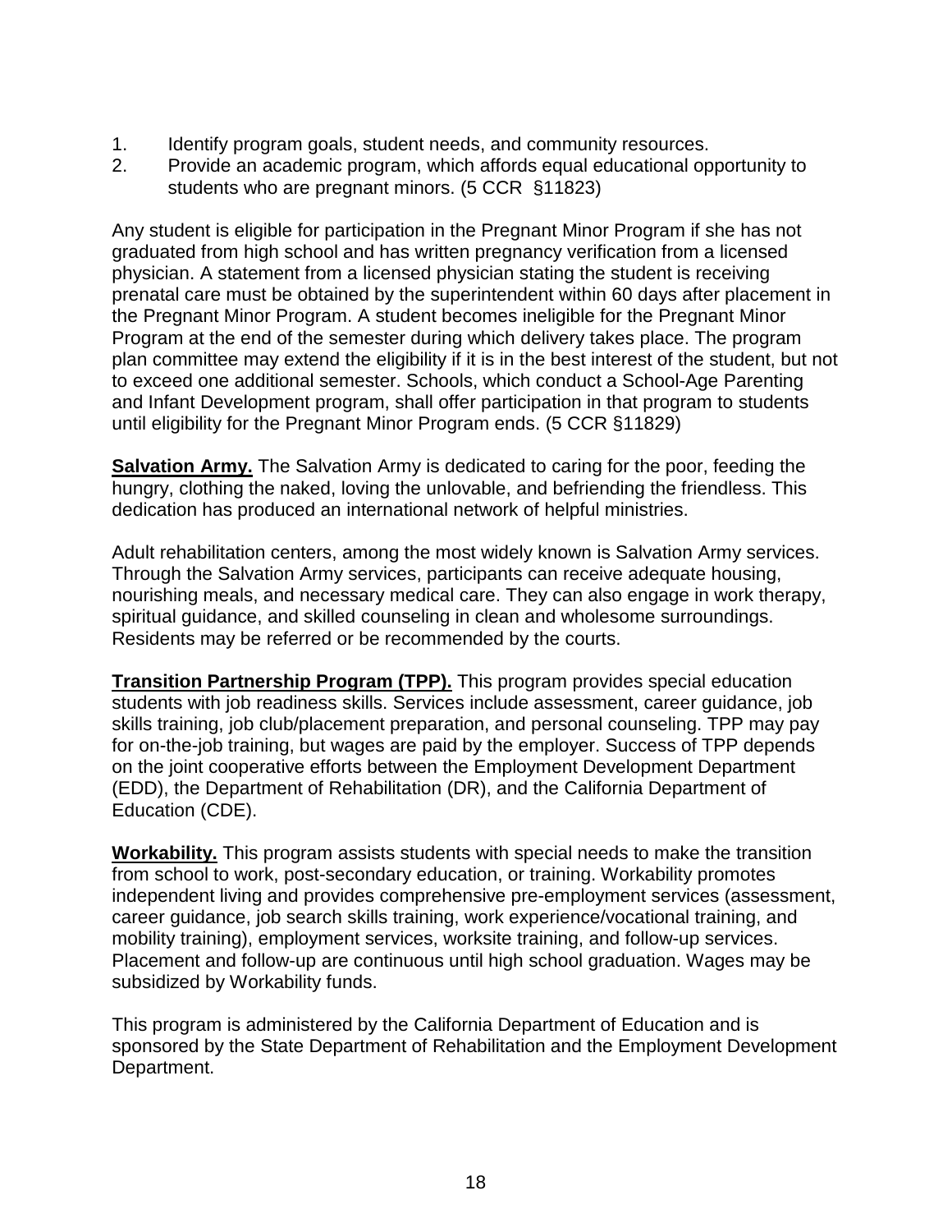1. Identify program goals, student needs, and community resources.
2. Provide an academic program, which affords equal educational opportunity to students who are pregnant minors. (5 CCR §11823)

Any student is eligible for participation in the Pregnant Minor Program if she has not graduated from high school and has written pregnancy verification from a licensed physician. A statement from a licensed physician stating the student is receiving prenatal care must be obtained by the superintendent within 60 days after placement in the Pregnant Minor Program. A student becomes ineligible for the Pregnant Minor Program at the end of the semester during which delivery takes place. The program plan committee may extend the eligibility if it is in the best interest of the student, but not to exceed one additional semester. Schools, which conduct a School-Age Parenting and Infant Development program, shall offer participation in that program to students until eligibility for the Pregnant Minor Program ends. (5 CCR §11829)

**Salvation Army.** The Salvation Army is dedicated to caring for the poor, feeding the hungry, clothing the naked, loving the unlovable, and befriending the friendless. This dedication has produced an international network of helpful ministries.

Adult rehabilitation centers, among the most widely known is Salvation Army services. Through the Salvation Army services, participants can receive adequate housing, nourishing meals, and necessary medical care. They can also engage in work therapy, spiritual guidance, and skilled counseling in clean and wholesome surroundings. Residents may be referred or be recommended by the courts.

**Transition Partnership Program (TPP).** This program provides special education students with job readiness skills. Services include assessment, career guidance, job skills training, job club/placement preparation, and personal counseling. TPP may pay for on-the-job training, but wages are paid by the employer. Success of TPP depends on the joint cooperative efforts between the Employment Development Department (EDD), the Department of Rehabilitation (DR), and the California Department of Education (CDE).

**Workability.** This program assists students with special needs to make the transition from school to work, post-secondary education, or training. Workability promotes independent living and provides comprehensive pre-employment services (assessment, career guidance, job search skills training, work experience/vocational training, and mobility training), employment services, worksite training, and follow-up services. Placement and follow-up are continuous until high school graduation. Wages may be subsidized by Workability funds.

This program is administered by the California Department of Education and is sponsored by the State Department of Rehabilitation and the Employment Development Department.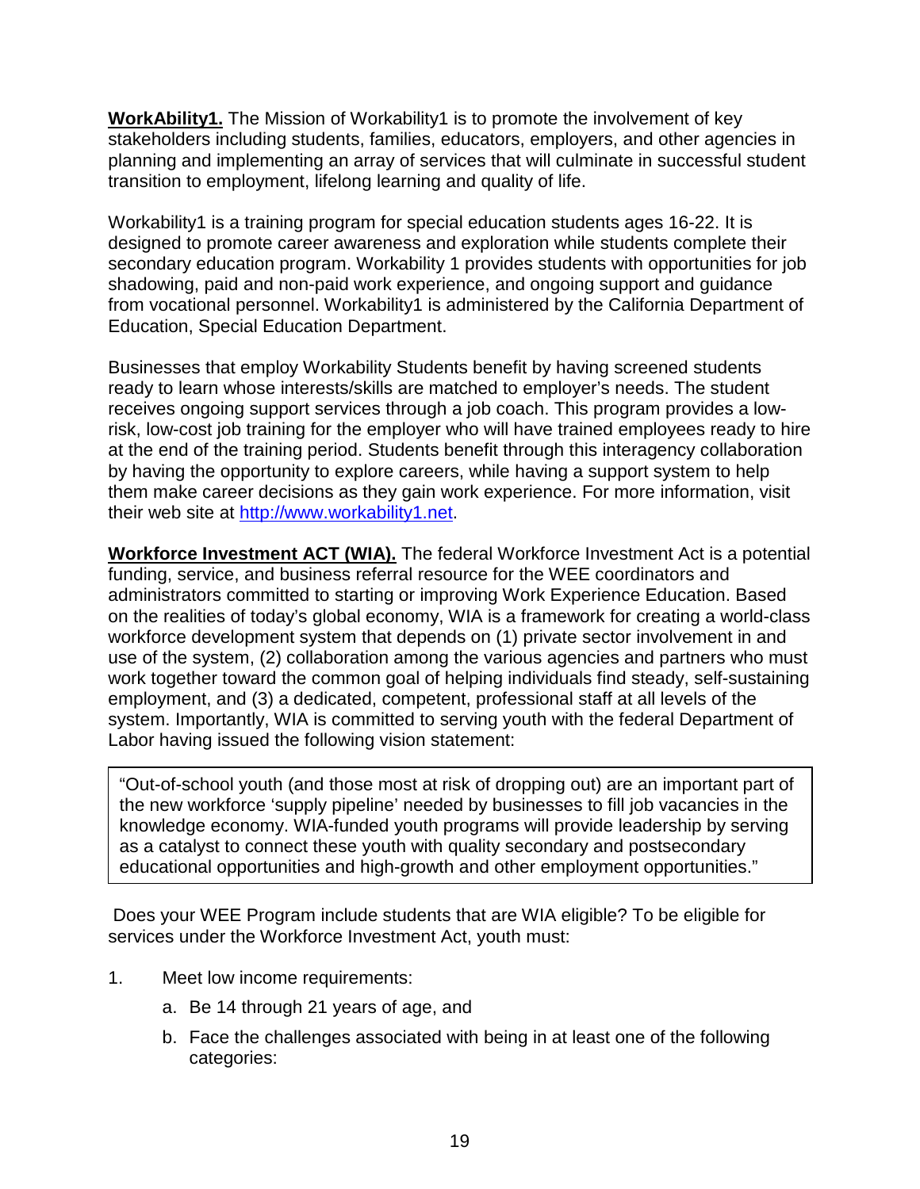**WorkAbility1.** The Mission of Workability1 is to promote the involvement of key stakeholders including students, families, educators, employers, and other agencies in planning and implementing an array of services that will culminate in successful student transition to employment, lifelong learning and quality of life.

Workability1 is a training program for special education students ages 16-22. It is designed to promote career awareness and exploration while students complete their secondary education program. Workability 1 provides students with opportunities for job shadowing, paid and non-paid work experience, and ongoing support and guidance from vocational personnel. Workability1 is administered by the California Department of Education, Special Education Department.

Businesses that employ Workability Students benefit by having screened students ready to learn whose interests/skills are matched to employer's needs. The student receives ongoing support services through a job coach. This program provides a low-risk, low-cost job training for the employer who will have trained employees ready to hire at the end of the training period. Students benefit through this interagency collaboration by having the opportunity to explore careers, while having a support system to help them make career decisions as they gain work experience. For more information, visit their web site at http://www.workability1.net.

**Workforce Investment ACT (WIA).** The federal Workforce Investment Act is a potential funding, service, and business referral resource for the WEE coordinators and administrators committed to starting or improving Work Experience Education. Based on the realities of today's global economy, WIA is a framework for creating a world-class workforce development system that depends on (1) private sector involvement in and use of the system, (2) collaboration among the various agencies and partners who must work together toward the common goal of helping individuals find steady, self-sustaining employment, and (3) a dedicated, competent, professional staff at all levels of the system. Importantly, WIA is committed to serving youth with the federal Department of Labor having issued the following vision statement:

> "Out-of-school youth (and those most at risk of dropping out) are an important part of the new workforce 'supply pipeline' needed by businesses to fill job vacancies in the knowledge economy. WIA-funded youth programs will provide leadership by serving as a catalyst to connect these youth with quality secondary and postsecondary educational opportunities and high-growth and other employment opportunities."

Does your WEE Program include students that are WIA eligible? To be eligible for services under the Workforce Investment Act, youth must:

1. Meet low income requirements:
   a. Be 14 through 21 years of age, and
   b. Face the challenges associated with being in at least one of the following categories: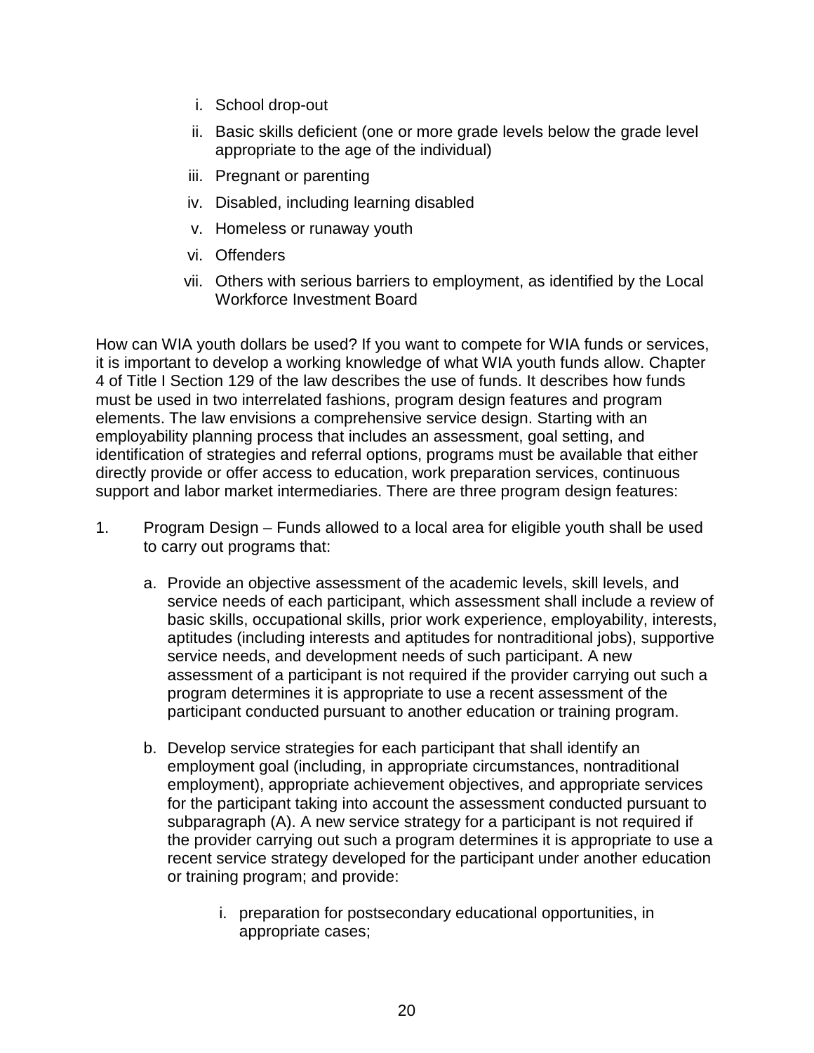i. School drop-out
ii. Basic skills deficient (one or more grade levels below the grade level appropriate to the age of the individual)
iii. Pregnant or parenting
iv. Disabled, including learning disabled
v. Homeless or runaway youth
vi. Offenders
vii. Others with serious barriers to employment, as identified by the Local Workforce Investment Board

How can WIA youth dollars be used? If you want to compete for WIA funds or services, it is important to develop a working knowledge of what WIA youth funds allow. Chapter 4 of Title I Section 129 of the law describes the use of funds. It describes how funds must be used in two interrelated fashions, program design features and program elements. The law envisions a comprehensive service design. Starting with an employability planning process that includes an assessment, goal setting, and identification of strategies and referral options, programs must be available that either directly provide or offer access to education, work preparation services, continuous support and labor market intermediaries. There are three program design features:

1. Program Design – Funds allowed to a local area for eligible youth shall be used to carry out programs that:

   a. Provide an objective assessment of the academic levels, skill levels, and service needs of each participant, which assessment shall include a review of basic skills, occupational skills, prior work experience, employability, interests, aptitudes (including interests and aptitudes for nontraditional jobs), supportive service needs, and development needs of such participant. A new assessment of a participant is not required if the provider carrying out such a program determines it is appropriate to use a recent assessment of the participant conducted pursuant to another education or training program.

   b. Develop service strategies for each participant that shall identify an employment goal (including, in appropriate circumstances, nontraditional employment), appropriate achievement objectives, and appropriate services for the participant taking into account the assessment conducted pursuant to subparagraph (A). A new service strategy for a participant is not required if the provider carrying out such a program determines it is appropriate to use a recent service strategy developed for the participant under another education or training program; and provide:

      i. preparation for postsecondary educational opportunities, in appropriate cases;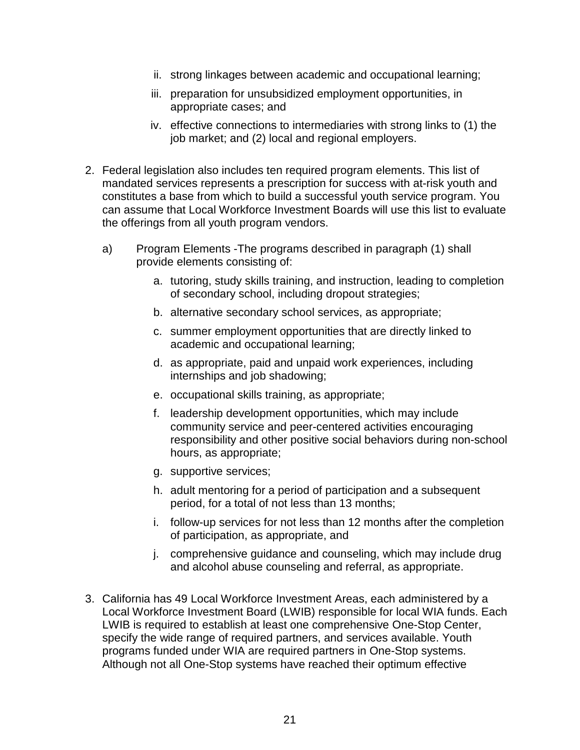ii. strong linkages between academic and occupational learning;

   iii. preparation for unsubsidized employment opportunities, in appropriate cases; and

   iv. effective connections to intermediaries with strong links to (1) the job market; and (2) local and regional employers.

2. Federal legislation also includes ten required program elements. This list of mandated services represents a prescription for success with at-risk youth and constitutes a base from which to build a successful youth service program. You can assume that Local Workforce Investment Boards will use this list to evaluate the offerings from all youth program vendors.

   a) Program Elements -The programs described in paragraph (1) shall provide elements consisting of:

      a. tutoring, study skills training, and instruction, leading to completion of secondary school, including dropout strategies;

      b. alternative secondary school services, as appropriate;

      c. summer employment opportunities that are directly linked to academic and occupational learning;

      d. as appropriate, paid and unpaid work experiences, including internships and job shadowing;

      e. occupational skills training, as appropriate;

      f. leadership development opportunities, which may include community service and peer-centered activities encouraging responsibility and other positive social behaviors during non-school hours, as appropriate;

      g. supportive services;

      h. adult mentoring for a period of participation and a subsequent period, for a total of not less than 13 months;

      i. follow-up services for not less than 12 months after the completion of participation, as appropriate, and

      j. comprehensive guidance and counseling, which may include drug and alcohol abuse counseling and referral, as appropriate.

3. California has 49 Local Workforce Investment Areas, each administered by a Local Workforce Investment Board (LWIB) responsible for local WIA funds. Each LWIB is required to establish at least one comprehensive One-Stop Center, specify the wide range of required partners, and services available. Youth programs funded under WIA are required partners in One-Stop systems. Although not all One-Stop systems have reached their optimum effective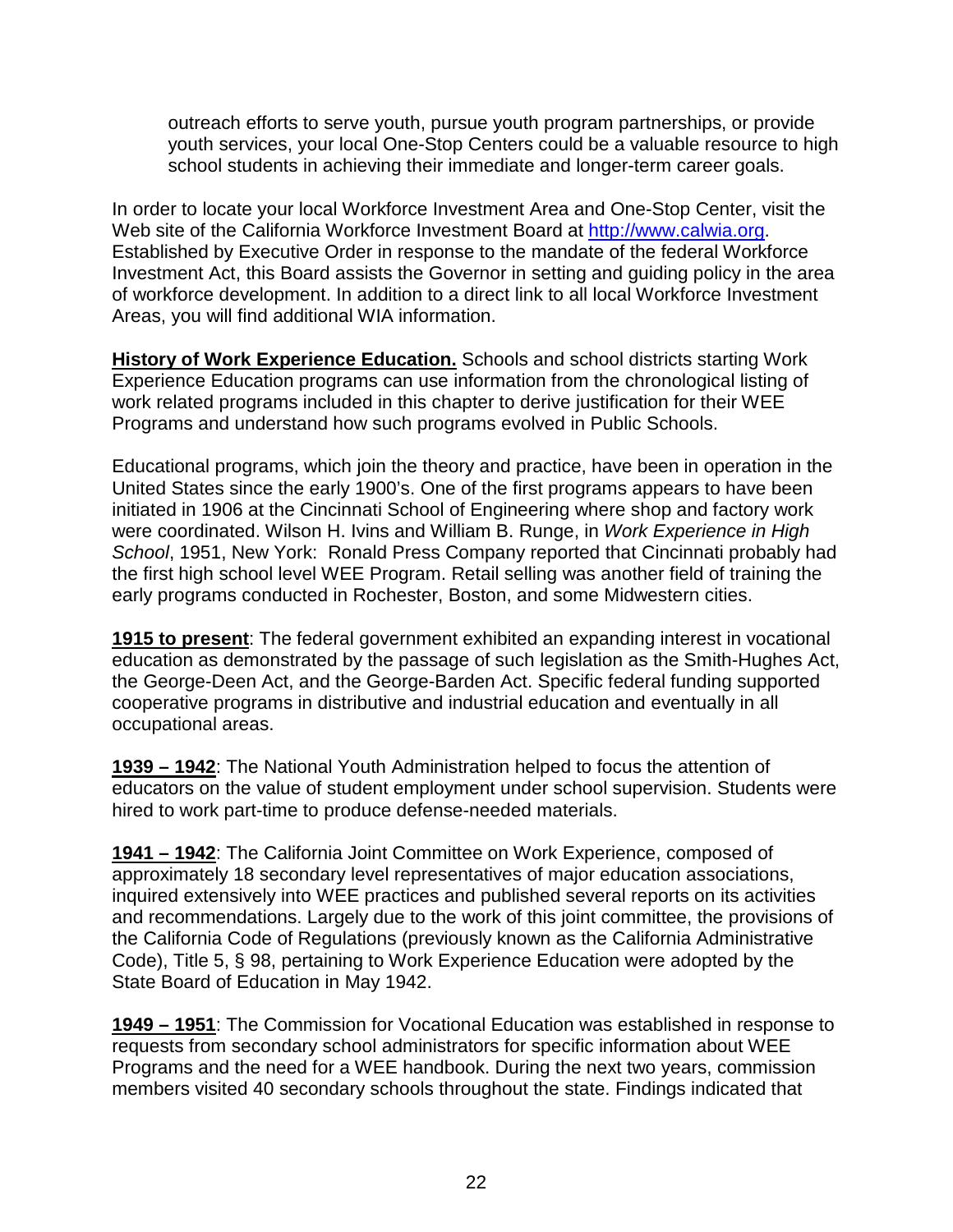outreach efforts to serve youth, pursue youth program partnerships, or provide youth services, your local One-Stop Centers could be a valuable resource to high school students in achieving their immediate and longer-term career goals.

In order to locate your local Workforce Investment Area and One-Stop Center, visit the Web site of the California Workforce Investment Board at http://www.calwia.org. Established by Executive Order in response to the mandate of the federal Workforce Investment Act, this Board assists the Governor in setting and guiding policy in the area of workforce development. In addition to a direct link to all local Workforce Investment Areas, you will find additional WIA information.

**History of Work Experience Education.** Schools and school districts starting Work Experience Education programs can use information from the chronological listing of work related programs included in this chapter to derive justification for their WEE Programs and understand how such programs evolved in Public Schools.

Educational programs, which join the theory and practice, have been in operation in the United States since the early 1900's. One of the first programs appears to have been initiated in 1906 at the Cincinnati School of Engineering where shop and factory work were coordinated. Wilson H. Ivins and William B. Runge, in *Work Experience in High School*, 1951, New York: Ronald Press Company reported that Cincinnati probably had the first high school level WEE Program. Retail selling was another field of training the early programs conducted in Rochester, Boston, and some Midwestern cities.

**1915 to present**: The federal government exhibited an expanding interest in vocational education as demonstrated by the passage of such legislation as the Smith-Hughes Act, the George-Deen Act, and the George-Barden Act. Specific federal funding supported cooperative programs in distributive and industrial education and eventually in all occupational areas.

**1939 – 1942**: The National Youth Administration helped to focus the attention of educators on the value of student employment under school supervision. Students were hired to work part-time to produce defense-needed materials.

**1941 – 1942**: The California Joint Committee on Work Experience, composed of approximately 18 secondary level representatives of major education associations, inquired extensively into WEE practices and published several reports on its activities and recommendations. Largely due to the work of this joint committee, the provisions of the California Code of Regulations (previously known as the California Administrative Code), Title 5, § 98, pertaining to Work Experience Education were adopted by the State Board of Education in May 1942.

**1949 – 1951**: The Commission for Vocational Education was established in response to requests from secondary school administrators for specific information about WEE Programs and the need for a WEE handbook. During the next two years, commission members visited 40 secondary schools throughout the state. Findings indicated that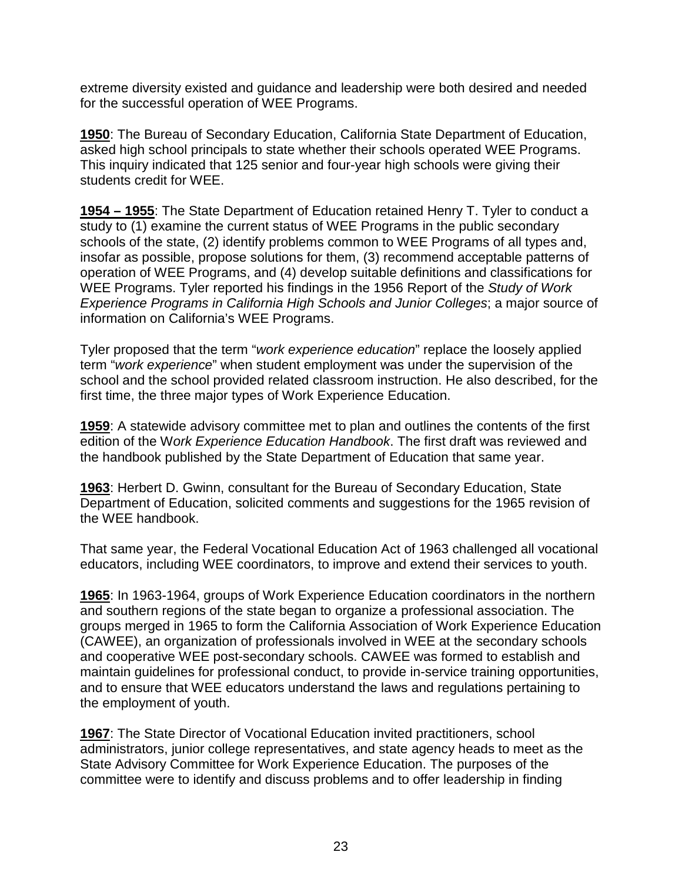extreme diversity existed and guidance and leadership were both desired and needed for the successful operation of WEE Programs.

**1950**: The Bureau of Secondary Education, California State Department of Education, asked high school principals to state whether their schools operated WEE Programs. This inquiry indicated that 125 senior and four-year high schools were giving their students credit for WEE.

**1954 – 1955**: The State Department of Education retained Henry T. Tyler to conduct a study to (1) examine the current status of WEE Programs in the public secondary schools of the state, (2) identify problems common to WEE Programs of all types and, insofar as possible, propose solutions for them, (3) recommend acceptable patterns of operation of WEE Programs, and (4) develop suitable definitions and classifications for WEE Programs. Tyler reported his findings in the 1956 Report of the *Study of Work Experience Programs in California High Schools and Junior Colleges*; a major source of information on California's WEE Programs.

Tyler proposed that the term "*work experience education*" replace the loosely applied term "*work experience*" when student employment was under the supervision of the school and the school provided related classroom instruction. He also described, for the first time, the three major types of Work Experience Education.

**1959**: A statewide advisory committee met to plan and outlines the contents of the first edition of the W*ork Experience Education Handbook*. The first draft was reviewed and the handbook published by the State Department of Education that same year.

**1963**: Herbert D. Gwinn, consultant for the Bureau of Secondary Education, State Department of Education, solicited comments and suggestions for the 1965 revision of the WEE handbook.

That same year, the Federal Vocational Education Act of 1963 challenged all vocational educators, including WEE coordinators, to improve and extend their services to youth.

**1965**: In 1963-1964, groups of Work Experience Education coordinators in the northern and southern regions of the state began to organize a professional association. The groups merged in 1965 to form the California Association of Work Experience Education (CAWEE), an organization of professionals involved in WEE at the secondary schools and cooperative WEE post-secondary schools. CAWEE was formed to establish and maintain guidelines for professional conduct, to provide in-service training opportunities, and to ensure that WEE educators understand the laws and regulations pertaining to the employment of youth.

**1967**: The State Director of Vocational Education invited practitioners, school administrators, junior college representatives, and state agency heads to meet as the State Advisory Committee for Work Experience Education. The purposes of the committee were to identify and discuss problems and to offer leadership in finding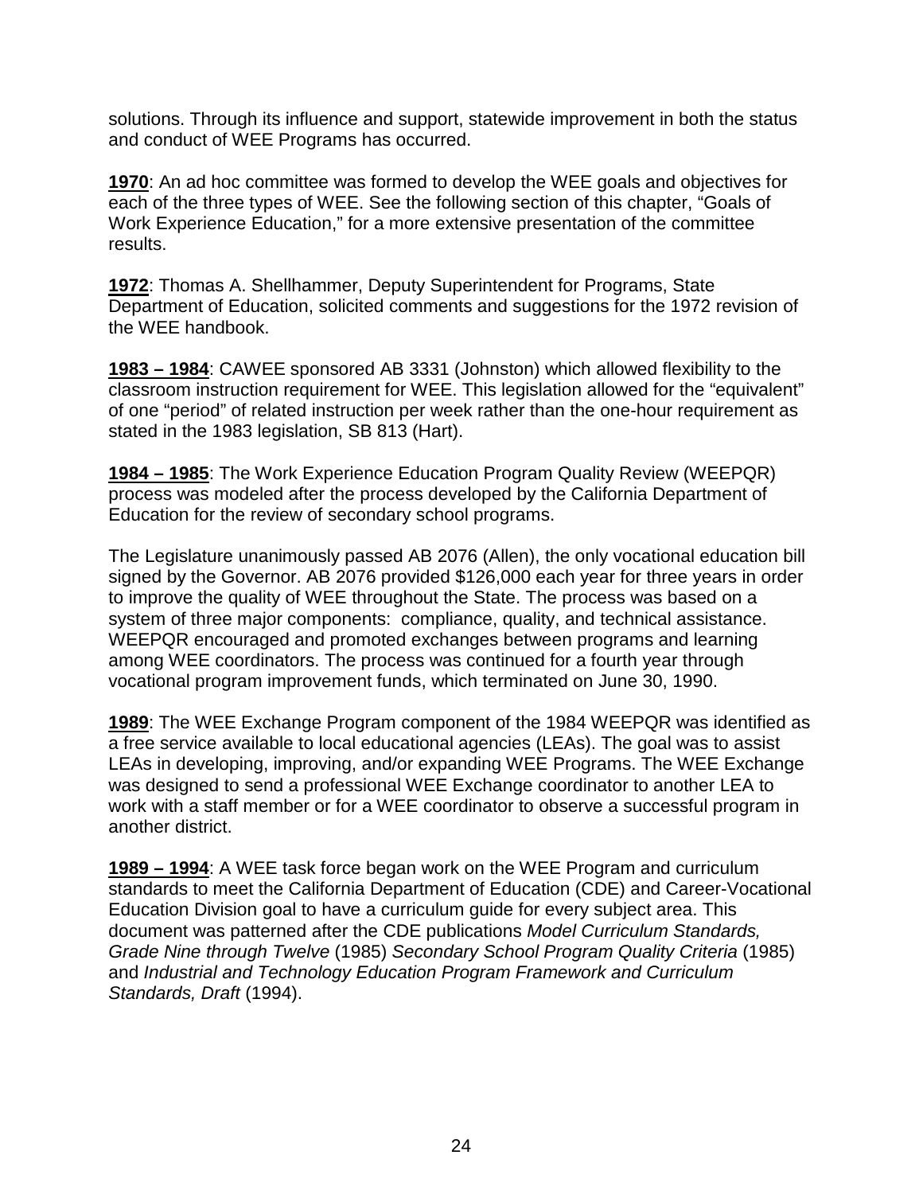solutions. Through its influence and support, statewide improvement in both the status and conduct of WEE Programs has occurred.

**1970**: An ad hoc committee was formed to develop the WEE goals and objectives for each of the three types of WEE. See the following section of this chapter, "Goals of Work Experience Education," for a more extensive presentation of the committee results.

**1972**: Thomas A. Shellhammer, Deputy Superintendent for Programs, State Department of Education, solicited comments and suggestions for the 1972 revision of the WEE handbook.

**1983 – 1984**: CAWEE sponsored AB 3331 (Johnston) which allowed flexibility to the classroom instruction requirement for WEE. This legislation allowed for the "equivalent" of one "period" of related instruction per week rather than the one-hour requirement as stated in the 1983 legislation, SB 813 (Hart).

**1984 – 1985**: The Work Experience Education Program Quality Review (WEEPQR) process was modeled after the process developed by the California Department of Education for the review of secondary school programs.

The Legislature unanimously passed AB 2076 (Allen), the only vocational education bill signed by the Governor. AB 2076 provided $126,000 each year for three years in order to improve the quality of WEE throughout the State. The process was based on a system of three major components: compliance, quality, and technical assistance. WEEPQR encouraged and promoted exchanges between programs and learning among WEE coordinators. The process was continued for a fourth year through vocational program improvement funds, which terminated on June 30, 1990.

**1989**: The WEE Exchange Program component of the 1984 WEEPQR was identified as a free service available to local educational agencies (LEAs). The goal was to assist LEAs in developing, improving, and/or expanding WEE Programs. The WEE Exchange was designed to send a professional WEE Exchange coordinator to another LEA to work with a staff member or for a WEE coordinator to observe a successful program in another district.

**1989 – 1994**: A WEE task force began work on the WEE Program and curriculum standards to meet the California Department of Education (CDE) and Career-Vocational Education Division goal to have a curriculum guide for every subject area. This document was patterned after the CDE publications *Model Curriculum Standards, Grade Nine through Twelve* (1985) *Secondary School Program Quality Criteria* (1985) and *Industrial and Technology Education Program Framework and Curriculum Standards, Draft* (1994).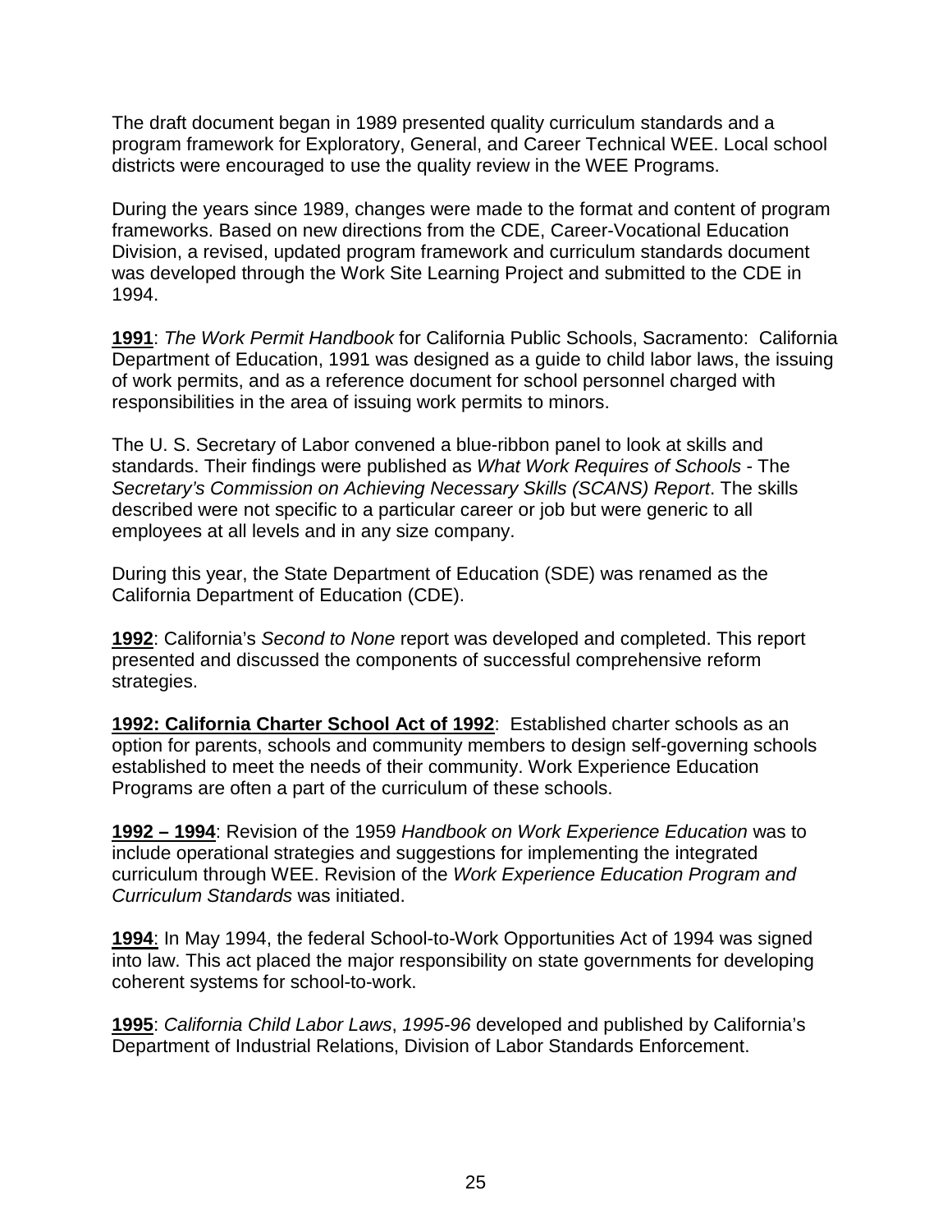The draft document began in 1989 presented quality curriculum standards and a program framework for Exploratory, General, and Career Technical WEE. Local school districts were encouraged to use the quality review in the WEE Programs.

During the years since 1989, changes were made to the format and content of program frameworks. Based on new directions from the CDE, Career-Vocational Education Division, a revised, updated program framework and curriculum standards document was developed through the Work Site Learning Project and submitted to the CDE in 1994.

**1991**: *The Work Permit Handbook* for California Public Schools, Sacramento: California Department of Education, 1991 was designed as a guide to child labor laws, the issuing of work permits, and as a reference document for school personnel charged with responsibilities in the area of issuing work permits to minors.

The U. S. Secretary of Labor convened a blue-ribbon panel to look at skills and standards. Their findings were published as *What Work Requires of Schools* - The *Secretary's Commission on Achieving Necessary Skills (SCANS) Report*. The skills described were not specific to a particular career or job but were generic to all employees at all levels and in any size company.

During this year, the State Department of Education (SDE) was renamed as the California Department of Education (CDE).

**1992**: California's *Second to None* report was developed and completed. This report presented and discussed the components of successful comprehensive reform strategies.

**1992: California Charter School Act of 1992**: Established charter schools as an option for parents, schools and community members to design self-governing schools established to meet the needs of their community. Work Experience Education Programs are often a part of the curriculum of these schools.

**1992 – 1994**: Revision of the 1959 *Handbook on Work Experience Education* was to include operational strategies and suggestions for implementing the integrated curriculum through WEE. Revision of the *Work Experience Education Program and Curriculum Standards* was initiated.

**1994**: In May 1994, the federal School-to-Work Opportunities Act of 1994 was signed into law. This act placed the major responsibility on state governments for developing coherent systems for school-to-work.

**1995**: *California Child Labor Laws*, *1995-96* developed and published by California's Department of Industrial Relations, Division of Labor Standards Enforcement.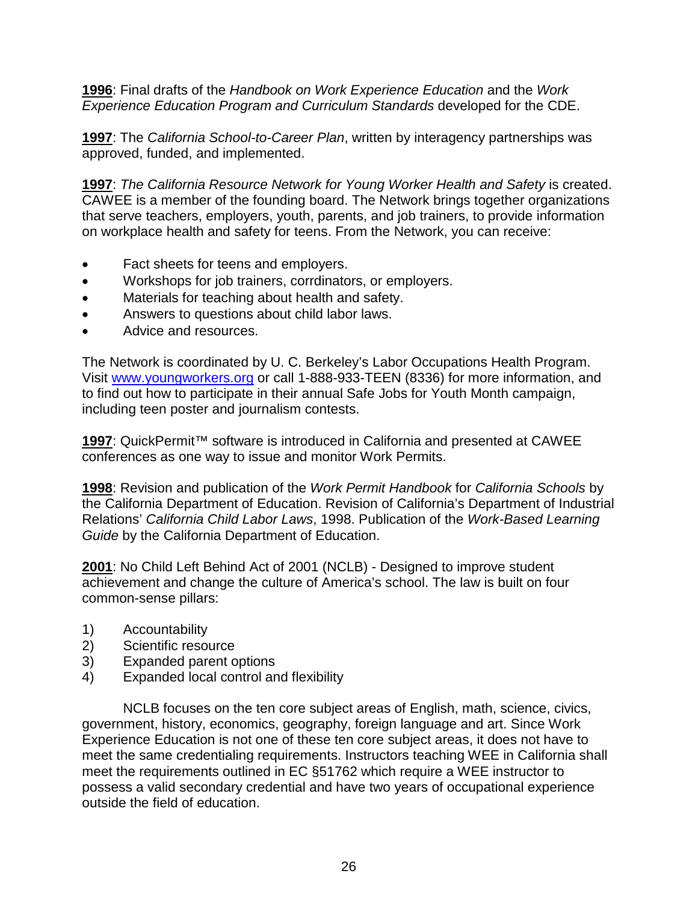**1996**: Final drafts of the *Handbook on Work Experience Education* and the *Work Experience Education Program and Curriculum Standards* developed for the CDE.

**1997**: The *California School-to-Career Plan*, written by interagency partnerships was approved, funded, and implemented.

**1997**: *The California Resource Network for Young Worker Health and Safety* is created. CAWEE is a member of the founding board. The Network brings together organizations that serve teachers, employers, youth, parents, and job trainers, to provide information on workplace health and safety for teens. From the Network, you can receive:

- Fact sheets for teens and employers.
- Workshops for job trainers, corrdinators, or employers.
- Materials for teaching about health and safety.
- Answers to questions about child labor laws.
- Advice and resources.

The Network is coordinated by U. C. Berkeley's Labor Occupations Health Program. Visit [www.youngworkers.org](http://www.youngworkers.org) or call 1-888-933-TEEN (8336) for more information, and to find out how to participate in their annual Safe Jobs for Youth Month campaign, including teen poster and journalism contests.

**1997**: QuickPermit™ software is introduced in California and presented at CAWEE conferences as one way to issue and monitor Work Permits.

**1998**: Revision and publication of the *Work Permit Handbook* for *California Schools* by the California Department of Education. Revision of California's Department of Industrial Relations' *California Child Labor Laws*, 1998. Publication of the *Work-Based Learning Guide* by the California Department of Education.

**2001**: No Child Left Behind Act of 2001 (NCLB) - Designed to improve student achievement and change the culture of America's school. The law is built on four common-sense pillars:

1) Accountability
2) Scientific resource
3) Expanded parent options
4) Expanded local control and flexibility

NCLB focuses on the ten core subject areas of English, math, science, civics, government, history, economics, geography, foreign language and art. Since Work Experience Education is not one of these ten core subject areas, it does not have to meet the same credentialing requirements. Instructors teaching WEE in California shall meet the requirements outlined in EC §51762 which require a WEE instructor to possess a valid secondary credential and have two years of occupational experience outside the field of education.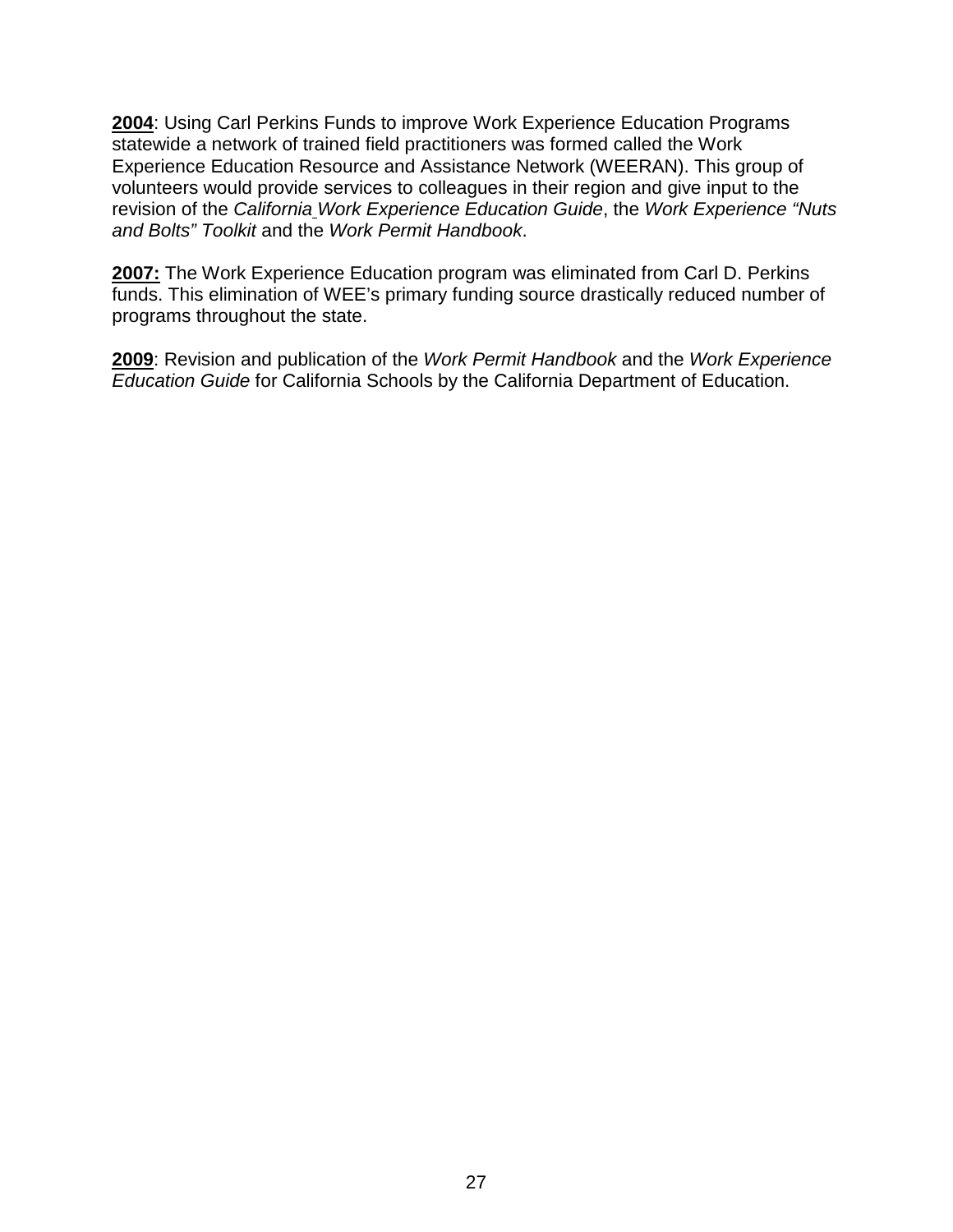**2004**: Using Carl Perkins Funds to improve Work Experience Education Programs statewide a network of trained field practitioners was formed called the Work Experience Education Resource and Assistance Network (WEERAN). This group of volunteers would provide services to colleagues in their region and give input to the revision of the *California Work Experience Education Guide*, the *Work Experience "Nuts and Bolts" Toolkit* and the *Work Permit Handbook*.

**2007:** The Work Experience Education program was eliminated from Carl D. Perkins funds. This elimination of WEE's primary funding source drastically reduced number of programs throughout the state.

**2009**: Revision and publication of the *Work Permit Handbook* and the *Work Experience Education Guide* for California Schools by the California Department of Education.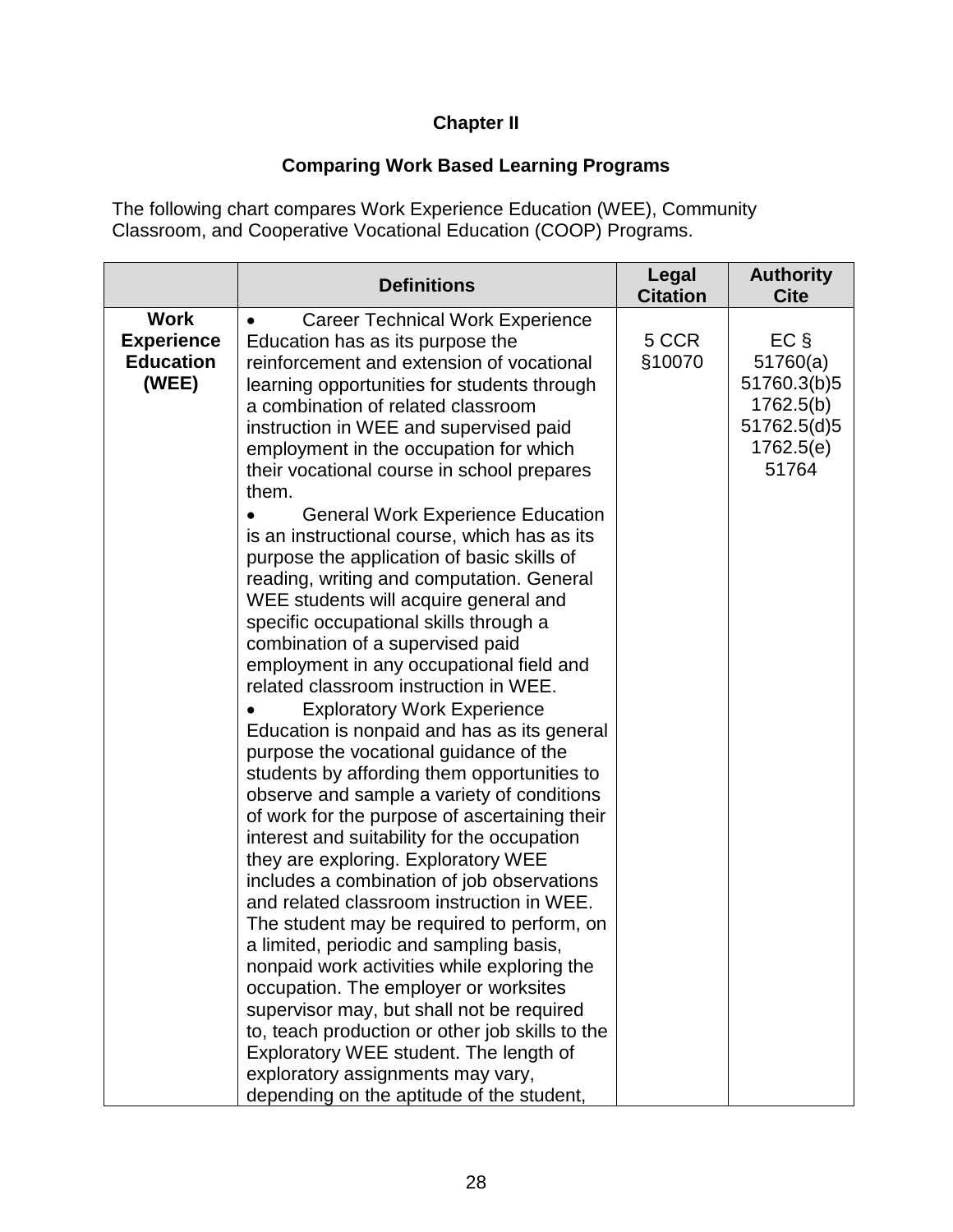# Chapter II

## Comparing Work Based Learning Programs

The following chart compares Work Experience Education (WEE), Community Classroom, and Cooperative Vocational Education (COOP) Programs.

| | Definitions | Legal Citation | Authority Cite |
|---|---|---|---|
| **Work Experience Education (WEE)** | • Career Technical Work Experience Education has as its purpose the reinforcement and extension of vocational learning opportunities for students through a combination of related classroom instruction in WEE and supervised paid employment in the occupation for which their vocational course in school prepares them.<br>• General Work Experience Education is an instructional course, which has as its purpose the application of basic skills of reading, writing and computation. General WEE students will acquire general and specific occupational skills through a combination of a supervised paid employment in any occupational field and related classroom instruction in WEE.<br>• Exploratory Work Experience Education is nonpaid and has as its general purpose the vocational guidance of the students by affording them opportunities to observe and sample a variety of conditions of work for the purpose of ascertaining their interest and suitability for the occupation they are exploring. Exploratory WEE includes a combination of job observations and related classroom instruction in WEE. The student may be required to perform, on a limited, periodic and sampling basis, nonpaid work activities while exploring the occupation. The employer or worksites supervisor may, but shall not be required to, teach production or other job skills to the Exploratory WEE student. The length of exploratory assignments may vary, depending on the aptitude of the student, | 5 CCR §10070 | EC § 51760(a) 51760.3(b)5 1762.5(b) 51762.5(d)5 1762.5(e) 51764 |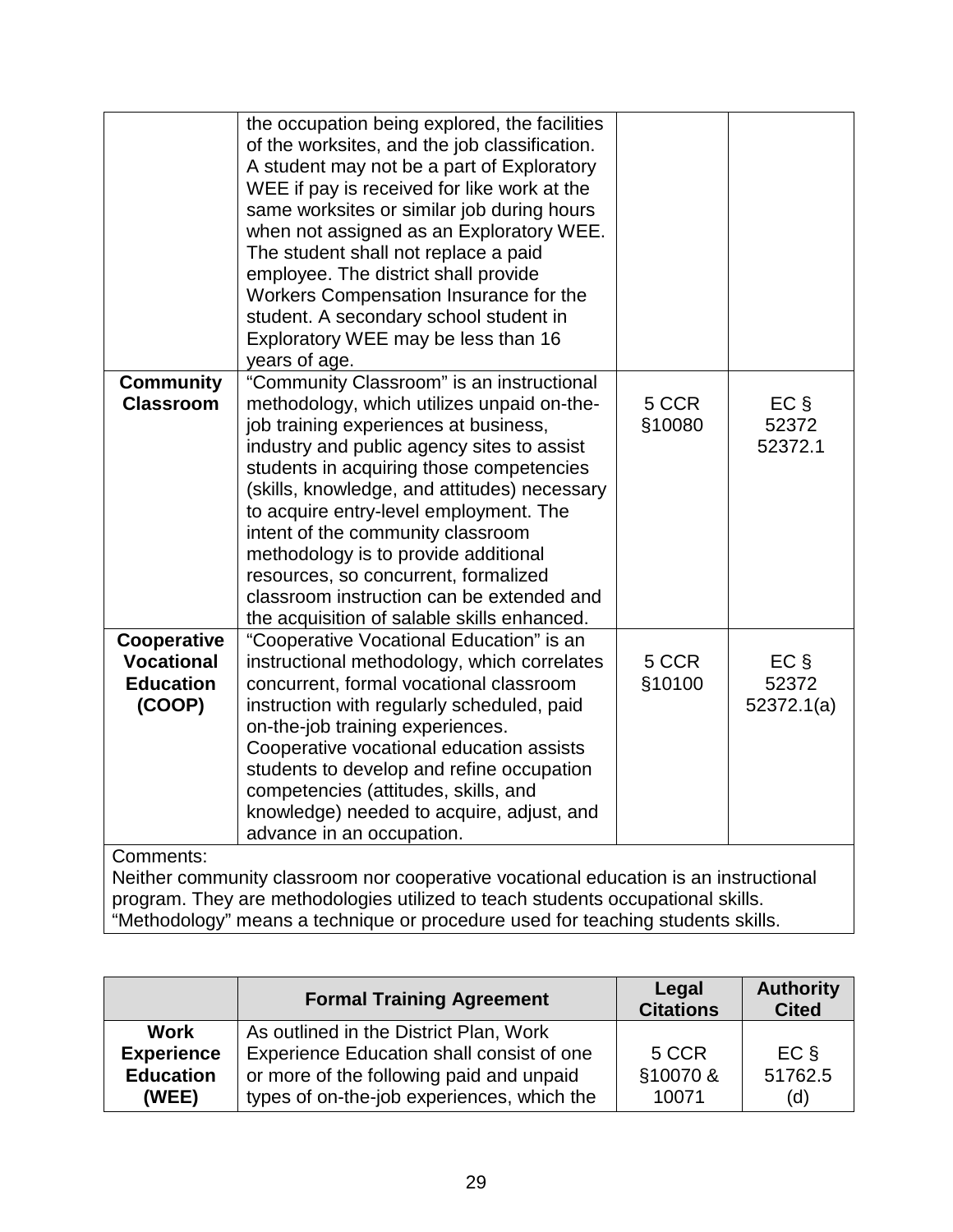| | | | |
|---|---|---|---|
| | the occupation being explored, the facilities of the worksites, and the job classification. A student may not be a part of Exploratory WEE if pay is received for like work at the same worksites or similar job during hours when not assigned as an Exploratory WEE. The student shall not replace a paid employee. The district shall provide Workers Compensation Insurance for the student. A secondary school student in Exploratory WEE may be less than 16 years of age. | | |
| **Community Classroom** | "Community Classroom" is an instructional methodology, which utilizes unpaid on-the-job training experiences at business, industry and public agency sites to assist students in acquiring those competencies (skills, knowledge, and attitudes) necessary to acquire entry-level employment. The intent of the community classroom methodology is to provide additional resources, so concurrent, formalized classroom instruction can be extended and the acquisition of salable skills enhanced. | 5 CCR §10080 | EC § 52372 52372.1 |
| **Cooperative Vocational Education (COOP)** | "Cooperative Vocational Education" is an instructional methodology, which correlates concurrent, formal vocational classroom instruction with regularly scheduled, paid on-the-job training experiences. Cooperative vocational education assists students to develop and refine occupation competencies (attitudes, skills, and knowledge) needed to acquire, adjust, and advance in an occupation. | 5 CCR §10100 | EC § 52372 52372.1(a) |
| Comments: Neither community classroom nor cooperative vocational education is an instructional program. They are methodologies utilized to teach students occupational skills. "Methodology" means a technique or procedure used for teaching students skills. | | | |

| | Formal Training Agreement | Legal Citations | Authority Cited |
|---|---|---|---|
| **Work Experience Education (WEE)** | As outlined in the District Plan, Work Experience Education shall consist of one or more of the following paid and unpaid types of on-the-job experiences, which the | 5 CCR §10070 & 10071 | EC § 51762.5 (d) |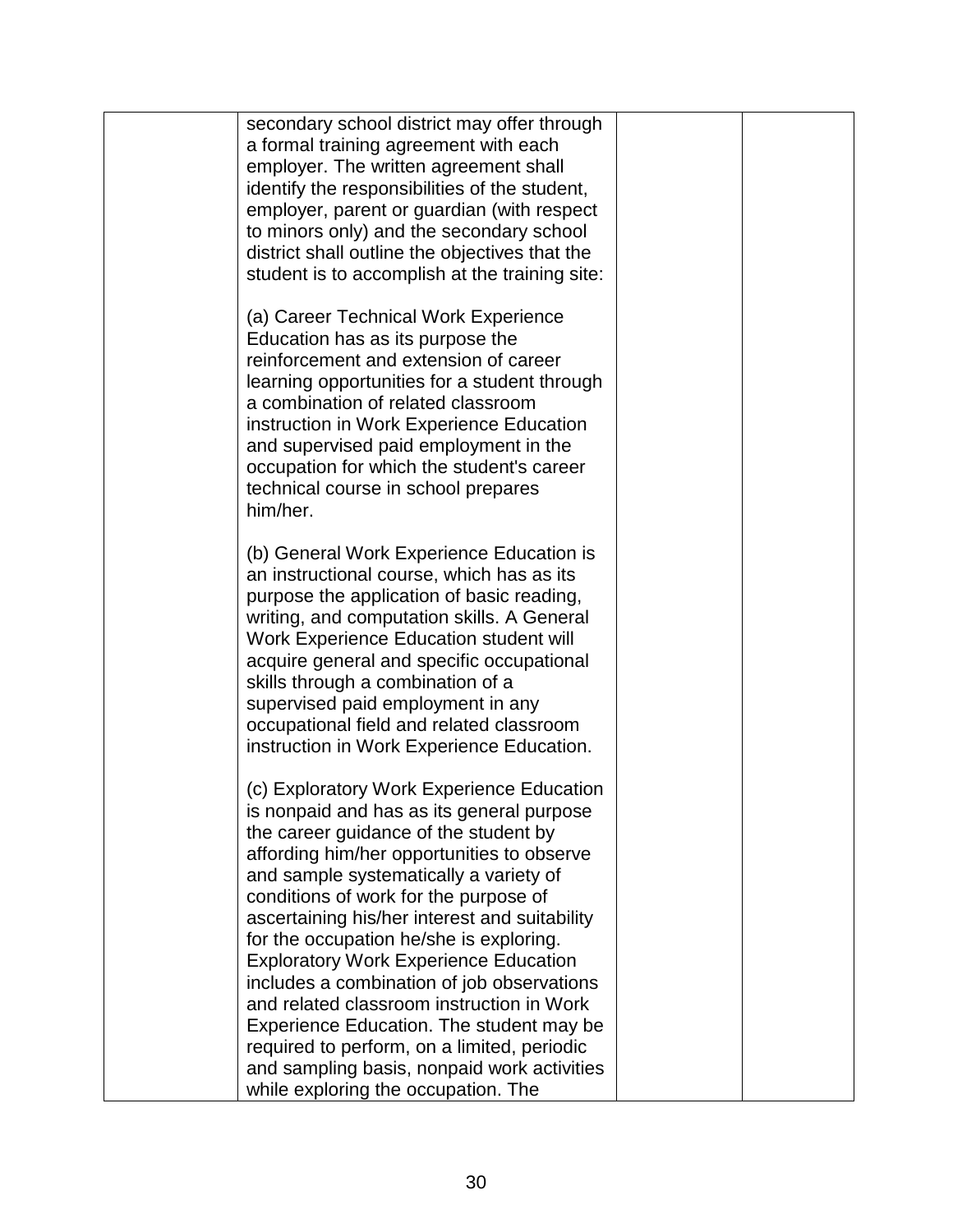| | | | |
|---|---|---|---|
| | secondary school district may offer through a formal training agreement with each employer. The written agreement shall identify the responsibilities of the student, employer, parent or guardian (with respect to minors only) and the secondary school district shall outline the objectives that the student is to accomplish at the training site:<br><br>(a) Career Technical Work Experience Education has as its purpose the reinforcement and extension of career learning opportunities for a student through a combination of related classroom instruction in Work Experience Education and supervised paid employment in the occupation for which the student's career technical course in school prepares him/her.<br><br>(b) General Work Experience Education is an instructional course, which has as its purpose the application of basic reading, writing, and computation skills. A General Work Experience Education student will acquire general and specific occupational skills through a combination of a supervised paid employment in any occupational field and related classroom instruction in Work Experience Education.<br><br>(c) Exploratory Work Experience Education is nonpaid and has as its general purpose the career guidance of the student by affording him/her opportunities to observe and sample systematically a variety of conditions of work for the purpose of ascertaining his/her interest and suitability for the occupation he/she is exploring. Exploratory Work Experience Education includes a combination of job observations and related classroom instruction in Work Experience Education. The student may be required to perform, on a limited, periodic and sampling basis, nonpaid work activities while exploring the occupation. The | | |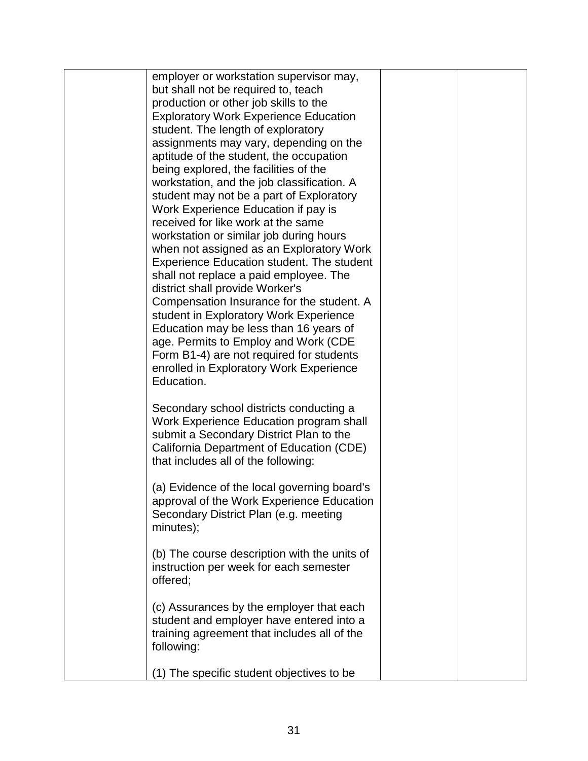| | | | |
|---|---|---|---|
| | employer or workstation supervisor may, but shall not be required to, teach production or other job skills to the Exploratory Work Experience Education student. The length of exploratory assignments may vary, depending on the aptitude of the student, the occupation being explored, the facilities of the workstation, and the job classification. A student may not be a part of Exploratory Work Experience Education if pay is received for like work at the same workstation or similar job during hours when not assigned as an Exploratory Work Experience Education student. The student shall not replace a paid employee. The district shall provide Worker's Compensation Insurance for the student. A student in Exploratory Work Experience Education may be less than 16 years of age. Permits to Employ and Work (CDE Form B1-4) are not required for students enrolled in Exploratory Work Experience Education.<br><br>Secondary school districts conducting a Work Experience Education program shall submit a Secondary District Plan to the California Department of Education (CDE) that includes all of the following:<br><br>(a) Evidence of the local governing board's approval of the Work Experience Education Secondary District Plan (e.g. meeting minutes);<br><br>(b) The course description with the units of instruction per week for each semester offered;<br><br>(c) Assurances by the employer that each student and employer have entered into a training agreement that includes all of the following:<br><br>(1) The specific student objectives to be | | |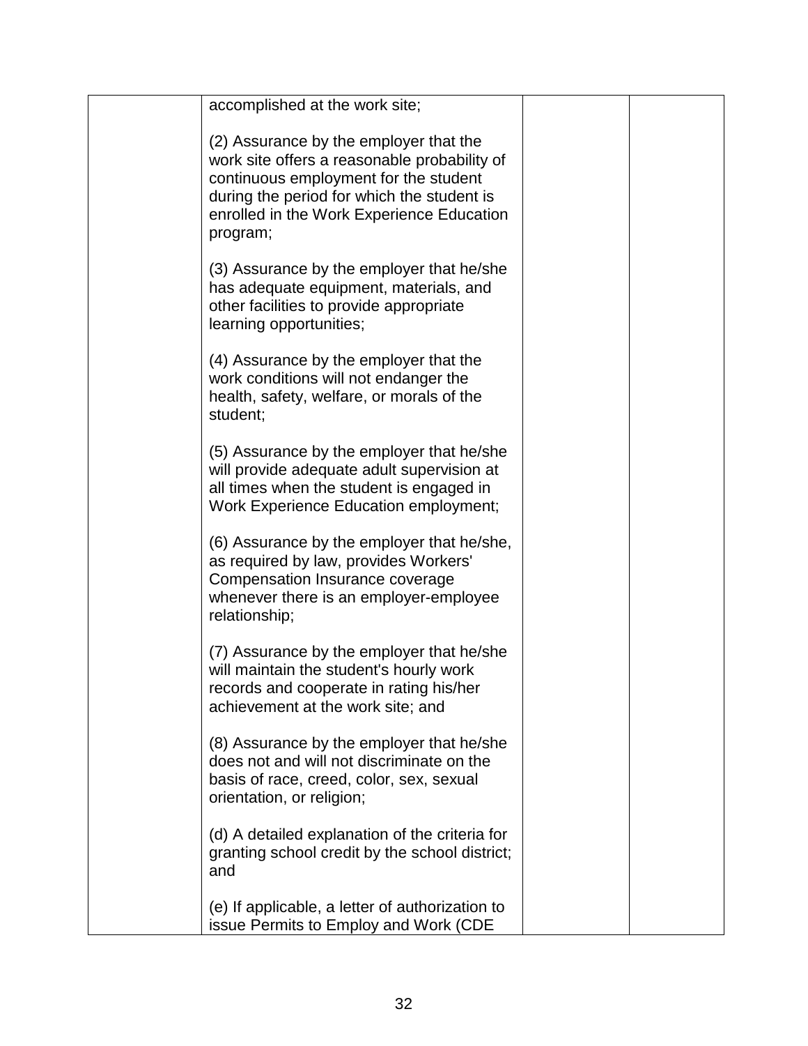| | | | |
|---|---|---|---|
| | accomplished at the work site;<br><br>(2) Assurance by the employer that the work site offers a reasonable probability of continuous employment for the student during the period for which the student is enrolled in the Work Experience Education program;<br><br>(3) Assurance by the employer that he/she has adequate equipment, materials, and other facilities to provide appropriate learning opportunities;<br><br>(4) Assurance by the employer that the work conditions will not endanger the health, safety, welfare, or morals of the student;<br><br>(5) Assurance by the employer that he/she will provide adequate adult supervision at all times when the student is engaged in Work Experience Education employment;<br><br>(6) Assurance by the employer that he/she, as required by law, provides Workers' Compensation Insurance coverage whenever there is an employer-employee relationship;<br><br>(7) Assurance by the employer that he/she will maintain the student's hourly work records and cooperate in rating his/her achievement at the work site; and<br><br>(8) Assurance by the employer that he/she does not and will not discriminate on the basis of race, creed, color, sex, sexual orientation, or religion;<br><br>(d) A detailed explanation of the criteria for granting school credit by the school district; and<br><br>(e) If applicable, a letter of authorization to issue Permits to Employ and Work (CDE | | |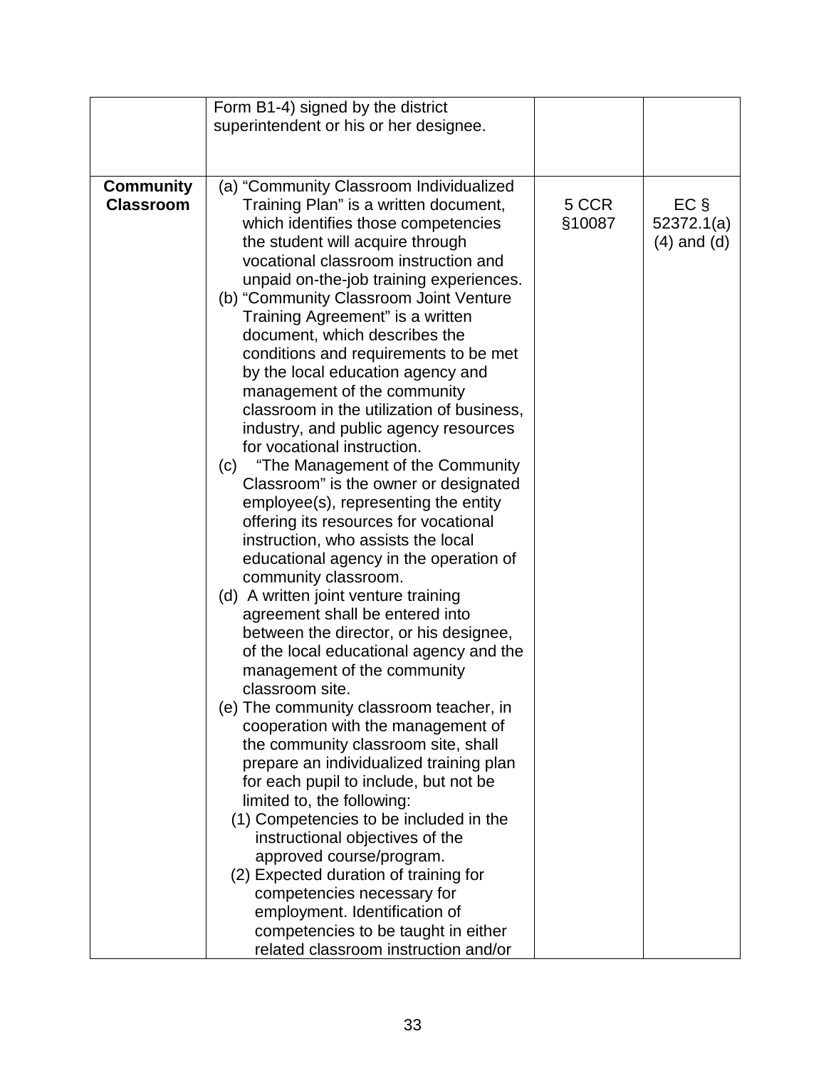| | | | |
|---|---|---|---|
| | Form B1-4) signed by the district superintendent or his or her designee. | | |
| **Community Classroom** | (a) "Community Classroom Individualized Training Plan" is a written document, which identifies those competencies the student will acquire through vocational classroom instruction and unpaid on-the-job training experiences.<br>(b) "Community Classroom Joint Venture Training Agreement" is a written document, which describes the conditions and requirements to be met by the local education agency and management of the community classroom in the utilization of business, industry, and public agency resources for vocational instruction.<br>(c) "The Management of the Community Classroom" is the owner or designated employee(s), representing the entity offering its resources for vocational instruction, who assists the local educational agency in the operation of community classroom.<br>(d) A written joint venture training agreement shall be entered into between the director, or his designee, of the local educational agency and the management of the community classroom site.<br>(e) The community classroom teacher, in cooperation with the management of the community classroom site, shall prepare an individualized training plan for each pupil to include, but not be limited to, the following:<br>(1) Competencies to be included in the instructional objectives of the approved course/program.<br>(2) Expected duration of training for competencies necessary for employment. Identification of competencies to be taught in either related classroom instruction and/or | 5 CCR §10087 | EC § 52372.1(a)(4) and (d) |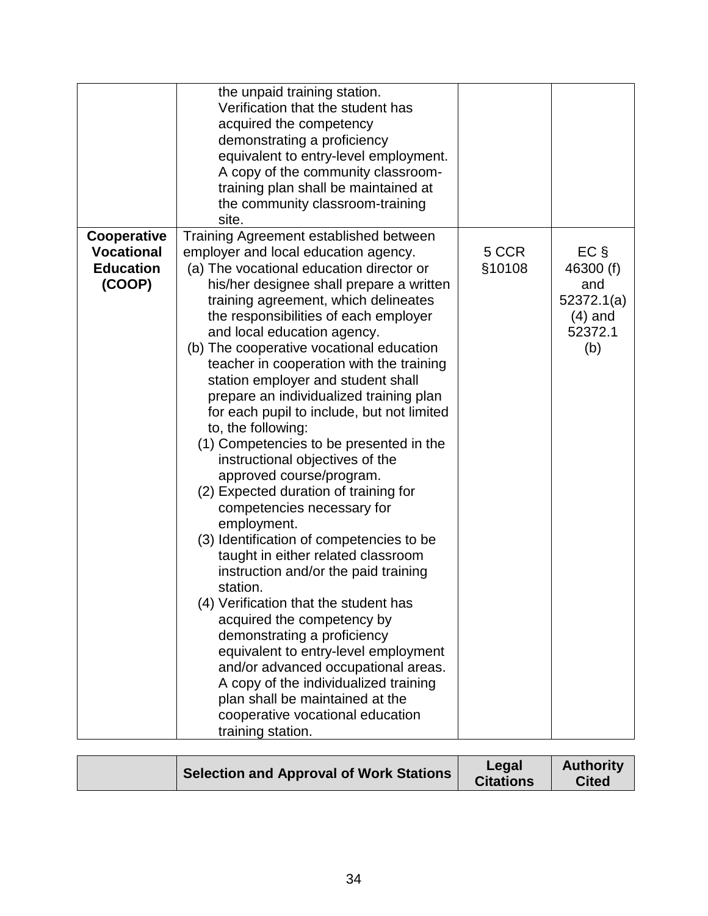| | | | |
|---|---|---|---|
| | the unpaid training station. Verification that the student has acquired the competency demonstrating a proficiency equivalent to entry-level employment. A copy of the community classroom-training plan shall be maintained at the community classroom-training site. | | |
| **Cooperative Vocational Education (COOP)** | Training Agreement established between employer and local education agency.<br>(a) The vocational education director or his/her designee shall prepare a written training agreement, which delineates the responsibilities of each employer and local education agency.<br>(b) The cooperative vocational education teacher in cooperation with the training station employer and student shall prepare an individualized training plan for each pupil to include, but not limited to, the following:<br>(1) Competencies to be presented in the instructional objectives of the approved course/program.<br>(2) Expected duration of training for competencies necessary for employment.<br>(3) Identification of competencies to be taught in either related classroom instruction and/or the paid training station.<br>(4) Verification that the student has acquired the competency by demonstrating a proficiency equivalent to entry-level employment and/or advanced occupational areas. A copy of the individualized training plan shall be maintained at the cooperative vocational education training station. | 5 CCR §10108 | EC § 46300 (f) and 52372.1(a)(4) and 52372.1 (b) |

| | Selection and Approval of Work Stations | Legal Citations | Authority Cited |
|---|---|---|---|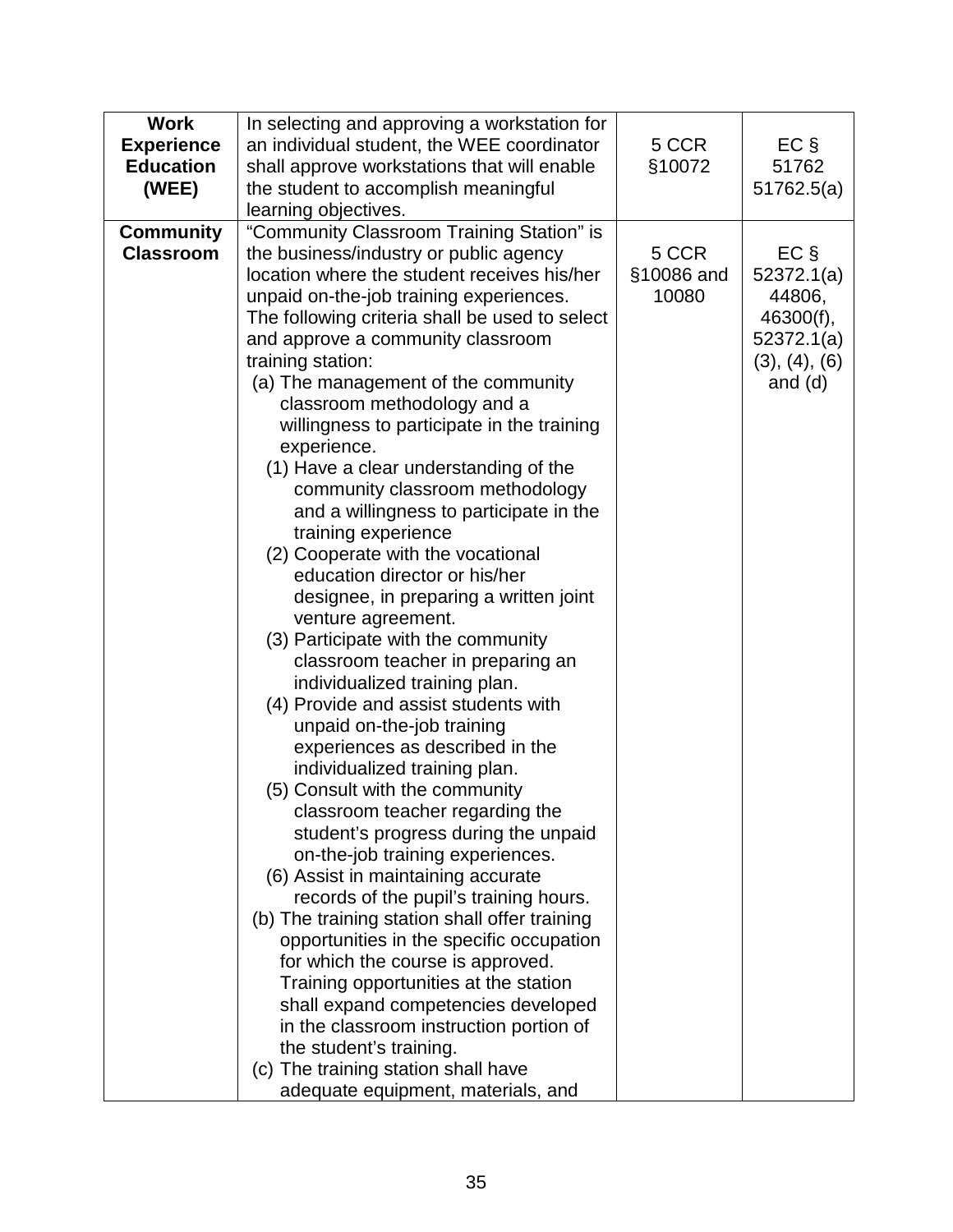| **Work Experience Education (WEE)** | In selecting and approving a workstation for an individual student, the WEE coordinator shall approve workstations that will enable the student to accomplish meaningful learning objectives. | 5 CCR §10072 | EC § 51762 51762.5(a) |
|---|---|---|---|
| **Community Classroom** | "Community Classroom Training Station" is the business/industry or public agency location where the student receives his/her unpaid on-the-job training experiences. The following criteria shall be used to select and approve a community classroom training station:<br>(a) The management of the community classroom methodology and a willingness to participate in the training experience.<br>(1) Have a clear understanding of the community classroom methodology and a willingness to participate in the training experience<br>(2) Cooperate with the vocational education director or his/her designee, in preparing a written joint venture agreement.<br>(3) Participate with the community classroom teacher in preparing an individualized training plan.<br>(4) Provide and assist students with unpaid on-the-job training experiences as described in the individualized training plan.<br>(5) Consult with the community classroom teacher regarding the student's progress during the unpaid on-the-job training experiences.<br>(6) Assist in maintaining accurate records of the pupil's training hours.<br>(b) The training station shall offer training opportunities in the specific occupation for which the course is approved. Training opportunities at the station shall expand competencies developed in the classroom instruction portion of the student's training.<br>(c) The training station shall have adequate equipment, materials, and | 5 CCR §10086 and 10080 | EC § 52372.1(a) 44806, 46300(f), 52372.1(a) (3), (4), (6) and (d) |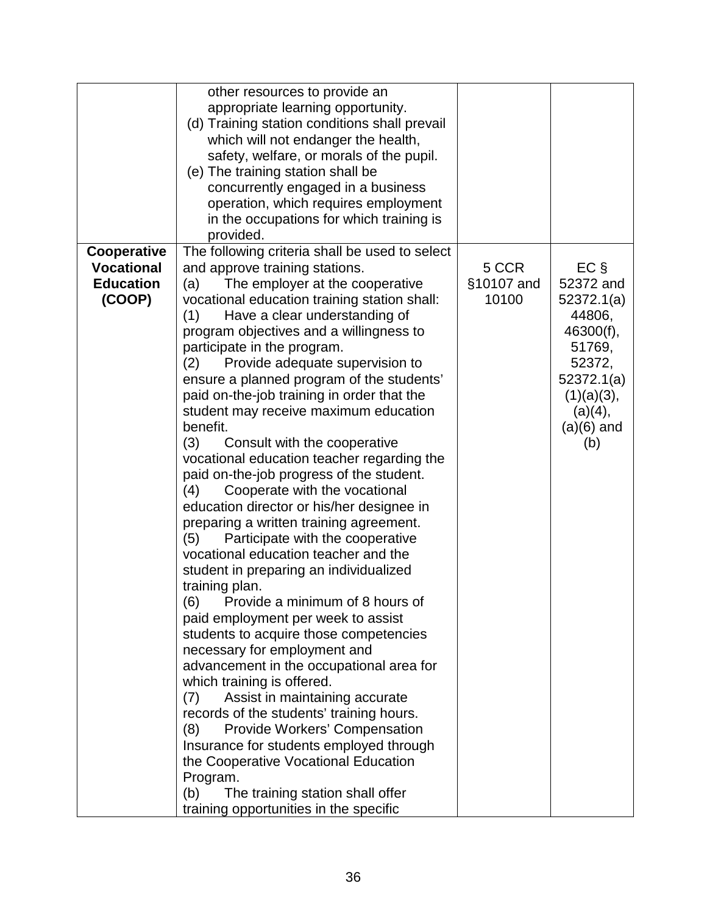| | | | |
|---|---|---|---|
| | other resources to provide an appropriate learning opportunity.<br>(d) Training station conditions shall prevail which will not endanger the health, safety, welfare, or morals of the pupil.<br>(e) The training station shall be concurrently engaged in a business operation, which requires employment in the occupations for which training is provided. | | |
| **Cooperative Vocational Education (COOP)** | The following criteria shall be used to select and approve training stations.<br>(a) The employer at the cooperative vocational education training station shall:<br>(1) Have a clear understanding of program objectives and a willingness to participate in the program.<br>(2) Provide adequate supervision to ensure a planned program of the students' paid on-the-job training in order that the student may receive maximum education benefit.<br>(3) Consult with the cooperative vocational education teacher regarding the paid on-the-job progress of the student.<br>(4) Cooperate with the vocational education director or his/her designee in preparing a written training agreement.<br>(5) Participate with the cooperative vocational education teacher and the student in preparing an individualized training plan.<br>(6) Provide a minimum of 8 hours of paid employment per week to assist students to acquire those competencies necessary for employment and advancement in the occupational area for which training is offered.<br>(7) Assist in maintaining accurate records of the students' training hours.<br>(8) Provide Workers' Compensation Insurance for students employed through the Cooperative Vocational Education Program.<br>(b) The training station shall offer training opportunities in the specific | 5 CCR §10107 and 10100 | EC § 52372 and 52372.1(a) 44806, 46300(f), 51769, 52372, 52372.1(a) (1)(a)(3), (a)(4), (a)(6) and (b) |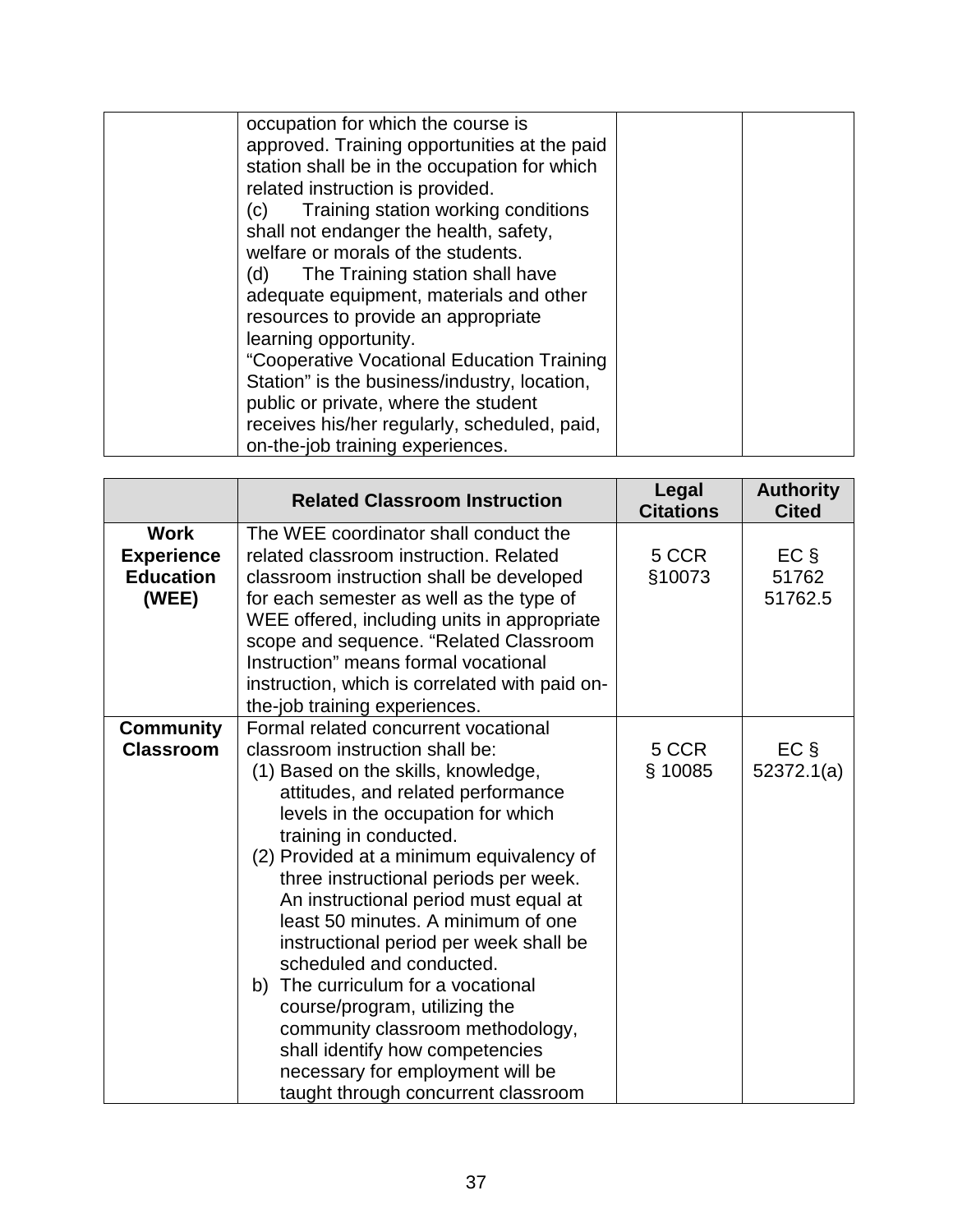| | | | |
|---|---|---|---|
| | occupation for which the course is approved. Training opportunities at the paid station shall be in the occupation for which related instruction is provided.<br>(c) Training station working conditions shall not endanger the health, safety, welfare or morals of the students.<br>(d) The Training station shall have adequate equipment, materials and other resources to provide an appropriate learning opportunity.<br>"Cooperative Vocational Education Training Station" is the business/industry, location, public or private, where the student receives his/her regularly, scheduled, paid, on-the-job training experiences. | | |

| | Related Classroom Instruction | Legal Citations | Authority Cited |
|---|---|---|---|
| **Work Experience Education (WEE)** | The WEE coordinator shall conduct the related classroom instruction. Related classroom instruction shall be developed for each semester as well as the type of WEE offered, including units in appropriate scope and sequence. "Related Classroom Instruction" means formal vocational instruction, which is correlated with paid on-the-job training experiences. | 5 CCR §10073 | EC § 51762 51762.5 |
| **Community Classroom** | Formal related concurrent vocational classroom instruction shall be:<br>(1) Based on the skills, knowledge, attitudes, and related performance levels in the occupation for which training in conducted.<br>(2) Provided at a minimum equivalency of three instructional periods per week. An instructional period must equal at least 50 minutes. A minimum of one instructional period per week shall be scheduled and conducted.<br>b) The curriculum for a vocational course/program, utilizing the community classroom methodology, shall identify how competencies necessary for employment will be taught through concurrent classroom | 5 CCR § 10085 | EC § 52372.1(a) |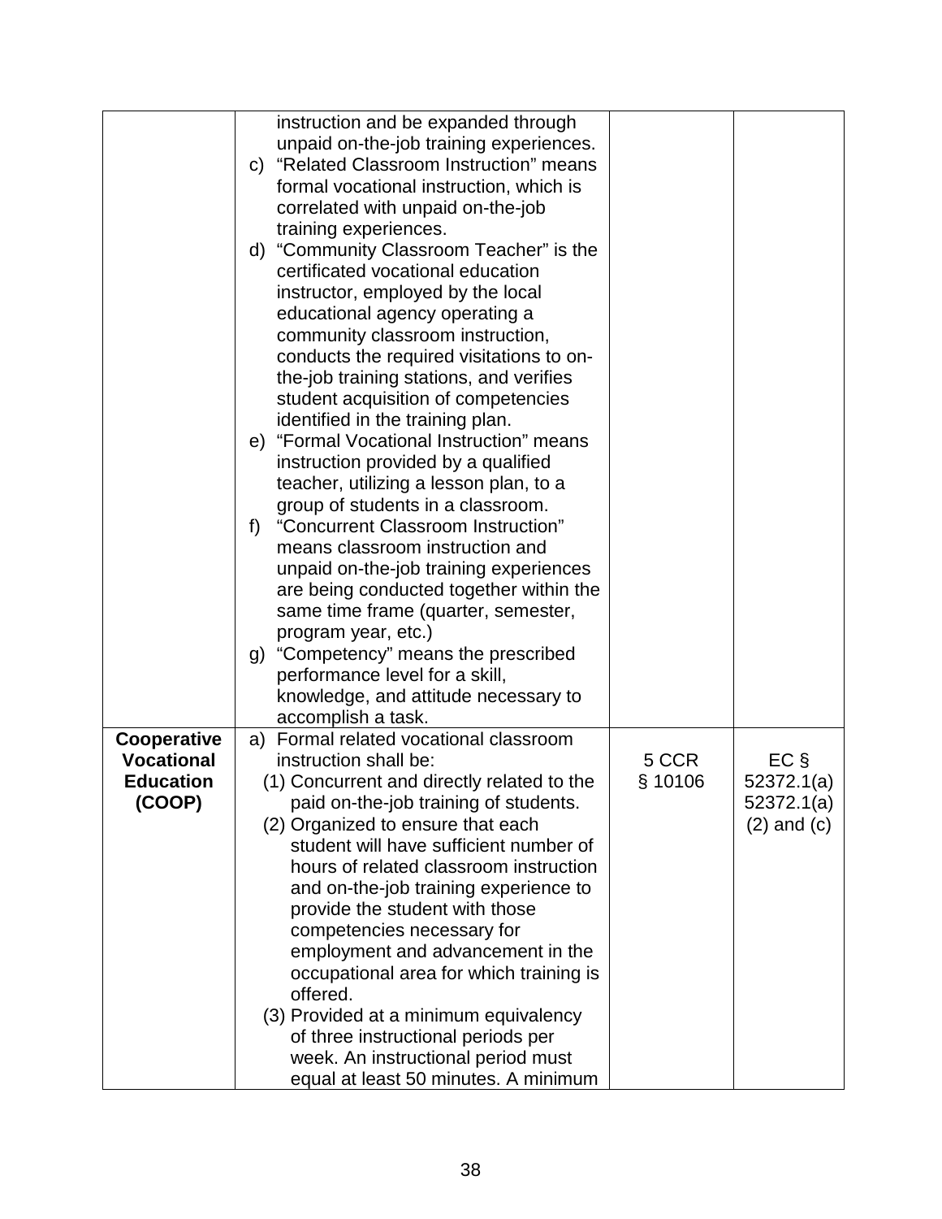| | | | |
|---|---|---|---|
| | instruction and be expanded through unpaid on-the-job training experiences.<br>c) "Related Classroom Instruction" means formal vocational instruction, which is correlated with unpaid on-the-job training experiences.<br>d) "Community Classroom Teacher" is the certificated vocational education instructor, employed by the local educational agency operating a community classroom instruction, conducts the required visitations to on-the-job training stations, and verifies student acquisition of competencies identified in the training plan.<br>e) "Formal Vocational Instruction" means instruction provided by a qualified teacher, utilizing a lesson plan, to a group of students in a classroom.<br>f) "Concurrent Classroom Instruction" means classroom instruction and unpaid on-the-job training experiences are being conducted together within the same time frame (quarter, semester, program year, etc.)<br>g) "Competency" means the prescribed performance level for a skill, knowledge, and attitude necessary to accomplish a task. | | |
| **Cooperative Vocational Education (COOP)** | a) Formal related vocational classroom instruction shall be:<br>(1) Concurrent and directly related to the paid on-the-job training of students.<br>(2) Organized to ensure that each student will have sufficient number of hours of related classroom instruction and on-the-job training experience to provide the student with those competencies necessary for employment and advancement in the occupational area for which training is offered.<br>(3) Provided at a minimum equivalency of three instructional periods per week. An instructional period must equal at least 50 minutes. A minimum | 5 CCR § 10106 | EC § 52372.1(a) 52372.1(a) (2) and (c) |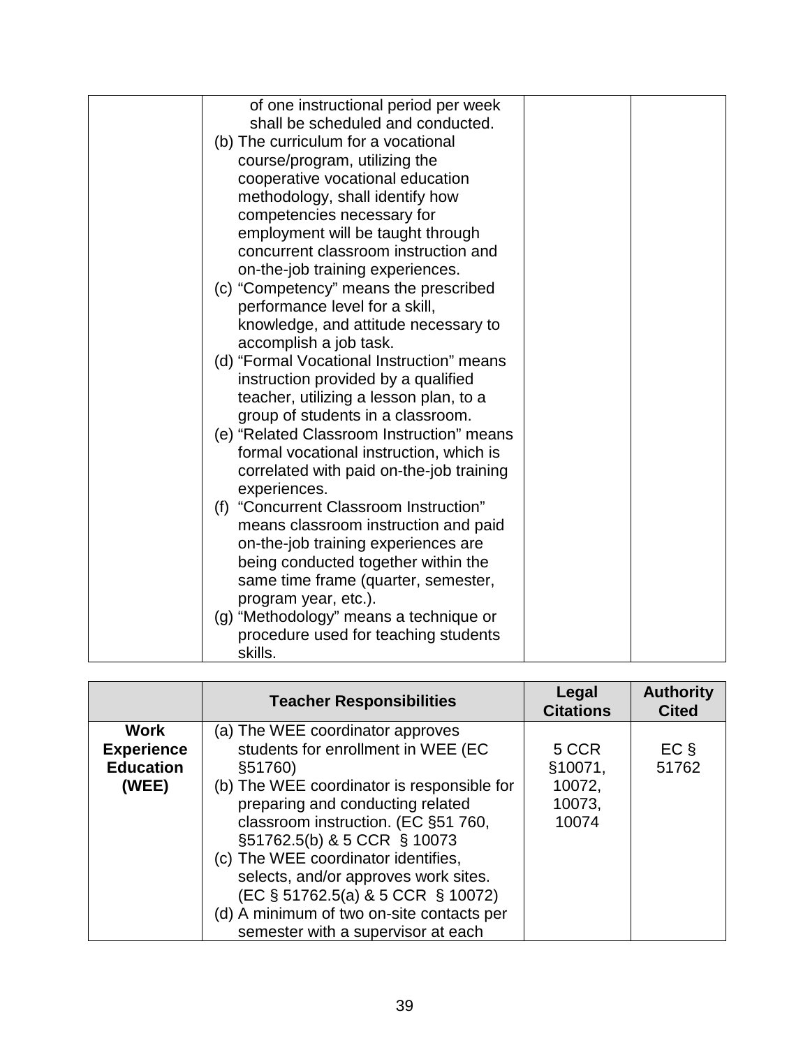| | | | |
|---|---|---|---|
| | of one instructional period per week shall be scheduled and conducted.<br>(b) The curriculum for a vocational course/program, utilizing the cooperative vocational education methodology, shall identify how competencies necessary for employment will be taught through concurrent classroom instruction and on-the-job training experiences.<br>(c) "Competency" means the prescribed performance level for a skill, knowledge, and attitude necessary to accomplish a job task.<br>(d) "Formal Vocational Instruction" means instruction provided by a qualified teacher, utilizing a lesson plan, to a group of students in a classroom.<br>(e) "Related Classroom Instruction" means formal vocational instruction, which is correlated with paid on-the-job training experiences.<br>(f) "Concurrent Classroom Instruction" means classroom instruction and paid on-the-job training experiences are being conducted together within the same time frame (quarter, semester, program year, etc.).<br>(g) "Methodology" means a technique or procedure used for teaching students skills. | | |

| | Teacher Responsibilities | Legal Citations | Authority Cited |
|---|---|---|---|
| **Work Experience Education (WEE)** | (a) The WEE coordinator approves students for enrollment in WEE (EC §51760)<br>(b) The WEE coordinator is responsible for preparing and conducting related classroom instruction. (EC §51 760, §51762.5(b) & 5 CCR § 10073<br>(c) The WEE coordinator identifies, selects, and/or approves work sites. (EC § 51762.5(a) & 5 CCR § 10072)<br>(d) A minimum of two on-site contacts per semester with a supervisor at each | 5 CCR §10071, 10072, 10073, 10074 | EC § 51762 |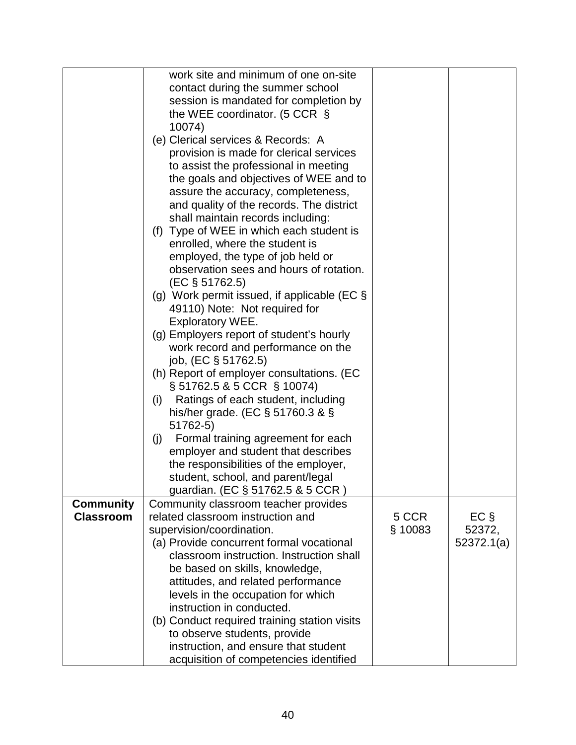| | | | |
|---|---|---|---|
| | work site and minimum of one on-site contact during the summer school session is mandated for completion by the WEE coordinator. (5 CCR § 10074)<br>(e) Clerical services & Records: A provision is made for clerical services to assist the professional in meeting the goals and objectives of WEE and to assure the accuracy, completeness, and quality of the records. The district shall maintain records including:<br>(f) Type of WEE in which each student is enrolled, where the student is employed, the type of job held or observation sees and hours of rotation. (EC § 51762.5)<br>(g) Work permit issued, if applicable (EC § 49110) Note: Not required for Exploratory WEE.<br>(g) Employers report of student's hourly work record and performance on the job, (EC § 51762.5)<br>(h) Report of employer consultations. (EC § 51762.5 & 5 CCR § 10074)<br>(i) Ratings of each student, including his/her grade. (EC § 51760.3 & § 51762-5)<br>(j) Formal training agreement for each employer and student that describes the responsibilities of the employer, student, school, and parent/legal guardian. (EC § 51762.5 & 5 CCR ) | | |
| **Community Classroom** | Community classroom teacher provides related classroom instruction and supervision/coordination.<br>(a) Provide concurrent formal vocational classroom instruction. Instruction shall be based on skills, knowledge, attitudes, and related performance levels in the occupation for which instruction in conducted.<br>(b) Conduct required training station visits to observe students, provide instruction, and ensure that student acquisition of competencies identified | 5 CCR § 10083 | EC § 52372, 52372.1(a) |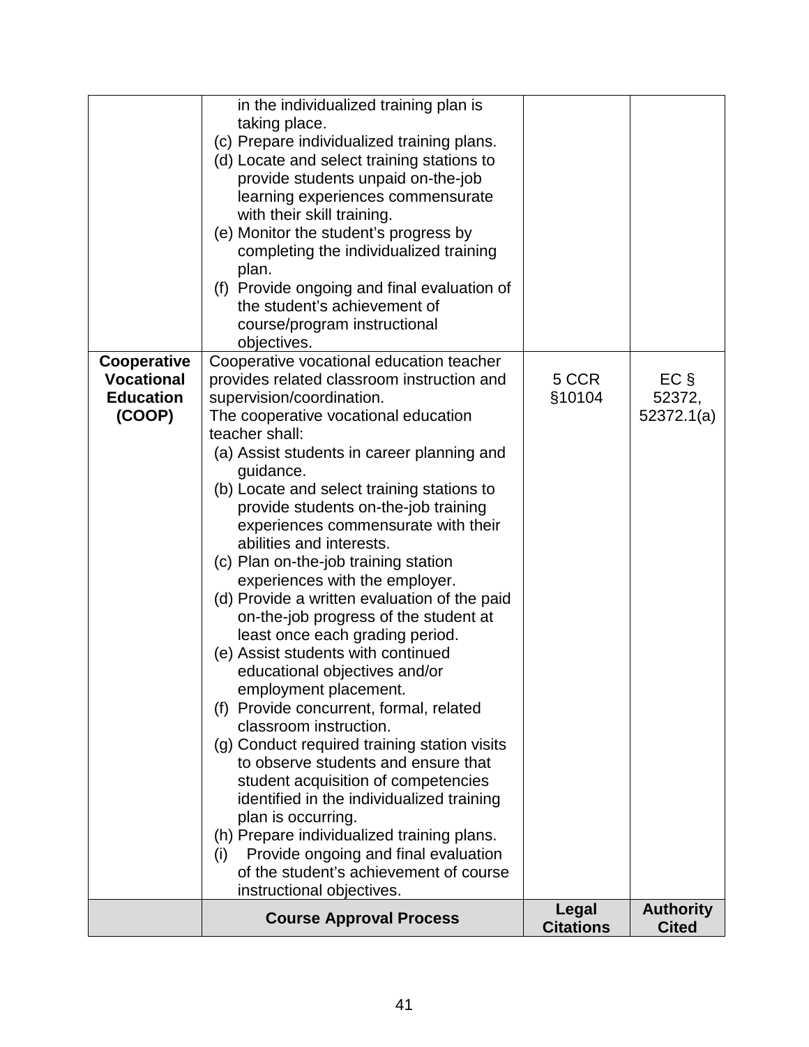| | | | |
|---|---|---|---|
| | in the individualized training plan is taking place.<br>(c) Prepare individualized training plans.<br>(d) Locate and select training stations to provide students unpaid on-the-job learning experiences commensurate with their skill training.<br>(e) Monitor the student's progress by completing the individualized training plan.<br>(f) Provide ongoing and final evaluation of the student's achievement of course/program instructional objectives. | | |
| **Cooperative Vocational Education (COOP)** | Cooperative vocational education teacher provides related classroom instruction and supervision/coordination.<br>The cooperative vocational education teacher shall:<br>(a) Assist students in career planning and guidance.<br>(b) Locate and select training stations to provide students on-the-job training experiences commensurate with their abilities and interests.<br>(c) Plan on-the-job training station experiences with the employer.<br>(d) Provide a written evaluation of the paid on-the-job progress of the student at least once each grading period.<br>(e) Assist students with continued educational objectives and/or employment placement.<br>(f) Provide concurrent, formal, related classroom instruction.<br>(g) Conduct required training station visits to observe students and ensure that student acquisition of competencies identified in the individualized training plan is occurring.<br>(h) Prepare individualized training plans.<br>(i) Provide ongoing and final evaluation of the student's achievement of course instructional objectives. | 5 CCR §10104 | EC § 52372, 52372.1(a) |
| | **Course Approval Process** | **Legal Citations** | **Authority Cited** |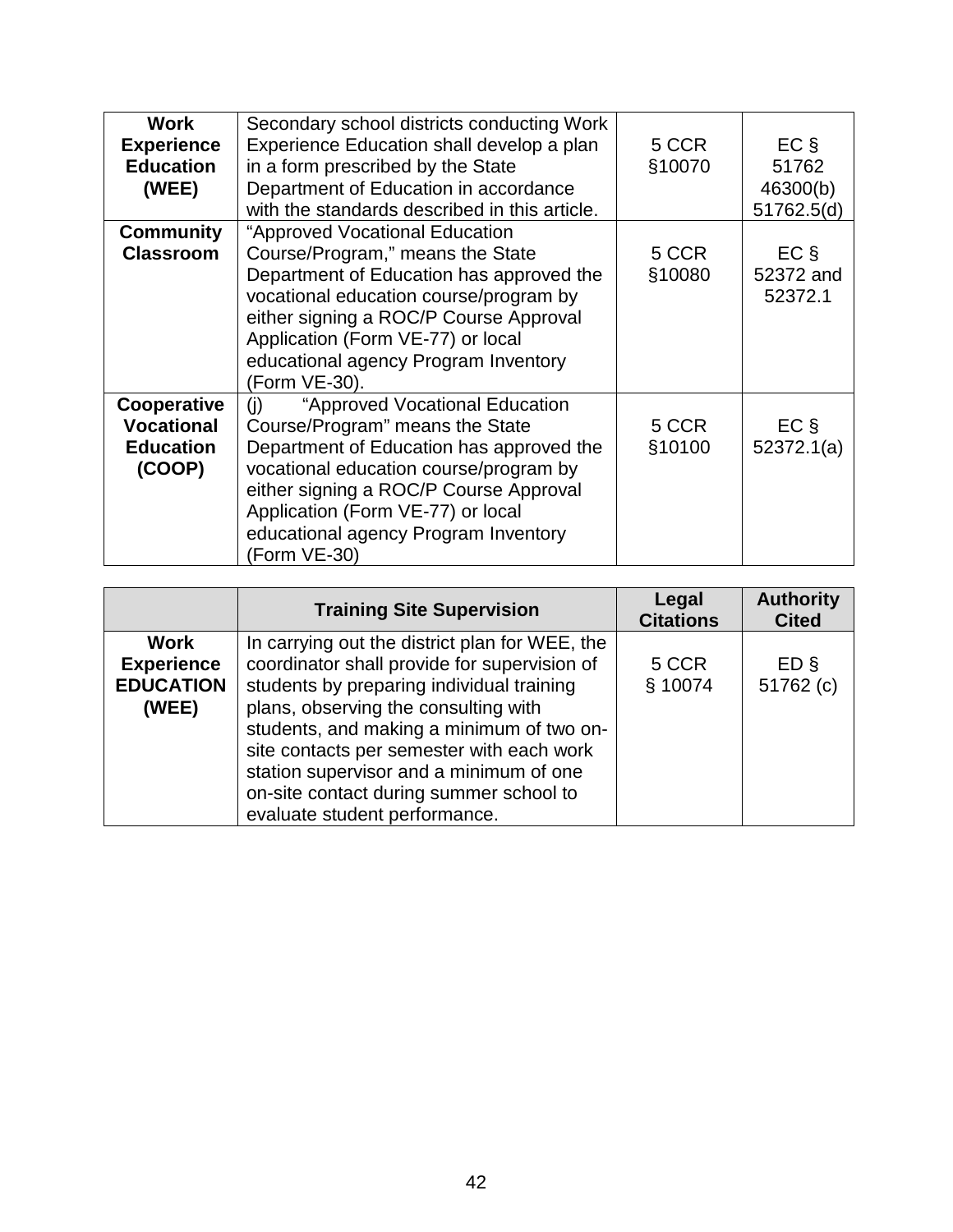| | | | |
|---|---|---|---|
| **Work Experience Education (WEE)** | Secondary school districts conducting Work Experience Education shall develop a plan in a form prescribed by the State Department of Education in accordance with the standards described in this article. | 5 CCR §10070 | EC § 51762 46300(b) 51762.5(d) |
| **Community Classroom** | "Approved Vocational Education Course/Program," means the State Department of Education has approved the vocational education course/program by either signing a ROC/P Course Approval Application (Form VE-77) or local educational agency Program Inventory (Form VE-30). | 5 CCR §10080 | EC § 52372 and 52372.1 |
| **Cooperative Vocational Education (COOP)** | (j) "Approved Vocational Education Course/Program" means the State Department of Education has approved the vocational education course/program by either signing a ROC/P Course Approval Application (Form VE-77) or local educational agency Program Inventory (Form VE-30) | 5 CCR §10100 | EC § 52372.1(a) |

| | **Training Site Supervision** | **Legal Citations** | **Authority Cited** |
|---|---|---|---|
| **Work Experience EDUCATION (WEE)** | In carrying out the district plan for WEE, the coordinator shall provide for supervision of students by preparing individual training plans, observing the consulting with students, and making a minimum of two on-site contacts per semester with each work station supervisor and a minimum of one on-site contact during summer school to evaluate student performance. | 5 CCR § 10074 | ED § 51762 (c) |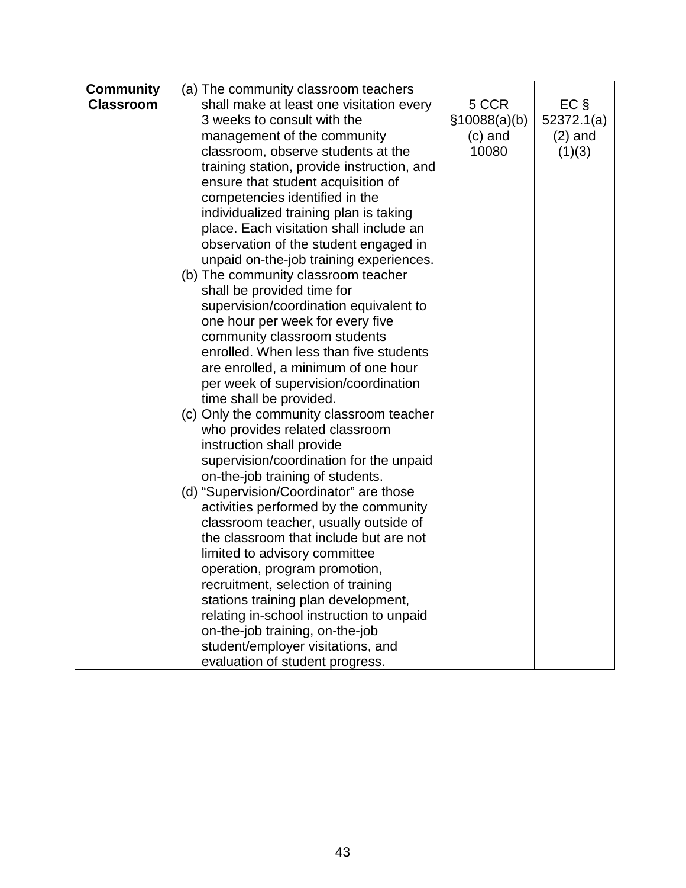| | | | |
|---|---|---|---|
| **Community Classroom** | (a) The community classroom teachers shall make at least one visitation every 3 weeks to consult with the management of the community classroom, observe students at the training station, provide instruction, and ensure that student acquisition of competencies identified in the individualized training plan is taking place. Each visitation shall include an observation of the student engaged in unpaid on-the-job training experiences.<br>(b) The community classroom teacher shall be provided time for supervision/coordination equivalent to one hour per week for every five community classroom students enrolled. When less than five students are enrolled, a minimum of one hour per week of supervision/coordination time shall be provided.<br>(c) Only the community classroom teacher who provides related classroom instruction shall provide supervision/coordination for the unpaid on-the-job training of students.<br>(d) "Supervision/Coordinator" are those activities performed by the community classroom teacher, usually outside of the classroom that include but are not limited to advisory committee operation, program promotion, recruitment, selection of training stations training plan development, relating in-school instruction to unpaid on-the-job training, on-the-job student/employer visitations, and evaluation of student progress. | 5 CCR §10088(a)(b)(c) and 10080 | EC § 52372.1(a)(2) and (1)(3) |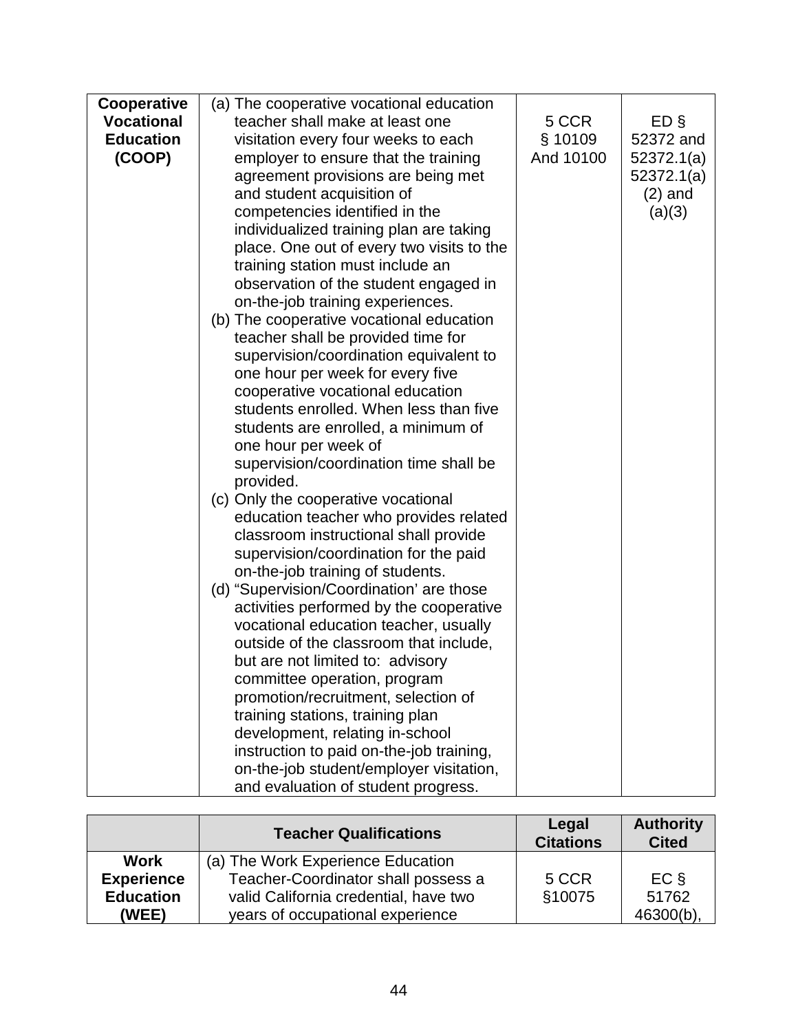| | | | |
|---|---|---|---|
| **Cooperative Vocational Education (COOP)** | (a) The cooperative vocational education teacher shall make at least one visitation every four weeks to each employer to ensure that the training agreement provisions are being met and student acquisition of competencies identified in the individualized training plan are taking place. One out of every two visits to the training station must include an observation of the student engaged in on-the-job training experiences.<br>(b) The cooperative vocational education teacher shall be provided time for supervision/coordination equivalent to one hour per week for every five cooperative vocational education students enrolled. When less than five students are enrolled, a minimum of one hour per week of supervision/coordination time shall be provided.<br>(c) Only the cooperative vocational education teacher who provides related classroom instructional shall provide supervision/coordination for the paid on-the-job training of students.<br>(d) "Supervision/Coordination' are those activities performed by the cooperative vocational education teacher, usually outside of the classroom that include, but are not limited to: advisory committee operation, program promotion/recruitment, selection of training stations, training plan development, relating in-school instruction to paid on-the-job training, on-the-job student/employer visitation, and evaluation of student progress. | 5 CCR § 10109 And 10100 | ED § 52372 and 52372.1(a) 52372.1(a)(2) and (a)(3) |

| | **Teacher Qualifications** | **Legal Citations** | **Authority Cited** |
|---|---|---|---|
| **Work Experience Education (WEE)** | (a) The Work Experience Education Teacher-Coordinator shall possess a valid California credential, have two years of occupational experience | 5 CCR §10075 | EC § 51762 46300(b), |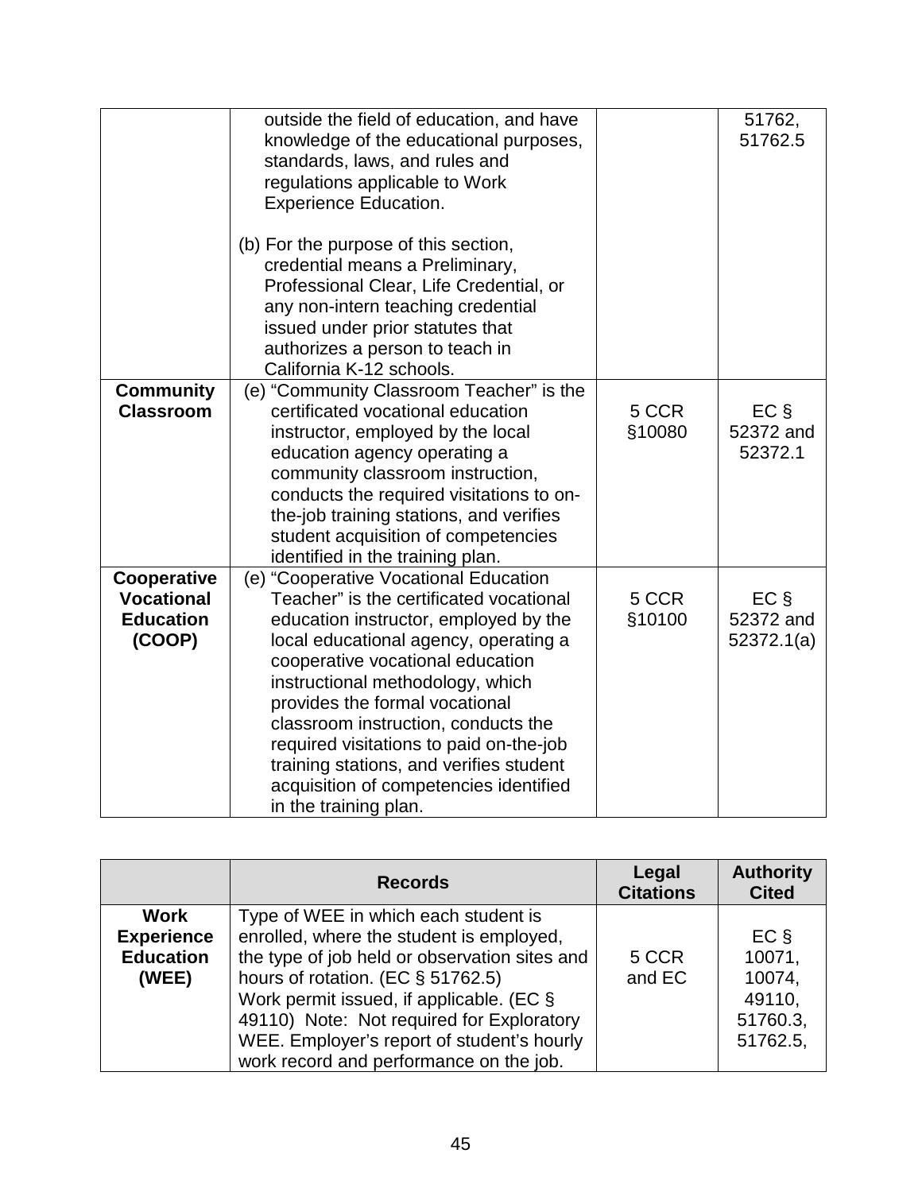| | | | |
|---|---|---|---|
| | outside the field of education, and have knowledge of the educational purposes, standards, laws, and rules and regulations applicable to Work Experience Education.<br><br>(b) For the purpose of this section, credential means a Preliminary, Professional Clear, Life Credential, or any non-intern teaching credential issued under prior statutes that authorizes a person to teach in California K-12 schools. | | 51762, 51762.5 |
| **Community Classroom** | (e) "Community Classroom Teacher" is the certificated vocational education instructor, employed by the local education agency operating a community classroom instruction, conducts the required visitations to on-the-job training stations, and verifies student acquisition of competencies identified in the training plan. | 5 CCR §10080 | EC § 52372 and 52372.1 |
| **Cooperative Vocational Education (COOP)** | (e) "Cooperative Vocational Education Teacher" is the certificated vocational education instructor, employed by the local educational agency, operating a cooperative vocational education instructional methodology, which provides the formal vocational classroom instruction, conducts the required visitations to paid on-the-job training stations, and verifies student acquisition of competencies identified in the training plan. | 5 CCR §10100 | EC § 52372 and 52372.1(a) |

| | Records | Legal Citations | Authority Cited |
|---|---|---|---|
| **Work Experience Education (WEE)** | Type of WEE in which each student is enrolled, where the student is employed, the type of job held or observation sites and hours of rotation. (EC § 51762.5)<br>Work permit issued, if applicable. (EC § 49110) Note: Not required for Exploratory WEE. Employer's report of student's hourly work record and performance on the job. | 5 CCR and EC | EC § 10071, 10074, 49110, 51760.3, 51762.5, |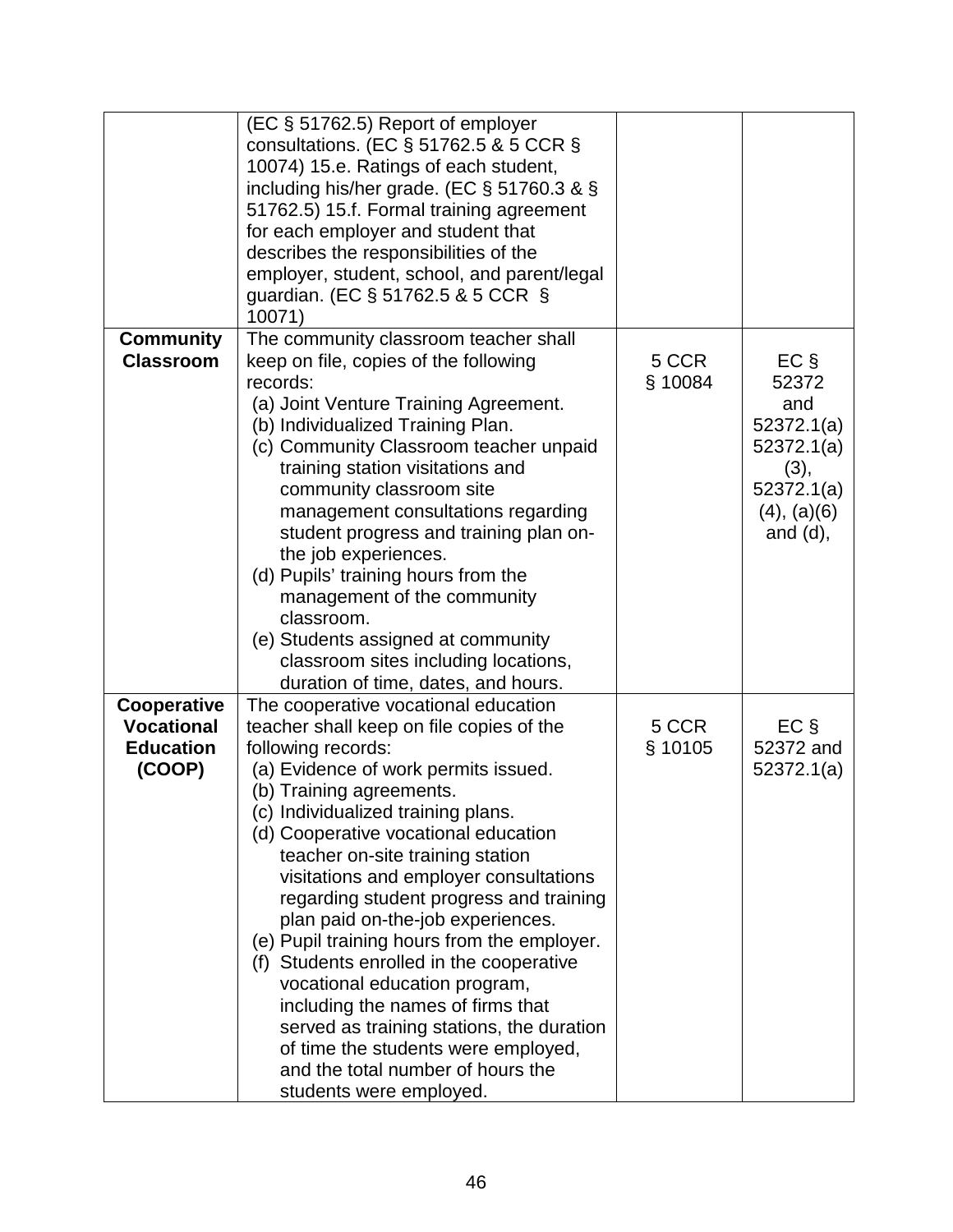| | | | |
|---|---|---|---|
| | (EC § 51762.5) Report of employer consultations. (EC § 51762.5 & 5 CCR § 10074) 15.e. Ratings of each student, including his/her grade. (EC § 51760.3 & § 51762.5) 15.f. Formal training agreement for each employer and student that describes the responsibilities of the employer, student, school, and parent/legal guardian. (EC § 51762.5 & 5 CCR § 10071) | | |
| **Community Classroom** | The community classroom teacher shall keep on file, copies of the following records:<br>(a) Joint Venture Training Agreement.<br>(b) Individualized Training Plan.<br>(c) Community Classroom teacher unpaid training station visitations and community classroom site management consultations regarding student progress and training plan on-the job experiences.<br>(d) Pupils' training hours from the management of the community classroom.<br>(e) Students assigned at community classroom sites including locations, duration of time, dates, and hours. | 5 CCR § 10084 | EC § 52372 and 52372.1(a) 52372.1(a)(3), 52372.1(a)(4), (a)(6) and (d), |
| **Cooperative Vocational Education (COOP)** | The cooperative vocational education teacher shall keep on file copies of the following records:<br>(a) Evidence of work permits issued.<br>(b) Training agreements.<br>(c) Individualized training plans.<br>(d) Cooperative vocational education teacher on-site training station visitations and employer consultations regarding student progress and training plan paid on-the-job experiences.<br>(e) Pupil training hours from the employer.<br>(f) Students enrolled in the cooperative vocational education program, including the names of firms that served as training stations, the duration of time the students were employed, and the total number of hours the students were employed. | 5 CCR § 10105 | EC § 52372 and 52372.1(a) |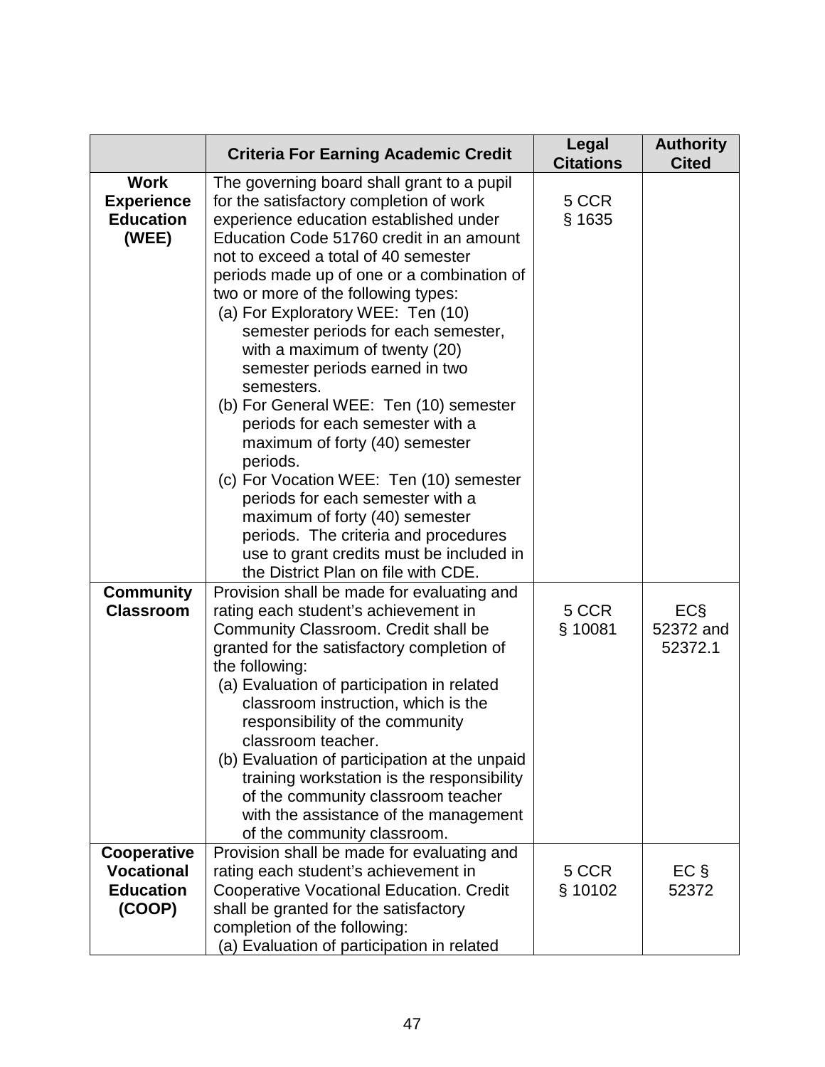| | Criteria For Earning Academic Credit | Legal Citations | Authority Cited |
|---|---|---|---|
| **Work Experience Education (WEE)** | The governing board shall grant to a pupil for the satisfactory completion of work experience education established under Education Code 51760 credit in an amount not to exceed a total of 40 semester periods made up of one or a combination of two or more of the following types:<br>(a) For Exploratory WEE: Ten (10) semester periods for each semester, with a maximum of twenty (20) semester periods earned in two semesters.<br>(b) For General WEE: Ten (10) semester periods for each semester with a maximum of forty (40) semester periods.<br>(c) For Vocation WEE: Ten (10) semester periods for each semester with a maximum of forty (40) semester periods. The criteria and procedures use to grant credits must be included in the District Plan on file with CDE. | 5 CCR § 1635 | |
| **Community Classroom** | Provision shall be made for evaluating and rating each student's achievement in Community Classroom. Credit shall be granted for the satisfactory completion of the following:<br>(a) Evaluation of participation in related classroom instruction, which is the responsibility of the community classroom teacher.<br>(b) Evaluation of participation at the unpaid training workstation is the responsibility of the community classroom teacher with the assistance of the management of the community classroom. | 5 CCR § 10081 | EC§ 52372 and 52372.1 |
| **Cooperative Vocational Education (COOP)** | Provision shall be made for evaluating and rating each student's achievement in Cooperative Vocational Education. Credit shall be granted for the satisfactory completion of the following:<br>(a) Evaluation of participation in related | 5 CCR § 10102 | EC § 52372 |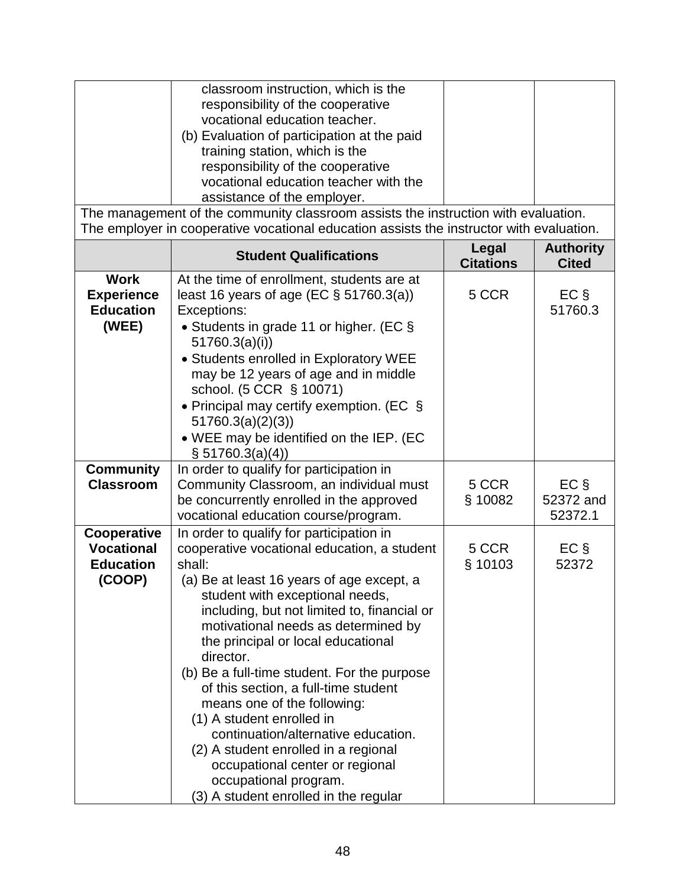| | | | |
|---|---|---|---|
| | classroom instruction, which is the responsibility of the cooperative vocational education teacher.<br>(b) Evaluation of participation at the paid training station, which is the responsibility of the cooperative vocational education teacher with the assistance of the employer. | | |

The management of the community classroom assists the instruction with evaluation. The employer in cooperative vocational education assists the instructor with evaluation.

| | Student Qualifications | Legal Citations | Authority Cited |
|---|---|---|---|
| **Work Experience Education (WEE)** | At the time of enrollment, students are at least 16 years of age (EC § 51760.3(a))<br>Exceptions:<br>• Students in grade 11 or higher. (EC § 51760.3(a)(i))<br>• Students enrolled in Exploratory WEE may be 12 years of age and in middle school. (5 CCR § 10071)<br>• Principal may certify exemption. (EC § 51760.3(a)(2)(3))<br>• WEE may be identified on the IEP. (EC § 51760.3(a)(4)) | 5 CCR | EC § 51760.3 |
| **Community Classroom** | In order to qualify for participation in Community Classroom, an individual must be concurrently enrolled in the approved vocational education course/program. | 5 CCR § 10082 | EC § 52372 and 52372.1 |
| **Cooperative Vocational Education (COOP)** | In order to qualify for participation in cooperative vocational education, a student shall:<br>(a) Be at least 16 years of age except, a student with exceptional needs, including, but not limited to, financial or motivational needs as determined by the principal or local educational director.<br>(b) Be a full-time student. For the purpose of this section, a full-time student means one of the following:<br>(1) A student enrolled in continuation/alternative education.<br>(2) A student enrolled in a regional occupational center or regional occupational program.<br>(3) A student enrolled in the regular | 5 CCR § 10103 | EC § 52372 |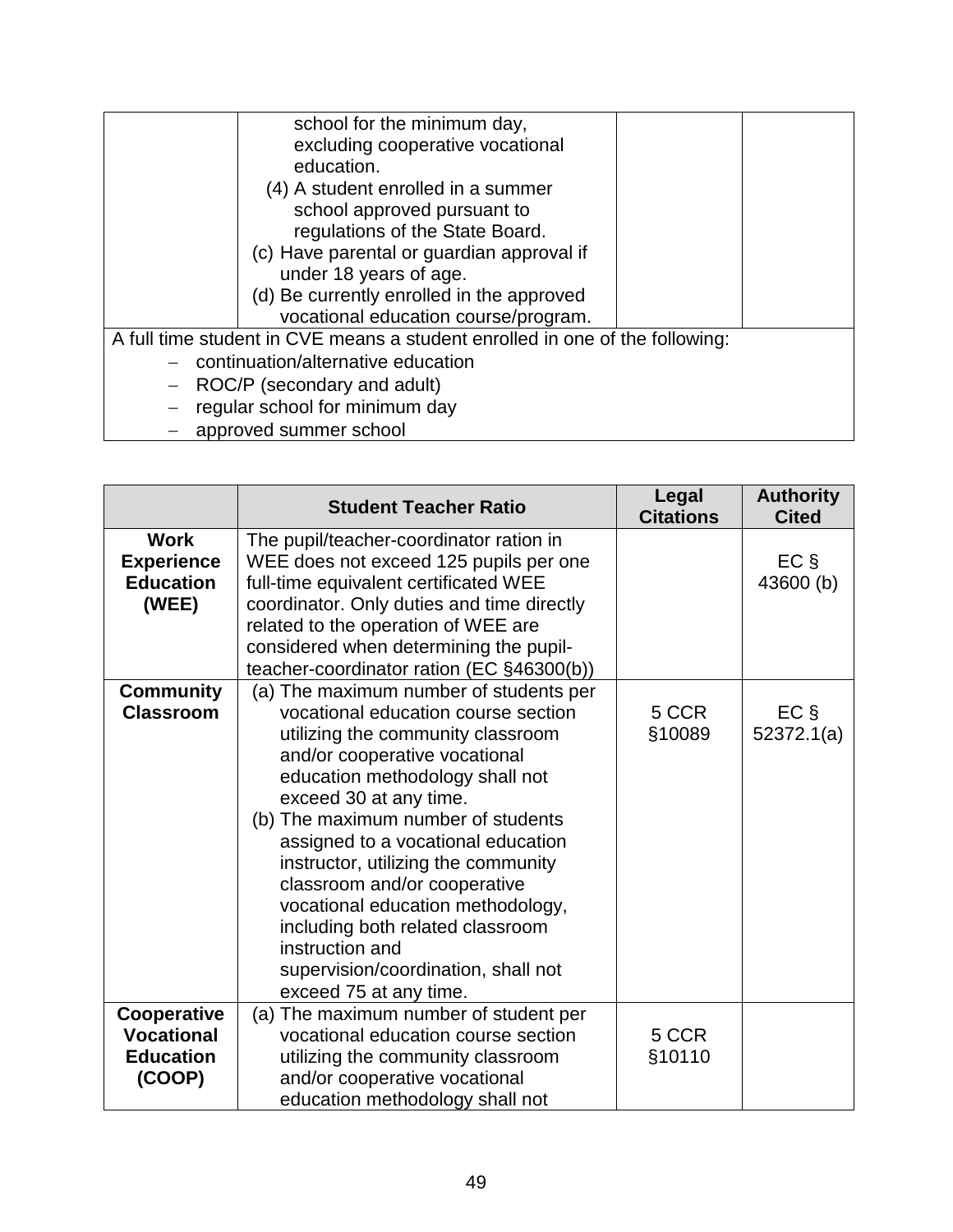| | | | |
|---|---|---|---|
| | school for the minimum day, excluding cooperative vocational education.<br>(4) A student enrolled in a summer school approved pursuant to regulations of the State Board.<br>(c) Have parental or guardian approval if under 18 years of age.<br>(d) Be currently enrolled in the approved vocational education course/program. | | |
| A full time student in CVE means a student enrolled in one of the following:<br>– continuation/alternative education<br>– ROC/P (secondary and adult)<br>– regular school for minimum day<br>– approved summer school | | | |

| | Student Teacher Ratio | Legal Citations | Authority Cited |
|---|---|---|---|
| **Work Experience Education (WEE)** | The pupil/teacher-coordinator ration in WEE does not exceed 125 pupils per one full-time equivalent certificated WEE coordinator. Only duties and time directly related to the operation of WEE are considered when determining the pupil-teacher-coordinator ration (EC §46300(b)) | | EC § 43600 (b) |
| **Community Classroom** | (a) The maximum number of students per vocational education course section utilizing the community classroom and/or cooperative vocational education methodology shall not exceed 30 at any time.<br>(b) The maximum number of students assigned to a vocational education instructor, utilizing the community classroom and/or cooperative vocational education methodology, including both related classroom instruction and supervision/coordination, shall not exceed 75 at any time. | 5 CCR §10089 | EC § 52372.1(a) |
| **Cooperative Vocational Education (COOP)** | (a) The maximum number of student per vocational education course section utilizing the community classroom and/or cooperative vocational education methodology shall not | 5 CCR §10110 | |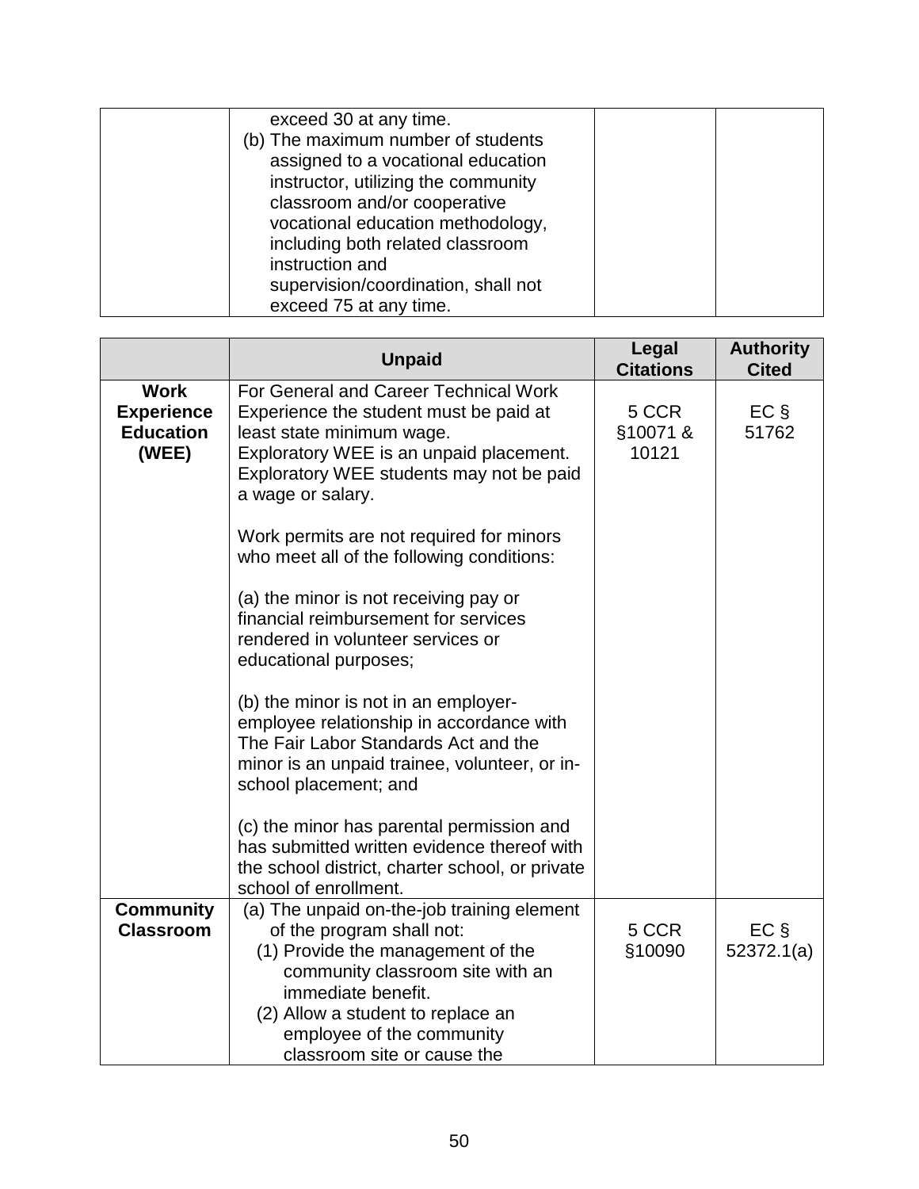| | | | |
|---|---|---|---|
| | exceed 30 at any time.<br>(b) The maximum number of students assigned to a vocational education instructor, utilizing the community classroom and/or cooperative vocational education methodology, including both related classroom instruction and supervision/coordination, shall not exceed 75 at any time. | | |

| | Unpaid | Legal Citations | Authority Cited |
|---|---|---|---|
| **Work Experience Education (WEE)** | For General and Career Technical Work Experience the student must be paid at least state minimum wage.<br>Exploratory WEE is an unpaid placement. Exploratory WEE students may not be paid a wage or salary.<br><br>Work permits are not required for minors who meet all of the following conditions:<br><br>(a) the minor is not receiving pay or financial reimbursement for services rendered in volunteer services or educational purposes;<br><br>(b) the minor is not in an employer-employee relationship in accordance with The Fair Labor Standards Act and the minor is an unpaid trainee, volunteer, or in-school placement; and<br><br>(c) the minor has parental permission and has submitted written evidence thereof with the school district, charter school, or private school of enrollment. | 5 CCR §10071 & 10121 | EC § 51762 |
| **Community Classroom** | (a) The unpaid on-the-job training element of the program shall not:<br>(1) Provide the management of the community classroom site with an immediate benefit.<br>(2) Allow a student to replace an employee of the community classroom site or cause the | 5 CCR §10090 | EC § 52372.1(a) |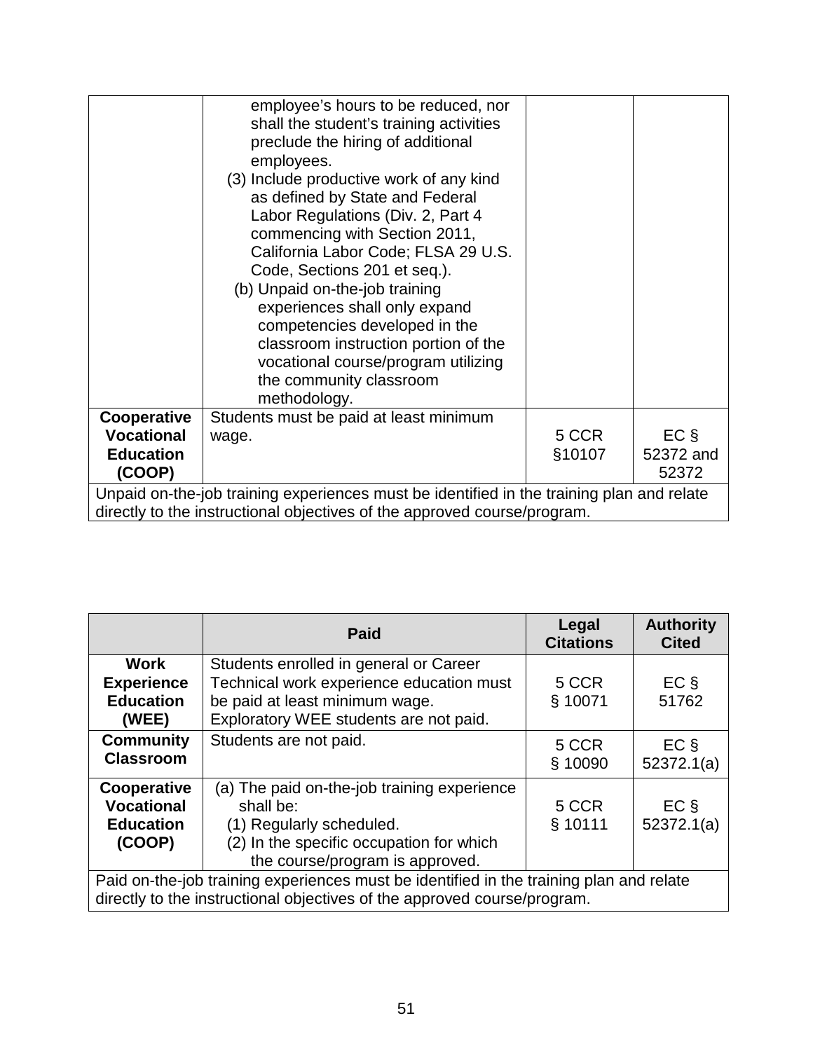| | | | |
|---|---|---|---|
| | employee's hours to be reduced, nor shall the student's training activities preclude the hiring of additional employees.<br>(3) Include productive work of any kind as defined by State and Federal Labor Regulations (Div. 2, Part 4 commencing with Section 2011, California Labor Code; FLSA 29 U.S. Code, Sections 201 et seq.).<br>(b) Unpaid on-the-job training experiences shall only expand competencies developed in the classroom instruction portion of the vocational course/program utilizing the community classroom methodology. | | |
| **Cooperative Vocational Education (COOP)** | Students must be paid at least minimum wage. | 5 CCR §10107 | EC § 52372 and 52372 |
| Unpaid on-the-job training experiences must be identified in the training plan and relate directly to the instructional objectives of the approved course/program. | | | |

| | Paid | Legal Citations | Authority Cited |
|---|---|---|---|
| **Work Experience Education (WEE)** | Students enrolled in general or Career Technical work experience education must be paid at least minimum wage. Exploratory WEE students are not paid. | 5 CCR § 10071 | EC § 51762 |
| **Community Classroom** | Students are not paid. | 5 CCR § 10090 | EC § 52372.1(a) |
| **Cooperative Vocational Education (COOP)** | (a) The paid on-the-job training experience shall be:<br>(1) Regularly scheduled.<br>(2) In the specific occupation for which the course/program is approved. | 5 CCR § 10111 | EC § 52372.1(a) |
| Paid on-the-job training experiences must be identified in the training plan and relate directly to the instructional objectives of the approved course/program. | | | |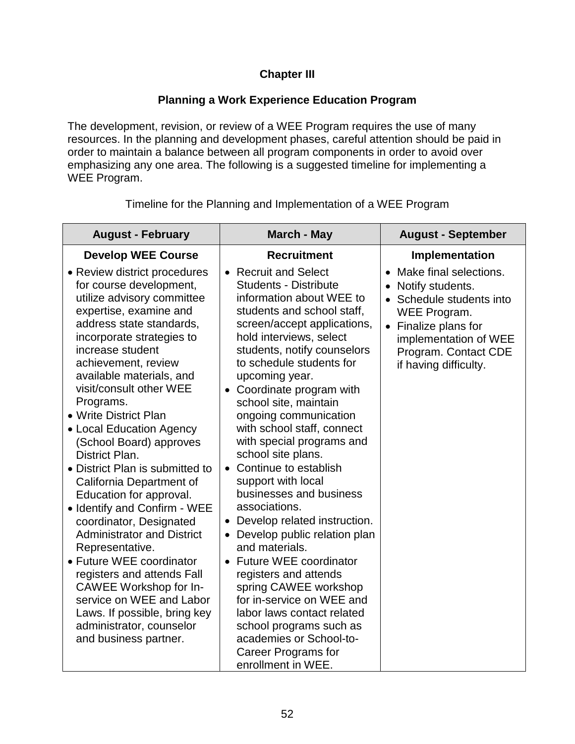# Chapter III

## Planning a Work Experience Education Program

The development, revision, or review of a WEE Program requires the use of many resources. In the planning and development phases, careful attention should be paid in order to maintain a balance between all program components in order to avoid over emphasizing any one area. The following is a suggested timeline for implementing a WEE Program.

Timeline for the Planning and Implementation of a WEE Program

| August - February | March - May | August - September |
|---|---|---|
| **Develop WEE Course** | **Recruitment** | **Implementation** |
| • Review district procedures for course development, utilize advisory committee expertise, examine and address state standards, incorporate strategies to increase student achievement, review available materials, and visit/consult other WEE Programs.<br>• Write District Plan<br>• Local Education Agency (School Board) approves District Plan.<br>• District Plan is submitted to California Department of Education for approval.<br>• Identify and Confirm - WEE coordinator, Designated Administrator and District Representative.<br>• Future WEE coordinator registers and attends Fall CAWEE Workshop for In-service on WEE and Labor Laws. If possible, bring key administrator, counselor and business partner. | • Recruit and Select Students - Distribute information about WEE to students and school staff, screen/accept applications, hold interviews, select students, notify counselors to schedule students for upcoming year.<br>• Coordinate program with school site, maintain ongoing communication with school staff, connect with special programs and school site plans.<br>• Continue to establish support with local businesses and business associations.<br>• Develop related instruction.<br>• Develop public relation plan and materials.<br>• Future WEE coordinator registers and attends spring CAWEE workshop for in-service on WEE and labor laws contact related school programs such as academies or School-to-Career Programs for enrollment in WEE. | • Make final selections.<br>• Notify students.<br>• Schedule students into WEE Program.<br>• Finalize plans for implementation of WEE Program. Contact CDE if having difficulty. |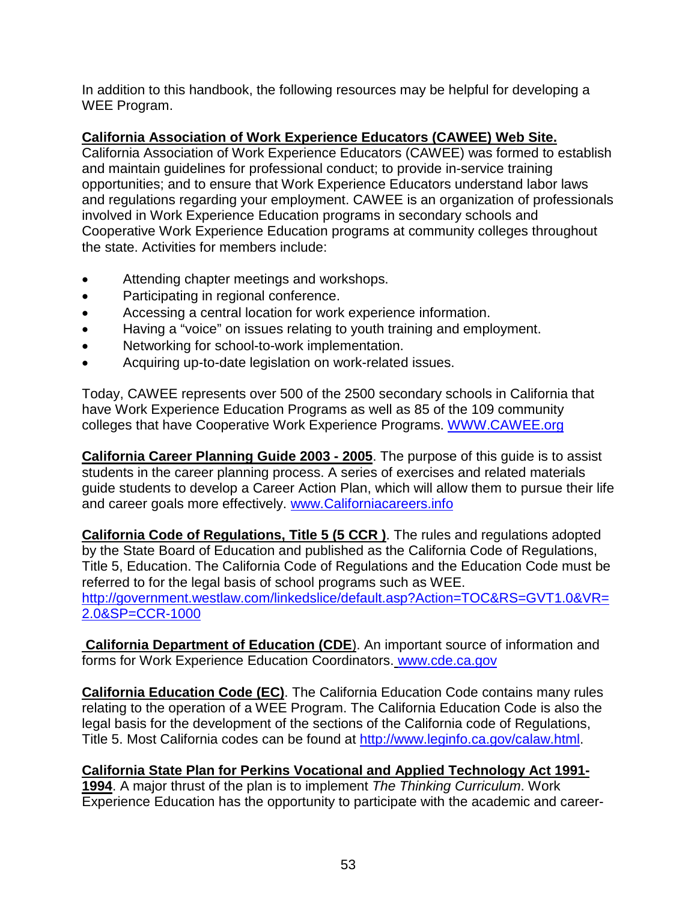In addition to this handbook, the following resources may be helpful for developing a WEE Program.

**California Association of Work Experience Educators (CAWEE) Web Site.**
California Association of Work Experience Educators (CAWEE) was formed to establish and maintain guidelines for professional conduct; to provide in-service training opportunities; and to ensure that Work Experience Educators understand labor laws and regulations regarding your employment. CAWEE is an organization of professionals involved in Work Experience Education programs in secondary schools and Cooperative Work Experience Education programs at community colleges throughout the state. Activities for members include:

- Attending chapter meetings and workshops.
- Participating in regional conference.
- Accessing a central location for work experience information.
- Having a "voice" on issues relating to youth training and employment.
- Networking for school-to-work implementation.
- Acquiring up-to-date legislation on work-related issues.

Today, CAWEE represents over 500 of the 2500 secondary schools in California that have Work Experience Education Programs as well as 85 of the 109 community colleges that have Cooperative Work Experience Programs. WWW.CAWEE.org

**California Career Planning Guide 2003 - 2005**. The purpose of this guide is to assist students in the career planning process. A series of exercises and related materials guide students to develop a Career Action Plan, which will allow them to pursue their life and career goals more effectively. www.Californiacareers.info

**California Code of Regulations, Title 5 (5 CCR )**. The rules and regulations adopted by the State Board of Education and published as the California Code of Regulations, Title 5, Education. The California Code of Regulations and the Education Code must be referred to for the legal basis of school programs such as WEE. http://government.westlaw.com/linkedslice/default.asp?Action=TOC&RS=GVT1.0&VR=2.0&SP=CCR-1000

**California Department of Education (CDE**). An important source of information and forms for Work Experience Education Coordinators. www.cde.ca.gov

**California Education Code (EC)**. The California Education Code contains many rules relating to the operation of a WEE Program. The California Education Code is also the legal basis for the development of the sections of the California code of Regulations, Title 5. Most California codes can be found at http://www.leginfo.ca.gov/calaw.html.

**California State Plan for Perkins Vocational and Applied Technology Act 1991-1994**. A major thrust of the plan is to implement *The Thinking Curriculum*. Work Experience Education has the opportunity to participate with the academic and career-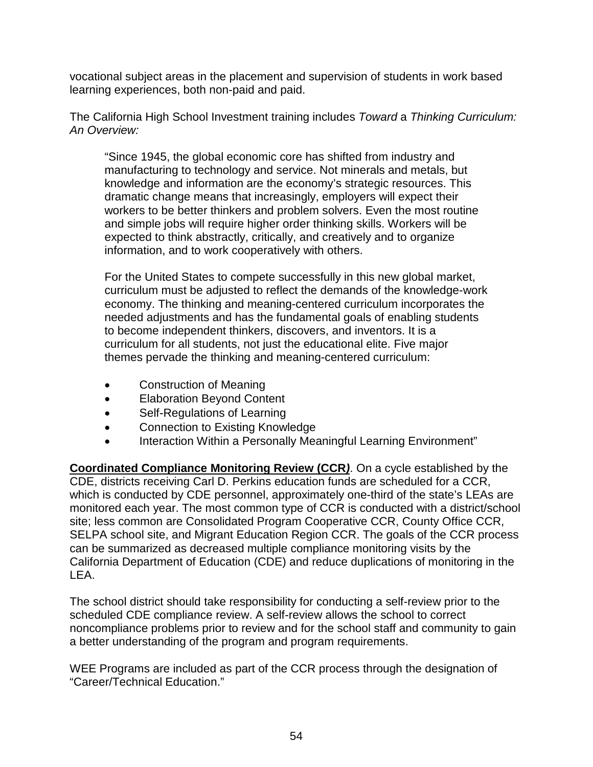vocational subject areas in the placement and supervision of students in work based learning experiences, both non-paid and paid.

The California High School Investment training includes *Toward* a *Thinking Curriculum: An Overview:*

> "Since 1945, the global economic core has shifted from industry and manufacturing to technology and service. Not minerals and metals, but knowledge and information are the economy's strategic resources. This dramatic change means that increasingly, employers will expect their workers to be better thinkers and problem solvers. Even the most routine and simple jobs will require higher order thinking skills. Workers will be expected to think abstractly, critically, and creatively and to organize information, and to work cooperatively with others.
>
> For the United States to compete successfully in this new global market, curriculum must be adjusted to reflect the demands of the knowledge-work economy. The thinking and meaning-centered curriculum incorporates the needed adjustments and has the fundamental goals of enabling students to become independent thinkers, discovers, and inventors. It is a curriculum for all students, not just the educational elite. Five major themes pervade the thinking and meaning-centered curriculum:
>
> - Construction of Meaning
> - Elaboration Beyond Content
> - Self-Regulations of Learning
> - Connection to Existing Knowledge
> - Interaction Within a Personally Meaningful Learning Environment"

**Coordinated Compliance Monitoring Review (CCR*)***. On a cycle established by the CDE, districts receiving Carl D. Perkins education funds are scheduled for a CCR, which is conducted by CDE personnel, approximately one-third of the state's LEAs are monitored each year. The most common type of CCR is conducted with a district/school site; less common are Consolidated Program Cooperative CCR, County Office CCR, SELPA school site, and Migrant Education Region CCR. The goals of the CCR process can be summarized as decreased multiple compliance monitoring visits by the California Department of Education (CDE) and reduce duplications of monitoring in the LEA.

The school district should take responsibility for conducting a self-review prior to the scheduled CDE compliance review. A self-review allows the school to correct noncompliance problems prior to review and for the school staff and community to gain a better understanding of the program and program requirements.

WEE Programs are included as part of the CCR process through the designation of "Career/Technical Education."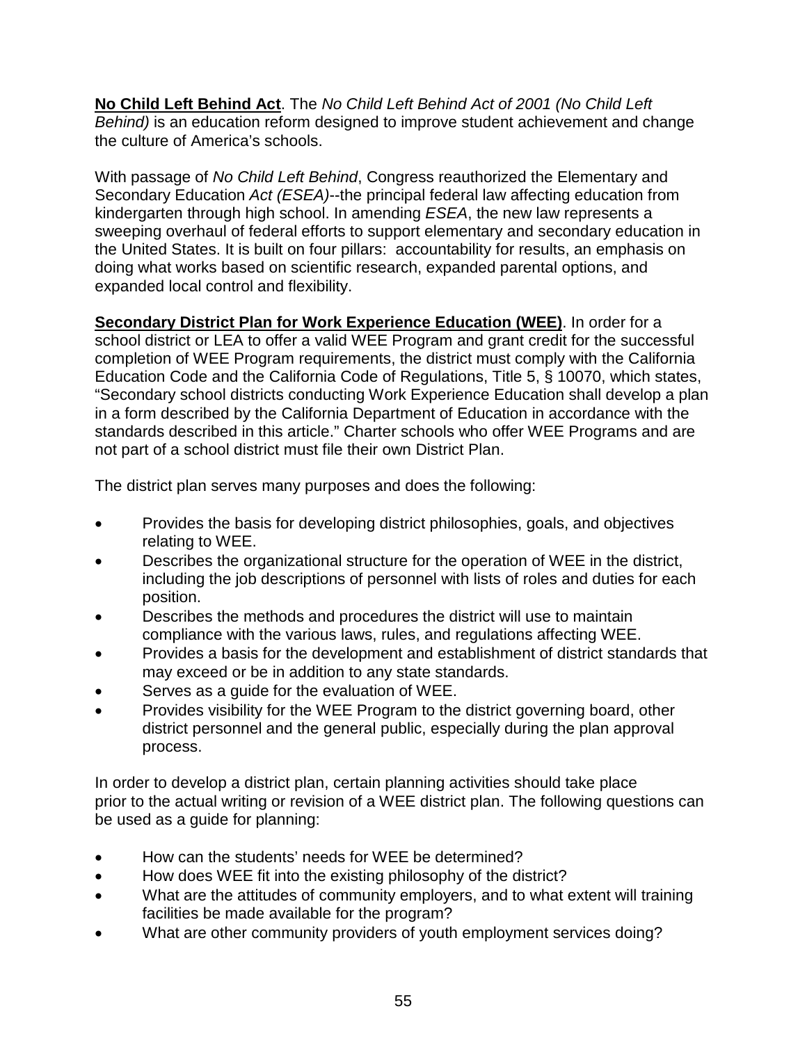**No Child Left Behind Act**. The *No Child Left Behind Act of 2001 (No Child Left Behind)* is an education reform designed to improve student achievement and change the culture of America's schools.

With passage of *No Child Left Behind*, Congress reauthorized the Elementary and Secondary Education *Act (ESEA)*--the principal federal law affecting education from kindergarten through high school. In amending *ESEA*, the new law represents a sweeping overhaul of federal efforts to support elementary and secondary education in the United States. It is built on four pillars: accountability for results, an emphasis on doing what works based on scientific research, expanded parental options, and expanded local control and flexibility.

**Secondary District Plan for Work Experience Education (WEE)**. In order for a school district or LEA to offer a valid WEE Program and grant credit for the successful completion of WEE Program requirements, the district must comply with the California Education Code and the California Code of Regulations, Title 5, § 10070, which states, "Secondary school districts conducting Work Experience Education shall develop a plan in a form described by the California Department of Education in accordance with the standards described in this article." Charter schools who offer WEE Programs and are not part of a school district must file their own District Plan.

The district plan serves many purposes and does the following:

- Provides the basis for developing district philosophies, goals, and objectives relating to WEE.
- Describes the organizational structure for the operation of WEE in the district, including the job descriptions of personnel with lists of roles and duties for each position.
- Describes the methods and procedures the district will use to maintain compliance with the various laws, rules, and regulations affecting WEE.
- Provides a basis for the development and establishment of district standards that may exceed or be in addition to any state standards.
- Serves as a guide for the evaluation of WEE.
- Provides visibility for the WEE Program to the district governing board, other district personnel and the general public, especially during the plan approval process.

In order to develop a district plan, certain planning activities should take place prior to the actual writing or revision of a WEE district plan. The following questions can be used as a guide for planning:

- How can the students' needs for WEE be determined?
- How does WEE fit into the existing philosophy of the district?
- What are the attitudes of community employers, and to what extent will training facilities be made available for the program?
- What are other community providers of youth employment services doing?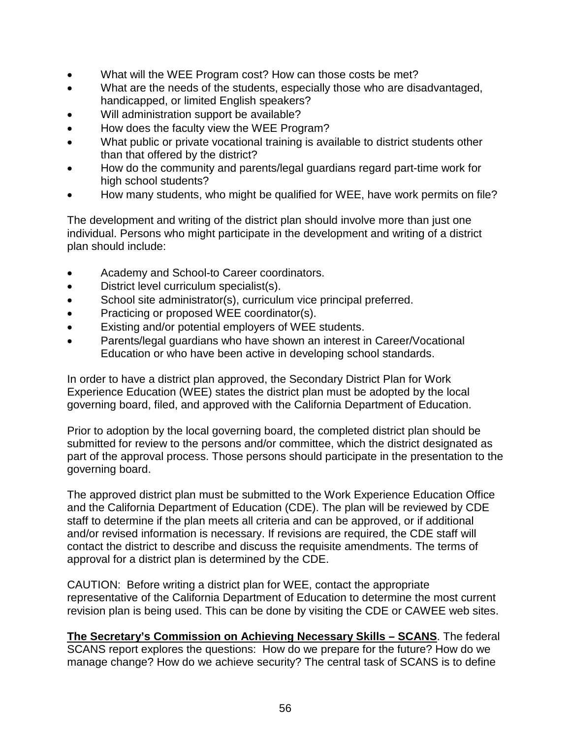- What will the WEE Program cost? How can those costs be met?
- What are the needs of the students, especially those who are disadvantaged, handicapped, or limited English speakers?
- Will administration support be available?
- How does the faculty view the WEE Program?
- What public or private vocational training is available to district students other than that offered by the district?
- How do the community and parents/legal guardians regard part-time work for high school students?
- How many students, who might be qualified for WEE, have work permits on file?

The development and writing of the district plan should involve more than just one individual. Persons who might participate in the development and writing of a district plan should include:

- Academy and School-to Career coordinators.
- District level curriculum specialist(s).
- School site administrator(s), curriculum vice principal preferred.
- Practicing or proposed WEE coordinator(s).
- Existing and/or potential employers of WEE students.
- Parents/legal guardians who have shown an interest in Career/Vocational Education or who have been active in developing school standards.

In order to have a district plan approved, the Secondary District Plan for Work Experience Education (WEE) states the district plan must be adopted by the local governing board, filed, and approved with the California Department of Education.

Prior to adoption by the local governing board, the completed district plan should be submitted for review to the persons and/or committee, which the district designated as part of the approval process. Those persons should participate in the presentation to the governing board.

The approved district plan must be submitted to the Work Experience Education Office and the California Department of Education (CDE). The plan will be reviewed by CDE staff to determine if the plan meets all criteria and can be approved, or if additional and/or revised information is necessary. If revisions are required, the CDE staff will contact the district to describe and discuss the requisite amendments. The terms of approval for a district plan is determined by the CDE.

CAUTION: Before writing a district plan for WEE, contact the appropriate representative of the California Department of Education to determine the most current revision plan is being used. This can be done by visiting the CDE or CAWEE web sites.

**The Secretary's Commission on Achieving Necessary Skills – SCANS**. The federal SCANS report explores the questions: How do we prepare for the future? How do we manage change? How do we achieve security? The central task of SCANS is to define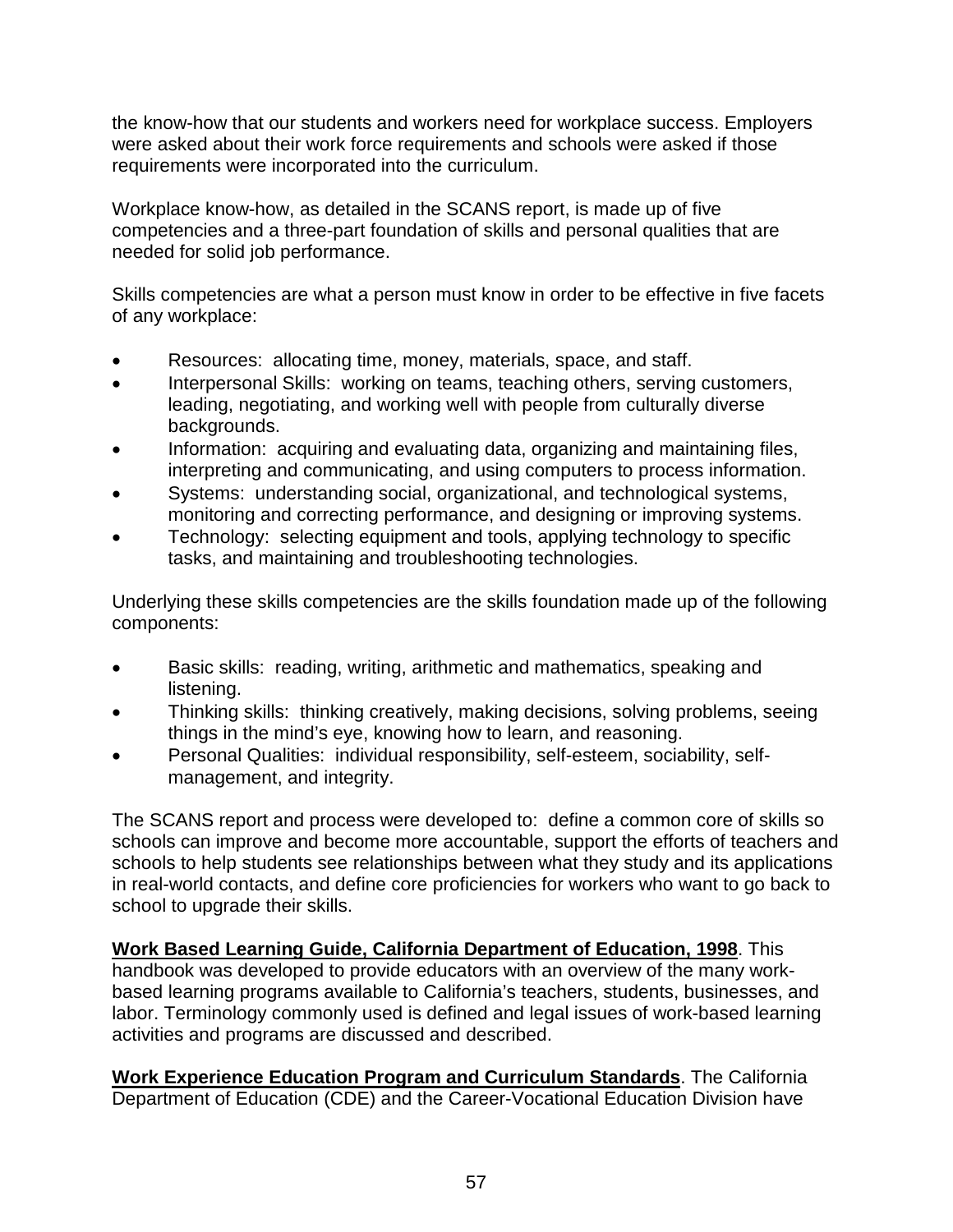the know-how that our students and workers need for workplace success. Employers were asked about their work force requirements and schools were asked if those requirements were incorporated into the curriculum.

Workplace know-how, as detailed in the SCANS report, is made up of five competencies and a three-part foundation of skills and personal qualities that are needed for solid job performance.

Skills competencies are what a person must know in order to be effective in five facets of any workplace:

- Resources: allocating time, money, materials, space, and staff.
- Interpersonal Skills: working on teams, teaching others, serving customers, leading, negotiating, and working well with people from culturally diverse backgrounds.
- Information: acquiring and evaluating data, organizing and maintaining files, interpreting and communicating, and using computers to process information.
- Systems: understanding social, organizational, and technological systems, monitoring and correcting performance, and designing or improving systems.
- Technology: selecting equipment and tools, applying technology to specific tasks, and maintaining and troubleshooting technologies.

Underlying these skills competencies are the skills foundation made up of the following components:

- Basic skills: reading, writing, arithmetic and mathematics, speaking and listening.
- Thinking skills: thinking creatively, making decisions, solving problems, seeing things in the mind's eye, knowing how to learn, and reasoning.
- Personal Qualities: individual responsibility, self-esteem, sociability, self-management, and integrity.

The SCANS report and process were developed to: define a common core of skills so schools can improve and become more accountable, support the efforts of teachers and schools to help students see relationships between what they study and its applications in real-world contacts, and define core proficiencies for workers who want to go back to school to upgrade their skills.

**Work Based Learning Guide, California Department of Education, 1998**. This handbook was developed to provide educators with an overview of the many work-based learning programs available to California's teachers, students, businesses, and labor. Terminology commonly used is defined and legal issues of work-based learning activities and programs are discussed and described.

**Work Experience Education Program and Curriculum Standards**. The California Department of Education (CDE) and the Career-Vocational Education Division have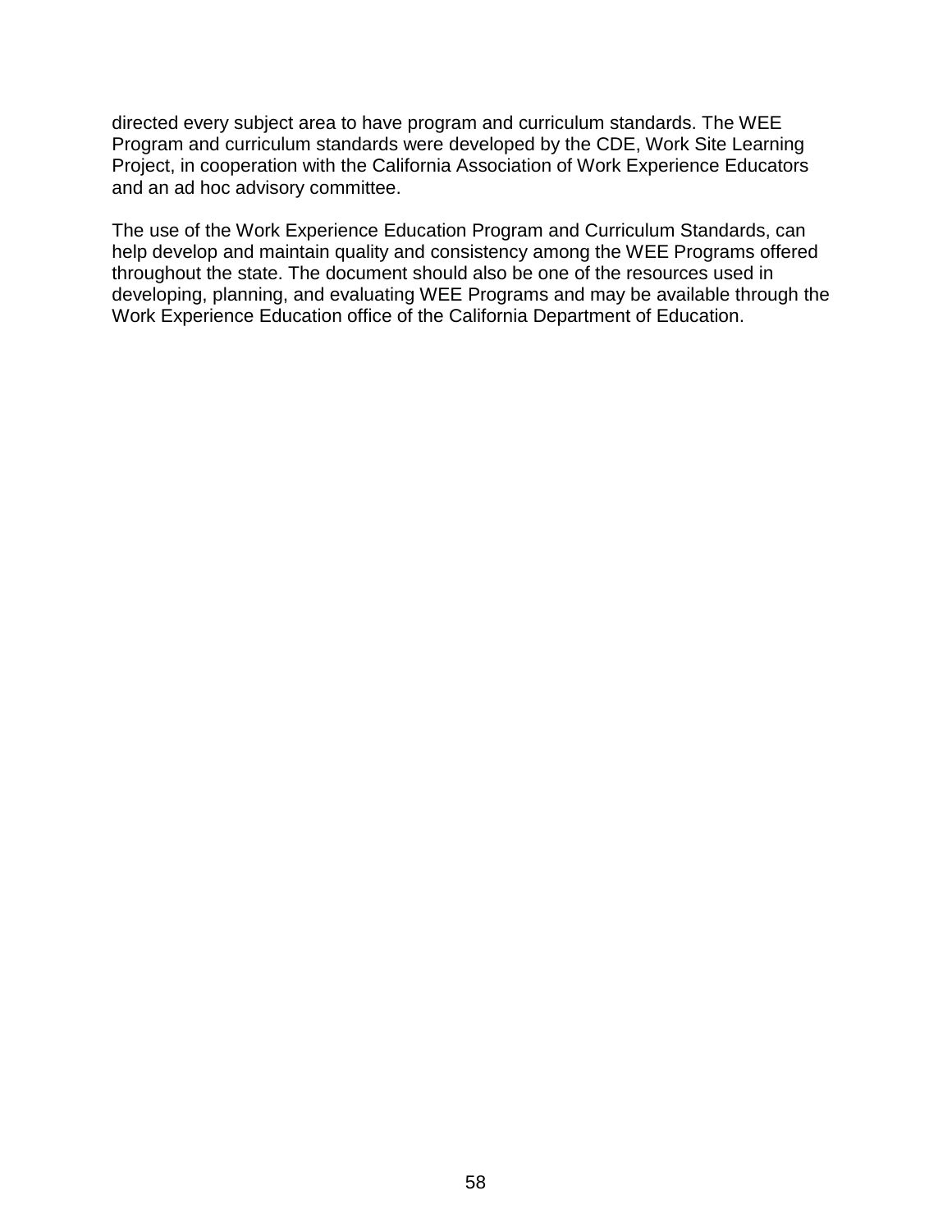directed every subject area to have program and curriculum standards. The WEE Program and curriculum standards were developed by the CDE, Work Site Learning Project, in cooperation with the California Association of Work Experience Educators and an ad hoc advisory committee.

The use of the Work Experience Education Program and Curriculum Standards, can help develop and maintain quality and consistency among the WEE Programs offered throughout the state. The document should also be one of the resources used in developing, planning, and evaluating WEE Programs and may be available through the Work Experience Education office of the California Department of Education.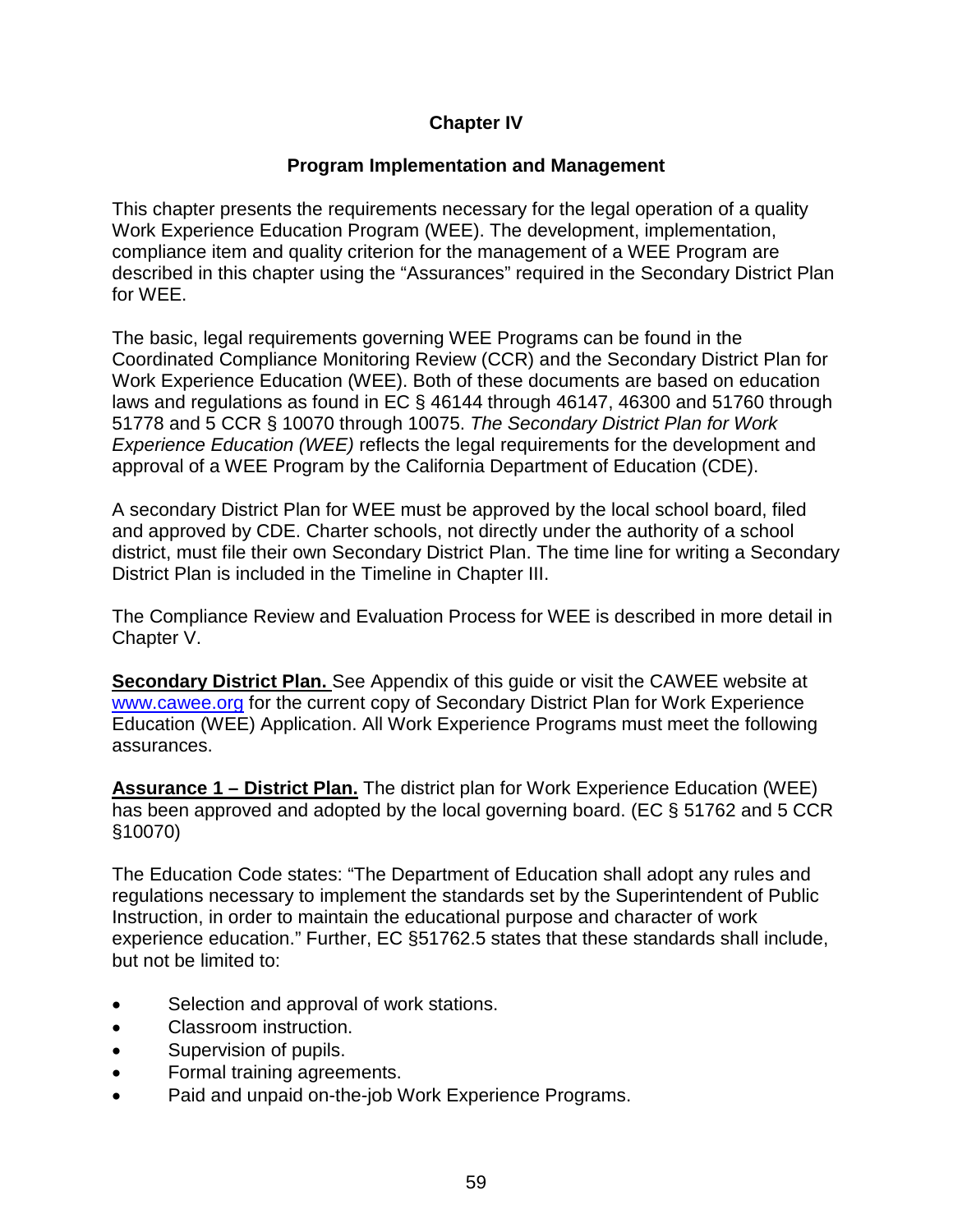# Chapter IV

## Program Implementation and Management

This chapter presents the requirements necessary for the legal operation of a quality Work Experience Education Program (WEE). The development, implementation, compliance item and quality criterion for the management of a WEE Program are described in this chapter using the “Assurances” required in the Secondary District Plan for WEE.

The basic, legal requirements governing WEE Programs can be found in the Coordinated Compliance Monitoring Review (CCR) and the Secondary District Plan for Work Experience Education (WEE). Both of these documents are based on education laws and regulations as found in EC § 46144 through 46147, 46300 and 51760 through 51778 and 5 CCR § 10070 through 10075. *The Secondary District Plan for Work Experience Education (WEE)* reflects the legal requirements for the development and approval of a WEE Program by the California Department of Education (CDE).

A secondary District Plan for WEE must be approved by the local school board, filed and approved by CDE. Charter schools, not directly under the authority of a school district, must file their own Secondary District Plan. The time line for writing a Secondary District Plan is included in the Timeline in Chapter III.

The Compliance Review and Evaluation Process for WEE is described in more detail in Chapter V.

**Secondary District Plan.** See Appendix of this guide or visit the CAWEE website at www.cawee.org for the current copy of Secondary District Plan for Work Experience Education (WEE) Application. All Work Experience Programs must meet the following assurances.

**Assurance 1 – District Plan.** The district plan for Work Experience Education (WEE) has been approved and adopted by the local governing board. (EC § 51762 and 5 CCR §10070)

The Education Code states: “The Department of Education shall adopt any rules and regulations necessary to implement the standards set by the Superintendent of Public Instruction, in order to maintain the educational purpose and character of work experience education.” Further, EC §51762.5 states that these standards shall include, but not be limited to:

- Selection and approval of work stations.
- Classroom instruction.
- Supervision of pupils.
- Formal training agreements.
- Paid and unpaid on-the-job Work Experience Programs.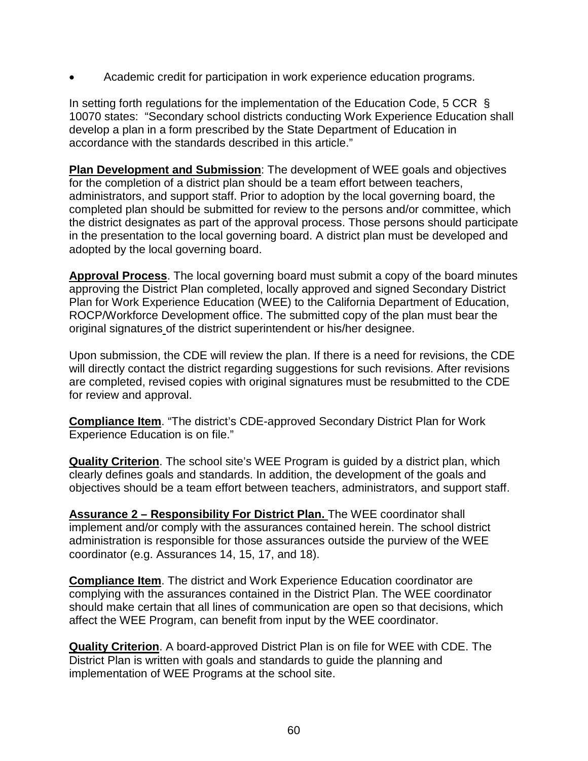- Academic credit for participation in work experience education programs.

In setting forth regulations for the implementation of the Education Code, 5 CCR § 10070 states: "Secondary school districts conducting Work Experience Education shall develop a plan in a form prescribed by the State Department of Education in accordance with the standards described in this article."

**Plan Development and Submission**: The development of WEE goals and objectives for the completion of a district plan should be a team effort between teachers, administrators, and support staff. Prior to adoption by the local governing board, the completed plan should be submitted for review to the persons and/or committee, which the district designates as part of the approval process. Those persons should participate in the presentation to the local governing board. A district plan must be developed and adopted by the local governing board.

**Approval Process**. The local governing board must submit a copy of the board minutes approving the District Plan completed, locally approved and signed Secondary District Plan for Work Experience Education (WEE) to the California Department of Education, ROCP/Workforce Development office. The submitted copy of the plan must bear the original signatures of the district superintendent or his/her designee.

Upon submission, the CDE will review the plan. If there is a need for revisions, the CDE will directly contact the district regarding suggestions for such revisions. After revisions are completed, revised copies with original signatures must be resubmitted to the CDE for review and approval.

**Compliance Item**. "The district's CDE-approved Secondary District Plan for Work Experience Education is on file."

**Quality Criterion**. The school site's WEE Program is guided by a district plan, which clearly defines goals and standards. In addition, the development of the goals and objectives should be a team effort between teachers, administrators, and support staff.

**Assurance 2 – Responsibility For District Plan.** The WEE coordinator shall implement and/or comply with the assurances contained herein. The school district administration is responsible for those assurances outside the purview of the WEE coordinator (e.g. Assurances 14, 15, 17, and 18).

**Compliance Item**. The district and Work Experience Education coordinator are complying with the assurances contained in the District Plan. The WEE coordinator should make certain that all lines of communication are open so that decisions, which affect the WEE Program, can benefit from input by the WEE coordinator.

**Quality Criterion**. A board-approved District Plan is on file for WEE with CDE. The District Plan is written with goals and standards to guide the planning and implementation of WEE Programs at the school site.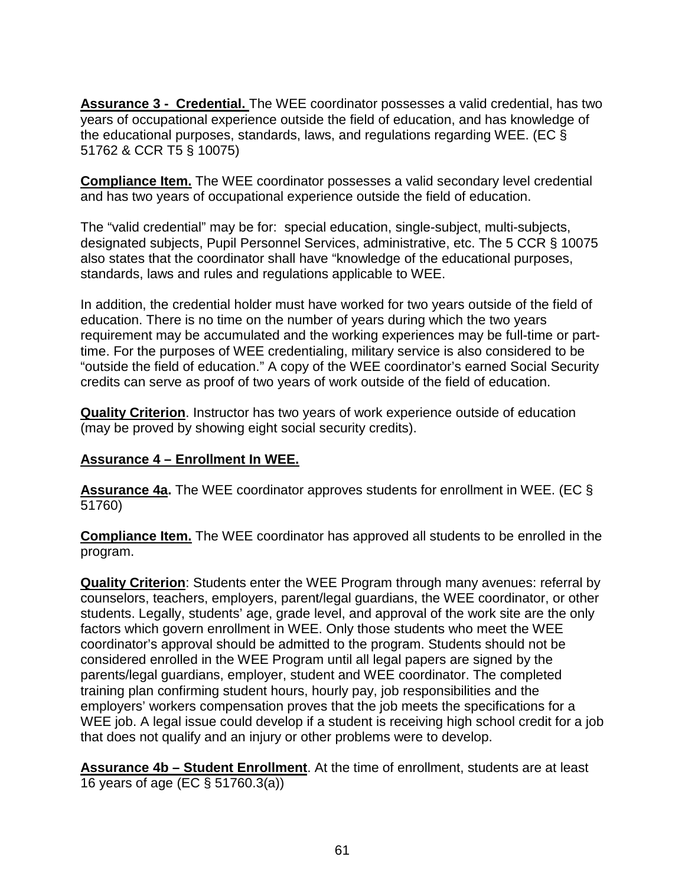**Assurance 3 - Credential.** The WEE coordinator possesses a valid credential, has two years of occupational experience outside the field of education, and has knowledge of the educational purposes, standards, laws, and regulations regarding WEE. (EC § 51762 & CCR T5 § 10075)

**Compliance Item.** The WEE coordinator possesses a valid secondary level credential and has two years of occupational experience outside the field of education.

The "valid credential" may be for: special education, single-subject, multi-subjects, designated subjects, Pupil Personnel Services, administrative, etc. The 5 CCR § 10075 also states that the coordinator shall have "knowledge of the educational purposes, standards, laws and rules and regulations applicable to WEE.

In addition, the credential holder must have worked for two years outside of the field of education. There is no time on the number of years during which the two years requirement may be accumulated and the working experiences may be full-time or part-time. For the purposes of WEE credentialing, military service is also considered to be "outside the field of education." A copy of the WEE coordinator's earned Social Security credits can serve as proof of two years of work outside of the field of education.

**Quality Criterion**. Instructor has two years of work experience outside of education (may be proved by showing eight social security credits).

**Assurance 4 – Enrollment In WEE.**

**Assurance 4a.** The WEE coordinator approves students for enrollment in WEE. (EC § 51760)

**Compliance Item.** The WEE coordinator has approved all students to be enrolled in the program.

**Quality Criterion**: Students enter the WEE Program through many avenues: referral by counselors, teachers, employers, parent/legal guardians, the WEE coordinator, or other students. Legally, students' age, grade level, and approval of the work site are the only factors which govern enrollment in WEE. Only those students who meet the WEE coordinator's approval should be admitted to the program. Students should not be considered enrolled in the WEE Program until all legal papers are signed by the parents/legal guardians, employer, student and WEE coordinator. The completed training plan confirming student hours, hourly pay, job responsibilities and the employers' workers compensation proves that the job meets the specifications for a WEE job. A legal issue could develop if a student is receiving high school credit for a job that does not qualify and an injury or other problems were to develop.

**Assurance 4b – Student Enrollment**. At the time of enrollment, students are at least 16 years of age (EC § 51760.3(a))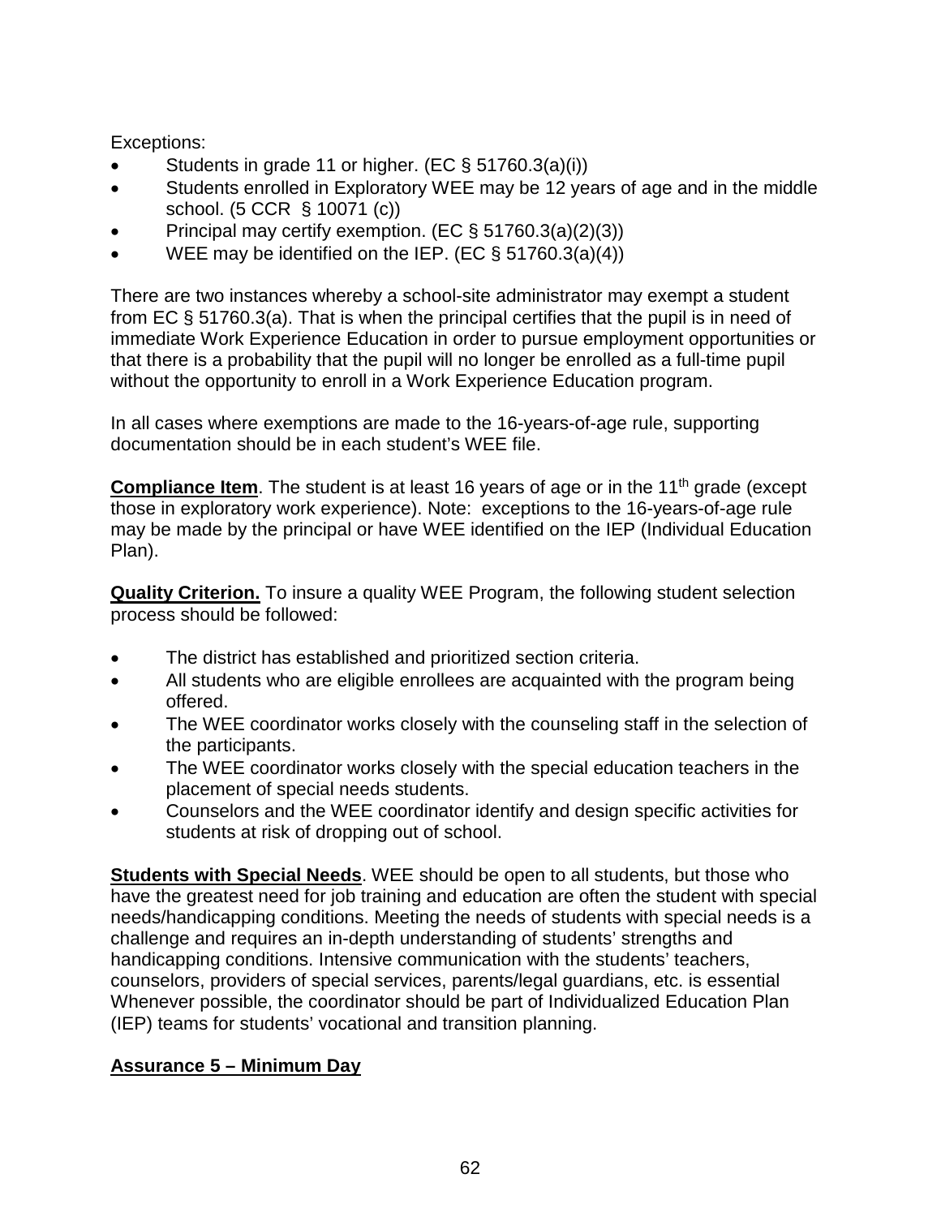Exceptions:

- Students in grade 11 or higher. (EC § 51760.3(a)(i))
- Students enrolled in Exploratory WEE may be 12 years of age and in the middle school. (5 CCR § 10071 (c))
- Principal may certify exemption. (EC § 51760.3(a)(2)(3))
- WEE may be identified on the IEP. (EC § 51760.3(a)(4))

There are two instances whereby a school-site administrator may exempt a student from EC § 51760.3(a). That is when the principal certifies that the pupil is in need of immediate Work Experience Education in order to pursue employment opportunities or that there is a probability that the pupil will no longer be enrolled as a full-time pupil without the opportunity to enroll in a Work Experience Education program.

In all cases where exemptions are made to the 16-years-of-age rule, supporting documentation should be in each student's WEE file.

**Compliance Item**. The student is at least 16 years of age or in the 11th grade (except those in exploratory work experience). Note: exceptions to the 16-years-of-age rule may be made by the principal or have WEE identified on the IEP (Individual Education Plan).

**Quality Criterion.** To insure a quality WEE Program, the following student selection process should be followed:

- The district has established and prioritized section criteria.
- All students who are eligible enrollees are acquainted with the program being offered.
- The WEE coordinator works closely with the counseling staff in the selection of the participants.
- The WEE coordinator works closely with the special education teachers in the placement of special needs students.
- Counselors and the WEE coordinator identify and design specific activities for students at risk of dropping out of school.

**Students with Special Needs**. WEE should be open to all students, but those who have the greatest need for job training and education are often the student with special needs/handicapping conditions. Meeting the needs of students with special needs is a challenge and requires an in-depth understanding of students' strengths and handicapping conditions. Intensive communication with the students' teachers, counselors, providers of special services, parents/legal guardians, etc. is essential Whenever possible, the coordinator should be part of Individualized Education Plan (IEP) teams for students' vocational and transition planning.

## Assurance 5 – Minimum Day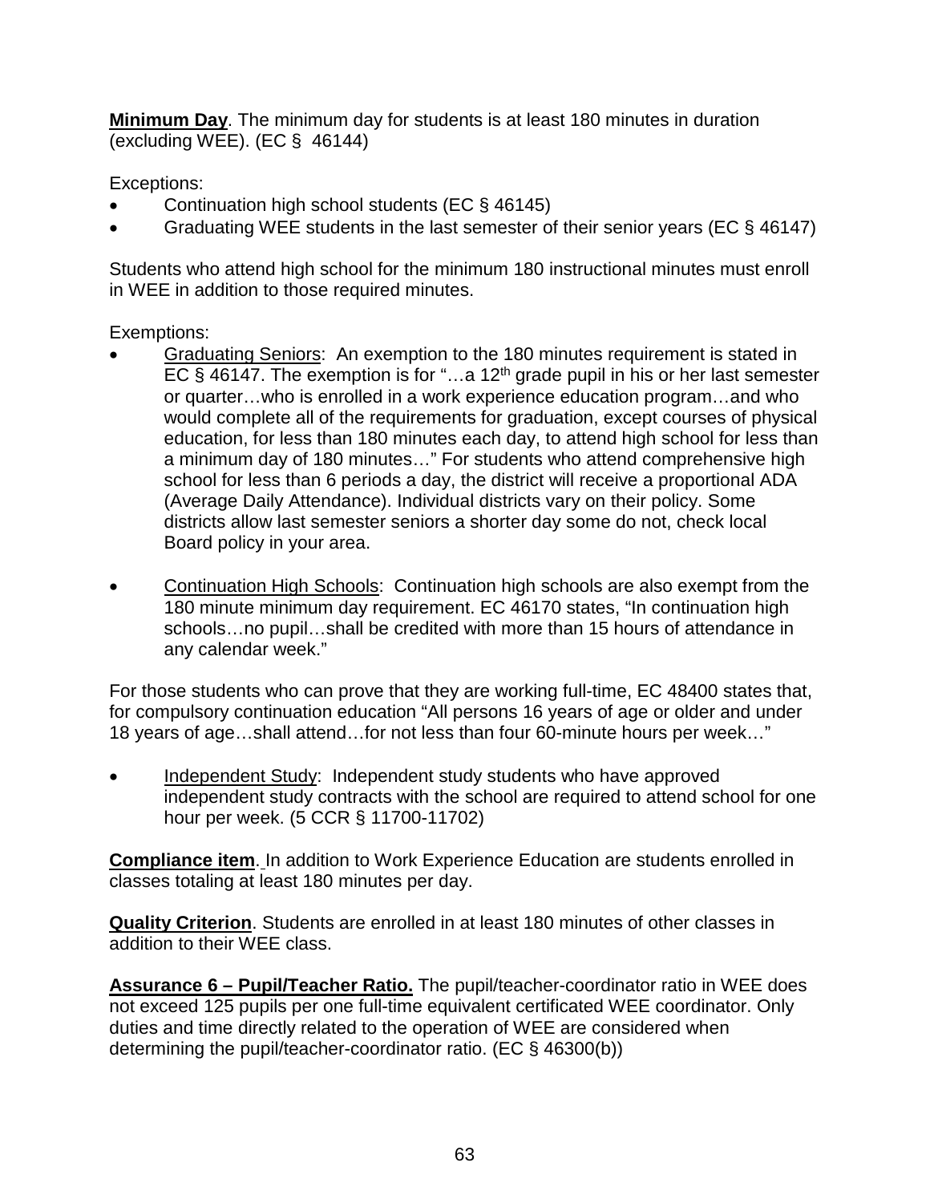**Minimum Day**. The minimum day for students is at least 180 minutes in duration (excluding WEE). (EC § 46144)

Exceptions:

- Continuation high school students (EC § 46145)
- Graduating WEE students in the last semester of their senior years (EC § 46147)

Students who attend high school for the minimum 180 instructional minutes must enroll in WEE in addition to those required minutes.

Exemptions:

- Graduating Seniors: An exemption to the 180 minutes requirement is stated in EC § 46147. The exemption is for "…a 12th grade pupil in his or her last semester or quarter…who is enrolled in a work experience education program…and who would complete all of the requirements for graduation, except courses of physical education, for less than 180 minutes each day, to attend high school for less than a minimum day of 180 minutes…" For students who attend comprehensive high school for less than 6 periods a day, the district will receive a proportional ADA (Average Daily Attendance). Individual districts vary on their policy. Some districts allow last semester seniors a shorter day some do not, check local Board policy in your area.

- Continuation High Schools: Continuation high schools are also exempt from the 180 minute minimum day requirement. EC 46170 states, "In continuation high schools…no pupil…shall be credited with more than 15 hours of attendance in any calendar week."

For those students who can prove that they are working full-time, EC 48400 states that, for compulsory continuation education "All persons 16 years of age or older and under 18 years of age…shall attend…for not less than four 60-minute hours per week…"

- Independent Study: Independent study students who have approved independent study contracts with the school are required to attend school for one hour per week. (5 CCR § 11700-11702)

**Compliance item**. In addition to Work Experience Education are students enrolled in classes totaling at least 180 minutes per day.

**Quality Criterion**. Students are enrolled in at least 180 minutes of other classes in addition to their WEE class.

**Assurance 6 – Pupil/Teacher Ratio.** The pupil/teacher-coordinator ratio in WEE does not exceed 125 pupils per one full-time equivalent certificated WEE coordinator. Only duties and time directly related to the operation of WEE are considered when determining the pupil/teacher-coordinator ratio. (EC § 46300(b))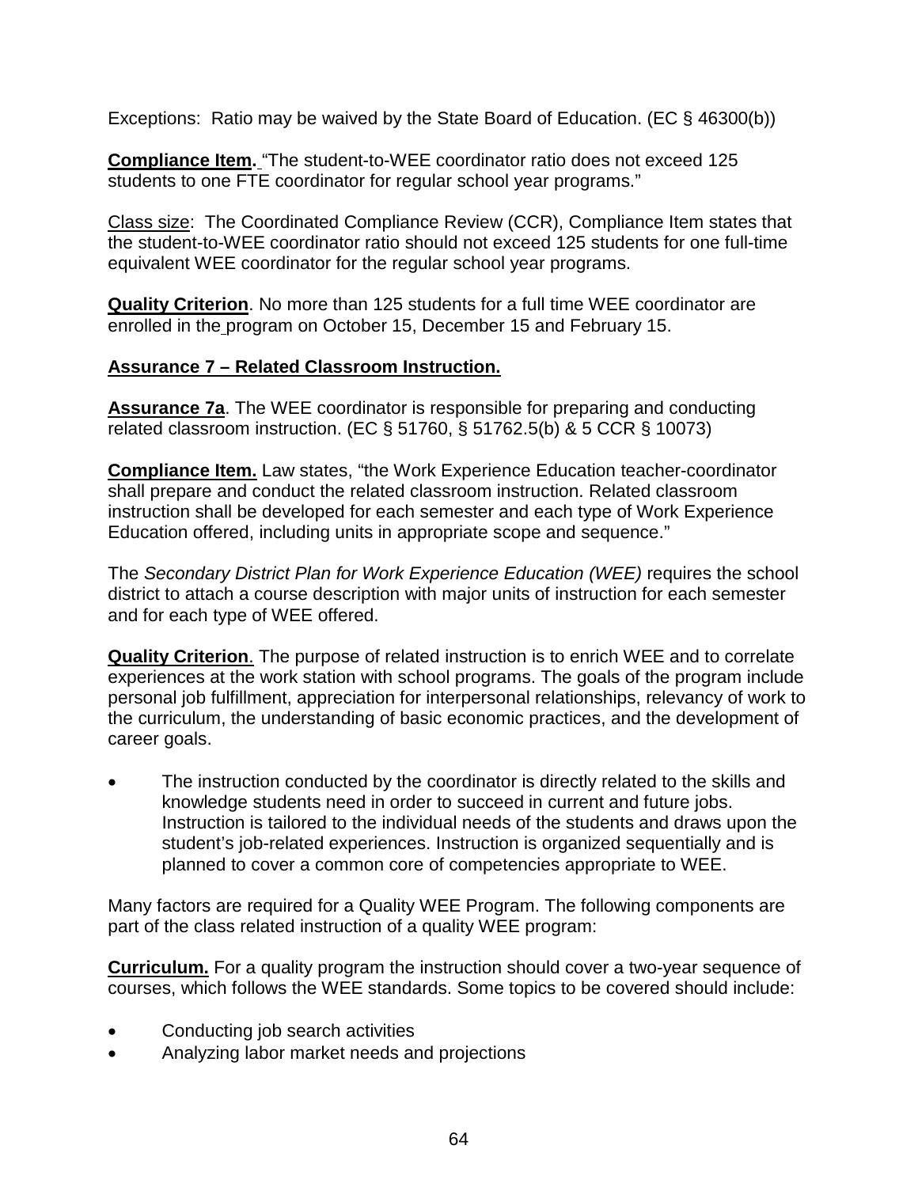Exceptions: Ratio may be waived by the State Board of Education. (EC § 46300(b))

**Compliance Item.** "The student-to-WEE coordinator ratio does not exceed 125 students to one FTE coordinator for regular school year programs."

Class size: The Coordinated Compliance Review (CCR), Compliance Item states that the student-to-WEE coordinator ratio should not exceed 125 students for one full-time equivalent WEE coordinator for the regular school year programs.

**Quality Criterion**. No more than 125 students for a full time WEE coordinator are enrolled in the program on October 15, December 15 and February 15.

**Assurance 7 – Related Classroom Instruction.**

**Assurance 7a**. The WEE coordinator is responsible for preparing and conducting related classroom instruction. (EC § 51760, § 51762.5(b) & 5 CCR § 10073)

**Compliance Item.** Law states, "the Work Experience Education teacher-coordinator shall prepare and conduct the related classroom instruction. Related classroom instruction shall be developed for each semester and each type of Work Experience Education offered, including units in appropriate scope and sequence."

The *Secondary District Plan for Work Experience Education (WEE)* requires the school district to attach a course description with major units of instruction for each semester and for each type of WEE offered.

**Quality Criterion**. The purpose of related instruction is to enrich WEE and to correlate experiences at the work station with school programs. The goals of the program include personal job fulfillment, appreciation for interpersonal relationships, relevancy of work to the curriculum, the understanding of basic economic practices, and the development of career goals.

- The instruction conducted by the coordinator is directly related to the skills and knowledge students need in order to succeed in current and future jobs. Instruction is tailored to the individual needs of the students and draws upon the student's job-related experiences. Instruction is organized sequentially and is planned to cover a common core of competencies appropriate to WEE.

Many factors are required for a Quality WEE Program. The following components are part of the class related instruction of a quality WEE program:

**Curriculum.** For a quality program the instruction should cover a two-year sequence of courses, which follows the WEE standards. Some topics to be covered should include:

- Conducting job search activities
- Analyzing labor market needs and projections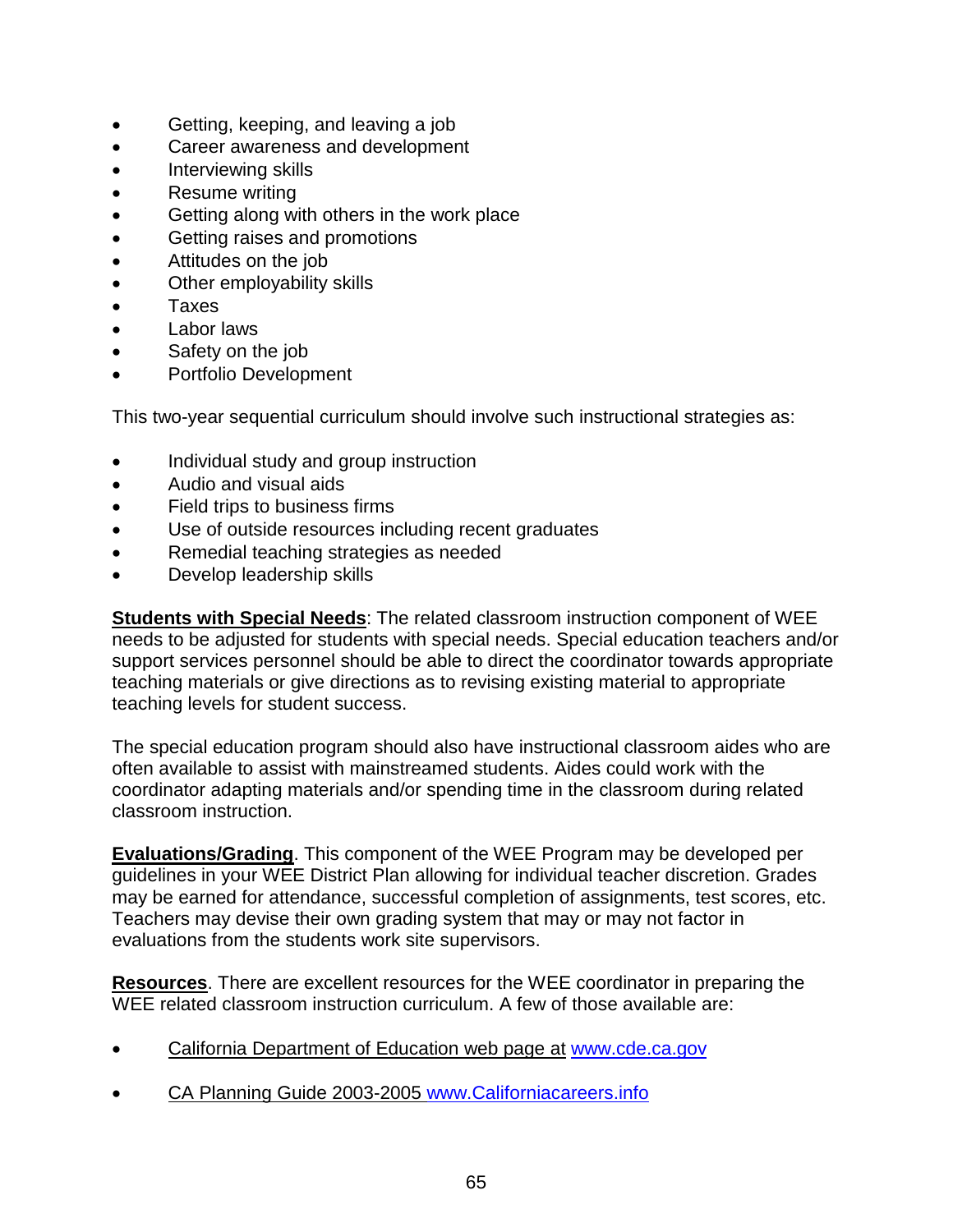- Getting, keeping, and leaving a job
- Career awareness and development
- Interviewing skills
- Resume writing
- Getting along with others in the work place
- Getting raises and promotions
- Attitudes on the job
- Other employability skills
- Taxes
- Labor laws
- Safety on the job
- Portfolio Development

This two-year sequential curriculum should involve such instructional strategies as:

- Individual study and group instruction
- Audio and visual aids
- Field trips to business firms
- Use of outside resources including recent graduates
- Remedial teaching strategies as needed
- Develop leadership skills

**Students with Special Needs**: The related classroom instruction component of WEE needs to be adjusted for students with special needs. Special education teachers and/or support services personnel should be able to direct the coordinator towards appropriate teaching materials or give directions as to revising existing material to appropriate teaching levels for student success.

The special education program should also have instructional classroom aides who are often available to assist with mainstreamed students. Aides could work with the coordinator adapting materials and/or spending time in the classroom during related classroom instruction.

**Evaluations/Grading**. This component of the WEE Program may be developed per guidelines in your WEE District Plan allowing for individual teacher discretion. Grades may be earned for attendance, successful completion of assignments, test scores, etc. Teachers may devise their own grading system that may or may not factor in evaluations from the students work site supervisors.

**Resources**. There are excellent resources for the WEE coordinator in preparing the WEE related classroom instruction curriculum. A few of those available are:

- California Department of Education web page at www.cde.ca.gov
- CA Planning Guide 2003-2005 www.Californiacareers.info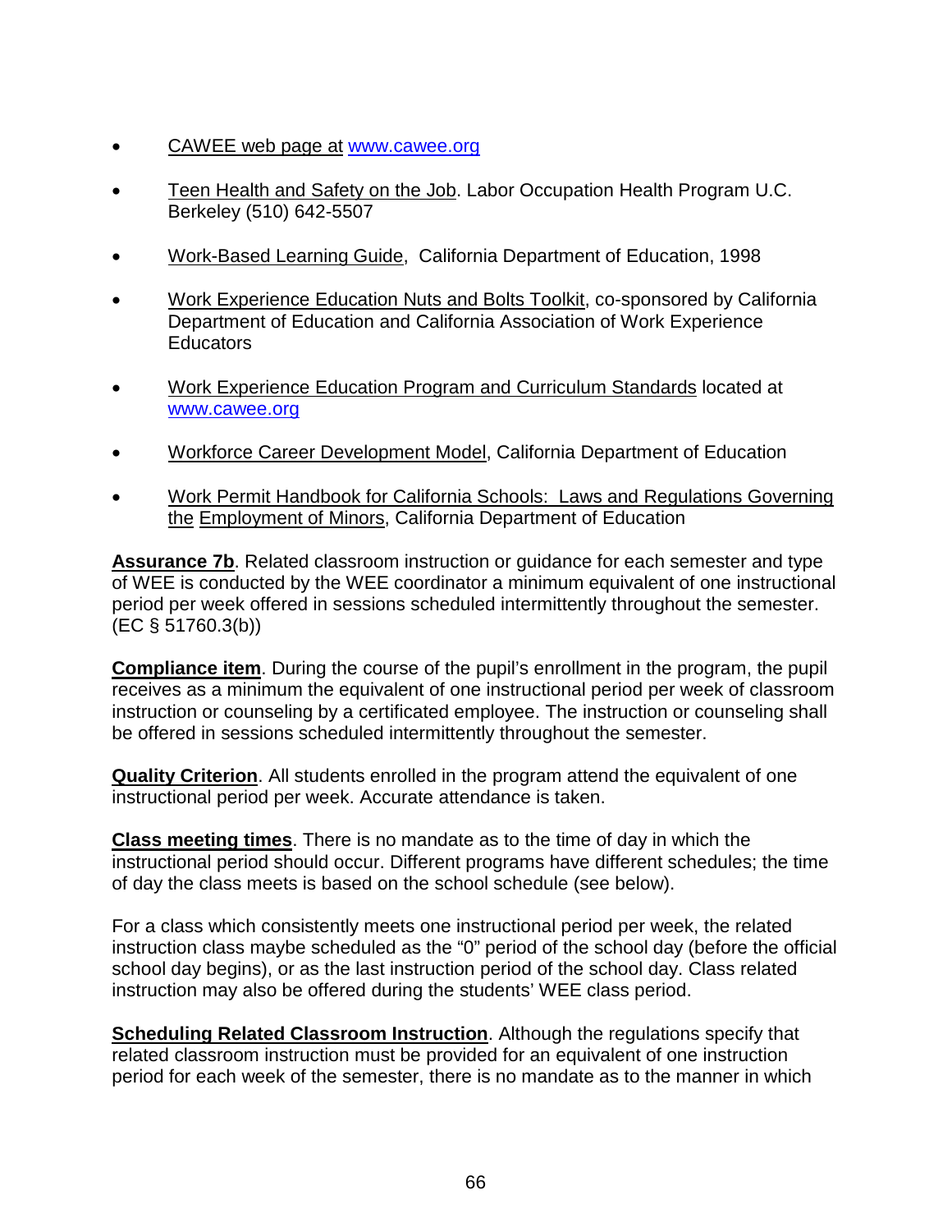- CAWEE web page at www.cawee.org

- Teen Health and Safety on the Job. Labor Occupation Health Program U.C. Berkeley (510) 642-5507

- Work-Based Learning Guide, California Department of Education, 1998

- Work Experience Education Nuts and Bolts Toolkit, co-sponsored by California Department of Education and California Association of Work Experience Educators

- Work Experience Education Program and Curriculum Standards located at www.cawee.org

- Workforce Career Development Model, California Department of Education

- Work Permit Handbook for California Schools: Laws and Regulations Governing the Employment of Minors, California Department of Education

**Assurance 7b**. Related classroom instruction or guidance for each semester and type of WEE is conducted by the WEE coordinator a minimum equivalent of one instructional period per week offered in sessions scheduled intermittently throughout the semester. (EC § 51760.3(b))

**Compliance item**. During the course of the pupil's enrollment in the program, the pupil receives as a minimum the equivalent of one instructional period per week of classroom instruction or counseling by a certificated employee. The instruction or counseling shall be offered in sessions scheduled intermittently throughout the semester.

**Quality Criterion**. All students enrolled in the program attend the equivalent of one instructional period per week. Accurate attendance is taken.

**Class meeting times**. There is no mandate as to the time of day in which the instructional period should occur. Different programs have different schedules; the time of day the class meets is based on the school schedule (see below).

For a class which consistently meets one instructional period per week, the related instruction class maybe scheduled as the "0" period of the school day (before the official school day begins), or as the last instruction period of the school day. Class related instruction may also be offered during the students' WEE class period.

**Scheduling Related Classroom Instruction**. Although the regulations specify that related classroom instruction must be provided for an equivalent of one instruction period for each week of the semester, there is no mandate as to the manner in which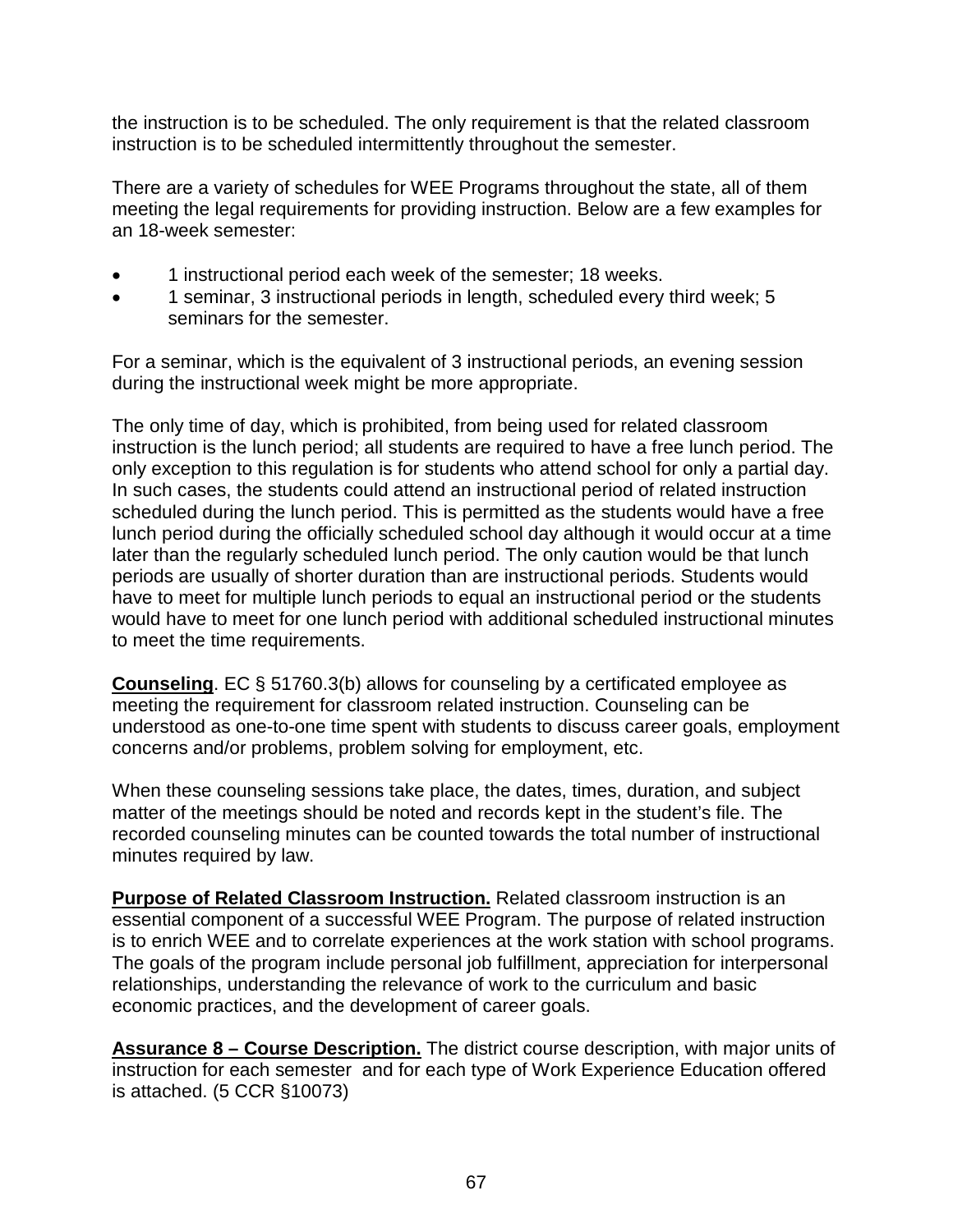the instruction is to be scheduled. The only requirement is that the related classroom instruction is to be scheduled intermittently throughout the semester.

There are a variety of schedules for WEE Programs throughout the state, all of them meeting the legal requirements for providing instruction. Below are a few examples for an 18-week semester:

- 1 instructional period each week of the semester; 18 weeks.
- 1 seminar, 3 instructional periods in length, scheduled every third week; 5 seminars for the semester.

For a seminar, which is the equivalent of 3 instructional periods, an evening session during the instructional week might be more appropriate.

The only time of day, which is prohibited, from being used for related classroom instruction is the lunch period; all students are required to have a free lunch period. The only exception to this regulation is for students who attend school for only a partial day. In such cases, the students could attend an instructional period of related instruction scheduled during the lunch period. This is permitted as the students would have a free lunch period during the officially scheduled school day although it would occur at a time later than the regularly scheduled lunch period. The only caution would be that lunch periods are usually of shorter duration than are instructional periods. Students would have to meet for multiple lunch periods to equal an instructional period or the students would have to meet for one lunch period with additional scheduled instructional minutes to meet the time requirements.

**Counseling**. EC § 51760.3(b) allows for counseling by a certificated employee as meeting the requirement for classroom related instruction. Counseling can be understood as one-to-one time spent with students to discuss career goals, employment concerns and/or problems, problem solving for employment, etc.

When these counseling sessions take place, the dates, times, duration, and subject matter of the meetings should be noted and records kept in the student's file. The recorded counseling minutes can be counted towards the total number of instructional minutes required by law.

**Purpose of Related Classroom Instruction.** Related classroom instruction is an essential component of a successful WEE Program. The purpose of related instruction is to enrich WEE and to correlate experiences at the work station with school programs. The goals of the program include personal job fulfillment, appreciation for interpersonal relationships, understanding the relevance of work to the curriculum and basic economic practices, and the development of career goals.

**Assurance 8 – Course Description.** The district course description, with major units of instruction for each semester and for each type of Work Experience Education offered is attached. (5 CCR §10073)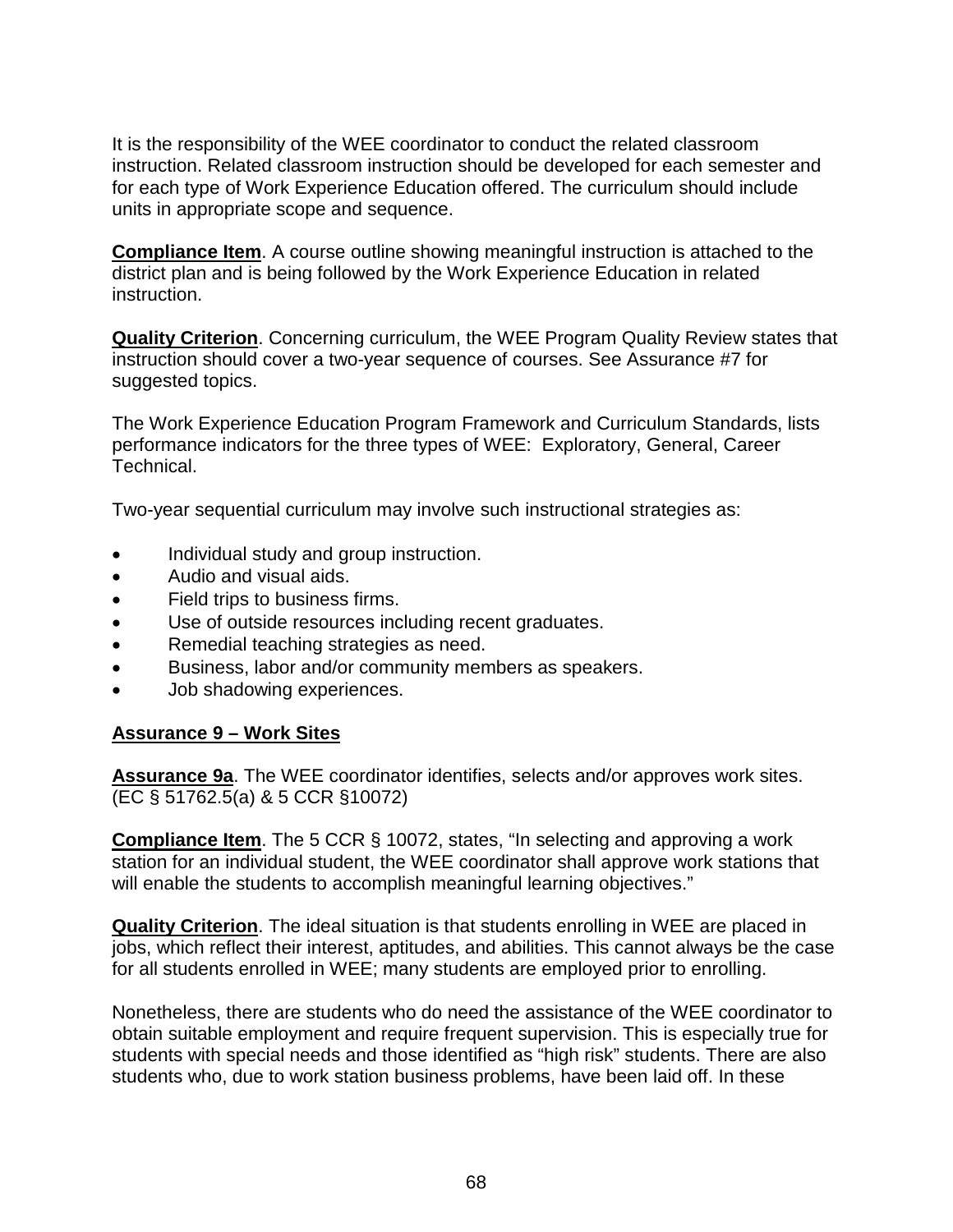It is the responsibility of the WEE coordinator to conduct the related classroom instruction. Related classroom instruction should be developed for each semester and for each type of Work Experience Education offered. The curriculum should include units in appropriate scope and sequence.

**Compliance Item**. A course outline showing meaningful instruction is attached to the district plan and is being followed by the Work Experience Education in related instruction.

**Quality Criterion**. Concerning curriculum, the WEE Program Quality Review states that instruction should cover a two-year sequence of courses. See Assurance #7 for suggested topics.

The Work Experience Education Program Framework and Curriculum Standards, lists performance indicators for the three types of WEE: Exploratory, General, Career Technical.

Two-year sequential curriculum may involve such instructional strategies as:

- Individual study and group instruction.
- Audio and visual aids.
- Field trips to business firms.
- Use of outside resources including recent graduates.
- Remedial teaching strategies as need.
- Business, labor and/or community members as speakers.
- Job shadowing experiences.

## Assurance 9 – Work Sites

**Assurance 9a**. The WEE coordinator identifies, selects and/or approves work sites. (EC § 51762.5(a) & 5 CCR §10072)

**Compliance Item**. The 5 CCR § 10072, states, "In selecting and approving a work station for an individual student, the WEE coordinator shall approve work stations that will enable the students to accomplish meaningful learning objectives."

**Quality Criterion**. The ideal situation is that students enrolling in WEE are placed in jobs, which reflect their interest, aptitudes, and abilities. This cannot always be the case for all students enrolled in WEE; many students are employed prior to enrolling.

Nonetheless, there are students who do need the assistance of the WEE coordinator to obtain suitable employment and require frequent supervision. This is especially true for students with special needs and those identified as "high risk" students. There are also students who, due to work station business problems, have been laid off. In these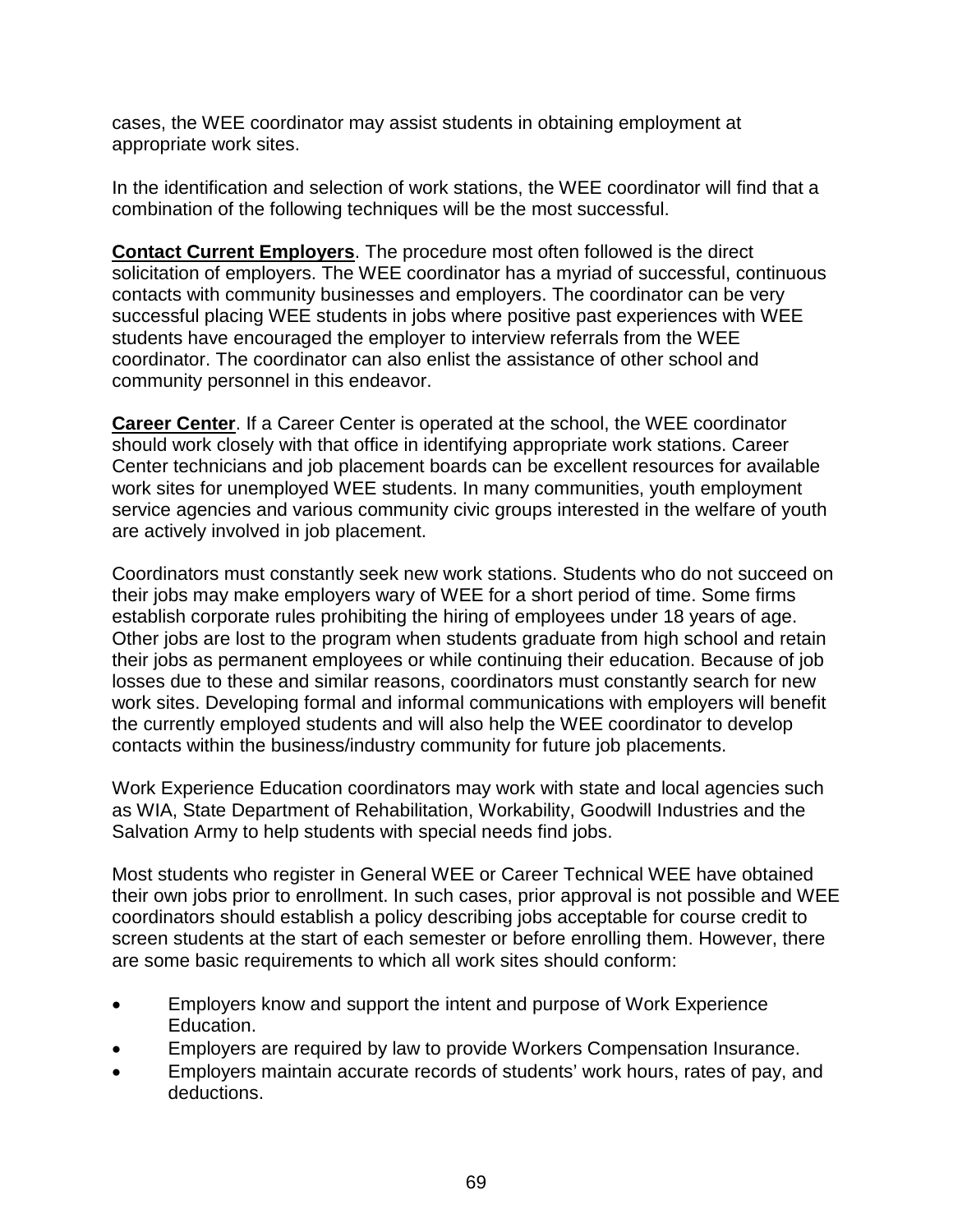cases, the WEE coordinator may assist students in obtaining employment at appropriate work sites.

In the identification and selection of work stations, the WEE coordinator will find that a combination of the following techniques will be the most successful.

**Contact Current Employers**. The procedure most often followed is the direct solicitation of employers. The WEE coordinator has a myriad of successful, continuous contacts with community businesses and employers. The coordinator can be very successful placing WEE students in jobs where positive past experiences with WEE students have encouraged the employer to interview referrals from the WEE coordinator. The coordinator can also enlist the assistance of other school and community personnel in this endeavor.

**Career Center**. If a Career Center is operated at the school, the WEE coordinator should work closely with that office in identifying appropriate work stations. Career Center technicians and job placement boards can be excellent resources for available work sites for unemployed WEE students. In many communities, youth employment service agencies and various community civic groups interested in the welfare of youth are actively involved in job placement.

Coordinators must constantly seek new work stations. Students who do not succeed on their jobs may make employers wary of WEE for a short period of time. Some firms establish corporate rules prohibiting the hiring of employees under 18 years of age. Other jobs are lost to the program when students graduate from high school and retain their jobs as permanent employees or while continuing their education. Because of job losses due to these and similar reasons, coordinators must constantly search for new work sites. Developing formal and informal communications with employers will benefit the currently employed students and will also help the WEE coordinator to develop contacts within the business/industry community for future job placements.

Work Experience Education coordinators may work with state and local agencies such as WIA, State Department of Rehabilitation, Workability, Goodwill Industries and the Salvation Army to help students with special needs find jobs.

Most students who register in General WEE or Career Technical WEE have obtained their own jobs prior to enrollment. In such cases, prior approval is not possible and WEE coordinators should establish a policy describing jobs acceptable for course credit to screen students at the start of each semester or before enrolling them. However, there are some basic requirements to which all work sites should conform:

- Employers know and support the intent and purpose of Work Experience Education.
- Employers are required by law to provide Workers Compensation Insurance.
- Employers maintain accurate records of students' work hours, rates of pay, and deductions.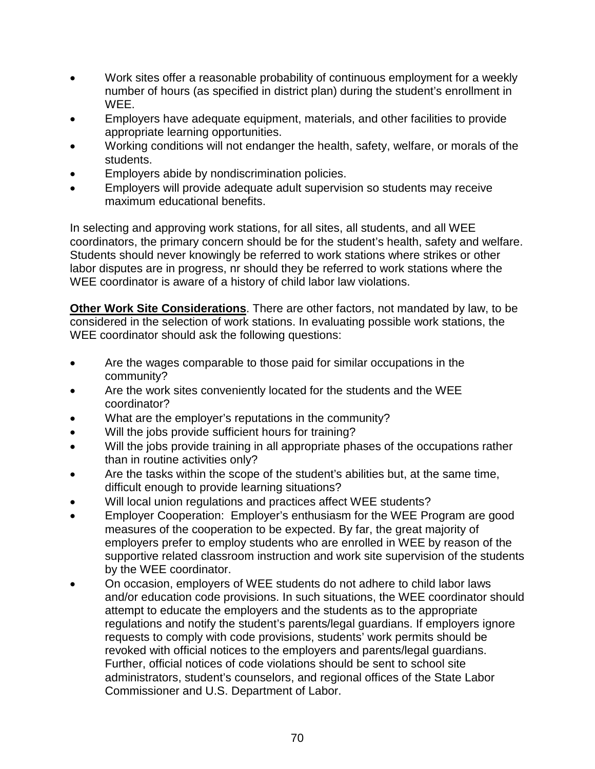- Work sites offer a reasonable probability of continuous employment for a weekly number of hours (as specified in district plan) during the student's enrollment in WEE.
- Employers have adequate equipment, materials, and other facilities to provide appropriate learning opportunities.
- Working conditions will not endanger the health, safety, welfare, or morals of the students.
- Employers abide by nondiscrimination policies.
- Employers will provide adequate adult supervision so students may receive maximum educational benefits.

In selecting and approving work stations, for all sites, all students, and all WEE coordinators, the primary concern should be for the student's health, safety and welfare. Students should never knowingly be referred to work stations where strikes or other labor disputes are in progress, nr should they be referred to work stations where the WEE coordinator is aware of a history of child labor law violations.

**Other Work Site Considerations**. There are other factors, not mandated by law, to be considered in the selection of work stations. In evaluating possible work stations, the WEE coordinator should ask the following questions:

- Are the wages comparable to those paid for similar occupations in the community?
- Are the work sites conveniently located for the students and the WEE coordinator?
- What are the employer's reputations in the community?
- Will the jobs provide sufficient hours for training?
- Will the jobs provide training in all appropriate phases of the occupations rather than in routine activities only?
- Are the tasks within the scope of the student's abilities but, at the same time, difficult enough to provide learning situations?
- Will local union regulations and practices affect WEE students?
- Employer Cooperation: Employer's enthusiasm for the WEE Program are good measures of the cooperation to be expected. By far, the great majority of employers prefer to employ students who are enrolled in WEE by reason of the supportive related classroom instruction and work site supervision of the students by the WEE coordinator.
- On occasion, employers of WEE students do not adhere to child labor laws and/or education code provisions. In such situations, the WEE coordinator should attempt to educate the employers and the students as to the appropriate regulations and notify the student's parents/legal guardians. If employers ignore requests to comply with code provisions, students' work permits should be revoked with official notices to the employers and parents/legal guardians. Further, official notices of code violations should be sent to school site administrators, student's counselors, and regional offices of the State Labor Commissioner and U.S. Department of Labor.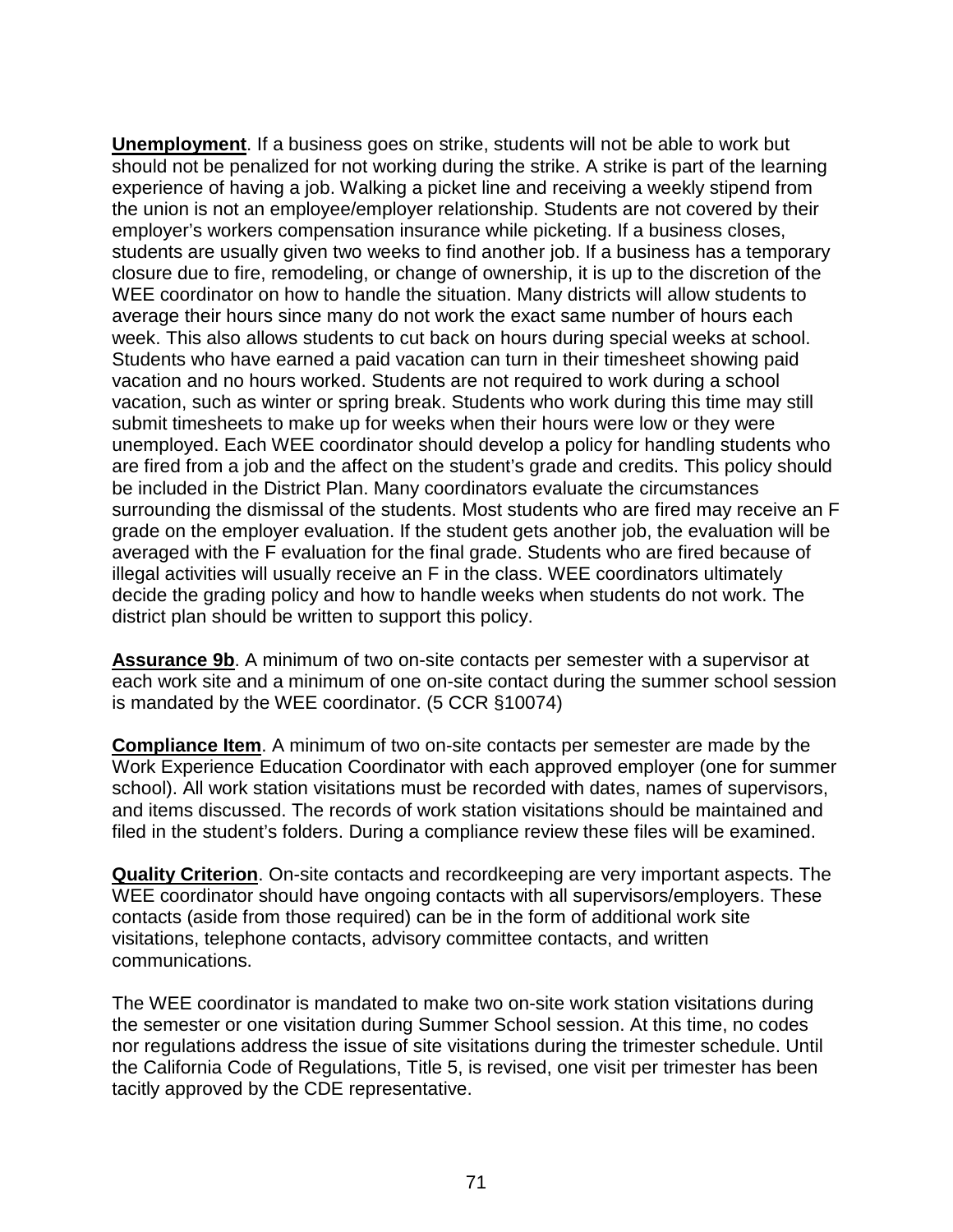**Unemployment**. If a business goes on strike, students will not be able to work but should not be penalized for not working during the strike. A strike is part of the learning experience of having a job. Walking a picket line and receiving a weekly stipend from the union is not an employee/employer relationship. Students are not covered by their employer's workers compensation insurance while picketing. If a business closes, students are usually given two weeks to find another job. If a business has a temporary closure due to fire, remodeling, or change of ownership, it is up to the discretion of the WEE coordinator on how to handle the situation. Many districts will allow students to average their hours since many do not work the exact same number of hours each week. This also allows students to cut back on hours during special weeks at school. Students who have earned a paid vacation can turn in their timesheet showing paid vacation and no hours worked. Students are not required to work during a school vacation, such as winter or spring break. Students who work during this time may still submit timesheets to make up for weeks when their hours were low or they were unemployed. Each WEE coordinator should develop a policy for handling students who are fired from a job and the affect on the student's grade and credits. This policy should be included in the District Plan. Many coordinators evaluate the circumstances surrounding the dismissal of the students. Most students who are fired may receive an F grade on the employer evaluation. If the student gets another job, the evaluation will be averaged with the F evaluation for the final grade. Students who are fired because of illegal activities will usually receive an F in the class. WEE coordinators ultimately decide the grading policy and how to handle weeks when students do not work. The district plan should be written to support this policy.

**Assurance 9b**. A minimum of two on-site contacts per semester with a supervisor at each work site and a minimum of one on-site contact during the summer school session is mandated by the WEE coordinator. (5 CCR §10074)

**Compliance Item**. A minimum of two on-site contacts per semester are made by the Work Experience Education Coordinator with each approved employer (one for summer school). All work station visitations must be recorded with dates, names of supervisors, and items discussed. The records of work station visitations should be maintained and filed in the student's folders. During a compliance review these files will be examined.

**Quality Criterion**. On-site contacts and recordkeeping are very important aspects. The WEE coordinator should have ongoing contacts with all supervisors/employers. These contacts (aside from those required) can be in the form of additional work site visitations, telephone contacts, advisory committee contacts, and written communications.

The WEE coordinator is mandated to make two on-site work station visitations during the semester or one visitation during Summer School session. At this time, no codes nor regulations address the issue of site visitations during the trimester schedule. Until the California Code of Regulations, Title 5, is revised, one visit per trimester has been tacitly approved by the CDE representative.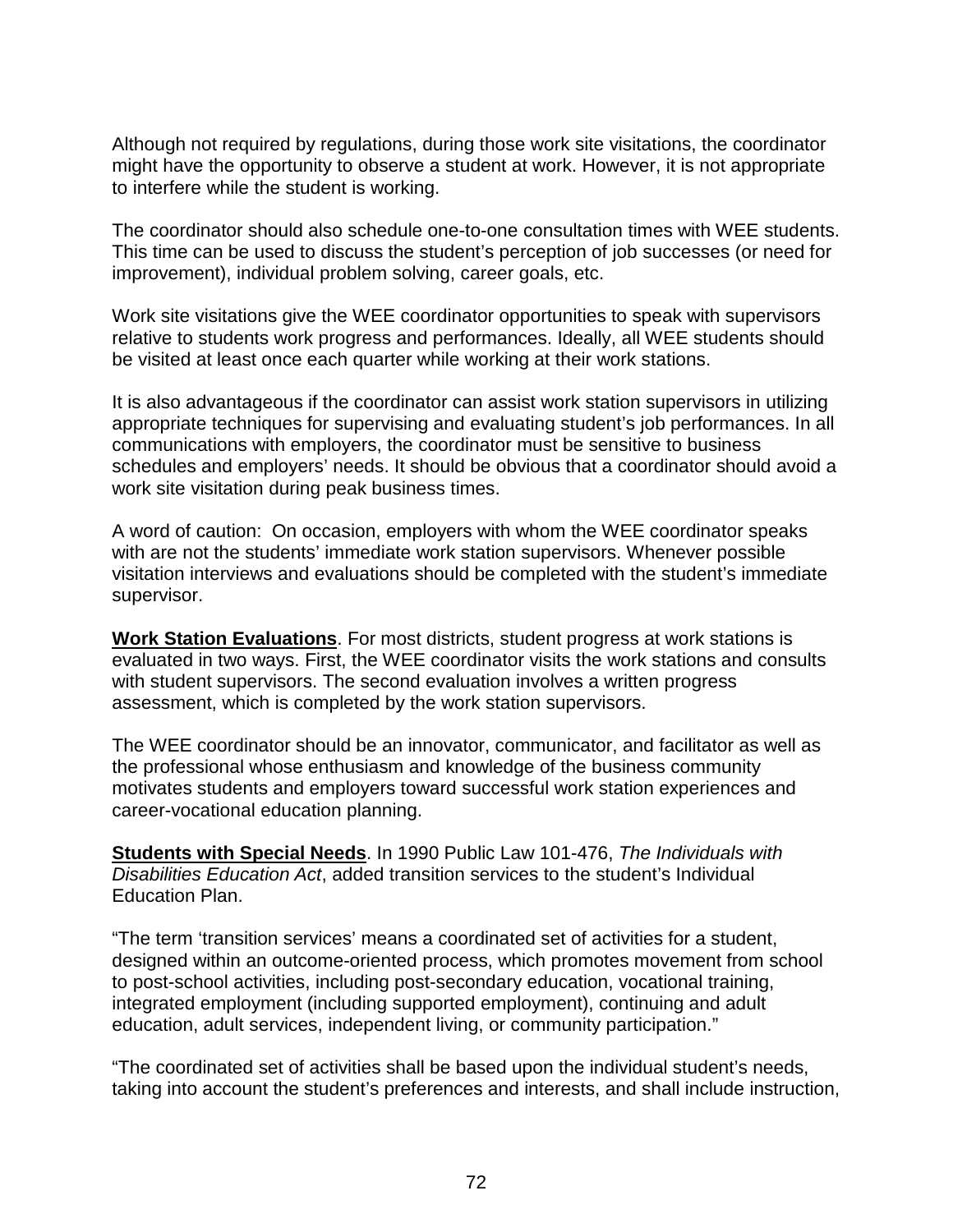Although not required by regulations, during those work site visitations, the coordinator might have the opportunity to observe a student at work. However, it is not appropriate to interfere while the student is working.

The coordinator should also schedule one-to-one consultation times with WEE students. This time can be used to discuss the student's perception of job successes (or need for improvement), individual problem solving, career goals, etc.

Work site visitations give the WEE coordinator opportunities to speak with supervisors relative to students work progress and performances. Ideally, all WEE students should be visited at least once each quarter while working at their work stations.

It is also advantageous if the coordinator can assist work station supervisors in utilizing appropriate techniques for supervising and evaluating student's job performances. In all communications with employers, the coordinator must be sensitive to business schedules and employers' needs. It should be obvious that a coordinator should avoid a work site visitation during peak business times.

A word of caution: On occasion, employers with whom the WEE coordinator speaks with are not the students' immediate work station supervisors. Whenever possible visitation interviews and evaluations should be completed with the student's immediate supervisor.

**Work Station Evaluations**. For most districts, student progress at work stations is evaluated in two ways. First, the WEE coordinator visits the work stations and consults with student supervisors. The second evaluation involves a written progress assessment, which is completed by the work station supervisors.

The WEE coordinator should be an innovator, communicator, and facilitator as well as the professional whose enthusiasm and knowledge of the business community motivates students and employers toward successful work station experiences and career-vocational education planning.

**Students with Special Needs**. In 1990 Public Law 101-476, *The Individuals with Disabilities Education Act*, added transition services to the student's Individual Education Plan.

"The term 'transition services' means a coordinated set of activities for a student, designed within an outcome-oriented process, which promotes movement from school to post-school activities, including post-secondary education, vocational training, integrated employment (including supported employment), continuing and adult education, adult services, independent living, or community participation."

"The coordinated set of activities shall be based upon the individual student's needs, taking into account the student's preferences and interests, and shall include instruction,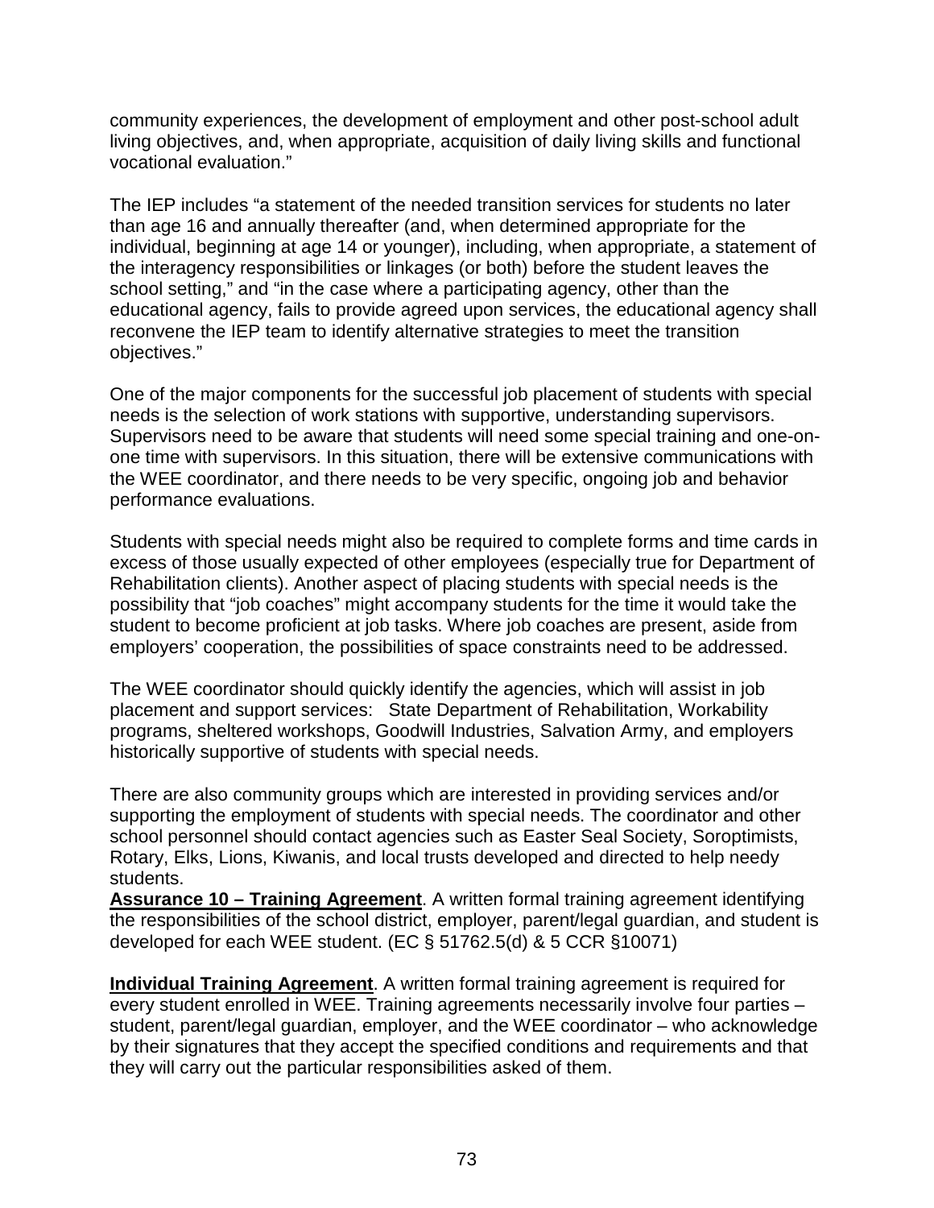community experiences, the development of employment and other post-school adult living objectives, and, when appropriate, acquisition of daily living skills and functional vocational evaluation."

The IEP includes "a statement of the needed transition services for students no later than age 16 and annually thereafter (and, when determined appropriate for the individual, beginning at age 14 or younger), including, when appropriate, a statement of the interagency responsibilities or linkages (or both) before the student leaves the school setting," and "in the case where a participating agency, other than the educational agency, fails to provide agreed upon services, the educational agency shall reconvene the IEP team to identify alternative strategies to meet the transition objectives."

One of the major components for the successful job placement of students with special needs is the selection of work stations with supportive, understanding supervisors. Supervisors need to be aware that students will need some special training and one-on-one time with supervisors. In this situation, there will be extensive communications with the WEE coordinator, and there needs to be very specific, ongoing job and behavior performance evaluations.

Students with special needs might also be required to complete forms and time cards in excess of those usually expected of other employees (especially true for Department of Rehabilitation clients). Another aspect of placing students with special needs is the possibility that "job coaches" might accompany students for the time it would take the student to become proficient at job tasks. Where job coaches are present, aside from employers' cooperation, the possibilities of space constraints need to be addressed.

The WEE coordinator should quickly identify the agencies, which will assist in job placement and support services: State Department of Rehabilitation, Workability programs, sheltered workshops, Goodwill Industries, Salvation Army, and employers historically supportive of students with special needs.

There are also community groups which are interested in providing services and/or supporting the employment of students with special needs. The coordinator and other school personnel should contact agencies such as Easter Seal Society, Soroptimists, Rotary, Elks, Lions, Kiwanis, and local trusts developed and directed to help needy students.

**Assurance 10 – Training Agreement**. A written formal training agreement identifying the responsibilities of the school district, employer, parent/legal guardian, and student is developed for each WEE student. (EC § 51762.5(d) & 5 CCR §10071)

**Individual Training Agreement**. A written formal training agreement is required for every student enrolled in WEE. Training agreements necessarily involve four parties – student, parent/legal guardian, employer, and the WEE coordinator – who acknowledge by their signatures that they accept the specified conditions and requirements and that they will carry out the particular responsibilities asked of them.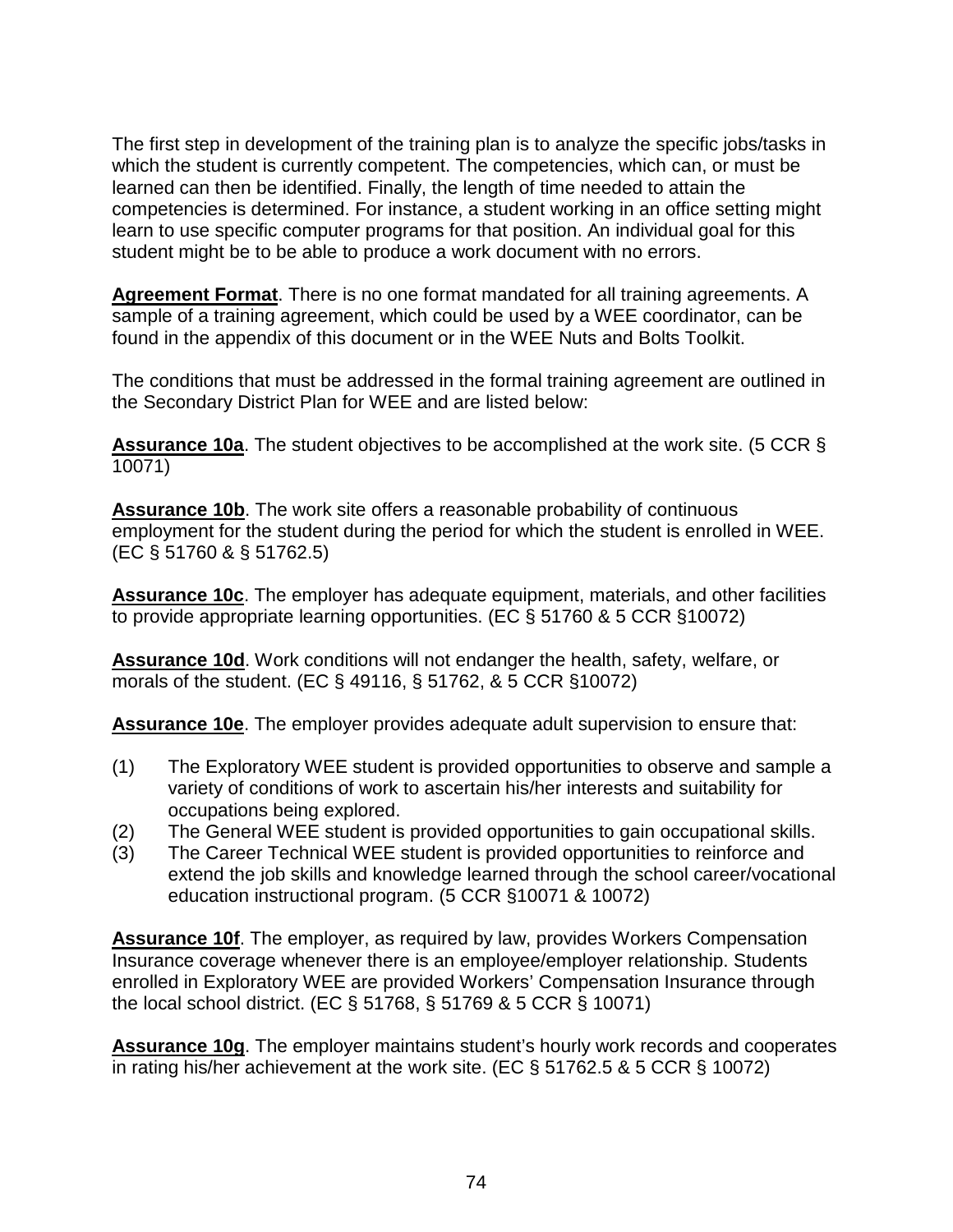The first step in development of the training plan is to analyze the specific jobs/tasks in which the student is currently competent. The competencies, which can, or must be learned can then be identified. Finally, the length of time needed to attain the competencies is determined. For instance, a student working in an office setting might learn to use specific computer programs for that position. An individual goal for this student might be to be able to produce a work document with no errors.

**Agreement Format**. There is no one format mandated for all training agreements. A sample of a training agreement, which could be used by a WEE coordinator, can be found in the appendix of this document or in the WEE Nuts and Bolts Toolkit.

The conditions that must be addressed in the formal training agreement are outlined in the Secondary District Plan for WEE and are listed below:

**Assurance 10a**. The student objectives to be accomplished at the work site. (5 CCR § 10071)

**Assurance 10b**. The work site offers a reasonable probability of continuous employment for the student during the period for which the student is enrolled in WEE. (EC § 51760 & § 51762.5)

**Assurance 10c**. The employer has adequate equipment, materials, and other facilities to provide appropriate learning opportunities. (EC § 51760 & 5 CCR §10072)

**Assurance 10d**. Work conditions will not endanger the health, safety, welfare, or morals of the student. (EC § 49116, § 51762, & 5 CCR §10072)

**Assurance 10e**. The employer provides adequate adult supervision to ensure that:

(1) The Exploratory WEE student is provided opportunities to observe and sample a variety of conditions of work to ascertain his/her interests and suitability for occupations being explored.
(2) The General WEE student is provided opportunities to gain occupational skills.
(3) The Career Technical WEE student is provided opportunities to reinforce and extend the job skills and knowledge learned through the school career/vocational education instructional program. (5 CCR §10071 & 10072)

**Assurance 10f**. The employer, as required by law, provides Workers Compensation Insurance coverage whenever there is an employee/employer relationship. Students enrolled in Exploratory WEE are provided Workers' Compensation Insurance through the local school district. (EC § 51768, § 51769 & 5 CCR § 10071)

**Assurance 10g**. The employer maintains student's hourly work records and cooperates in rating his/her achievement at the work site. (EC § 51762.5 & 5 CCR § 10072)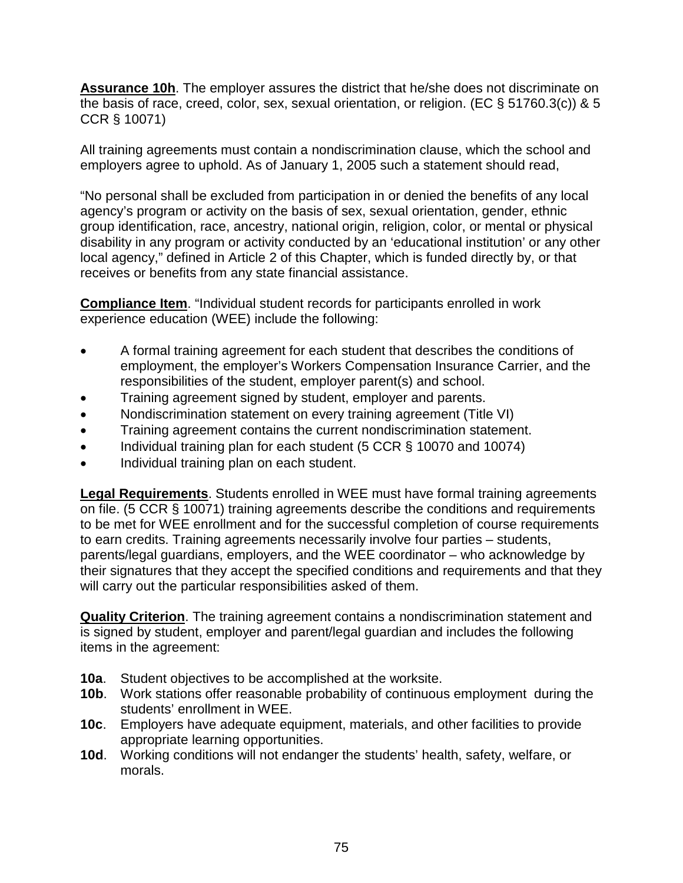**Assurance 10h**. The employer assures the district that he/she does not discriminate on the basis of race, creed, color, sex, sexual orientation, or religion. (EC § 51760.3(c)) & 5 CCR § 10071)

All training agreements must contain a nondiscrimination clause, which the school and employers agree to uphold. As of January 1, 2005 such a statement should read,

"No personal shall be excluded from participation in or denied the benefits of any local agency's program or activity on the basis of sex, sexual orientation, gender, ethnic group identification, race, ancestry, national origin, religion, color, or mental or physical disability in any program or activity conducted by an 'educational institution' or any other local agency," defined in Article 2 of this Chapter, which is funded directly by, or that receives or benefits from any state financial assistance.

**Compliance Item**. "Individual student records for participants enrolled in work experience education (WEE) include the following:

- A formal training agreement for each student that describes the conditions of employment, the employer's Workers Compensation Insurance Carrier, and the responsibilities of the student, employer parent(s) and school.
- Training agreement signed by student, employer and parents.
- Nondiscrimination statement on every training agreement (Title VI)
- Training agreement contains the current nondiscrimination statement.
- Individual training plan for each student (5 CCR § 10070 and 10074)
- Individual training plan on each student.

**Legal Requirements**. Students enrolled in WEE must have formal training agreements on file. (5 CCR § 10071) training agreements describe the conditions and requirements to be met for WEE enrollment and for the successful completion of course requirements to earn credits. Training agreements necessarily involve four parties – students, parents/legal guardians, employers, and the WEE coordinator – who acknowledge by their signatures that they accept the specified conditions and requirements and that they will carry out the particular responsibilities asked of them.

**Quality Criterion**. The training agreement contains a nondiscrimination statement and is signed by student, employer and parent/legal guardian and includes the following items in the agreement:

**10a**. Student objectives to be accomplished at the worksite.

**10b**. Work stations offer reasonable probability of continuous employment during the students' enrollment in WEE.

**10c**. Employers have adequate equipment, materials, and other facilities to provide appropriate learning opportunities.

**10d**. Working conditions will not endanger the students' health, safety, welfare, or morals.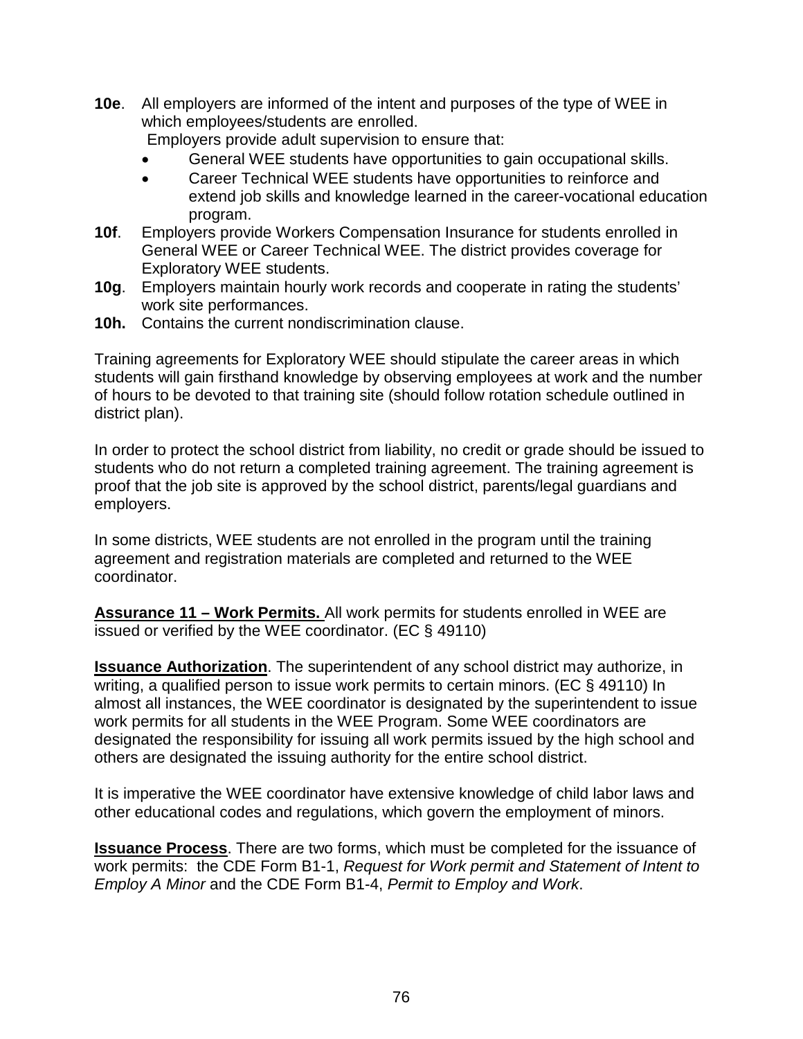**10e**. All employers are informed of the intent and purposes of the type of WEE in which employees/students are enrolled.
Employers provide adult supervision to ensure that:

- General WEE students have opportunities to gain occupational skills.
- Career Technical WEE students have opportunities to reinforce and extend job skills and knowledge learned in the career-vocational education program.

**10f**. Employers provide Workers Compensation Insurance for students enrolled in General WEE or Career Technical WEE. The district provides coverage for Exploratory WEE students.

**10g**. Employers maintain hourly work records and cooperate in rating the students' work site performances.

**10h.** Contains the current nondiscrimination clause.

Training agreements for Exploratory WEE should stipulate the career areas in which students will gain firsthand knowledge by observing employees at work and the number of hours to be devoted to that training site (should follow rotation schedule outlined in district plan).

In order to protect the school district from liability, no credit or grade should be issued to students who do not return a completed training agreement. The training agreement is proof that the job site is approved by the school district, parents/legal guardians and employers.

In some districts, WEE students are not enrolled in the program until the training agreement and registration materials are completed and returned to the WEE coordinator.

**Assurance 11 – Work Permits.** All work permits for students enrolled in WEE are issued or verified by the WEE coordinator. (EC § 49110)

**Issuance Authorization**. The superintendent of any school district may authorize, in writing, a qualified person to issue work permits to certain minors. (EC § 49110) In almost all instances, the WEE coordinator is designated by the superintendent to issue work permits for all students in the WEE Program. Some WEE coordinators are designated the responsibility for issuing all work permits issued by the high school and others are designated the issuing authority for the entire school district.

It is imperative the WEE coordinator have extensive knowledge of child labor laws and other educational codes and regulations, which govern the employment of minors.

**Issuance Process**. There are two forms, which must be completed for the issuance of work permits: the CDE Form B1-1, *Request for Work permit and Statement of Intent to Employ A Minor* and the CDE Form B1-4, *Permit to Employ and Work*.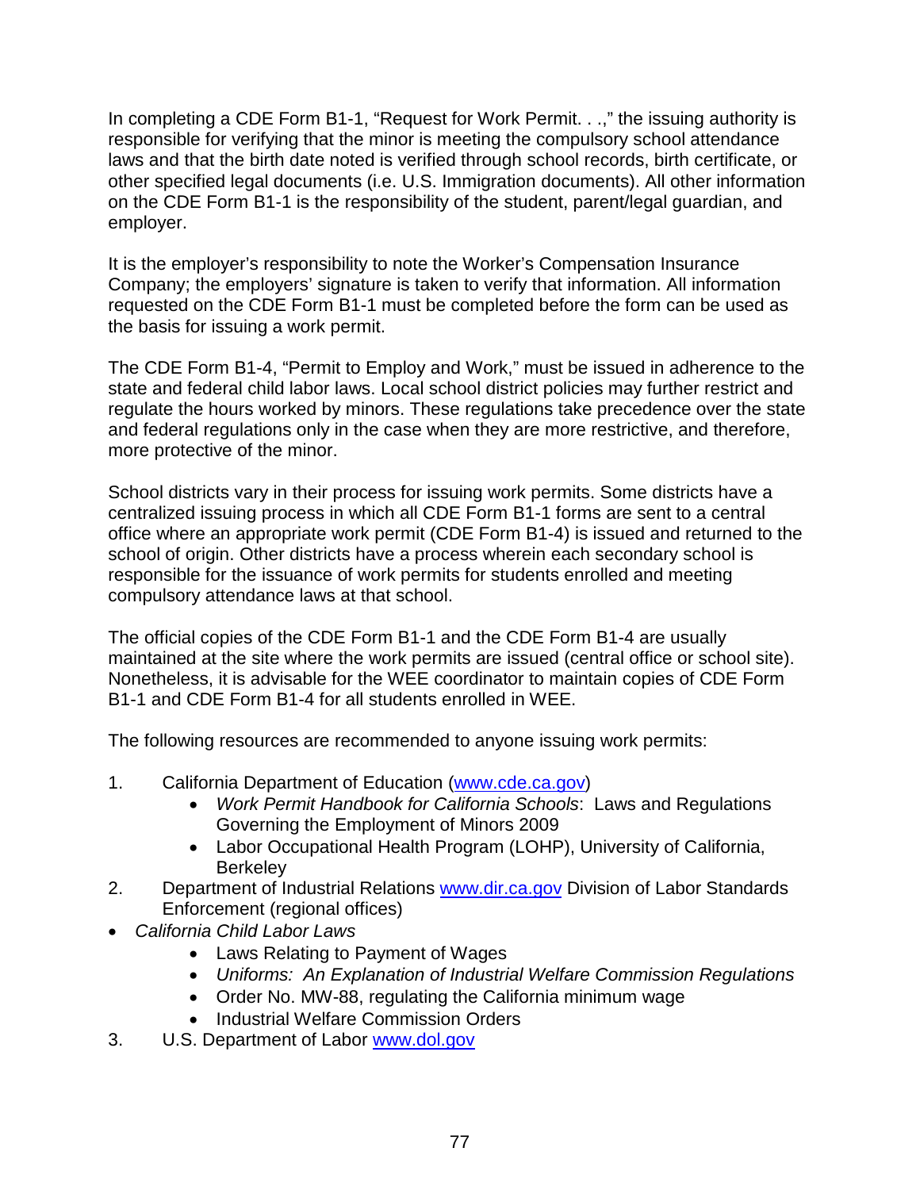In completing a CDE Form B1-1, "Request for Work Permit. . .," the issuing authority is responsible for verifying that the minor is meeting the compulsory school attendance laws and that the birth date noted is verified through school records, birth certificate, or other specified legal documents (i.e. U.S. Immigration documents). All other information on the CDE Form B1-1 is the responsibility of the student, parent/legal guardian, and employer.

It is the employer's responsibility to note the Worker's Compensation Insurance Company; the employers' signature is taken to verify that information. All information requested on the CDE Form B1-1 must be completed before the form can be used as the basis for issuing a work permit.

The CDE Form B1-4, "Permit to Employ and Work," must be issued in adherence to the state and federal child labor laws. Local school district policies may further restrict and regulate the hours worked by minors. These regulations take precedence over the state and federal regulations only in the case when they are more restrictive, and therefore, more protective of the minor.

School districts vary in their process for issuing work permits. Some districts have a centralized issuing process in which all CDE Form B1-1 forms are sent to a central office where an appropriate work permit (CDE Form B1-4) is issued and returned to the school of origin. Other districts have a process wherein each secondary school is responsible for the issuance of work permits for students enrolled and meeting compulsory attendance laws at that school.

The official copies of the CDE Form B1-1 and the CDE Form B1-4 are usually maintained at the site where the work permits are issued (central office or school site). Nonetheless, it is advisable for the WEE coordinator to maintain copies of CDE Form B1-1 and CDE Form B1-4 for all students enrolled in WEE.

The following resources are recommended to anyone issuing work permits:

1. California Department of Education (www.cde.ca.gov)
   - *Work Permit Handbook for California Schools*: Laws and Regulations Governing the Employment of Minors 2009
   - Labor Occupational Health Program (LOHP), University of California, Berkeley
2. Department of Industrial Relations www.dir.ca.gov Division of Labor Standards Enforcement (regional offices)

- *California Child Labor Laws*
   - Laws Relating to Payment of Wages
   - *Uniforms: An Explanation of Industrial Welfare Commission Regulations*
   - Order No. MW-88, regulating the California minimum wage
   - Industrial Welfare Commission Orders

3. U.S. Department of Labor www.dol.gov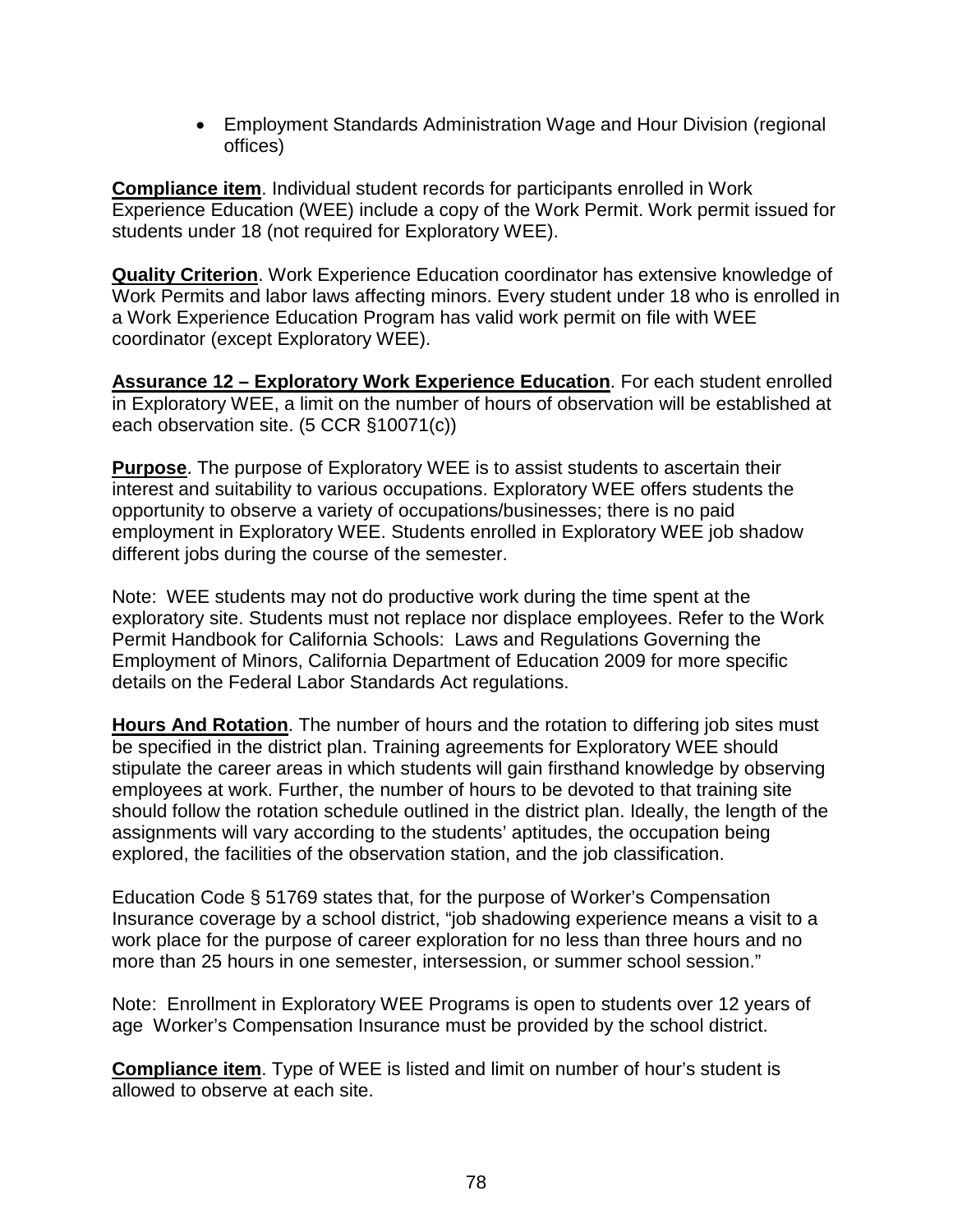- Employment Standards Administration Wage and Hour Division (regional offices)

**Compliance item**. Individual student records for participants enrolled in Work Experience Education (WEE) include a copy of the Work Permit. Work permit issued for students under 18 (not required for Exploratory WEE).

**Quality Criterion**. Work Experience Education coordinator has extensive knowledge of Work Permits and labor laws affecting minors. Every student under 18 who is enrolled in a Work Experience Education Program has valid work permit on file with WEE coordinator (except Exploratory WEE).

**Assurance 12 – Exploratory Work Experience Education**. For each student enrolled in Exploratory WEE, a limit on the number of hours of observation will be established at each observation site. (5 CCR §10071(c))

**Purpose**. The purpose of Exploratory WEE is to assist students to ascertain their interest and suitability to various occupations. Exploratory WEE offers students the opportunity to observe a variety of occupations/businesses; there is no paid employment in Exploratory WEE. Students enrolled in Exploratory WEE job shadow different jobs during the course of the semester.

Note: WEE students may not do productive work during the time spent at the exploratory site. Students must not replace nor displace employees. Refer to the Work Permit Handbook for California Schools: Laws and Regulations Governing the Employment of Minors, California Department of Education 2009 for more specific details on the Federal Labor Standards Act regulations.

**Hours And Rotation**. The number of hours and the rotation to differing job sites must be specified in the district plan. Training agreements for Exploratory WEE should stipulate the career areas in which students will gain firsthand knowledge by observing employees at work. Further, the number of hours to be devoted to that training site should follow the rotation schedule outlined in the district plan. Ideally, the length of the assignments will vary according to the students' aptitudes, the occupation being explored, the facilities of the observation station, and the job classification.

Education Code § 51769 states that, for the purpose of Worker's Compensation Insurance coverage by a school district, "job shadowing experience means a visit to a work place for the purpose of career exploration for no less than three hours and no more than 25 hours in one semester, intersession, or summer school session."

Note: Enrollment in Exploratory WEE Programs is open to students over 12 years of age Worker's Compensation Insurance must be provided by the school district.

**Compliance item**. Type of WEE is listed and limit on number of hour's student is allowed to observe at each site.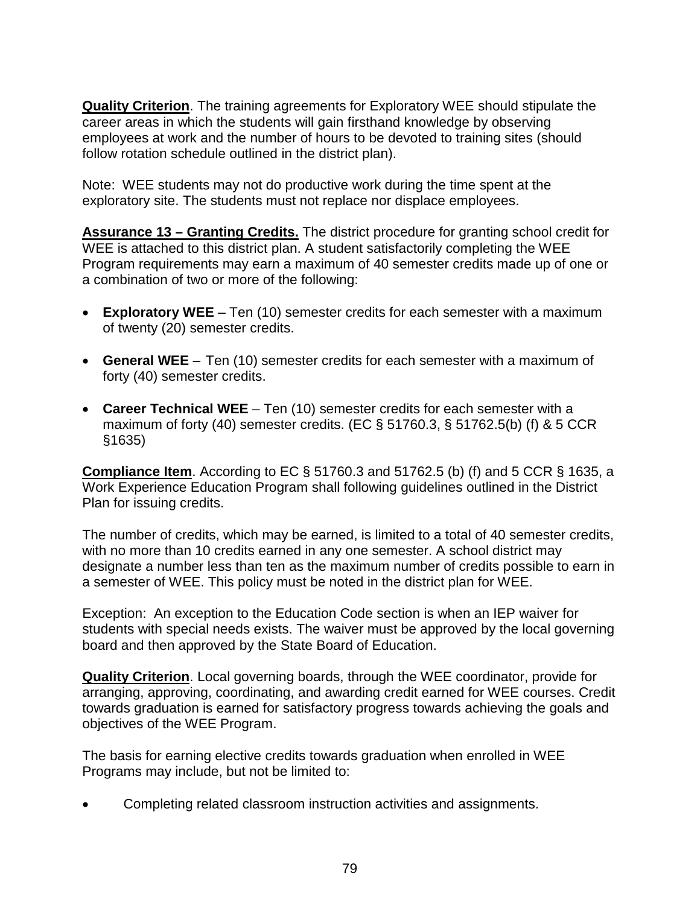**Quality Criterion**. The training agreements for Exploratory WEE should stipulate the career areas in which the students will gain firsthand knowledge by observing employees at work and the number of hours to be devoted to training sites (should follow rotation schedule outlined in the district plan).

Note: WEE students may not do productive work during the time spent at the exploratory site. The students must not replace nor displace employees.

**Assurance 13 – Granting Credits.** The district procedure for granting school credit for WEE is attached to this district plan. A student satisfactorily completing the WEE Program requirements may earn a maximum of 40 semester credits made up of one or a combination of two or more of the following:

- **Exploratory WEE** – Ten (10) semester credits for each semester with a maximum of twenty (20) semester credits.
- **General WEE** – Ten (10) semester credits for each semester with a maximum of forty (40) semester credits.
- **Career Technical WEE** – Ten (10) semester credits for each semester with a maximum of forty (40) semester credits. (EC § 51760.3, § 51762.5(b) (f) & 5 CCR §1635)

**Compliance Item**. According to EC § 51760.3 and 51762.5 (b) (f) and 5 CCR § 1635, a Work Experience Education Program shall following guidelines outlined in the District Plan for issuing credits.

The number of credits, which may be earned, is limited to a total of 40 semester credits, with no more than 10 credits earned in any one semester. A school district may designate a number less than ten as the maximum number of credits possible to earn in a semester of WEE. This policy must be noted in the district plan for WEE.

Exception: An exception to the Education Code section is when an IEP waiver for students with special needs exists. The waiver must be approved by the local governing board and then approved by the State Board of Education.

**Quality Criterion**. Local governing boards, through the WEE coordinator, provide for arranging, approving, coordinating, and awarding credit earned for WEE courses. Credit towards graduation is earned for satisfactory progress towards achieving the goals and objectives of the WEE Program.

The basis for earning elective credits towards graduation when enrolled in WEE Programs may include, but not be limited to:

- Completing related classroom instruction activities and assignments.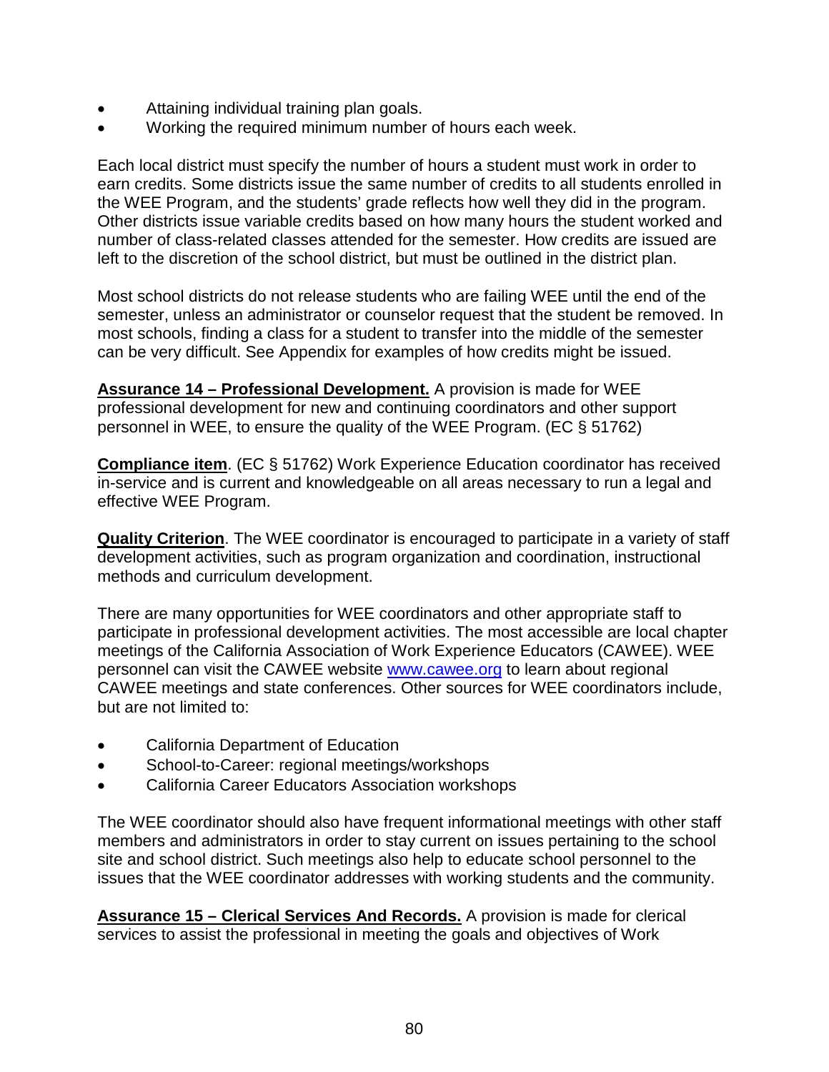- Attaining individual training plan goals.
- Working the required minimum number of hours each week.

Each local district must specify the number of hours a student must work in order to earn credits. Some districts issue the same number of credits to all students enrolled in the WEE Program, and the students' grade reflects how well they did in the program. Other districts issue variable credits based on how many hours the student worked and number of class-related classes attended for the semester. How credits are issued are left to the discretion of the school district, but must be outlined in the district plan.

Most school districts do not release students who are failing WEE until the end of the semester, unless an administrator or counselor request that the student be removed. In most schools, finding a class for a student to transfer into the middle of the semester can be very difficult. See Appendix for examples of how credits might be issued.

**Assurance 14 – Professional Development.** A provision is made for WEE professional development for new and continuing coordinators and other support personnel in WEE, to ensure the quality of the WEE Program. (EC § 51762)

**Compliance item**. (EC § 51762) Work Experience Education coordinator has received in-service and is current and knowledgeable on all areas necessary to run a legal and effective WEE Program.

**Quality Criterion**. The WEE coordinator is encouraged to participate in a variety of staff development activities, such as program organization and coordination, instructional methods and curriculum development.

There are many opportunities for WEE coordinators and other appropriate staff to participate in professional development activities. The most accessible are local chapter meetings of the California Association of Work Experience Educators (CAWEE). WEE personnel can visit the CAWEE website www.cawee.org to learn about regional CAWEE meetings and state conferences. Other sources for WEE coordinators include, but are not limited to:

- California Department of Education
- School-to-Career: regional meetings/workshops
- California Career Educators Association workshops

The WEE coordinator should also have frequent informational meetings with other staff members and administrators in order to stay current on issues pertaining to the school site and school district. Such meetings also help to educate school personnel to the issues that the WEE coordinator addresses with working students and the community.

**Assurance 15 – Clerical Services And Records.** A provision is made for clerical services to assist the professional in meeting the goals and objectives of Work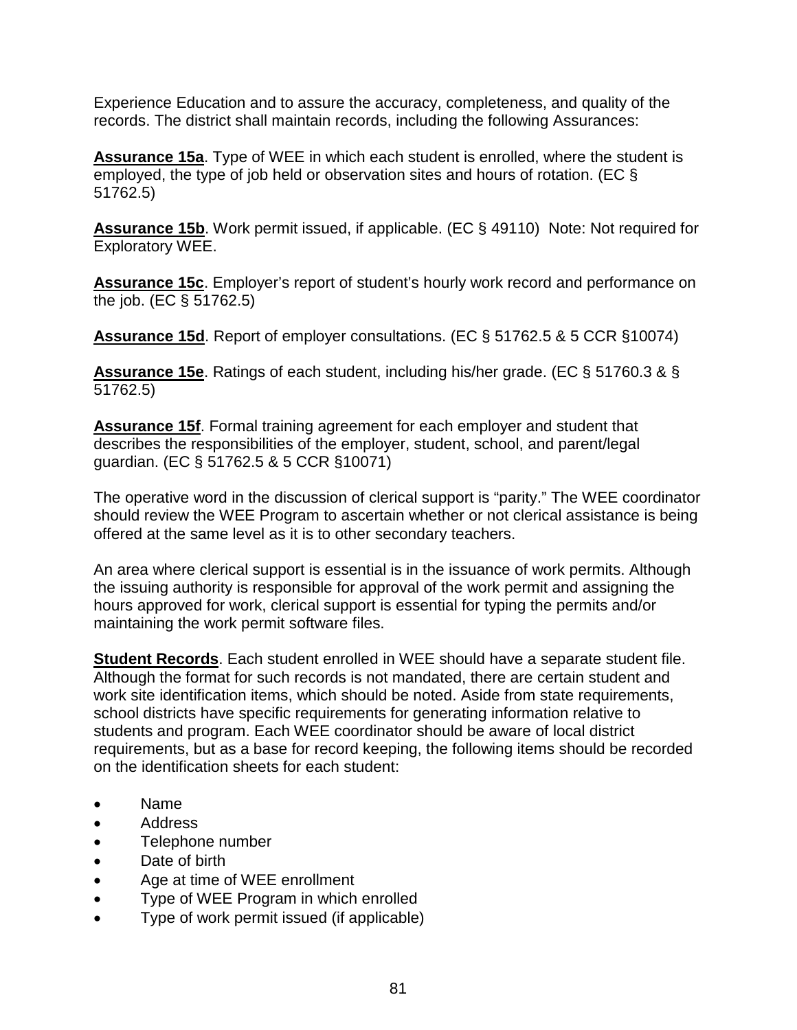Experience Education and to assure the accuracy, completeness, and quality of the records. The district shall maintain records, including the following Assurances:

**Assurance 15a**. Type of WEE in which each student is enrolled, where the student is employed, the type of job held or observation sites and hours of rotation. (EC § 51762.5)

**Assurance 15b**. Work permit issued, if applicable. (EC § 49110) Note: Not required for Exploratory WEE.

**Assurance 15c**. Employer's report of student's hourly work record and performance on the job. (EC § 51762.5)

**Assurance 15d**. Report of employer consultations. (EC § 51762.5 & 5 CCR §10074)

**Assurance 15e**. Ratings of each student, including his/her grade. (EC § 51760.3 & § 51762.5)

**Assurance 15f**. Formal training agreement for each employer and student that describes the responsibilities of the employer, student, school, and parent/legal guardian. (EC § 51762.5 & 5 CCR §10071)

The operative word in the discussion of clerical support is "parity." The WEE coordinator should review the WEE Program to ascertain whether or not clerical assistance is being offered at the same level as it is to other secondary teachers.

An area where clerical support is essential is in the issuance of work permits. Although the issuing authority is responsible for approval of the work permit and assigning the hours approved for work, clerical support is essential for typing the permits and/or maintaining the work permit software files.

**Student Records**. Each student enrolled in WEE should have a separate student file. Although the format for such records is not mandated, there are certain student and work site identification items, which should be noted. Aside from state requirements, school districts have specific requirements for generating information relative to students and program. Each WEE coordinator should be aware of local district requirements, but as a base for record keeping, the following items should be recorded on the identification sheets for each student:

- Name
- Address
- Telephone number
- Date of birth
- Age at time of WEE enrollment
- Type of WEE Program in which enrolled
- Type of work permit issued (if applicable)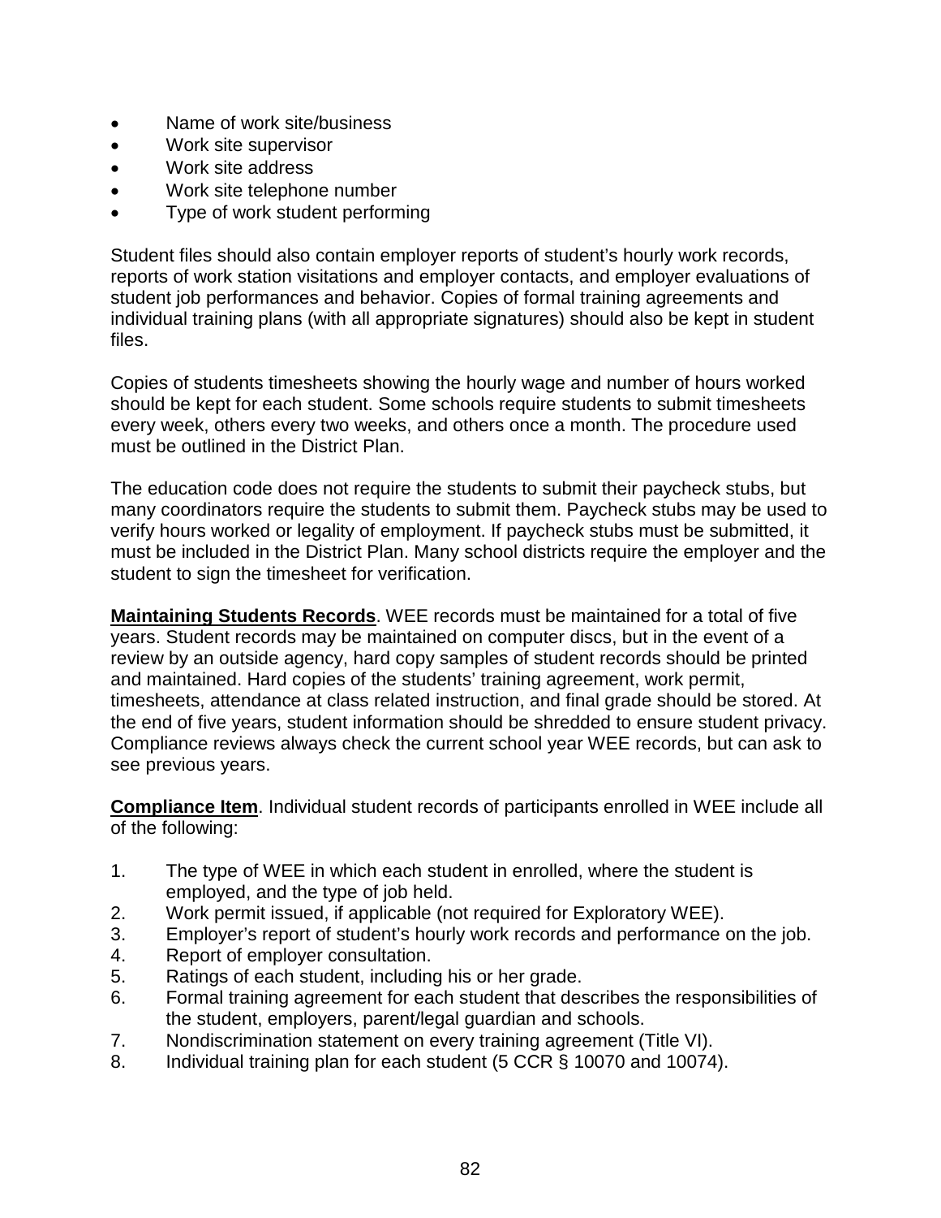- Name of work site/business
- Work site supervisor
- Work site address
- Work site telephone number
- Type of work student performing

Student files should also contain employer reports of student's hourly work records, reports of work station visitations and employer contacts, and employer evaluations of student job performances and behavior. Copies of formal training agreements and individual training plans (with all appropriate signatures) should also be kept in student files.

Copies of students timesheets showing the hourly wage and number of hours worked should be kept for each student. Some schools require students to submit timesheets every week, others every two weeks, and others once a month. The procedure used must be outlined in the District Plan.

The education code does not require the students to submit their paycheck stubs, but many coordinators require the students to submit them. Paycheck stubs may be used to verify hours worked or legality of employment. If paycheck stubs must be submitted, it must be included in the District Plan. Many school districts require the employer and the student to sign the timesheet for verification.

**Maintaining Students Records**. WEE records must be maintained for a total of five years. Student records may be maintained on computer discs, but in the event of a review by an outside agency, hard copy samples of student records should be printed and maintained. Hard copies of the students' training agreement, work permit, timesheets, attendance at class related instruction, and final grade should be stored. At the end of five years, student information should be shredded to ensure student privacy. Compliance reviews always check the current school year WEE records, but can ask to see previous years.

**Compliance Item**. Individual student records of participants enrolled in WEE include all of the following:

1. The type of WEE in which each student in enrolled, where the student is employed, and the type of job held.
2. Work permit issued, if applicable (not required for Exploratory WEE).
3. Employer's report of student's hourly work records and performance on the job.
4. Report of employer consultation.
5. Ratings of each student, including his or her grade.
6. Formal training agreement for each student that describes the responsibilities of the student, employers, parent/legal guardian and schools.
7. Nondiscrimination statement on every training agreement (Title VI).
8. Individual training plan for each student (5 CCR § 10070 and 10074).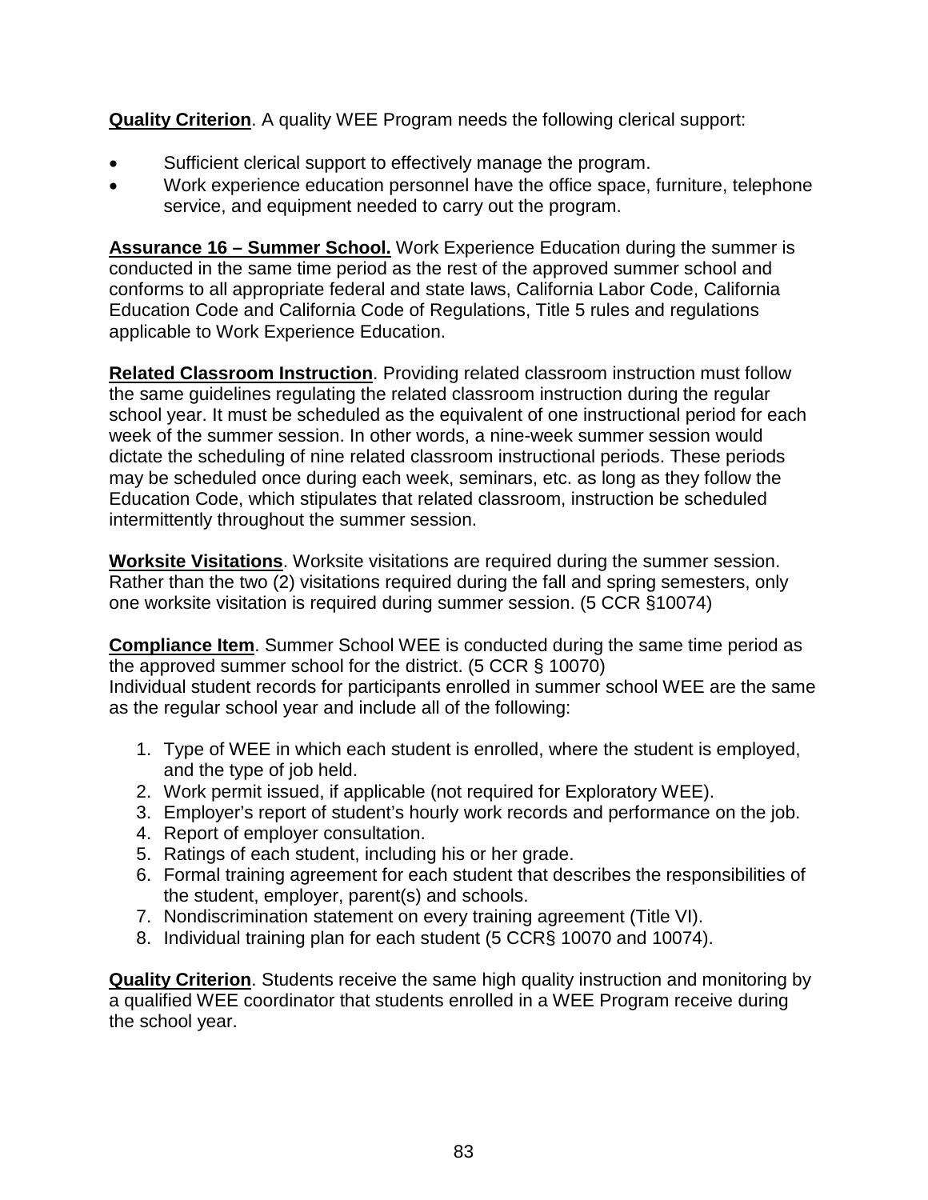**Quality Criterion**. A quality WEE Program needs the following clerical support:

- Sufficient clerical support to effectively manage the program.
- Work experience education personnel have the office space, furniture, telephone service, and equipment needed to carry out the program.

**Assurance 16 – Summer School.** Work Experience Education during the summer is conducted in the same time period as the rest of the approved summer school and conforms to all appropriate federal and state laws, California Labor Code, California Education Code and California Code of Regulations, Title 5 rules and regulations applicable to Work Experience Education.

**Related Classroom Instruction**. Providing related classroom instruction must follow the same guidelines regulating the related classroom instruction during the regular school year. It must be scheduled as the equivalent of one instructional period for each week of the summer session. In other words, a nine-week summer session would dictate the scheduling of nine related classroom instructional periods. These periods may be scheduled once during each week, seminars, etc. as long as they follow the Education Code, which stipulates that related classroom, instruction be scheduled intermittently throughout the summer session.

**Worksite Visitations**. Worksite visitations are required during the summer session. Rather than the two (2) visitations required during the fall and spring semesters, only one worksite visitation is required during summer session. (5 CCR §10074)

**Compliance Item**. Summer School WEE is conducted during the same time period as the approved summer school for the district. (5 CCR § 10070)
Individual student records for participants enrolled in summer school WEE are the same as the regular school year and include all of the following:

1. Type of WEE in which each student is enrolled, where the student is employed, and the type of job held.
2. Work permit issued, if applicable (not required for Exploratory WEE).
3. Employer's report of student's hourly work records and performance on the job.
4. Report of employer consultation.
5. Ratings of each student, including his or her grade.
6. Formal training agreement for each student that describes the responsibilities of the student, employer, parent(s) and schools.
7. Nondiscrimination statement on every training agreement (Title VI).
8. Individual training plan for each student (5 CCR§ 10070 and 10074).

**Quality Criterion**. Students receive the same high quality instruction and monitoring by a qualified WEE coordinator that students enrolled in a WEE Program receive during the school year.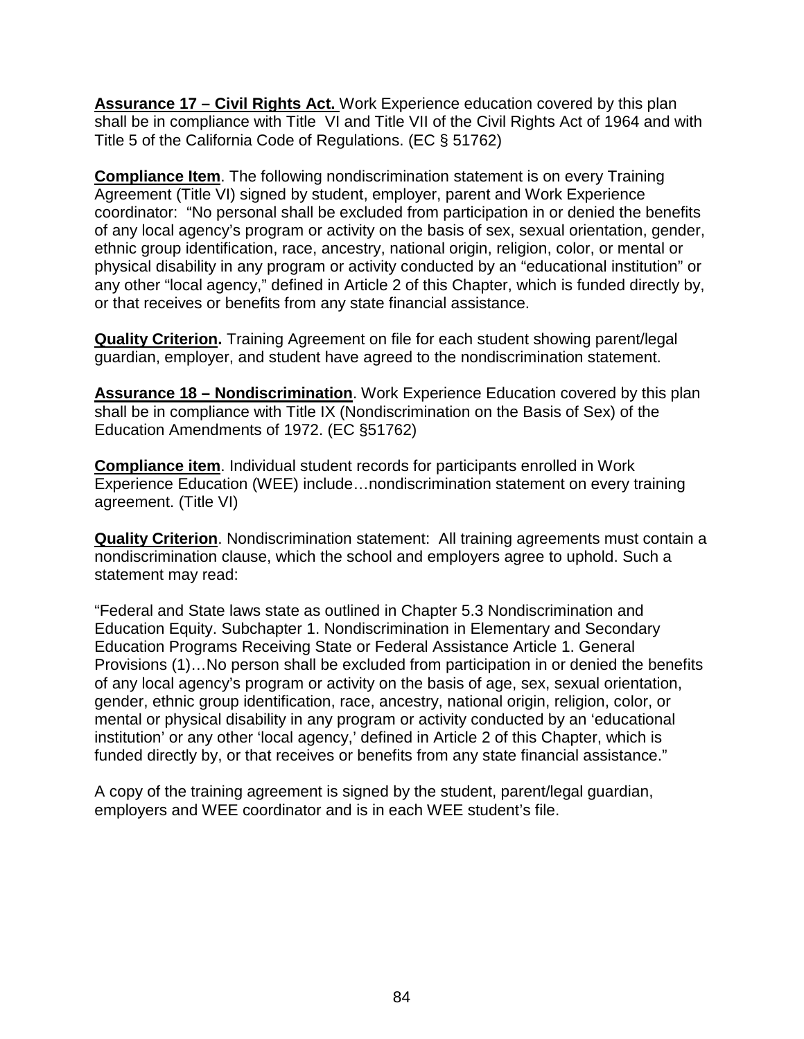**Assurance 17 – Civil Rights Act.** Work Experience education covered by this plan shall be in compliance with Title VI and Title VII of the Civil Rights Act of 1964 and with Title 5 of the California Code of Regulations. (EC § 51762)

**Compliance Item**. The following nondiscrimination statement is on every Training Agreement (Title VI) signed by student, employer, parent and Work Experience coordinator: "No personal shall be excluded from participation in or denied the benefits of any local agency's program or activity on the basis of sex, sexual orientation, gender, ethnic group identification, race, ancestry, national origin, religion, color, or mental or physical disability in any program or activity conducted by an "educational institution" or any other "local agency," defined in Article 2 of this Chapter, which is funded directly by, or that receives or benefits from any state financial assistance.

**Quality Criterion.** Training Agreement on file for each student showing parent/legal guardian, employer, and student have agreed to the nondiscrimination statement.

**Assurance 18 – Nondiscrimination**. Work Experience Education covered by this plan shall be in compliance with Title IX (Nondiscrimination on the Basis of Sex) of the Education Amendments of 1972. (EC §51762)

**Compliance item**. Individual student records for participants enrolled in Work Experience Education (WEE) include…nondiscrimination statement on every training agreement. (Title VI)

**Quality Criterion**. Nondiscrimination statement: All training agreements must contain a nondiscrimination clause, which the school and employers agree to uphold. Such a statement may read:

"Federal and State laws state as outlined in Chapter 5.3 Nondiscrimination and Education Equity. Subchapter 1. Nondiscrimination in Elementary and Secondary Education Programs Receiving State or Federal Assistance Article 1. General Provisions (1)…No person shall be excluded from participation in or denied the benefits of any local agency's program or activity on the basis of age, sex, sexual orientation, gender, ethnic group identification, race, ancestry, national origin, religion, color, or mental or physical disability in any program or activity conducted by an 'educational institution' or any other 'local agency,' defined in Article 2 of this Chapter, which is funded directly by, or that receives or benefits from any state financial assistance."

A copy of the training agreement is signed by the student, parent/legal guardian, employers and WEE coordinator and is in each WEE student's file.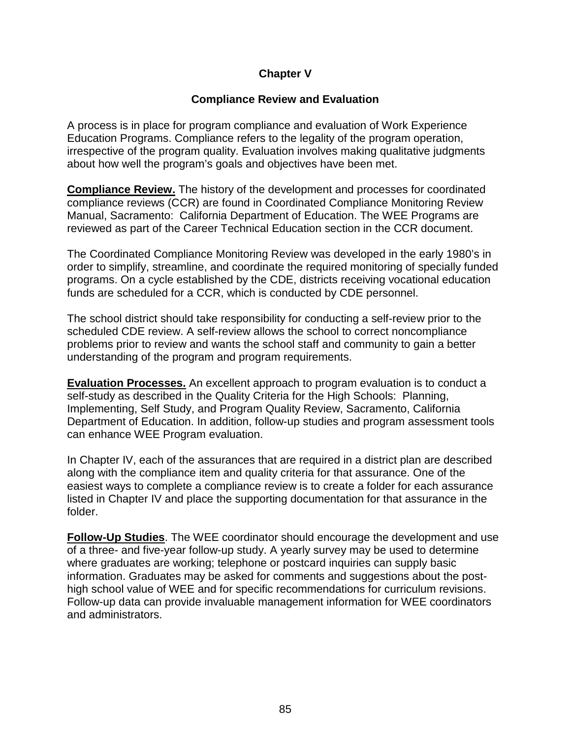# Chapter V

## Compliance Review and Evaluation

A process is in place for program compliance and evaluation of Work Experience Education Programs. Compliance refers to the legality of the program operation, irrespective of the program quality. Evaluation involves making qualitative judgments about how well the program's goals and objectives have been met.

**Compliance Review.** The history of the development and processes for coordinated compliance reviews (CCR) are found in Coordinated Compliance Monitoring Review Manual, Sacramento: California Department of Education. The WEE Programs are reviewed as part of the Career Technical Education section in the CCR document.

The Coordinated Compliance Monitoring Review was developed in the early 1980's in order to simplify, streamline, and coordinate the required monitoring of specially funded programs. On a cycle established by the CDE, districts receiving vocational education funds are scheduled for a CCR, which is conducted by CDE personnel.

The school district should take responsibility for conducting a self-review prior to the scheduled CDE review. A self-review allows the school to correct noncompliance problems prior to review and wants the school staff and community to gain a better understanding of the program and program requirements.

**Evaluation Processes.** An excellent approach to program evaluation is to conduct a self-study as described in the Quality Criteria for the High Schools: Planning, Implementing, Self Study, and Program Quality Review, Sacramento, California Department of Education. In addition, follow-up studies and program assessment tools can enhance WEE Program evaluation.

In Chapter IV, each of the assurances that are required in a district plan are described along with the compliance item and quality criteria for that assurance. One of the easiest ways to complete a compliance review is to create a folder for each assurance listed in Chapter IV and place the supporting documentation for that assurance in the folder.

**Follow-Up Studies**. The WEE coordinator should encourage the development and use of a three- and five-year follow-up study. A yearly survey may be used to determine where graduates are working; telephone or postcard inquiries can supply basic information. Graduates may be asked for comments and suggestions about the post-high school value of WEE and for specific recommendations for curriculum revisions. Follow-up data can provide invaluable management information for WEE coordinators and administrators.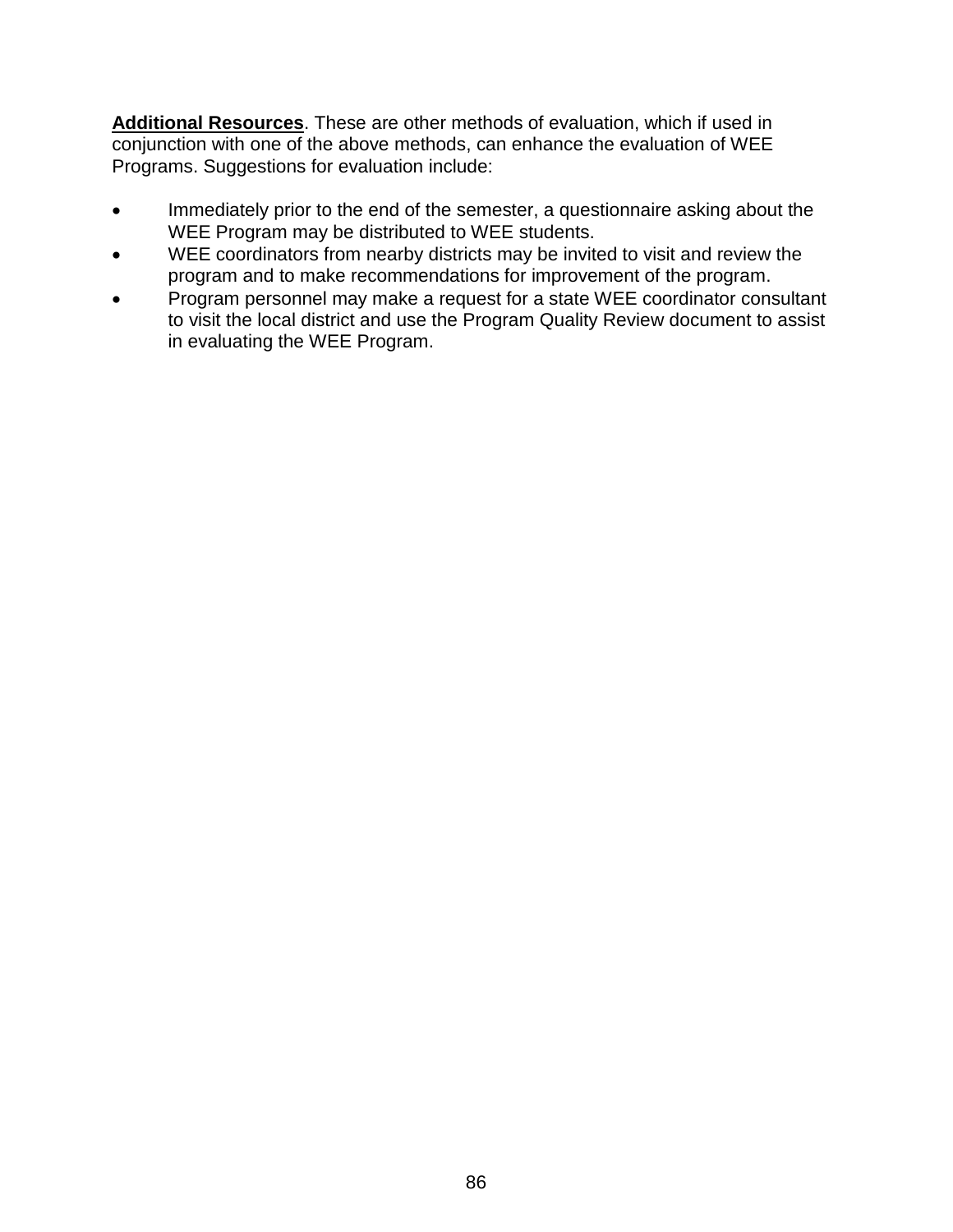**Additional Resources**. These are other methods of evaluation, which if used in conjunction with one of the above methods, can enhance the evaluation of WEE Programs. Suggestions for evaluation include:

- Immediately prior to the end of the semester, a questionnaire asking about the WEE Program may be distributed to WEE students.
- WEE coordinators from nearby districts may be invited to visit and review the program and to make recommendations for improvement of the program.
- Program personnel may make a request for a state WEE coordinator consultant to visit the local district and use the Program Quality Review document to assist in evaluating the WEE Program.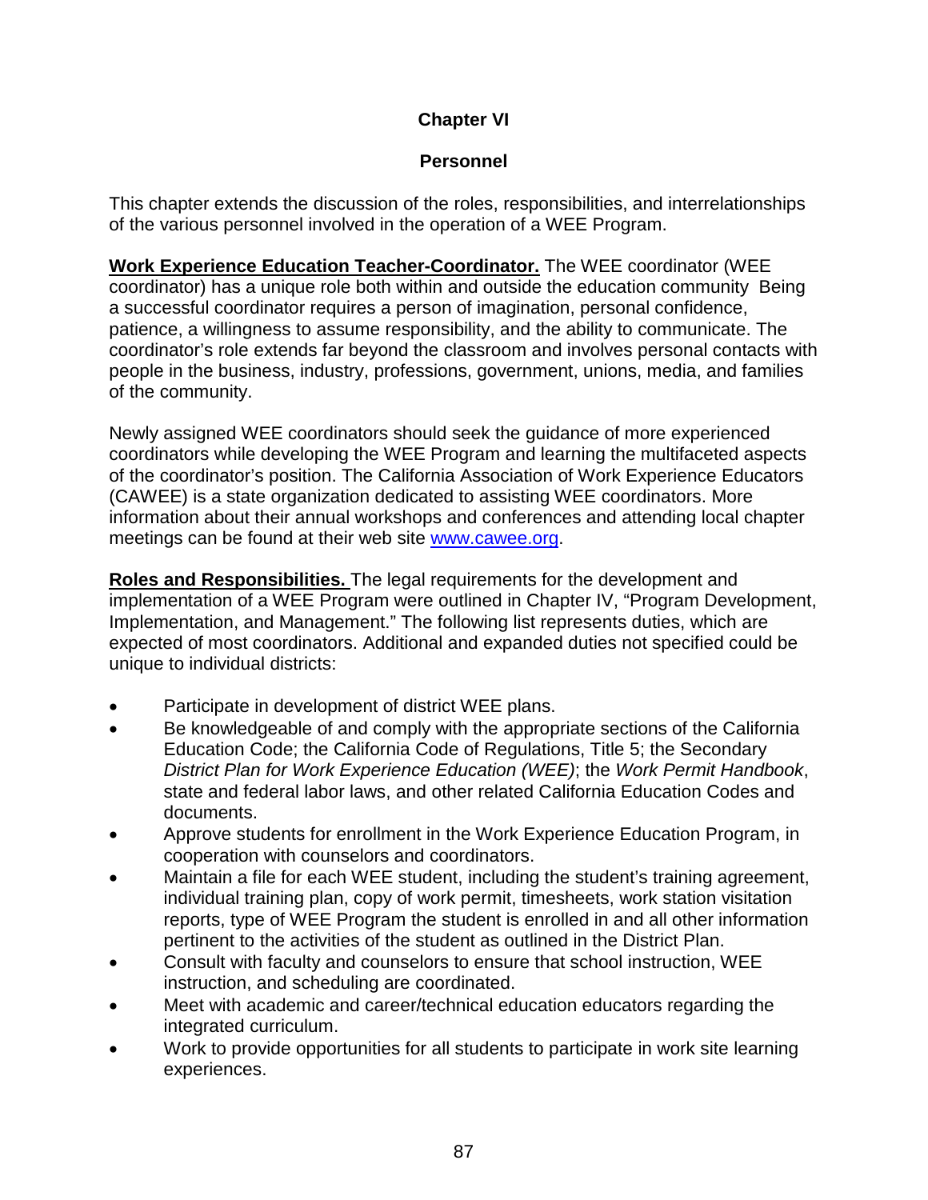# Chapter VI

## Personnel

This chapter extends the discussion of the roles, responsibilities, and interrelationships of the various personnel involved in the operation of a WEE Program.

**Work Experience Education Teacher-Coordinator.** The WEE coordinator (WEE coordinator) has a unique role both within and outside the education community Being a successful coordinator requires a person of imagination, personal confidence, patience, a willingness to assume responsibility, and the ability to communicate. The coordinator's role extends far beyond the classroom and involves personal contacts with people in the business, industry, professions, government, unions, media, and families of the community.

Newly assigned WEE coordinators should seek the guidance of more experienced coordinators while developing the WEE Program and learning the multifaceted aspects of the coordinator's position. The California Association of Work Experience Educators (CAWEE) is a state organization dedicated to assisting WEE coordinators. More information about their annual workshops and conferences and attending local chapter meetings can be found at their web site [www.cawee.org](http://www.cawee.org).

**Roles and Responsibilities.** The legal requirements for the development and implementation of a WEE Program were outlined in Chapter IV, "Program Development, Implementation, and Management." The following list represents duties, which are expected of most coordinators. Additional and expanded duties not specified could be unique to individual districts:

- Participate in development of district WEE plans.
- Be knowledgeable of and comply with the appropriate sections of the California Education Code; the California Code of Regulations, Title 5; the Secondary *District Plan for Work Experience Education (WEE)*; the *Work Permit Handbook*, state and federal labor laws, and other related California Education Codes and documents.
- Approve students for enrollment in the Work Experience Education Program, in cooperation with counselors and coordinators.
- Maintain a file for each WEE student, including the student's training agreement, individual training plan, copy of work permit, timesheets, work station visitation reports, type of WEE Program the student is enrolled in and all other information pertinent to the activities of the student as outlined in the District Plan.
- Consult with faculty and counselors to ensure that school instruction, WEE instruction, and scheduling are coordinated.
- Meet with academic and career/technical education educators regarding the integrated curriculum.
- Work to provide opportunities for all students to participate in work site learning experiences.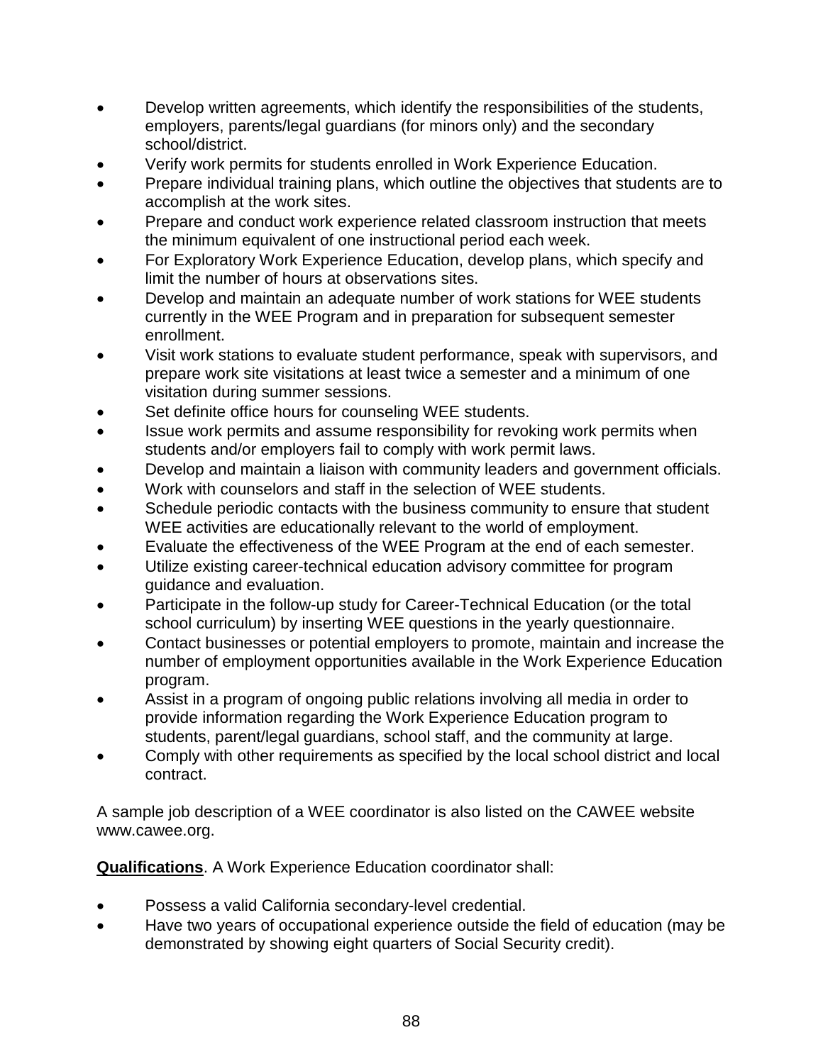- Develop written agreements, which identify the responsibilities of the students, employers, parents/legal guardians (for minors only) and the secondary school/district.
- Verify work permits for students enrolled in Work Experience Education.
- Prepare individual training plans, which outline the objectives that students are to accomplish at the work sites.
- Prepare and conduct work experience related classroom instruction that meets the minimum equivalent of one instructional period each week.
- For Exploratory Work Experience Education, develop plans, which specify and limit the number of hours at observations sites.
- Develop and maintain an adequate number of work stations for WEE students currently in the WEE Program and in preparation for subsequent semester enrollment.
- Visit work stations to evaluate student performance, speak with supervisors, and prepare work site visitations at least twice a semester and a minimum of one visitation during summer sessions.
- Set definite office hours for counseling WEE students.
- Issue work permits and assume responsibility for revoking work permits when students and/or employers fail to comply with work permit laws.
- Develop and maintain a liaison with community leaders and government officials.
- Work with counselors and staff in the selection of WEE students.
- Schedule periodic contacts with the business community to ensure that student WEE activities are educationally relevant to the world of employment.
- Evaluate the effectiveness of the WEE Program at the end of each semester.
- Utilize existing career-technical education advisory committee for program guidance and evaluation.
- Participate in the follow-up study for Career-Technical Education (or the total school curriculum) by inserting WEE questions in the yearly questionnaire.
- Contact businesses or potential employers to promote, maintain and increase the number of employment opportunities available in the Work Experience Education program.
- Assist in a program of ongoing public relations involving all media in order to provide information regarding the Work Experience Education program to students, parent/legal guardians, school staff, and the community at large.
- Comply with other requirements as specified by the local school district and local contract.

A sample job description of a WEE coordinator is also listed on the CAWEE website www.cawee.org.

**Qualifications**. A Work Experience Education coordinator shall:

- Possess a valid California secondary-level credential.
- Have two years of occupational experience outside the field of education (may be demonstrated by showing eight quarters of Social Security credit).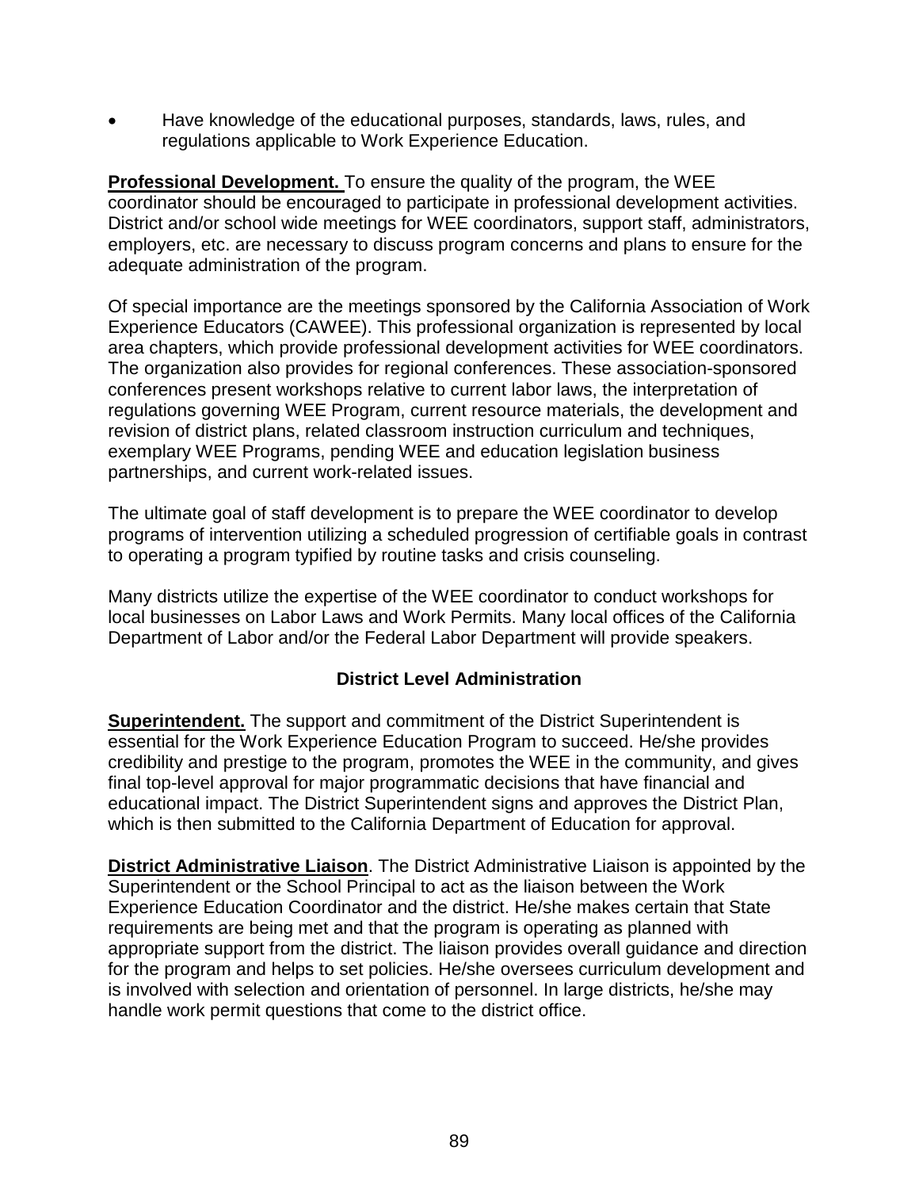- Have knowledge of the educational purposes, standards, laws, rules, and regulations applicable to Work Experience Education.

**Professional Development.** To ensure the quality of the program, the WEE coordinator should be encouraged to participate in professional development activities. District and/or school wide meetings for WEE coordinators, support staff, administrators, employers, etc. are necessary to discuss program concerns and plans to ensure for the adequate administration of the program.

Of special importance are the meetings sponsored by the California Association of Work Experience Educators (CAWEE). This professional organization is represented by local area chapters, which provide professional development activities for WEE coordinators. The organization also provides for regional conferences. These association-sponsored conferences present workshops relative to current labor laws, the interpretation of regulations governing WEE Program, current resource materials, the development and revision of district plans, related classroom instruction curriculum and techniques, exemplary WEE Programs, pending WEE and education legislation business partnerships, and current work-related issues.

The ultimate goal of staff development is to prepare the WEE coordinator to develop programs of intervention utilizing a scheduled progression of certifiable goals in contrast to operating a program typified by routine tasks and crisis counseling.

Many districts utilize the expertise of the WEE coordinator to conduct workshops for local businesses on Labor Laws and Work Permits. Many local offices of the California Department of Labor and/or the Federal Labor Department will provide speakers.

## District Level Administration

**Superintendent.** The support and commitment of the District Superintendent is essential for the Work Experience Education Program to succeed. He/she provides credibility and prestige to the program, promotes the WEE in the community, and gives final top-level approval for major programmatic decisions that have financial and educational impact. The District Superintendent signs and approves the District Plan, which is then submitted to the California Department of Education for approval.

**District Administrative Liaison**. The District Administrative Liaison is appointed by the Superintendent or the School Principal to act as the liaison between the Work Experience Education Coordinator and the district. He/she makes certain that State requirements are being met and that the program is operating as planned with appropriate support from the district. The liaison provides overall guidance and direction for the program and helps to set policies. He/she oversees curriculum development and is involved with selection and orientation of personnel. In large districts, he/she may handle work permit questions that come to the district office.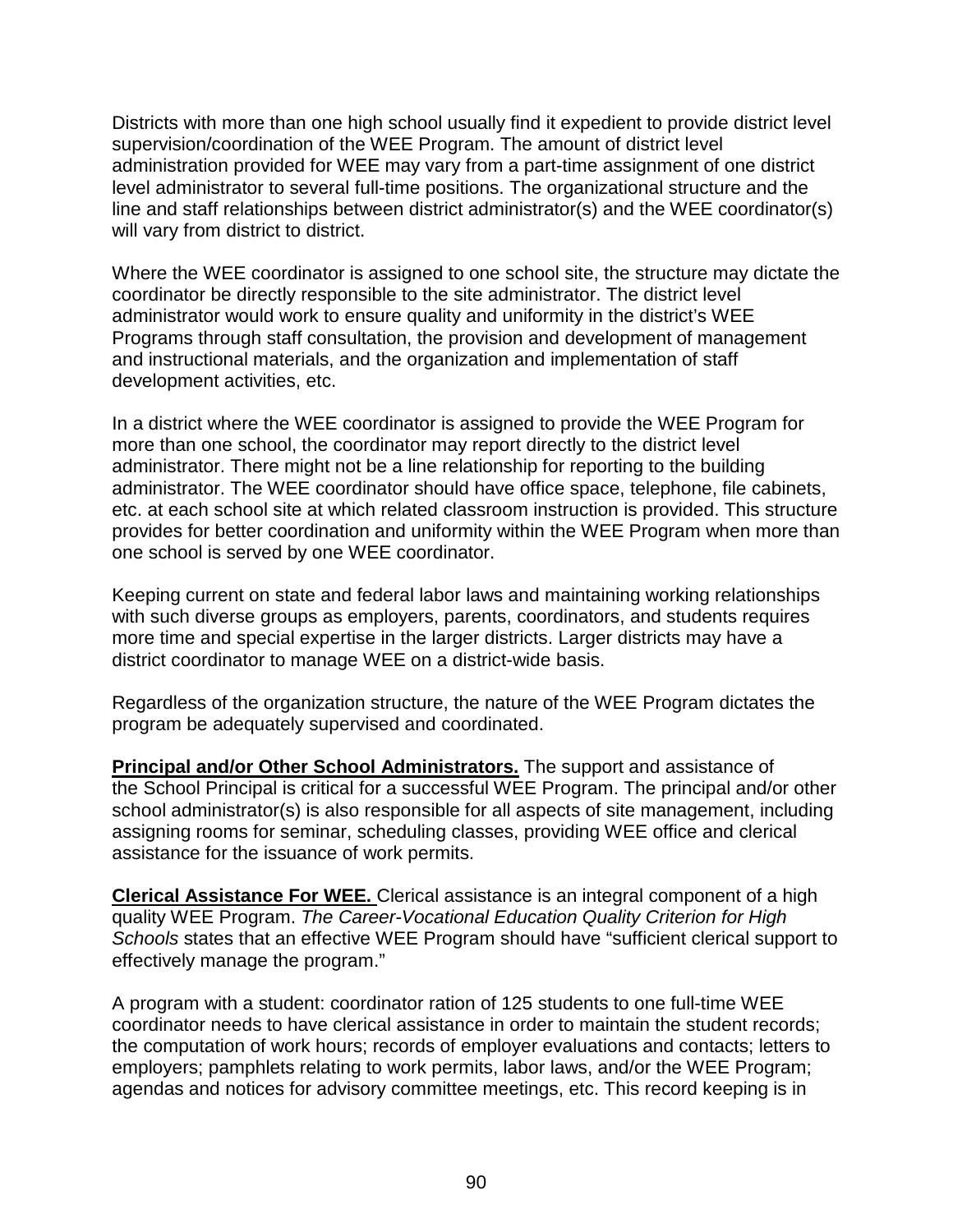Districts with more than one high school usually find it expedient to provide district level supervision/coordination of the WEE Program. The amount of district level administration provided for WEE may vary from a part-time assignment of one district level administrator to several full-time positions. The organizational structure and the line and staff relationships between district administrator(s) and the WEE coordinator(s) will vary from district to district.

Where the WEE coordinator is assigned to one school site, the structure may dictate the coordinator be directly responsible to the site administrator. The district level administrator would work to ensure quality and uniformity in the district's WEE Programs through staff consultation, the provision and development of management and instructional materials, and the organization and implementation of staff development activities, etc.

In a district where the WEE coordinator is assigned to provide the WEE Program for more than one school, the coordinator may report directly to the district level administrator. There might not be a line relationship for reporting to the building administrator. The WEE coordinator should have office space, telephone, file cabinets, etc. at each school site at which related classroom instruction is provided. This structure provides for better coordination and uniformity within the WEE Program when more than one school is served by one WEE coordinator.

Keeping current on state and federal labor laws and maintaining working relationships with such diverse groups as employers, parents, coordinators, and students requires more time and special expertise in the larger districts. Larger districts may have a district coordinator to manage WEE on a district-wide basis.

Regardless of the organization structure, the nature of the WEE Program dictates the program be adequately supervised and coordinated.

**Principal and/or Other School Administrators.** The support and assistance of the School Principal is critical for a successful WEE Program. The principal and/or other school administrator(s) is also responsible for all aspects of site management, including assigning rooms for seminar, scheduling classes, providing WEE office and clerical assistance for the issuance of work permits.

**Clerical Assistance For WEE.** Clerical assistance is an integral component of a high quality WEE Program. *The Career-Vocational Education Quality Criterion for High Schools* states that an effective WEE Program should have "sufficient clerical support to effectively manage the program."

A program with a student: coordinator ration of 125 students to one full-time WEE coordinator needs to have clerical assistance in order to maintain the student records; the computation of work hours; records of employer evaluations and contacts; letters to employers; pamphlets relating to work permits, labor laws, and/or the WEE Program; agendas and notices for advisory committee meetings, etc. This record keeping is in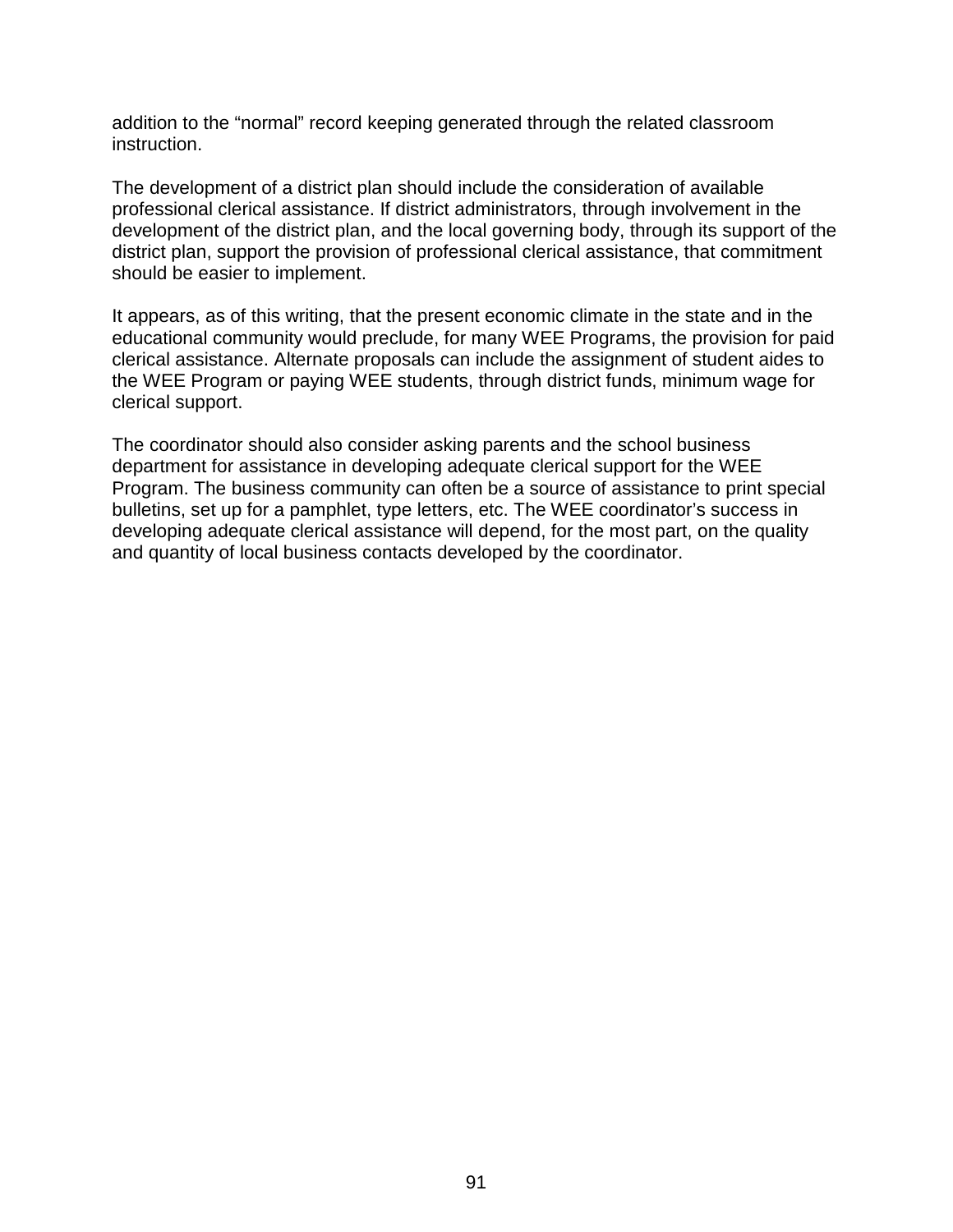addition to the “normal” record keeping generated through the related classroom instruction.

The development of a district plan should include the consideration of available professional clerical assistance. If district administrators, through involvement in the development of the district plan, and the local governing body, through its support of the district plan, support the provision of professional clerical assistance, that commitment should be easier to implement.

It appears, as of this writing, that the present economic climate in the state and in the educational community would preclude, for many WEE Programs, the provision for paid clerical assistance. Alternate proposals can include the assignment of student aides to the WEE Program or paying WEE students, through district funds, minimum wage for clerical support.

The coordinator should also consider asking parents and the school business department for assistance in developing adequate clerical support for the WEE Program. The business community can often be a source of assistance to print special bulletins, set up for a pamphlet, type letters, etc. The WEE coordinator’s success in developing adequate clerical assistance will depend, for the most part, on the quality and quantity of local business contacts developed by the coordinator.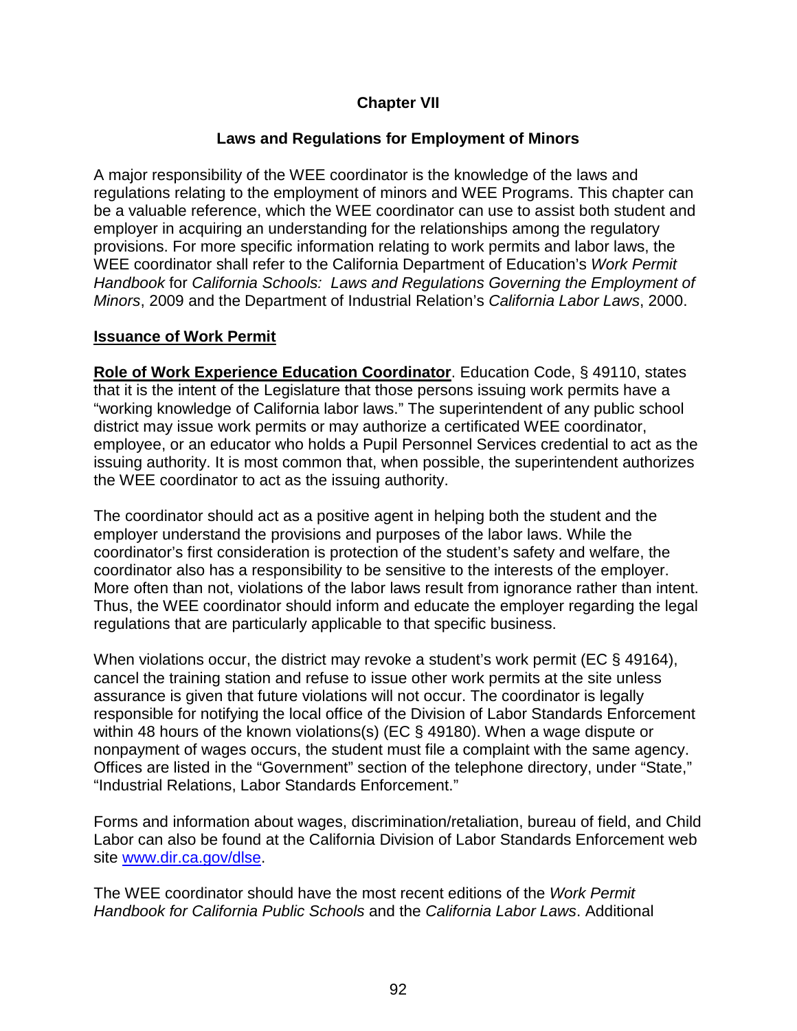# Chapter VII

## Laws and Regulations for Employment of Minors

A major responsibility of the WEE coordinator is the knowledge of the laws and regulations relating to the employment of minors and WEE Programs. This chapter can be a valuable reference, which the WEE coordinator can use to assist both student and employer in acquiring an understanding for the relationships among the regulatory provisions. For more specific information relating to work permits and labor laws, the WEE coordinator shall refer to the California Department of Education's *Work Permit Handbook* for *California Schools: Laws and Regulations Governing the Employment of Minors*, 2009 and the Department of Industrial Relation's *California Labor Laws*, 2000.

### Issuance of Work Permit

**Role of Work Experience Education Coordinator**. Education Code, § 49110, states that it is the intent of the Legislature that those persons issuing work permits have a "working knowledge of California labor laws." The superintendent of any public school district may issue work permits or may authorize a certificated WEE coordinator, employee, or an educator who holds a Pupil Personnel Services credential to act as the issuing authority. It is most common that, when possible, the superintendent authorizes the WEE coordinator to act as the issuing authority.

The coordinator should act as a positive agent in helping both the student and the employer understand the provisions and purposes of the labor laws. While the coordinator's first consideration is protection of the student's safety and welfare, the coordinator also has a responsibility to be sensitive to the interests of the employer. More often than not, violations of the labor laws result from ignorance rather than intent. Thus, the WEE coordinator should inform and educate the employer regarding the legal regulations that are particularly applicable to that specific business.

When violations occur, the district may revoke a student's work permit (EC § 49164), cancel the training station and refuse to issue other work permits at the site unless assurance is given that future violations will not occur. The coordinator is legally responsible for notifying the local office of the Division of Labor Standards Enforcement within 48 hours of the known violations(s) (EC § 49180). When a wage dispute or nonpayment of wages occurs, the student must file a complaint with the same agency. Offices are listed in the "Government" section of the telephone directory, under "State," "Industrial Relations, Labor Standards Enforcement."

Forms and information about wages, discrimination/retaliation, bureau of field, and Child Labor can also be found at the California Division of Labor Standards Enforcement web site [www.dir.ca.gov/dlse](www.dir.ca.gov/dlse).

The WEE coordinator should have the most recent editions of the *Work Permit Handbook for California Public Schools* and the *California Labor Laws*. Additional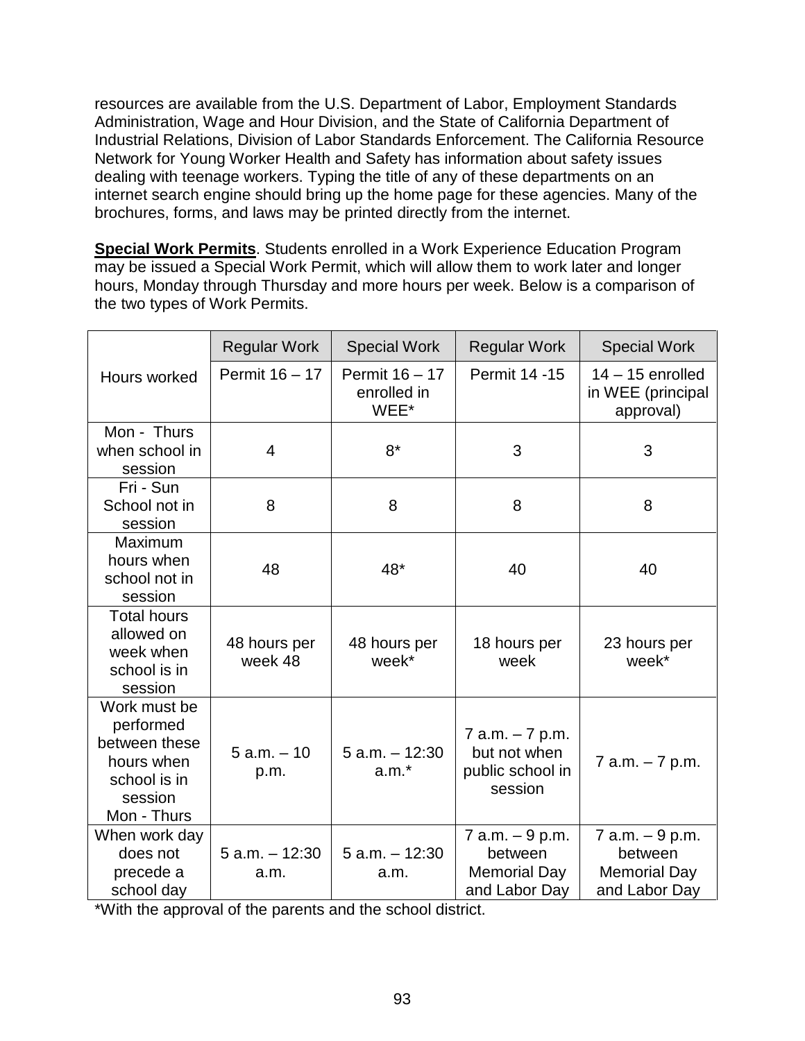resources are available from the U.S. Department of Labor, Employment Standards Administration, Wage and Hour Division, and the State of California Department of Industrial Relations, Division of Labor Standards Enforcement. The California Resource Network for Young Worker Health and Safety has information about safety issues dealing with teenage workers. Typing the title of any of these departments on an internet search engine should bring up the home page for these agencies. Many of the brochures, forms, and laws may be printed directly from the internet.

**Special Work Permits**. Students enrolled in a Work Experience Education Program may be issued a Special Work Permit, which will allow them to work later and longer hours, Monday through Thursday and more hours per week. Below is a comparison of the two types of Work Permits.

| Hours worked | Regular Work Permit 16 – 17 | Special Work Permit 16 – 17 enrolled in WEE* | Regular Work Permit 14 -15 | Special Work 14 – 15 enrolled in WEE (principal approval) |
|---|---|---|---|---|
| Mon - Thurs when school in session | 4 | 8* | 3 | 3 |
| Fri - Sun School not in session | 8 | 8 | 8 | 8 |
| Maximum hours when school not in session | 48 | 48* | 40 | 40 |
| Total hours allowed on week when school is in session | 48 hours per week 48 | 48 hours per week* | 18 hours per week | 23 hours per week* |
| Work must be performed between these hours when school is in session Mon - Thurs | 5 a.m. – 10 p.m. | 5 a.m. – 12:30 a.m.* | 7 a.m. – 7 p.m. but not when public school in session | 7 a.m. – 7 p.m. |
| When work day does not precede a school day | 5 a.m. – 12:30 a.m. | 5 a.m. – 12:30 a.m. | 7 a.m. – 9 p.m. between Memorial Day and Labor Day | 7 a.m. – 9 p.m. between Memorial Day and Labor Day |

*With the approval of the parents and the school district.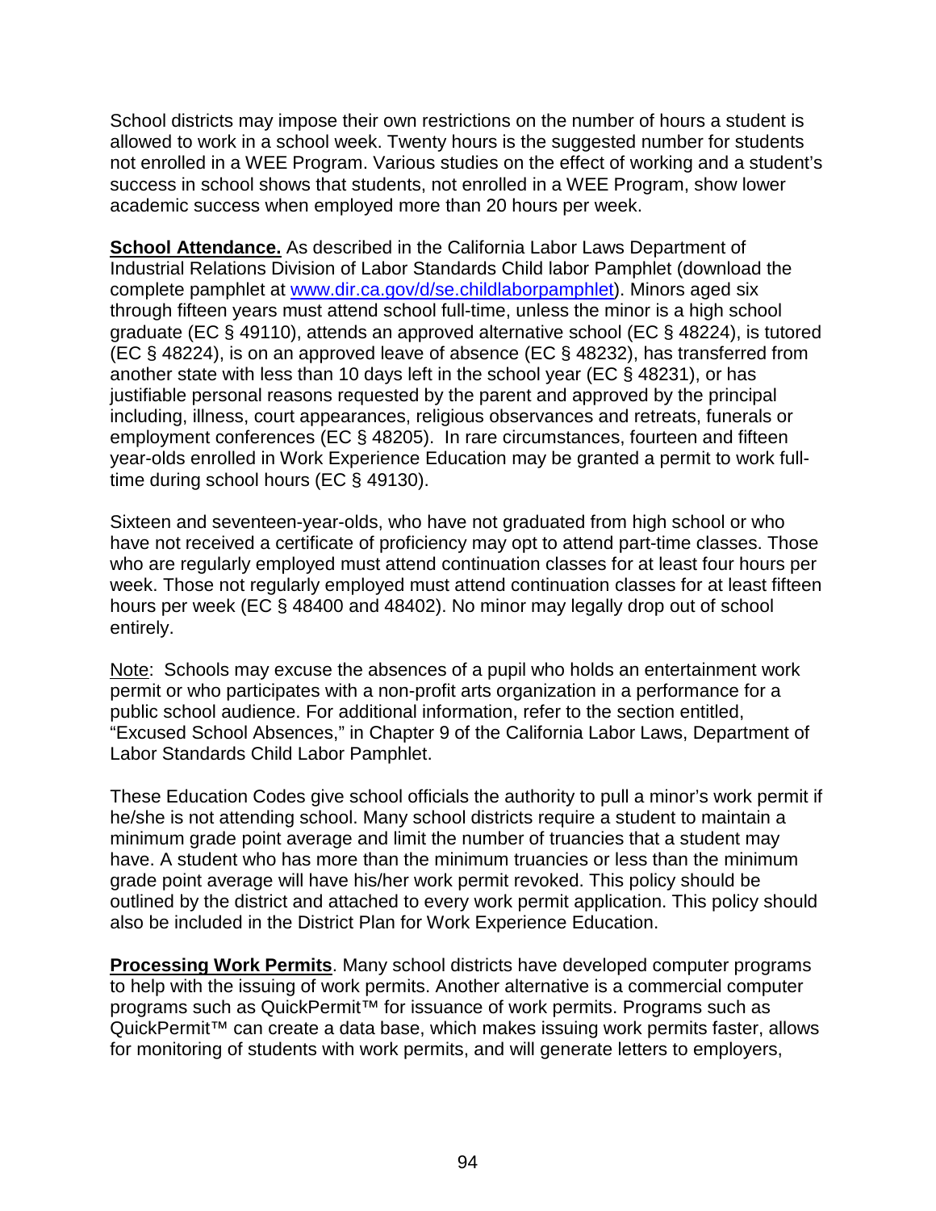School districts may impose their own restrictions on the number of hours a student is allowed to work in a school week. Twenty hours is the suggested number for students not enrolled in a WEE Program. Various studies on the effect of working and a student's success in school shows that students, not enrolled in a WEE Program, show lower academic success when employed more than 20 hours per week.

**School Attendance.** As described in the California Labor Laws Department of Industrial Relations Division of Labor Standards Child labor Pamphlet (download the complete pamphlet at [www.dir.ca.gov/d/se.childlaborpamphlet](www.dir.ca.gov/d/se.childlaborpamphlet)). Minors aged six through fifteen years must attend school full-time, unless the minor is a high school graduate (EC § 49110), attends an approved alternative school (EC § 48224), is tutored (EC § 48224), is on an approved leave of absence (EC § 48232), has transferred from another state with less than 10 days left in the school year (EC § 48231), or has justifiable personal reasons requested by the parent and approved by the principal including, illness, court appearances, religious observances and retreats, funerals or employment conferences (EC § 48205). In rare circumstances, fourteen and fifteen year-olds enrolled in Work Experience Education may be granted a permit to work full-time during school hours (EC § 49130).

Sixteen and seventeen-year-olds, who have not graduated from high school or who have not received a certificate of proficiency may opt to attend part-time classes. Those who are regularly employed must attend continuation classes for at least four hours per week. Those not regularly employed must attend continuation classes for at least fifteen hours per week (EC § 48400 and 48402). No minor may legally drop out of school entirely.

Note: Schools may excuse the absences of a pupil who holds an entertainment work permit or who participates with a non-profit arts organization in a performance for a public school audience. For additional information, refer to the section entitled, "Excused School Absences," in Chapter 9 of the California Labor Laws, Department of Labor Standards Child Labor Pamphlet.

These Education Codes give school officials the authority to pull a minor's work permit if he/she is not attending school. Many school districts require a student to maintain a minimum grade point average and limit the number of truancies that a student may have. A student who has more than the minimum truancies or less than the minimum grade point average will have his/her work permit revoked. This policy should be outlined by the district and attached to every work permit application. This policy should also be included in the District Plan for Work Experience Education.

**Processing Work Permits**. Many school districts have developed computer programs to help with the issuing of work permits. Another alternative is a commercial computer programs such as QuickPermit™ for issuance of work permits. Programs such as QuickPermit™ can create a data base, which makes issuing work permits faster, allows for monitoring of students with work permits, and will generate letters to employers,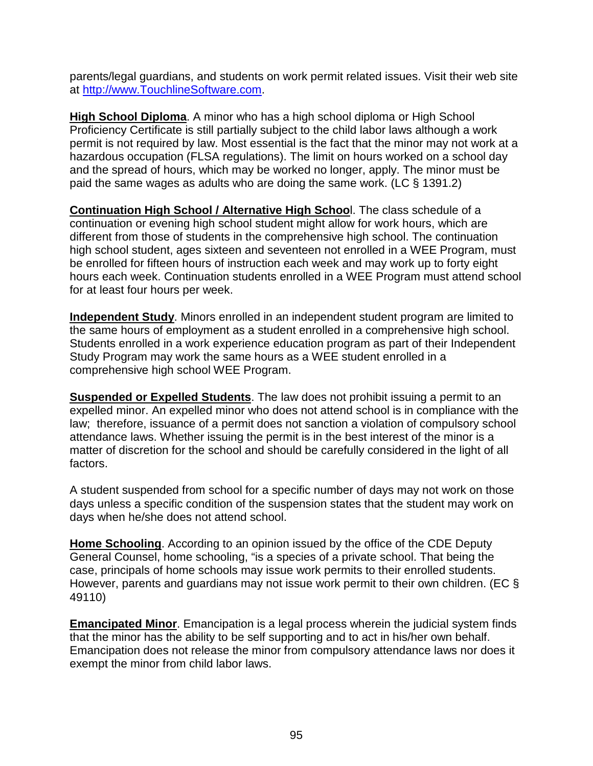parents/legal guardians, and students on work permit related issues. Visit their web site at [http://www.TouchlineSoftware.com](http://www.TouchlineSoftware.com).

**High School Diploma**. A minor who has a high school diploma or High School Proficiency Certificate is still partially subject to the child labor laws although a work permit is not required by law. Most essential is the fact that the minor may not work at a hazardous occupation (FLSA regulations). The limit on hours worked on a school day and the spread of hours, which may be worked no longer, apply. The minor must be paid the same wages as adults who are doing the same work. (LC § 1391.2)

**Continuation High School / Alternative High School**. The class schedule of a continuation or evening high school student might allow for work hours, which are different from those of students in the comprehensive high school. The continuation high school student, ages sixteen and seventeen not enrolled in a WEE Program, must be enrolled for fifteen hours of instruction each week and may work up to forty eight hours each week. Continuation students enrolled in a WEE Program must attend school for at least four hours per week.

**Independent Study**. Minors enrolled in an independent student program are limited to the same hours of employment as a student enrolled in a comprehensive high school. Students enrolled in a work experience education program as part of their Independent Study Program may work the same hours as a WEE student enrolled in a comprehensive high school WEE Program.

**Suspended or Expelled Students**. The law does not prohibit issuing a permit to an expelled minor. An expelled minor who does not attend school is in compliance with the law; therefore, issuance of a permit does not sanction a violation of compulsory school attendance laws. Whether issuing the permit is in the best interest of the minor is a matter of discretion for the school and should be carefully considered in the light of all factors.

A student suspended from school for a specific number of days may not work on those days unless a specific condition of the suspension states that the student may work on days when he/she does not attend school.

**Home Schooling**. According to an opinion issued by the office of the CDE Deputy General Counsel, home schooling, "is a species of a private school. That being the case, principals of home schools may issue work permits to their enrolled students. However, parents and guardians may not issue work permit to their own children. (EC § 49110)

**Emancipated Minor**. Emancipation is a legal process wherein the judicial system finds that the minor has the ability to be self supporting and to act in his/her own behalf. Emancipation does not release the minor from compulsory attendance laws nor does it exempt the minor from child labor laws.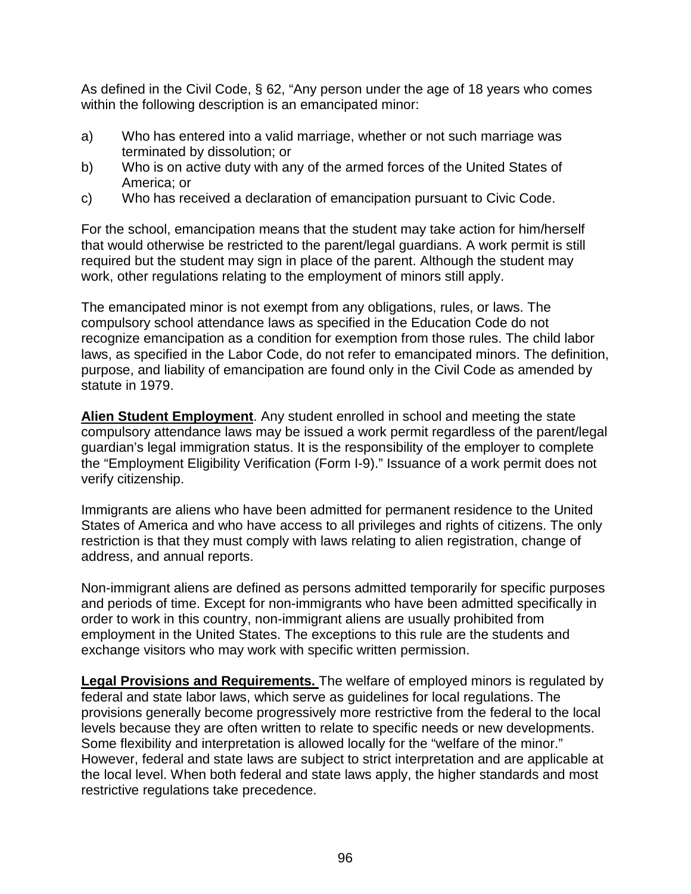As defined in the Civil Code, § 62, "Any person under the age of 18 years who comes within the following description is an emancipated minor:

a) Who has entered into a valid marriage, whether or not such marriage was terminated by dissolution; or
b) Who is on active duty with any of the armed forces of the United States of America; or
c) Who has received a declaration of emancipation pursuant to Civic Code.

For the school, emancipation means that the student may take action for him/herself that would otherwise be restricted to the parent/legal guardians. A work permit is still required but the student may sign in place of the parent. Although the student may work, other regulations relating to the employment of minors still apply.

The emancipated minor is not exempt from any obligations, rules, or laws. The compulsory school attendance laws as specified in the Education Code do not recognize emancipation as a condition for exemption from those rules. The child labor laws, as specified in the Labor Code, do not refer to emancipated minors. The definition, purpose, and liability of emancipation are found only in the Civil Code as amended by statute in 1979.

**Alien Student Employment**. Any student enrolled in school and meeting the state compulsory attendance laws may be issued a work permit regardless of the parent/legal guardian's legal immigration status. It is the responsibility of the employer to complete the "Employment Eligibility Verification (Form I-9)." Issuance of a work permit does not verify citizenship.

Immigrants are aliens who have been admitted for permanent residence to the United States of America and who have access to all privileges and rights of citizens. The only restriction is that they must comply with laws relating to alien registration, change of address, and annual reports.

Non-immigrant aliens are defined as persons admitted temporarily for specific purposes and periods of time. Except for non-immigrants who have been admitted specifically in order to work in this country, non-immigrant aliens are usually prohibited from employment in the United States. The exceptions to this rule are the students and exchange visitors who may work with specific written permission.

**Legal Provisions and Requirements.** The welfare of employed minors is regulated by federal and state labor laws, which serve as guidelines for local regulations. The provisions generally become progressively more restrictive from the federal to the local levels because they are often written to relate to specific needs or new developments. Some flexibility and interpretation is allowed locally for the "welfare of the minor." However, federal and state laws are subject to strict interpretation and are applicable at the local level. When both federal and state laws apply, the higher standards and most restrictive regulations take precedence.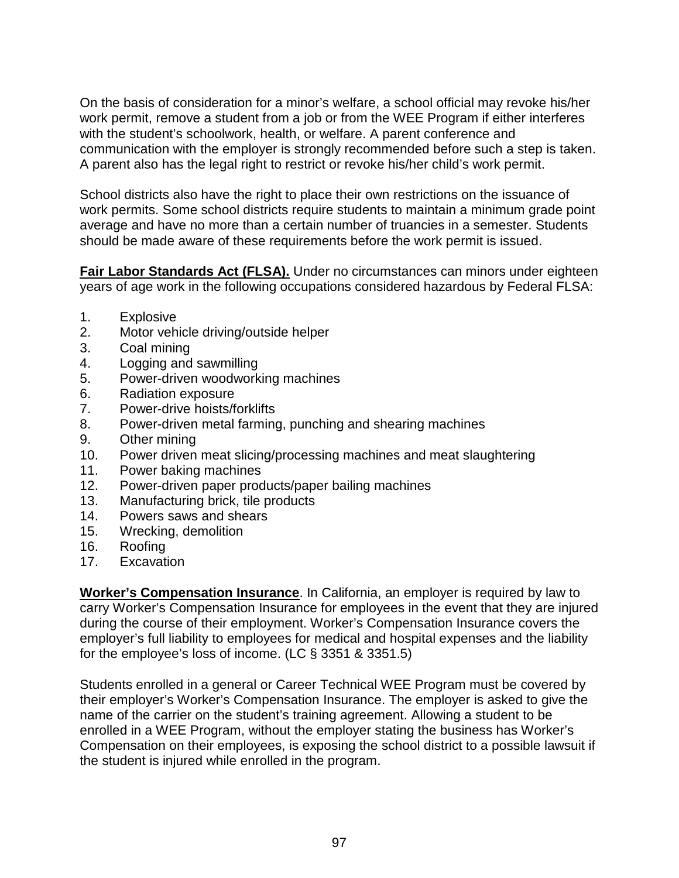On the basis of consideration for a minor's welfare, a school official may revoke his/her work permit, remove a student from a job or from the WEE Program if either interferes with the student's schoolwork, health, or welfare. A parent conference and communication with the employer is strongly recommended before such a step is taken. A parent also has the legal right to restrict or revoke his/her child's work permit.

School districts also have the right to place their own restrictions on the issuance of work permits. Some school districts require students to maintain a minimum grade point average and have no more than a certain number of truancies in a semester. Students should be made aware of these requirements before the work permit is issued.

**Fair Labor Standards Act (FLSA).** Under no circumstances can minors under eighteen years of age work in the following occupations considered hazardous by Federal FLSA:

1. Explosive
2. Motor vehicle driving/outside helper
3. Coal mining
4. Logging and sawmilling
5. Power-driven woodworking machines
6. Radiation exposure
7. Power-drive hoists/forklifts
8. Power-driven metal farming, punching and shearing machines
9. Other mining
10. Power driven meat slicing/processing machines and meat slaughtering
11. Power baking machines
12. Power-driven paper products/paper bailing machines
13. Manufacturing brick, tile products
14. Powers saws and shears
15. Wrecking, demolition
16. Roofing
17. Excavation

**Worker's Compensation Insurance**. In California, an employer is required by law to carry Worker's Compensation Insurance for employees in the event that they are injured during the course of their employment. Worker's Compensation Insurance covers the employer's full liability to employees for medical and hospital expenses and the liability for the employee's loss of income. (LC § 3351 & 3351.5)

Students enrolled in a general or Career Technical WEE Program must be covered by their employer's Worker's Compensation Insurance. The employer is asked to give the name of the carrier on the student's training agreement. Allowing a student to be enrolled in a WEE Program, without the employer stating the business has Worker's Compensation on their employees, is exposing the school district to a possible lawsuit if the student is injured while enrolled in the program.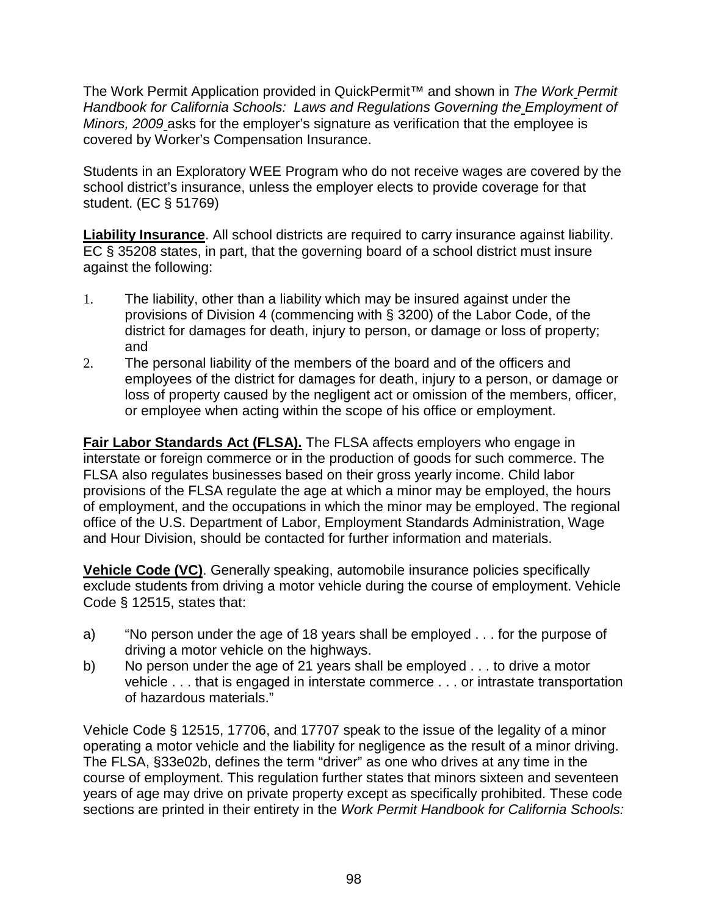The Work Permit Application provided in QuickPermit™ and shown in *The Work Permit Handbook for California Schools: Laws and Regulations Governing the Employment of Minors, 2009* asks for the employer's signature as verification that the employee is covered by Worker's Compensation Insurance.

Students in an Exploratory WEE Program who do not receive wages are covered by the school district's insurance, unless the employer elects to provide coverage for that student. (EC § 51769)

**Liability Insurance**. All school districts are required to carry insurance against liability. EC § 35208 states, in part, that the governing board of a school district must insure against the following:

1. The liability, other than a liability which may be insured against under the provisions of Division 4 (commencing with § 3200) of the Labor Code, of the district for damages for death, injury to person, or damage or loss of property; and
2. The personal liability of the members of the board and of the officers and employees of the district for damages for death, injury to a person, or damage or loss of property caused by the negligent act or omission of the members, officer, or employee when acting within the scope of his office or employment.

**Fair Labor Standards Act (FLSA).** The FLSA affects employers who engage in interstate or foreign commerce or in the production of goods for such commerce. The FLSA also regulates businesses based on their gross yearly income. Child labor provisions of the FLSA regulate the age at which a minor may be employed, the hours of employment, and the occupations in which the minor may be employed. The regional office of the U.S. Department of Labor, Employment Standards Administration, Wage and Hour Division, should be contacted for further information and materials.

**Vehicle Code (VC)**. Generally speaking, automobile insurance policies specifically exclude students from driving a motor vehicle during the course of employment. Vehicle Code § 12515, states that:

a) "No person under the age of 18 years shall be employed . . . for the purpose of driving a motor vehicle on the highways.
b) No person under the age of 21 years shall be employed . . . to drive a motor vehicle . . . that is engaged in interstate commerce . . . or intrastate transportation of hazardous materials."

Vehicle Code § 12515, 17706, and 17707 speak to the issue of the legality of a minor operating a motor vehicle and the liability for negligence as the result of a minor driving. The FLSA, §33e02b, defines the term "driver" as one who drives at any time in the course of employment. This regulation further states that minors sixteen and seventeen years of age may drive on private property except as specifically prohibited. These code sections are printed in their entirety in the *Work Permit Handbook for California Schools:*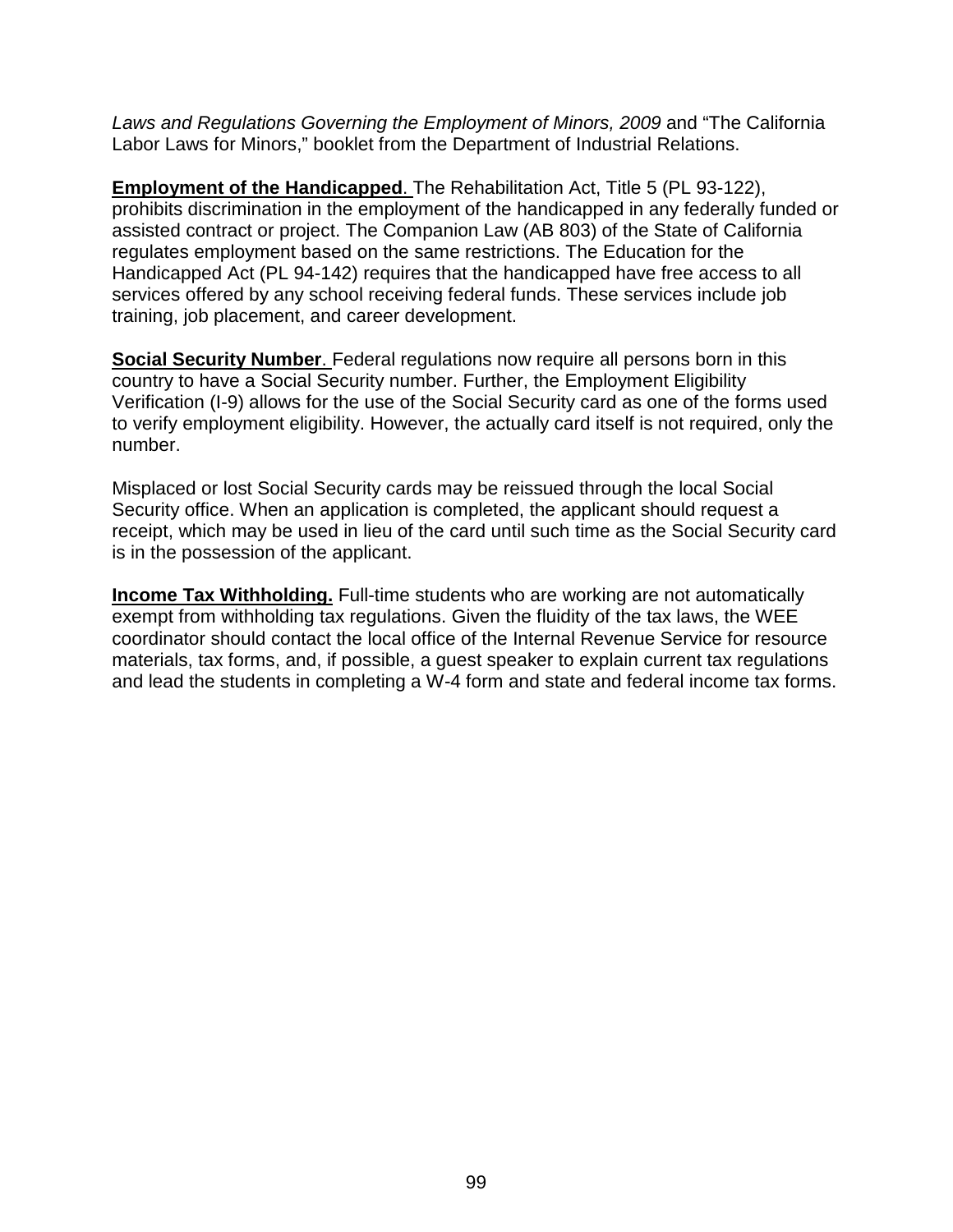*Laws and Regulations Governing the Employment of Minors, 2009* and "The California Labor Laws for Minors," booklet from the Department of Industrial Relations.

**Employment of the Handicapped**. The Rehabilitation Act, Title 5 (PL 93-122), prohibits discrimination in the employment of the handicapped in any federally funded or assisted contract or project. The Companion Law (AB 803) of the State of California regulates employment based on the same restrictions. The Education for the Handicapped Act (PL 94-142) requires that the handicapped have free access to all services offered by any school receiving federal funds. These services include job training, job placement, and career development.

**Social Security Number**. Federal regulations now require all persons born in this country to have a Social Security number. Further, the Employment Eligibility Verification (I-9) allows for the use of the Social Security card as one of the forms used to verify employment eligibility. However, the actually card itself is not required, only the number.

Misplaced or lost Social Security cards may be reissued through the local Social Security office. When an application is completed, the applicant should request a receipt, which may be used in lieu of the card until such time as the Social Security card is in the possession of the applicant.

**Income Tax Withholding.** Full-time students who are working are not automatically exempt from withholding tax regulations. Given the fluidity of the tax laws, the WEE coordinator should contact the local office of the Internal Revenue Service for resource materials, tax forms, and, if possible, a guest speaker to explain current tax regulations and lead the students in completing a W-4 form and state and federal income tax forms.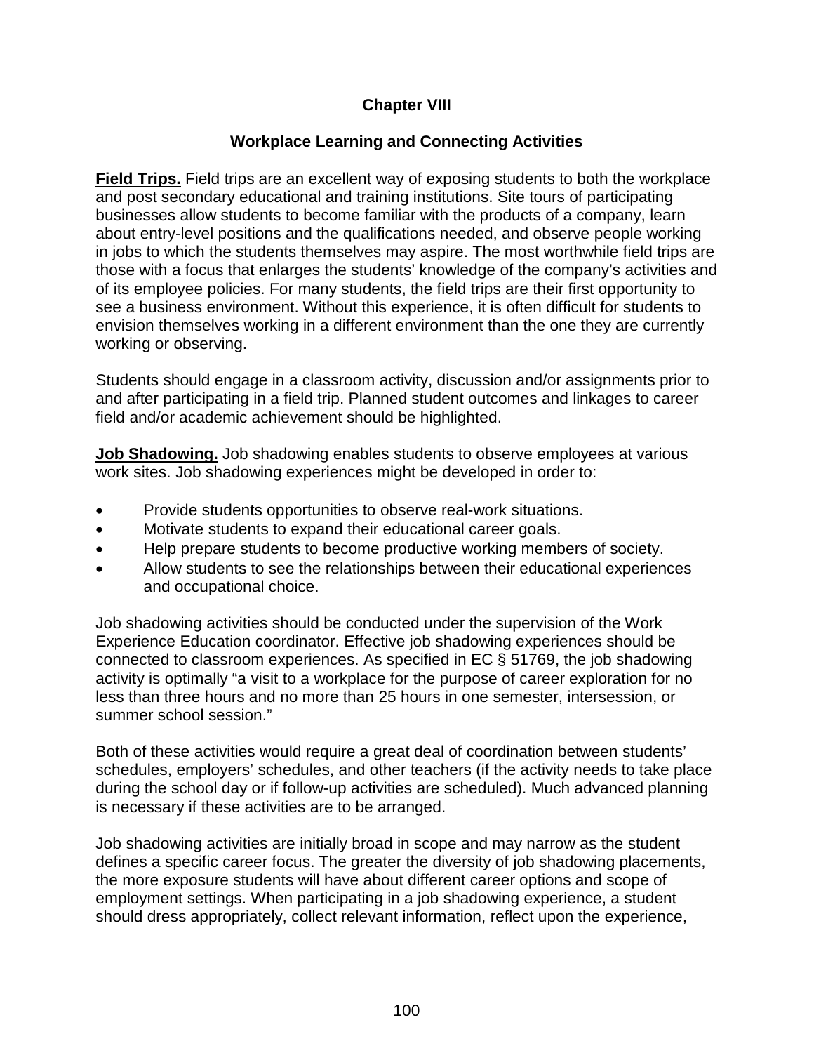# Chapter VIII

## Workplace Learning and Connecting Activities

**Field Trips.** Field trips are an excellent way of exposing students to both the workplace and post secondary educational and training institutions. Site tours of participating businesses allow students to become familiar with the products of a company, learn about entry-level positions and the qualifications needed, and observe people working in jobs to which the students themselves may aspire. The most worthwhile field trips are those with a focus that enlarges the students' knowledge of the company's activities and of its employee policies. For many students, the field trips are their first opportunity to see a business environment. Without this experience, it is often difficult for students to envision themselves working in a different environment than the one they are currently working or observing.

Students should engage in a classroom activity, discussion and/or assignments prior to and after participating in a field trip. Planned student outcomes and linkages to career field and/or academic achievement should be highlighted.

**Job Shadowing.** Job shadowing enables students to observe employees at various work sites. Job shadowing experiences might be developed in order to:

- Provide students opportunities to observe real-work situations.
- Motivate students to expand their educational career goals.
- Help prepare students to become productive working members of society.
- Allow students to see the relationships between their educational experiences and occupational choice.

Job shadowing activities should be conducted under the supervision of the Work Experience Education coordinator. Effective job shadowing experiences should be connected to classroom experiences. As specified in EC § 51769, the job shadowing activity is optimally "a visit to a workplace for the purpose of career exploration for no less than three hours and no more than 25 hours in one semester, intersession, or summer school session."

Both of these activities would require a great deal of coordination between students' schedules, employers' schedules, and other teachers (if the activity needs to take place during the school day or if follow-up activities are scheduled). Much advanced planning is necessary if these activities are to be arranged.

Job shadowing activities are initially broad in scope and may narrow as the student defines a specific career focus. The greater the diversity of job shadowing placements, the more exposure students will have about different career options and scope of employment settings. When participating in a job shadowing experience, a student should dress appropriately, collect relevant information, reflect upon the experience,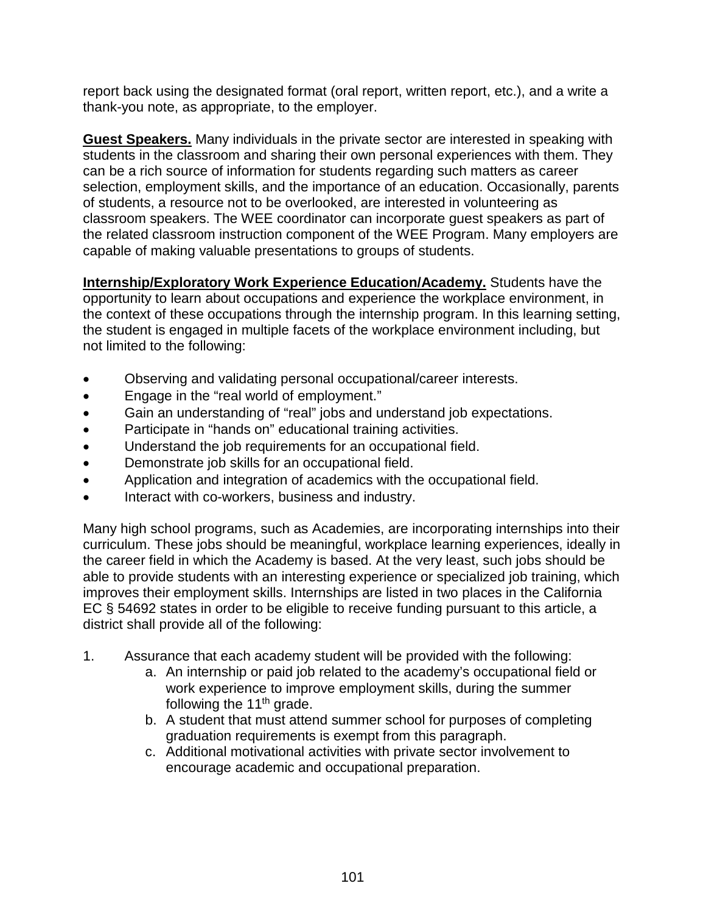report back using the designated format (oral report, written report, etc.), and a write a thank-you note, as appropriate, to the employer.

**Guest Speakers.** Many individuals in the private sector are interested in speaking with students in the classroom and sharing their own personal experiences with them. They can be a rich source of information for students regarding such matters as career selection, employment skills, and the importance of an education. Occasionally, parents of students, a resource not to be overlooked, are interested in volunteering as classroom speakers. The WEE coordinator can incorporate guest speakers as part of the related classroom instruction component of the WEE Program. Many employers are capable of making valuable presentations to groups of students.

**Internship/Exploratory Work Experience Education/Academy.** Students have the opportunity to learn about occupations and experience the workplace environment, in the context of these occupations through the internship program. In this learning setting, the student is engaged in multiple facets of the workplace environment including, but not limited to the following:

- Observing and validating personal occupational/career interests.
- Engage in the "real world of employment."
- Gain an understanding of "real" jobs and understand job expectations.
- Participate in "hands on" educational training activities.
- Understand the job requirements for an occupational field.
- Demonstrate job skills for an occupational field.
- Application and integration of academics with the occupational field.
- Interact with co-workers, business and industry.

Many high school programs, such as Academies, are incorporating internships into their curriculum. These jobs should be meaningful, workplace learning experiences, ideally in the career field in which the Academy is based. At the very least, such jobs should be able to provide students with an interesting experience or specialized job training, which improves their employment skills. Internships are listed in two places in the California EC § 54692 states in order to be eligible to receive funding pursuant to this article, a district shall provide all of the following:

1. Assurance that each academy student will be provided with the following:
    a. An internship or paid job related to the academy's occupational field or work experience to improve employment skills, during the summer following the 11th grade.
    b. A student that must attend summer school for purposes of completing graduation requirements is exempt from this paragraph.
    c. Additional motivational activities with private sector involvement to encourage academic and occupational preparation.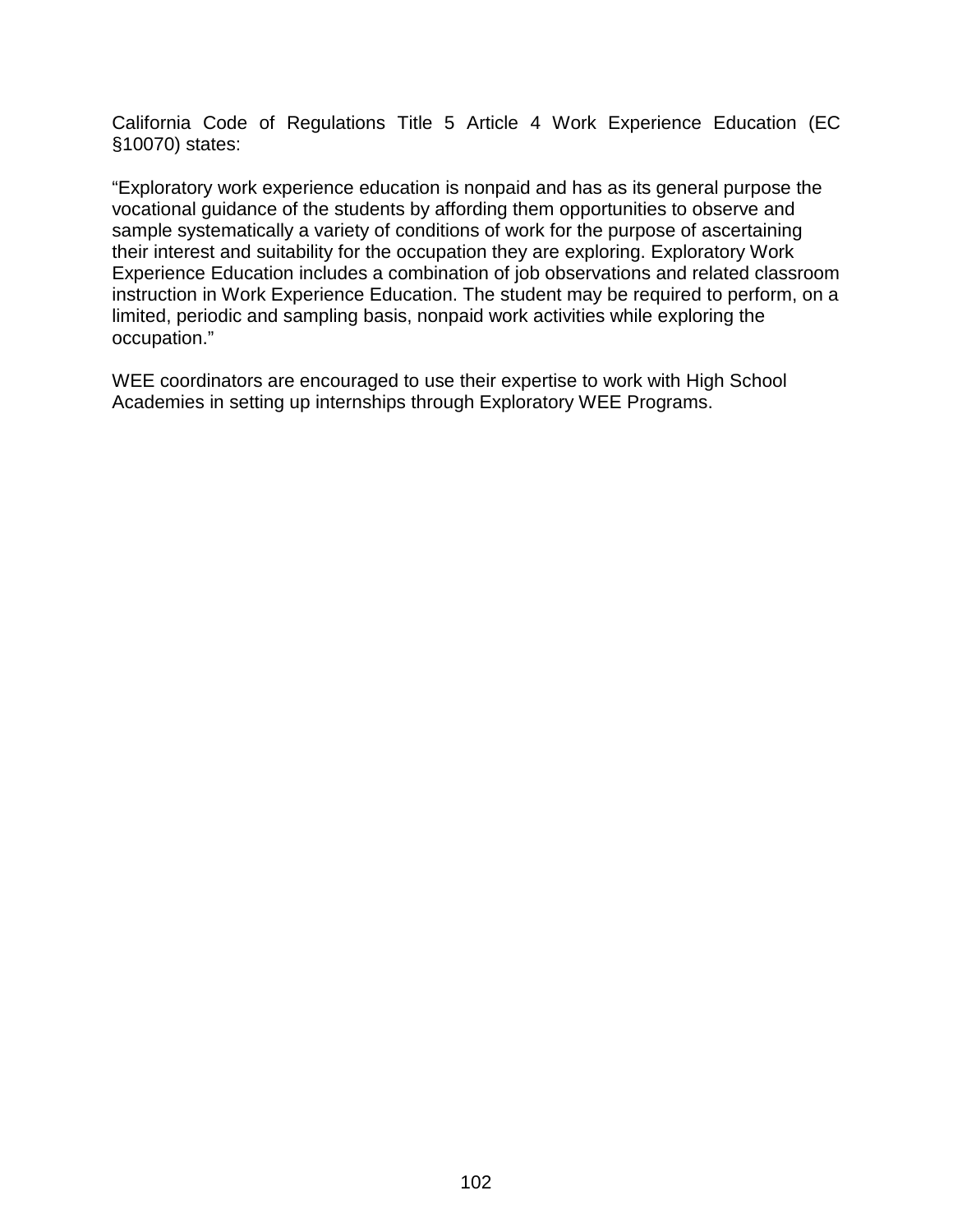California Code of Regulations Title 5 Article 4 Work Experience Education (EC §10070) states:

“Exploratory work experience education is nonpaid and has as its general purpose the vocational guidance of the students by affording them opportunities to observe and sample systematically a variety of conditions of work for the purpose of ascertaining their interest and suitability for the occupation they are exploring. Exploratory Work Experience Education includes a combination of job observations and related classroom instruction in Work Experience Education. The student may be required to perform, on a limited, periodic and sampling basis, nonpaid work activities while exploring the occupation.”

WEE coordinators are encouraged to use their expertise to work with High School Academies in setting up internships through Exploratory WEE Programs.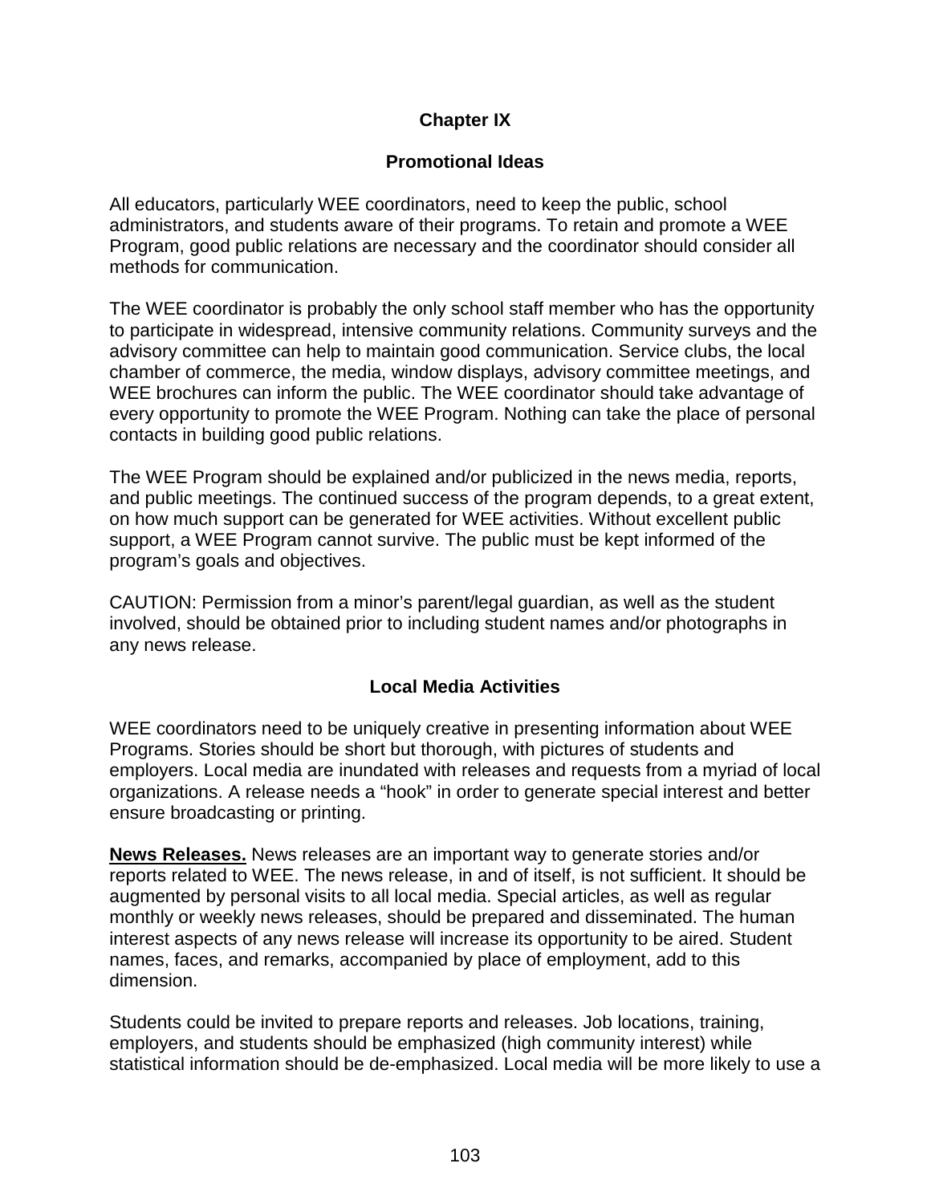# Chapter IX

## Promotional Ideas

All educators, particularly WEE coordinators, need to keep the public, school administrators, and students aware of their programs. To retain and promote a WEE Program, good public relations are necessary and the coordinator should consider all methods for communication.

The WEE coordinator is probably the only school staff member who has the opportunity to participate in widespread, intensive community relations. Community surveys and the advisory committee can help to maintain good communication. Service clubs, the local chamber of commerce, the media, window displays, advisory committee meetings, and WEE brochures can inform the public. The WEE coordinator should take advantage of every opportunity to promote the WEE Program. Nothing can take the place of personal contacts in building good public relations.

The WEE Program should be explained and/or publicized in the news media, reports, and public meetings. The continued success of the program depends, to a great extent, on how much support can be generated for WEE activities. Without excellent public support, a WEE Program cannot survive. The public must be kept informed of the program's goals and objectives.

CAUTION: Permission from a minor's parent/legal guardian, as well as the student involved, should be obtained prior to including student names and/or photographs in any news release.

### Local Media Activities

WEE coordinators need to be uniquely creative in presenting information about WEE Programs. Stories should be short but thorough, with pictures of students and employers. Local media are inundated with releases and requests from a myriad of local organizations. A release needs a "hook" in order to generate special interest and better ensure broadcasting or printing.

**News Releases.** News releases are an important way to generate stories and/or reports related to WEE. The news release, in and of itself, is not sufficient. It should be augmented by personal visits to all local media. Special articles, as well as regular monthly or weekly news releases, should be prepared and disseminated. The human interest aspects of any news release will increase its opportunity to be aired. Student names, faces, and remarks, accompanied by place of employment, add to this dimension.

Students could be invited to prepare reports and releases. Job locations, training, employers, and students should be emphasized (high community interest) while statistical information should be de-emphasized. Local media will be more likely to use a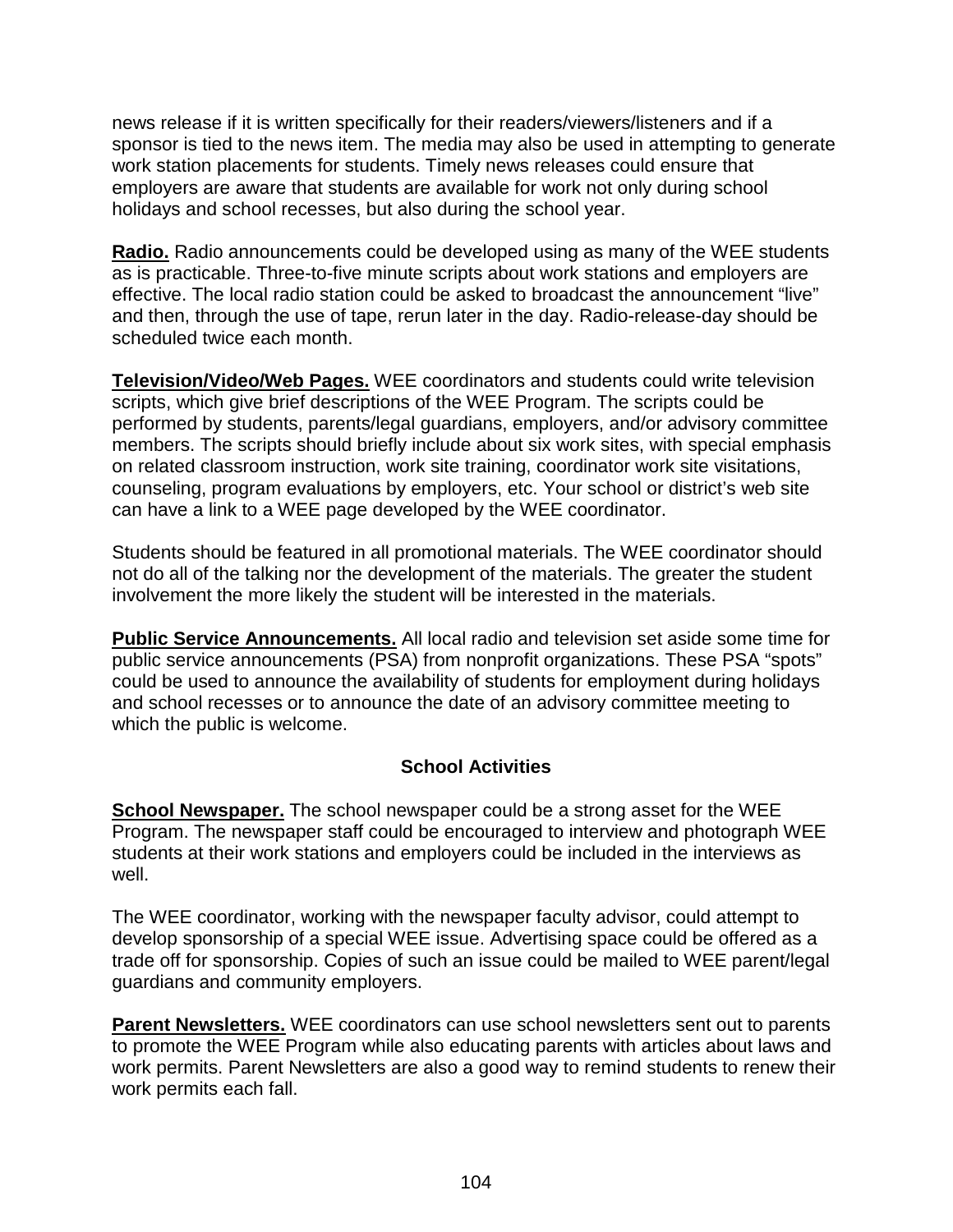news release if it is written specifically for their readers/viewers/listeners and if a sponsor is tied to the news item. The media may also be used in attempting to generate work station placements for students. Timely news releases could ensure that employers are aware that students are available for work not only during school holidays and school recesses, but also during the school year.

**Radio.** Radio announcements could be developed using as many of the WEE students as is practicable. Three-to-five minute scripts about work stations and employers are effective. The local radio station could be asked to broadcast the announcement "live" and then, through the use of tape, rerun later in the day. Radio-release-day should be scheduled twice each month.

**Television/Video/Web Pages.** WEE coordinators and students could write television scripts, which give brief descriptions of the WEE Program. The scripts could be performed by students, parents/legal guardians, employers, and/or advisory committee members. The scripts should briefly include about six work sites, with special emphasis on related classroom instruction, work site training, coordinator work site visitations, counseling, program evaluations by employers, etc. Your school or district's web site can have a link to a WEE page developed by the WEE coordinator.

Students should be featured in all promotional materials. The WEE coordinator should not do all of the talking nor the development of the materials. The greater the student involvement the more likely the student will be interested in the materials.

**Public Service Announcements.** All local radio and television set aside some time for public service announcements (PSA) from nonprofit organizations. These PSA "spots" could be used to announce the availability of students for employment during holidays and school recesses or to announce the date of an advisory committee meeting to which the public is welcome.

### School Activities

**School Newspaper.** The school newspaper could be a strong asset for the WEE Program. The newspaper staff could be encouraged to interview and photograph WEE students at their work stations and employers could be included in the interviews as well.

The WEE coordinator, working with the newspaper faculty advisor, could attempt to develop sponsorship of a special WEE issue. Advertising space could be offered as a trade off for sponsorship. Copies of such an issue could be mailed to WEE parent/legal guardians and community employers.

**Parent Newsletters.** WEE coordinators can use school newsletters sent out to parents to promote the WEE Program while also educating parents with articles about laws and work permits. Parent Newsletters are also a good way to remind students to renew their work permits each fall.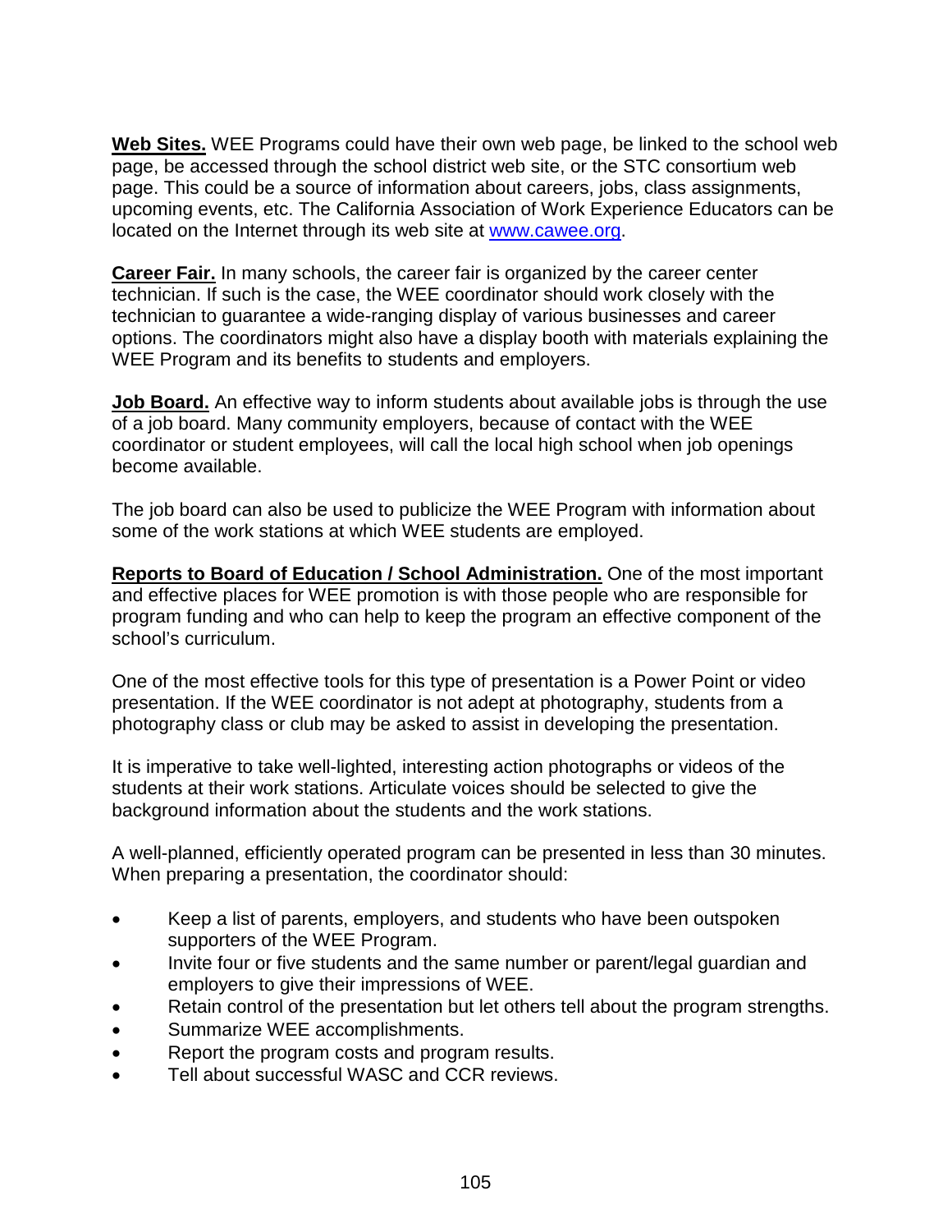**<u>Web Sites.</u>** WEE Programs could have their own web page, be linked to the school web page, be accessed through the school district web site, or the STC consortium web page. This could be a source of information about careers, jobs, class assignments, upcoming events, etc. The California Association of Work Experience Educators can be located on the Internet through its web site at [www.cawee.org](http://www.cawee.org).

**<u>Career Fair.</u>** In many schools, the career fair is organized by the career center technician. If such is the case, the WEE coordinator should work closely with the technician to guarantee a wide-ranging display of various businesses and career options. The coordinators might also have a display booth with materials explaining the WEE Program and its benefits to students and employers.

**<u>Job Board.</u>** An effective way to inform students about available jobs is through the use of a job board. Many community employers, because of contact with the WEE coordinator or student employees, will call the local high school when job openings become available.

The job board can also be used to publicize the WEE Program with information about some of the work stations at which WEE students are employed.

**<u>Reports to Board of Education / School Administration.</u>** One of the most important and effective places for WEE promotion is with those people who are responsible for program funding and who can help to keep the program an effective component of the school's curriculum.

One of the most effective tools for this type of presentation is a Power Point or video presentation. If the WEE coordinator is not adept at photography, students from a photography class or club may be asked to assist in developing the presentation.

It is imperative to take well-lighted, interesting action photographs or videos of the students at their work stations. Articulate voices should be selected to give the background information about the students and the work stations.

A well-planned, efficiently operated program can be presented in less than 30 minutes. When preparing a presentation, the coordinator should:

- Keep a list of parents, employers, and students who have been outspoken supporters of the WEE Program.
- Invite four or five students and the same number or parent/legal guardian and employers to give their impressions of WEE.
- Retain control of the presentation but let others tell about the program strengths.
- Summarize WEE accomplishments.
- Report the program costs and program results.
- Tell about successful WASC and CCR reviews.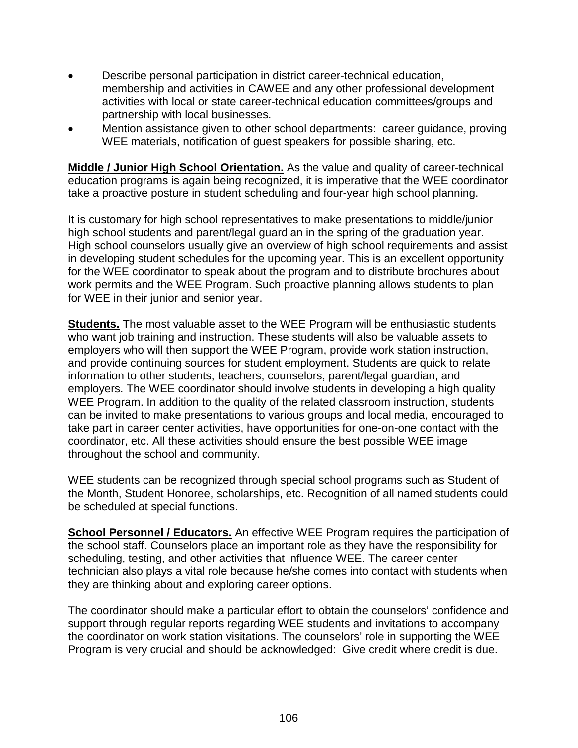- Describe personal participation in district career-technical education, membership and activities in CAWEE and any other professional development activities with local or state career-technical education committees/groups and partnership with local businesses.
- Mention assistance given to other school departments: career guidance, proving WEE materials, notification of guest speakers for possible sharing, etc.

**Middle / Junior High School Orientation.** As the value and quality of career-technical education programs is again being recognized, it is imperative that the WEE coordinator take a proactive posture in student scheduling and four-year high school planning.

It is customary for high school representatives to make presentations to middle/junior high school students and parent/legal guardian in the spring of the graduation year. High school counselors usually give an overview of high school requirements and assist in developing student schedules for the upcoming year. This is an excellent opportunity for the WEE coordinator to speak about the program and to distribute brochures about work permits and the WEE Program. Such proactive planning allows students to plan for WEE in their junior and senior year.

**Students.** The most valuable asset to the WEE Program will be enthusiastic students who want job training and instruction. These students will also be valuable assets to employers who will then support the WEE Program, provide work station instruction, and provide continuing sources for student employment. Students are quick to relate information to other students, teachers, counselors, parent/legal guardian, and employers. The WEE coordinator should involve students in developing a high quality WEE Program. In addition to the quality of the related classroom instruction, students can be invited to make presentations to various groups and local media, encouraged to take part in career center activities, have opportunities for one-on-one contact with the coordinator, etc. All these activities should ensure the best possible WEE image throughout the school and community.

WEE students can be recognized through special school programs such as Student of the Month, Student Honoree, scholarships, etc. Recognition of all named students could be scheduled at special functions.

**School Personnel / Educators.** An effective WEE Program requires the participation of the school staff. Counselors place an important role as they have the responsibility for scheduling, testing, and other activities that influence WEE. The career center technician also plays a vital role because he/she comes into contact with students when they are thinking about and exploring career options.

The coordinator should make a particular effort to obtain the counselors' confidence and support through regular reports regarding WEE students and invitations to accompany the coordinator on work station visitations. The counselors' role in supporting the WEE Program is very crucial and should be acknowledged: Give credit where credit is due.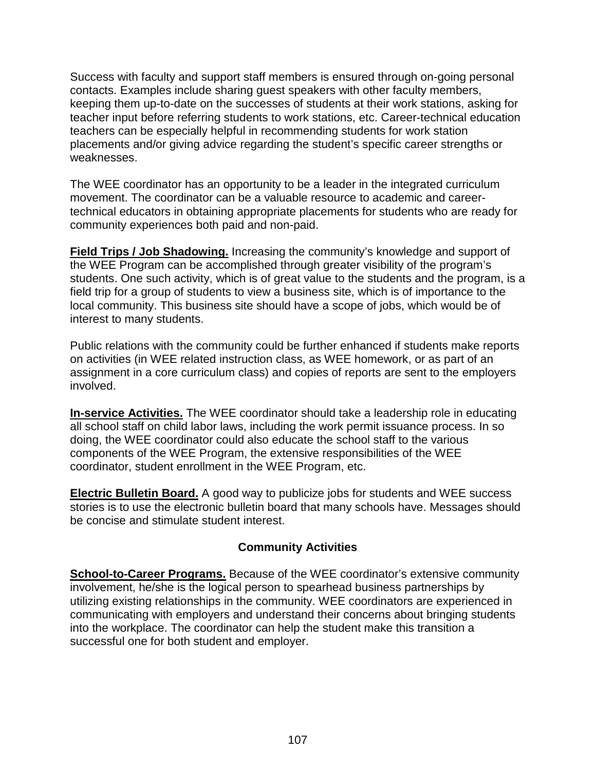Success with faculty and support staff members is ensured through on-going personal contacts. Examples include sharing guest speakers with other faculty members, keeping them up-to-date on the successes of students at their work stations, asking for teacher input before referring students to work stations, etc. Career-technical education teachers can be especially helpful in recommending students for work station placements and/or giving advice regarding the student's specific career strengths or weaknesses.

The WEE coordinator has an opportunity to be a leader in the integrated curriculum movement. The coordinator can be a valuable resource to academic and career-technical educators in obtaining appropriate placements for students who are ready for community experiences both paid and non-paid.

**Field Trips / Job Shadowing.** Increasing the community's knowledge and support of the WEE Program can be accomplished through greater visibility of the program's students. One such activity, which is of great value to the students and the program, is a field trip for a group of students to view a business site, which is of importance to the local community. This business site should have a scope of jobs, which would be of interest to many students.

Public relations with the community could be further enhanced if students make reports on activities (in WEE related instruction class, as WEE homework, or as part of an assignment in a core curriculum class) and copies of reports are sent to the employers involved.

**In-service Activities.** The WEE coordinator should take a leadership role in educating all school staff on child labor laws, including the work permit issuance process. In so doing, the WEE coordinator could also educate the school staff to the various components of the WEE Program, the extensive responsibilities of the WEE coordinator, student enrollment in the WEE Program, etc.

**Electric Bulletin Board.** A good way to publicize jobs for students and WEE success stories is to use the electronic bulletin board that many schools have. Messages should be concise and stimulate student interest.

### Community Activities

**School-to-Career Programs.** Because of the WEE coordinator's extensive community involvement, he/she is the logical person to spearhead business partnerships by utilizing existing relationships in the community. WEE coordinators are experienced in communicating with employers and understand their concerns about bringing students into the workplace. The coordinator can help the student make this transition a successful one for both student and employer.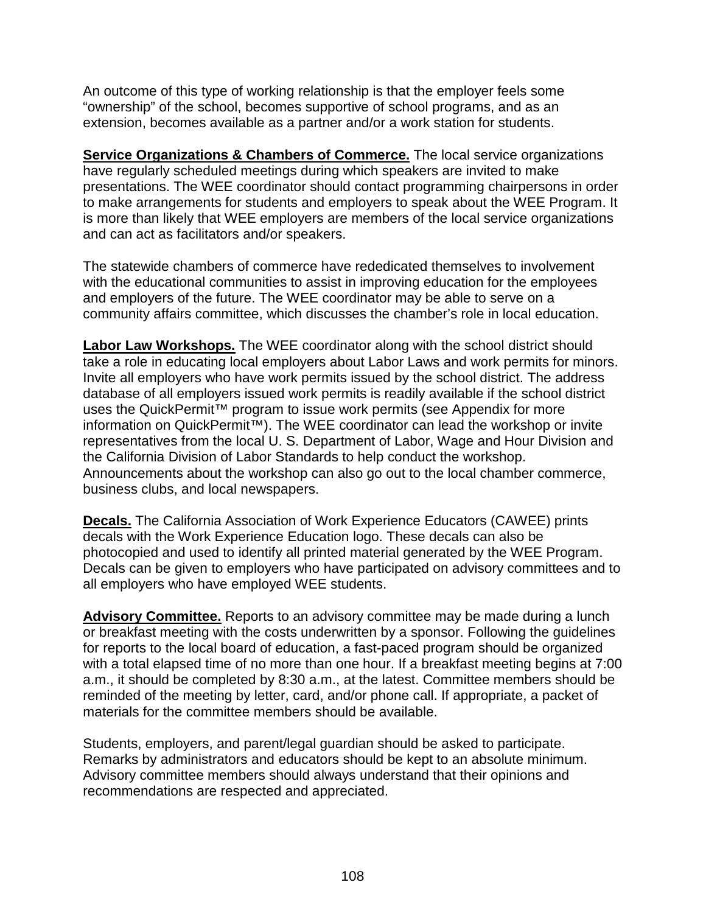An outcome of this type of working relationship is that the employer feels some "ownership" of the school, becomes supportive of school programs, and as an extension, becomes available as a partner and/or a work station for students.

**Service Organizations & Chambers of Commerce.** The local service organizations have regularly scheduled meetings during which speakers are invited to make presentations. The WEE coordinator should contact programming chairpersons in order to make arrangements for students and employers to speak about the WEE Program. It is more than likely that WEE employers are members of the local service organizations and can act as facilitators and/or speakers.

The statewide chambers of commerce have rededicated themselves to involvement with the educational communities to assist in improving education for the employees and employers of the future. The WEE coordinator may be able to serve on a community affairs committee, which discusses the chamber's role in local education.

**Labor Law Workshops.** The WEE coordinator along with the school district should take a role in educating local employers about Labor Laws and work permits for minors. Invite all employers who have work permits issued by the school district. The address database of all employers issued work permits is readily available if the school district uses the QuickPermit™ program to issue work permits (see Appendix for more information on QuickPermit™). The WEE coordinator can lead the workshop or invite representatives from the local U. S. Department of Labor, Wage and Hour Division and the California Division of Labor Standards to help conduct the workshop. Announcements about the workshop can also go out to the local chamber commerce, business clubs, and local newspapers.

**Decals.** The California Association of Work Experience Educators (CAWEE) prints decals with the Work Experience Education logo. These decals can also be photocopied and used to identify all printed material generated by the WEE Program. Decals can be given to employers who have participated on advisory committees and to all employers who have employed WEE students.

**Advisory Committee.** Reports to an advisory committee may be made during a lunch or breakfast meeting with the costs underwritten by a sponsor. Following the guidelines for reports to the local board of education, a fast-paced program should be organized with a total elapsed time of no more than one hour. If a breakfast meeting begins at 7:00 a.m., it should be completed by 8:30 a.m., at the latest. Committee members should be reminded of the meeting by letter, card, and/or phone call. If appropriate, a packet of materials for the committee members should be available.

Students, employers, and parent/legal guardian should be asked to participate. Remarks by administrators and educators should be kept to an absolute minimum. Advisory committee members should always understand that their opinions and recommendations are respected and appreciated.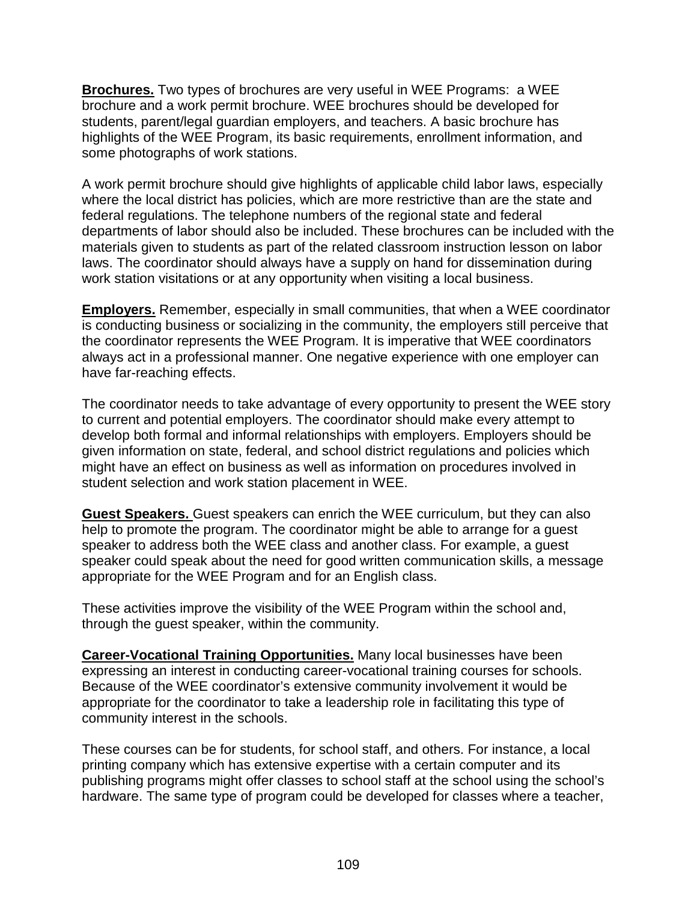**<u>Brochures.</u>** Two types of brochures are very useful in WEE Programs: a WEE brochure and a work permit brochure. WEE brochures should be developed for students, parent/legal guardian employers, and teachers. A basic brochure has highlights of the WEE Program, its basic requirements, enrollment information, and some photographs of work stations.

A work permit brochure should give highlights of applicable child labor laws, especially where the local district has policies, which are more restrictive than are the state and federal regulations. The telephone numbers of the regional state and federal departments of labor should also be included. These brochures can be included with the materials given to students as part of the related classroom instruction lesson on labor laws. The coordinator should always have a supply on hand for dissemination during work station visitations or at any opportunity when visiting a local business.

**<u>Employers.</u>** Remember, especially in small communities, that when a WEE coordinator is conducting business or socializing in the community, the employers still perceive that the coordinator represents the WEE Program. It is imperative that WEE coordinators always act in a professional manner. One negative experience with one employer can have far-reaching effects.

The coordinator needs to take advantage of every opportunity to present the WEE story to current and potential employers. The coordinator should make every attempt to develop both formal and informal relationships with employers. Employers should be given information on state, federal, and school district regulations and policies which might have an effect on business as well as information on procedures involved in student selection and work station placement in WEE.

**<u>Guest Speakers.</u>** Guest speakers can enrich the WEE curriculum, but they can also help to promote the program. The coordinator might be able to arrange for a guest speaker to address both the WEE class and another class. For example, a guest speaker could speak about the need for good written communication skills, a message appropriate for the WEE Program and for an English class.

These activities improve the visibility of the WEE Program within the school and, through the guest speaker, within the community.

**<u>Career-Vocational Training Opportunities.</u>** Many local businesses have been expressing an interest in conducting career-vocational training courses for schools. Because of the WEE coordinator's extensive community involvement it would be appropriate for the coordinator to take a leadership role in facilitating this type of community interest in the schools.

These courses can be for students, for school staff, and others. For instance, a local printing company which has extensive expertise with a certain computer and its publishing programs might offer classes to school staff at the school using the school's hardware. The same type of program could be developed for classes where a teacher,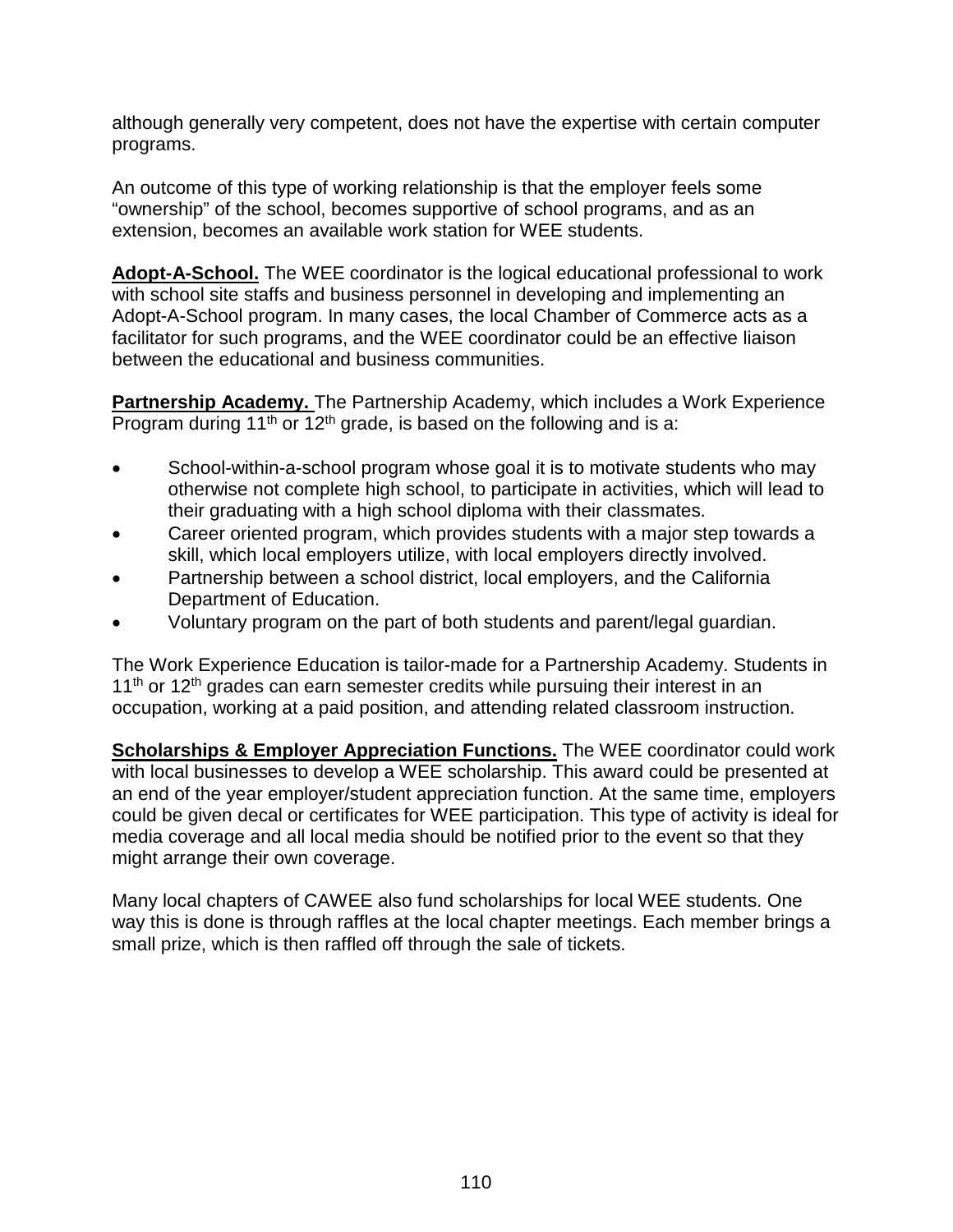although generally very competent, does not have the expertise with certain computer programs.

An outcome of this type of working relationship is that the employer feels some "ownership" of the school, becomes supportive of school programs, and as an extension, becomes an available work station for WEE students.

**Adopt-A-School.** The WEE coordinator is the logical educational professional to work with school site staffs and business personnel in developing and implementing an Adopt-A-School program. In many cases, the local Chamber of Commerce acts as a facilitator for such programs, and the WEE coordinator could be an effective liaison between the educational and business communities.

**Partnership Academy.** The Partnership Academy, which includes a Work Experience Program during 11th or 12th grade, is based on the following and is a:

- School-within-a-school program whose goal it is to motivate students who may otherwise not complete high school, to participate in activities, which will lead to their graduating with a high school diploma with their classmates.
- Career oriented program, which provides students with a major step towards a skill, which local employers utilize, with local employers directly involved.
- Partnership between a school district, local employers, and the California Department of Education.
- Voluntary program on the part of both students and parent/legal guardian.

The Work Experience Education is tailor-made for a Partnership Academy. Students in 11th or 12th grades can earn semester credits while pursuing their interest in an occupation, working at a paid position, and attending related classroom instruction.

**Scholarships & Employer Appreciation Functions.** The WEE coordinator could work with local businesses to develop a WEE scholarship. This award could be presented at an end of the year employer/student appreciation function. At the same time, employers could be given decal or certificates for WEE participation. This type of activity is ideal for media coverage and all local media should be notified prior to the event so that they might arrange their own coverage.

Many local chapters of CAWEE also fund scholarships for local WEE students. One way this is done is through raffles at the local chapter meetings. Each member brings a small prize, which is then raffled off through the sale of tickets.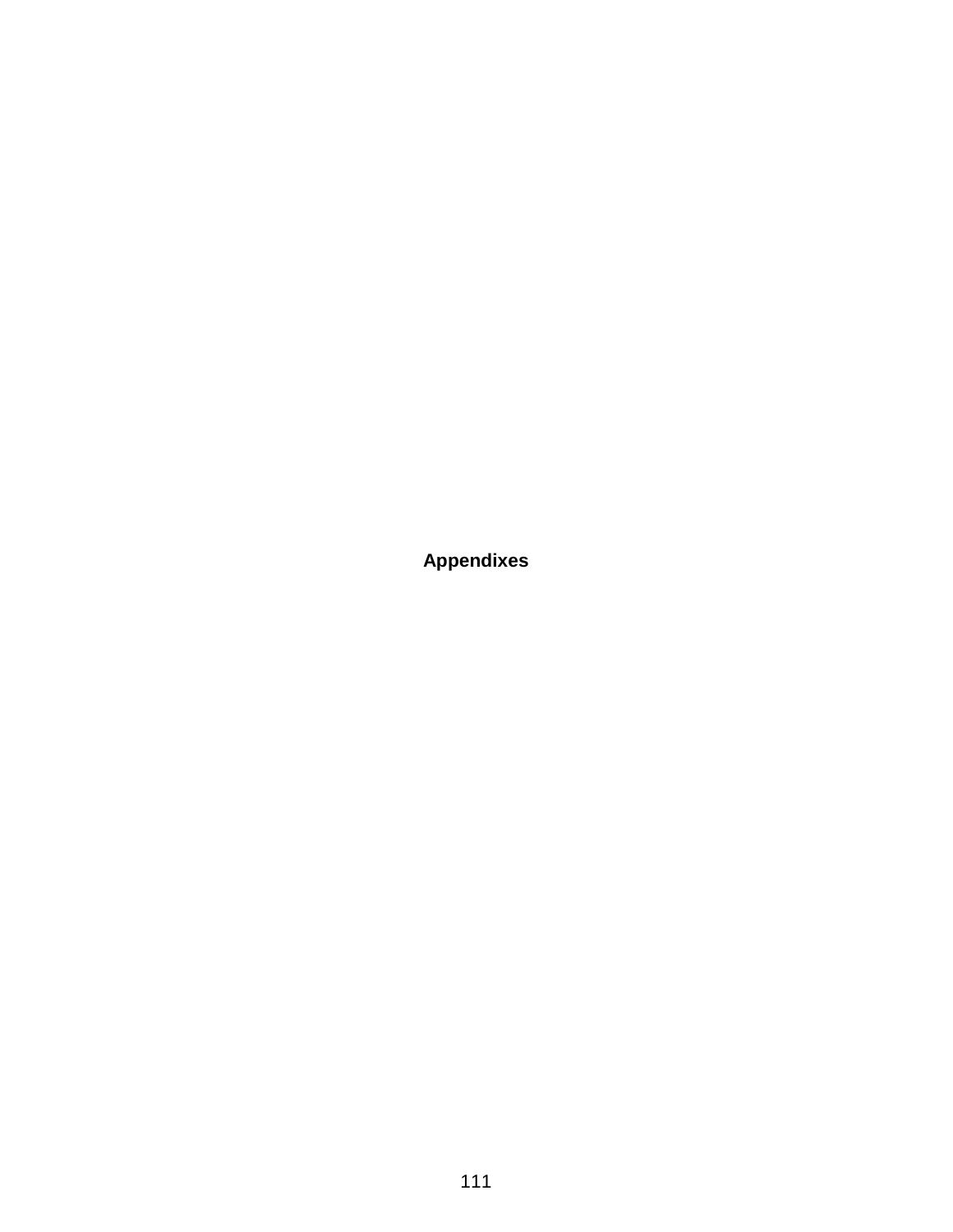# Appendixes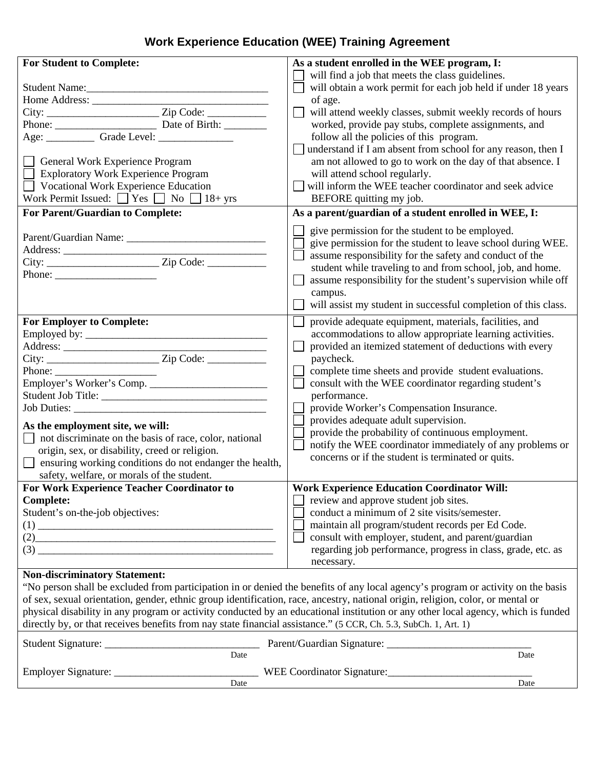# Work Experience Education (WEE) Training Agreement

| For Student to Complete: | As a student enrolled in the WEE program, I: |
|---|---|
| Student Name:________________________________<br>Home Address: _______________________________<br>City: ____________________ Zip Code: ___________<br>Phone: ___________________ Date of Birth: ________<br>Age: _________ Grade Level: ______________<br><br>☐ General Work Experience Program<br>☐ Exploratory Work Experience Program<br>☐ Vocational Work Experience Education<br>Work Permit Issued: ☐ Yes ☐ No ☐ 18+ yrs | ☐ will find a job that meets the class guidelines.<br>☐ will obtain a work permit for each job held if under 18 years of age.<br>☐ will attend weekly classes, submit weekly records of hours worked, provide pay stubs, complete assignments, and follow all the policies of this program.<br>☐ understand if I am absent from school for any reason, then I am not allowed to go to work on the day of that absence. I will attend school regularly.<br>☐ will inform the WEE teacher coordinator and seek advice BEFORE quitting my job. |
| **For Parent/Guardian to Complete:**<br><br>Parent/Guardian Name: __________________________<br>Address: ______________________________________<br>City: ____________________ Zip Code: ___________<br>Phone: ___________________ | **As a parent/guardian of a student enrolled in WEE, I:**<br><br>☐ give permission for the student to be employed.<br>☐ give permission for the student to leave school during WEE.<br>☐ assume responsibility for the safety and conduct of the student while traveling to and from school, job, and home.<br>☐ assume responsibility for the student's supervision while off campus.<br>☐ will assist my student in successful completion of this class. |
| **For Employer to Complete:**<br>Employed by: __________________________________<br>Address: ______________________________________<br>City: ____________________ Zip Code: ___________<br>Phone: ___________________<br>Employer's Worker's Comp. ______________________<br>Student Job Title: ______________________________<br>Job Duties: ____________________________________<br><br>**As the employment site, we will:**<br>☐ not discriminate on the basis of race, color, national origin, sex, or disability, creed or religion.<br>☐ ensuring working conditions do not endanger the health, safety, welfare, or morals of the student. | ☐ provide adequate equipment, materials, facilities, and accommodations to allow appropriate learning activities.<br>☐ provided an itemized statement of deductions with every paycheck.<br>☐ complete time sheets and provide student evaluations.<br>☐ consult with the WEE coordinator regarding student's performance.<br>☐ provide Worker's Compensation Insurance.<br>☐ provides adequate adult supervision.<br>☐ provide the probability of continuous employment.<br>☐ notify the WEE coordinator immediately of any problems or concerns or if the student is terminated or quits. |
| **For Work Experience Teacher Coordinator to Complete:**<br>Student's on-the-job objectives:<br>(1) _____________________________________________<br>(2)______________________________________________<br>(3) _____________________________________________ | **Work Experience Education Coordinator Will:**<br>☐ review and approve student job sites.<br>☐ conduct a minimum of 2 site visits/semester.<br>☐ maintain all program/student records per Ed Code.<br>☐ consult with employer, student, and parent/guardian regarding job performance, progress in class, grade, etc. as necessary. |

**Non-discriminatory Statement:**
"No person shall be excluded from participation in or denied the benefits of any local agency's program or activity on the basis of sex, sexual orientation, gender, ethnic group identification, race, ancestry, national origin, religion, color, or mental or physical disability in any program or activity conducted by an educational institution or any other local agency, which is funded directly by, or that receives benefits from nay state financial assistance." (5 CCR, Ch. 5.3, SubCh. 1, Art. 1)

Student Signature: _____________________________ Date

Parent/Guardian Signature: ___________________________ Date

Employer Signature: ___________________________ Date

WEE Coordinator Signature:___________________________ Date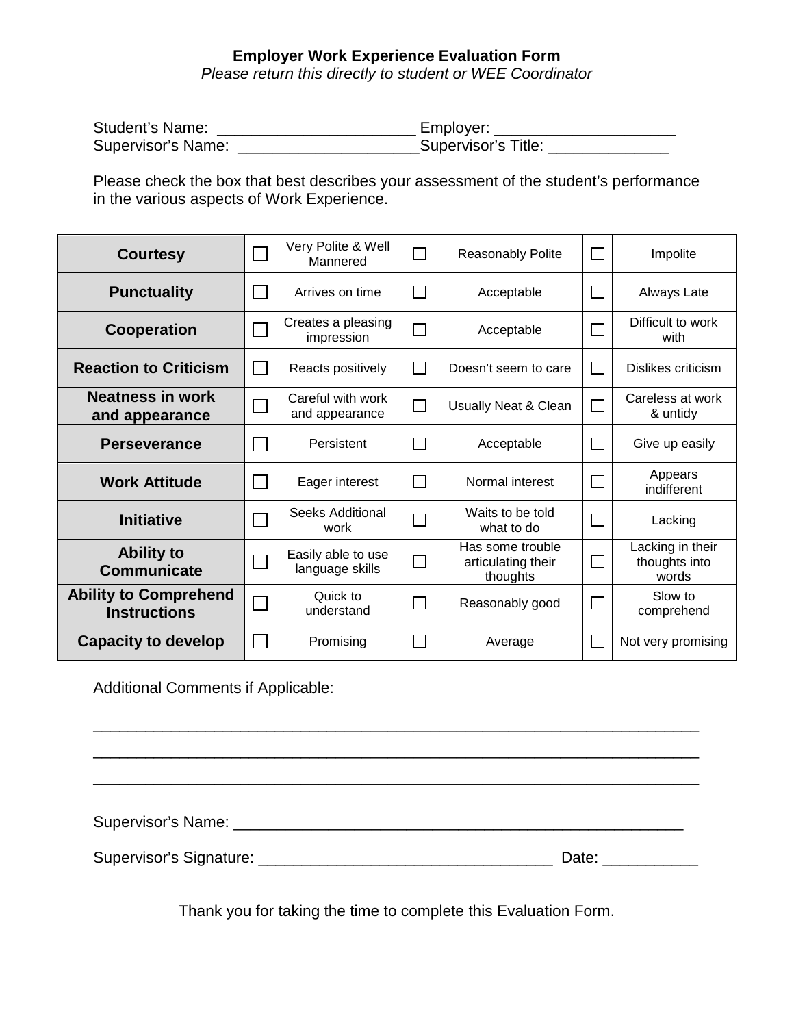**Employer Work Experience Evaluation Form**

*Please return this directly to student or WEE Coordinator*

Student's Name: _______________________ Employer: _____________________

Supervisor's Name: _____________________Supervisor's Title: ______________

Please check the box that best describes your assessment of the student's performance in the various aspects of Work Experience.

| | | | | | | |
|---|---|---|---|---|---|---|
| **Courtesy** | ☐ | Very Polite & Well Mannered | ☐ | Reasonably Polite | ☐ | Impolite |
| **Punctuality** | ☐ | Arrives on time | ☐ | Acceptable | ☐ | Always Late |
| **Cooperation** | ☐ | Creates a pleasing impression | ☐ | Acceptable | ☐ | Difficult to work with |
| **Reaction to Criticism** | ☐ | Reacts positively | ☐ | Doesn't seem to care | ☐ | Dislikes criticism |
| **Neatness in work and appearance** | ☐ | Careful with work and appearance | ☐ | Usually Neat & Clean | ☐ | Careless at work & untidy |
| **Perseverance** | ☐ | Persistent | ☐ | Acceptable | ☐ | Give up easily |
| **Work Attitude** | ☐ | Eager interest | ☐ | Normal interest | ☐ | Appears indifferent |
| **Initiative** | ☐ | Seeks Additional work | ☐ | Waits to be told what to do | ☐ | Lacking |
| **Ability to Communicate** | ☐ | Easily able to use language skills | ☐ | Has some trouble articulating their thoughts | ☐ | Lacking in their thoughts into words |
| **Ability to Comprehend Instructions** | ☐ | Quick to understand | ☐ | Reasonably good | ☐ | Slow to comprehend |
| **Capacity to develop** | ☐ | Promising | ☐ | Average | ☐ | Not very promising |

Additional Comments if Applicable:

_____________________________________________________________________

_____________________________________________________________________

_____________________________________________________________________

Supervisor's Name: ____________________________________________________

Supervisor's Signature: __________________________________ Date: ___________

Thank you for taking the time to complete this Evaluation Form.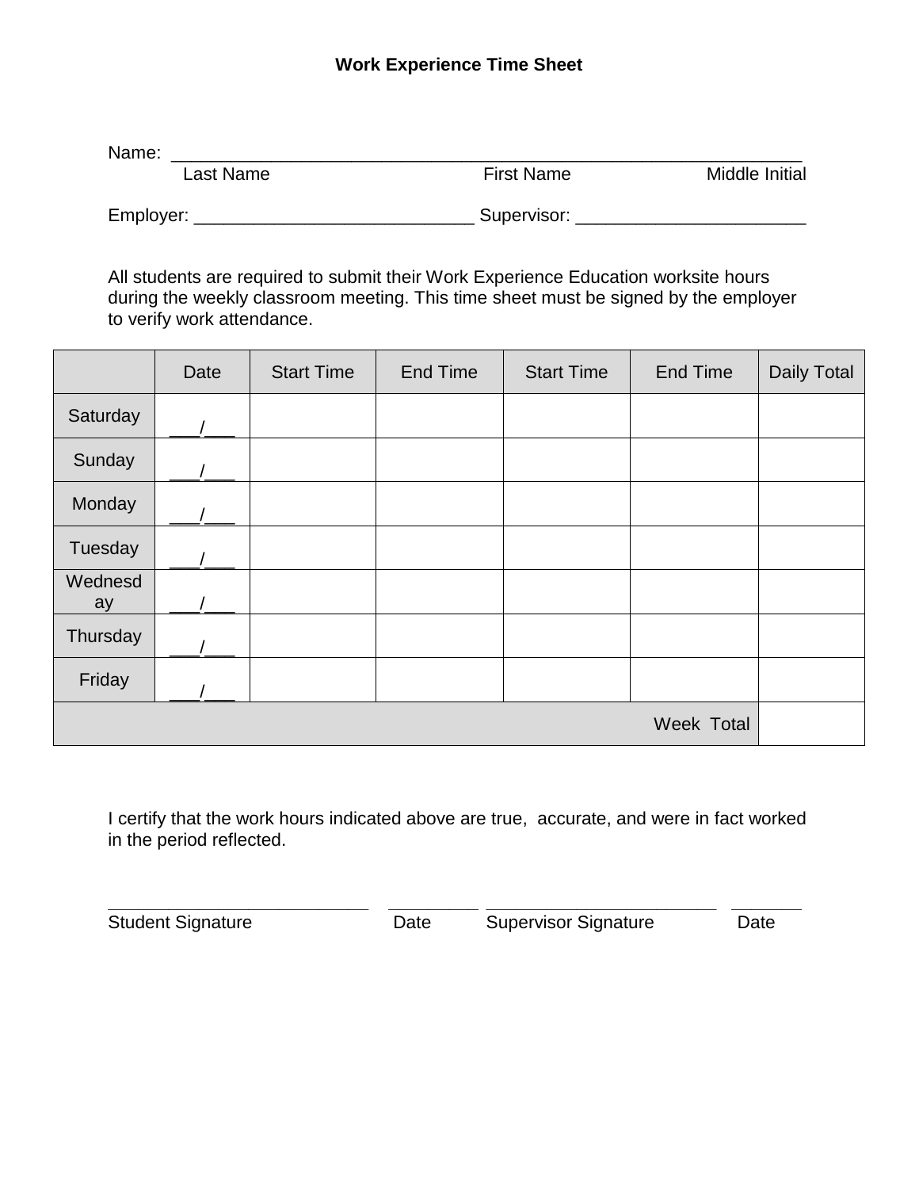**Work Experience Time Sheet**

Name: _______________________________________________________________
Last Name First Name Middle Initial

Employer: ____________________________ Supervisor: _______________________

All students are required to submit their Work Experience Education worksite hours during the weekly classroom meeting. This time sheet must be signed by the employer to verify work attendance.

| | Date | Start Time | End Time | Start Time | End Time | Daily Total |
|---|---|---|---|---|---|---|
| Saturday | ___/___ | | | | | |
| Sunday | ___/___ | | | | | |
| Monday | ___/___ | | | | | |
| Tuesday | ___/___ | | | | | |
| Wednesday | ___/___ | | | | | |
| Thursday | ___/___ | | | | | |
| Friday | ___/___ | | | | | |
| | | | | | Week Total | |

I certify that the work hours indicated above are true, accurate, and were in fact worked in the period reflected.

___________________________ _________ ________________________ _______
Student Signature Date Supervisor Signature Date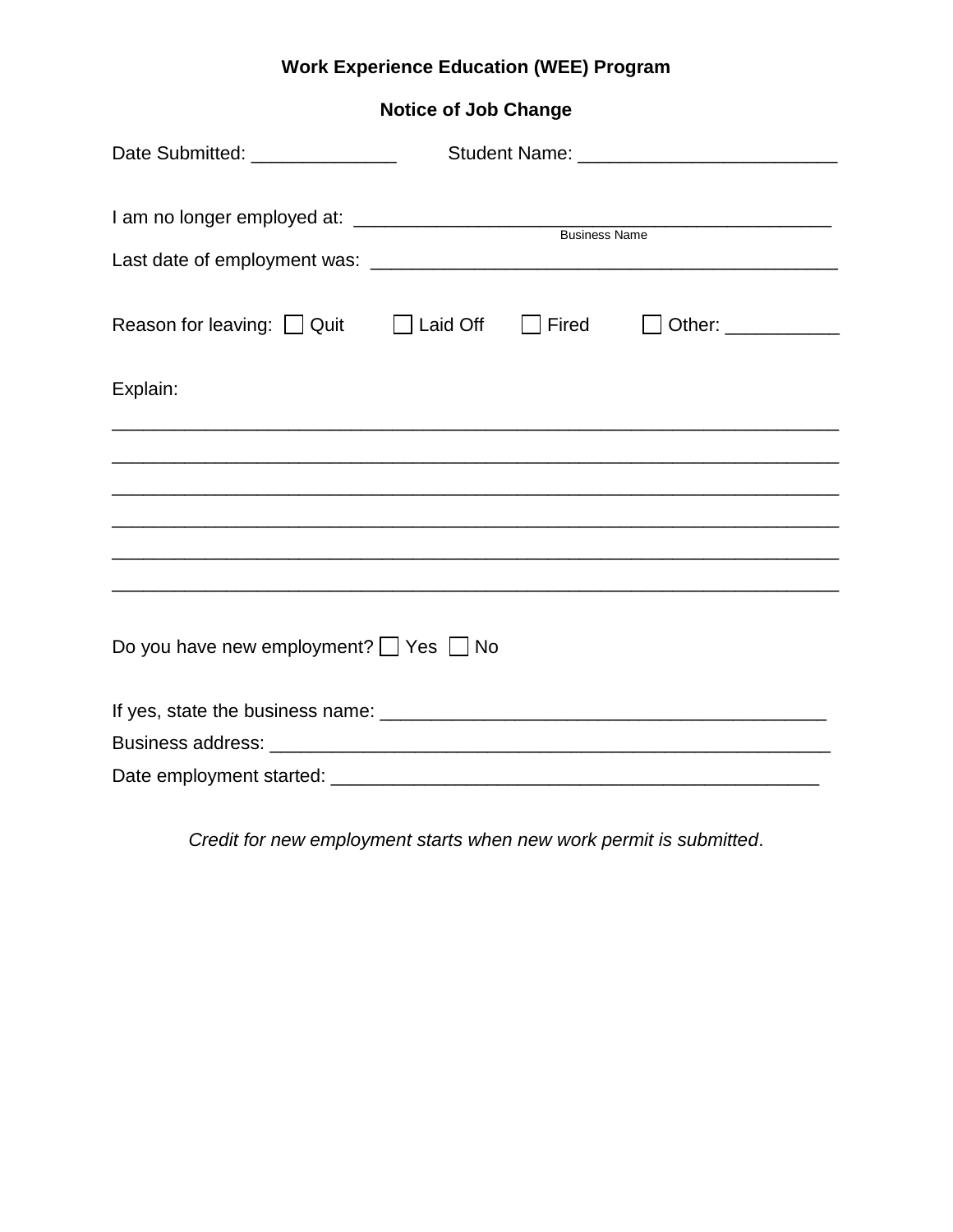# Work Experience Education (WEE) Program

## Notice of Job Change

Date Submitted: ______________ Student Name: _________________________

I am no longer employed at: _______________________________________________
Business Name

Last date of employment was: _______________________________________________

Reason for leaving: ☐ Quit ☐ Laid Off ☐ Fired ☐ Other: ___________

Explain:

_____________________________________________________________________

_____________________________________________________________________

_____________________________________________________________________

_____________________________________________________________________

_____________________________________________________________________

_____________________________________________________________________

Do you have new employment? ☐ Yes ☐ No

If yes, state the business name: ___________________________________________

Business address: _______________________________________________________

Date employment started: ________________________________________________

*Credit for new employment starts when new work permit is submitted*.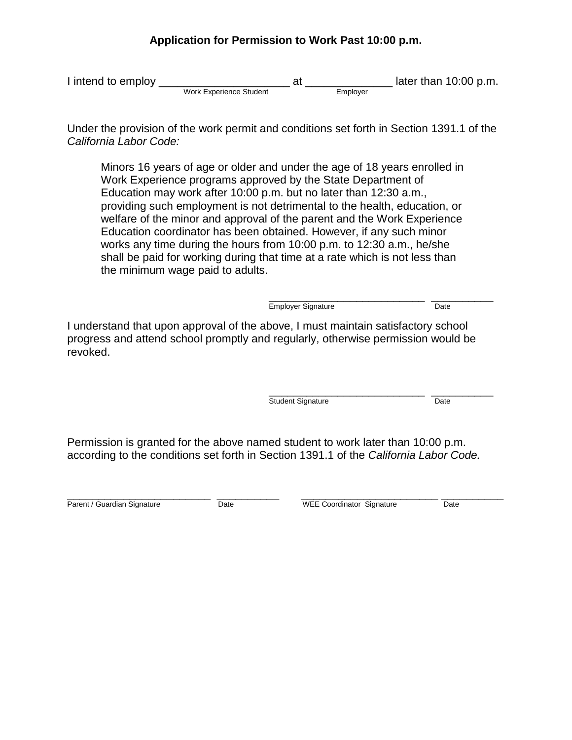# Application for Permission to Work Past 10:00 p.m.

I intend to employ _____________________ at ______________ later than 10:00 p.m.
Work Experience Student — Employer

Under the provision of the work permit and conditions set forth in Section 1391.1 of the *California Labor Code:*

> Minors 16 years of age or older and under the age of 18 years enrolled in Work Experience programs approved by the State Department of Education may work after 10:00 p.m. but no later than 12:30 a.m., providing such employment is not detrimental to the health, education, or welfare of the minor and approval of the parent and the Work Experience Education coordinator has been obtained. However, if any such minor works any time during the hours from 10:00 p.m. to 12:30 a.m., he/she shall be paid for working during that time at a rate which is not less than the minimum wage paid to adults.

_____________________________ ___________
Employer Signature — Date

I understand that upon approval of the above, I must maintain satisfactory school progress and attend school promptly and regularly, otherwise permission would be revoked.

_____________________________ ___________
Student Signature — Date

Permission is granted for the above named student to work later than 10:00 p.m. according to the conditions set forth in Section 1391.1 of the *California Labor Code.*

__________________________ ___________ __________________________ ___________
Parent / Guardian Signature — Date — WEE Coordinator Signature — Date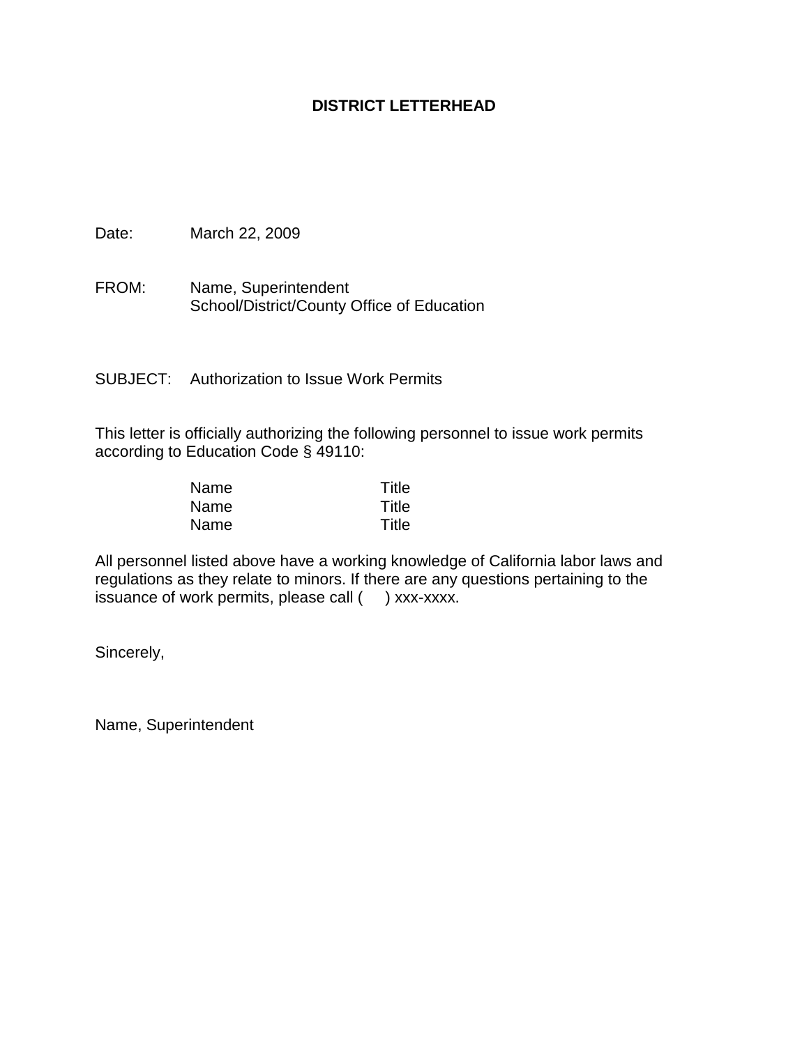**DISTRICT LETTERHEAD**

Date: March 22, 2009

FROM: Name, Superintendent
School/District/County Office of Education

SUBJECT: Authorization to Issue Work Permits

This letter is officially authorizing the following personnel to issue work permits according to Education Code § 49110:

| | |
|---|---|
| Name | Title |
| Name | Title |
| Name | Title |

All personnel listed above have a working knowledge of California labor laws and regulations as they relate to minors. If there are any questions pertaining to the issuance of work permits, please call (     ) xxx-xxxx.

Sincerely,

Name, Superintendent